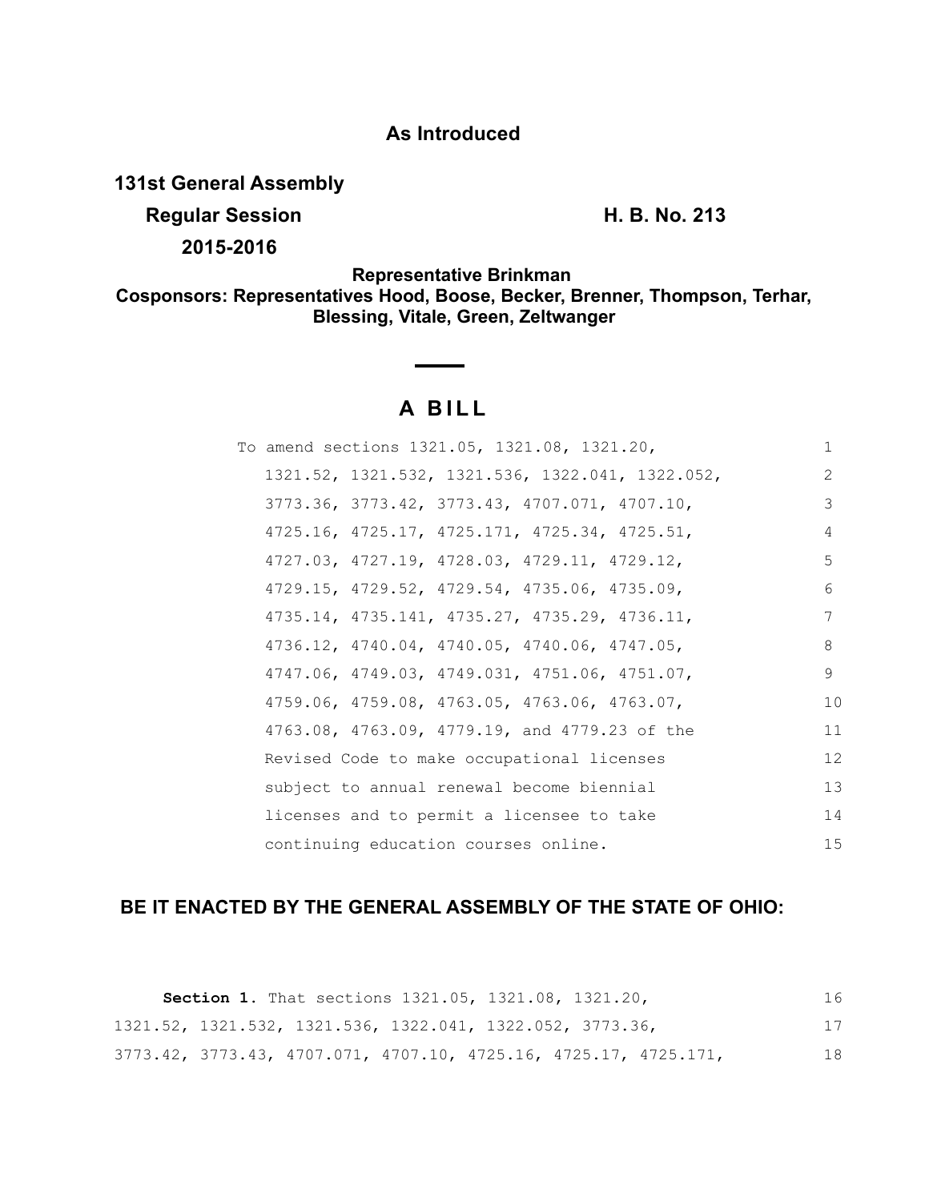**As Introduced**

**131st General Assembly**

**Regular Session** **H. B. No. 213**

**2015-2016**

**Representative Brinkman**

**Cosponsors: Representatives Hood, Boose, Becker, Brenner, Thompson, Terhar, Blessing, Vitale, Green, Zeltwanger**

# A BILL

To amend sections 1321.05, 1321.08, 1321.20, 1321.52, 1321.532, 1321.536, 1322.041, 1322.052, 3773.36, 3773.42, 3773.43, 4707.071, 4707.10, 4725.16, 4725.17, 4725.171, 4725.34, 4725.51, 4727.03, 4727.19, 4728.03, 4729.11, 4729.12, 4729.15, 4729.52, 4729.54, 4735.06, 4735.09, 4735.14, 4735.141, 4735.27, 4735.29, 4736.11, 4736.12, 4740.04, 4740.05, 4740.06, 4747.05, 4747.06, 4749.03, 4749.031, 4751.06, 4751.07, 4759.06, 4759.08, 4763.05, 4763.06, 4763.07, 4763.08, 4763.09, 4779.19, and 4779.23 of the Revised Code to make occupational licenses subject to annual renewal become biennial licenses and to permit a licensee to take continuing education courses online.

**BE IT ENACTED BY THE GENERAL ASSEMBLY OF THE STATE OF OHIO:**

**Section 1.** That sections 1321.05, 1321.08, 1321.20, 1321.52, 1321.532, 1321.536, 1322.041, 1322.052, 3773.36, 3773.42, 3773.43, 4707.071, 4707.10, 4725.16, 4725.17, 4725.171,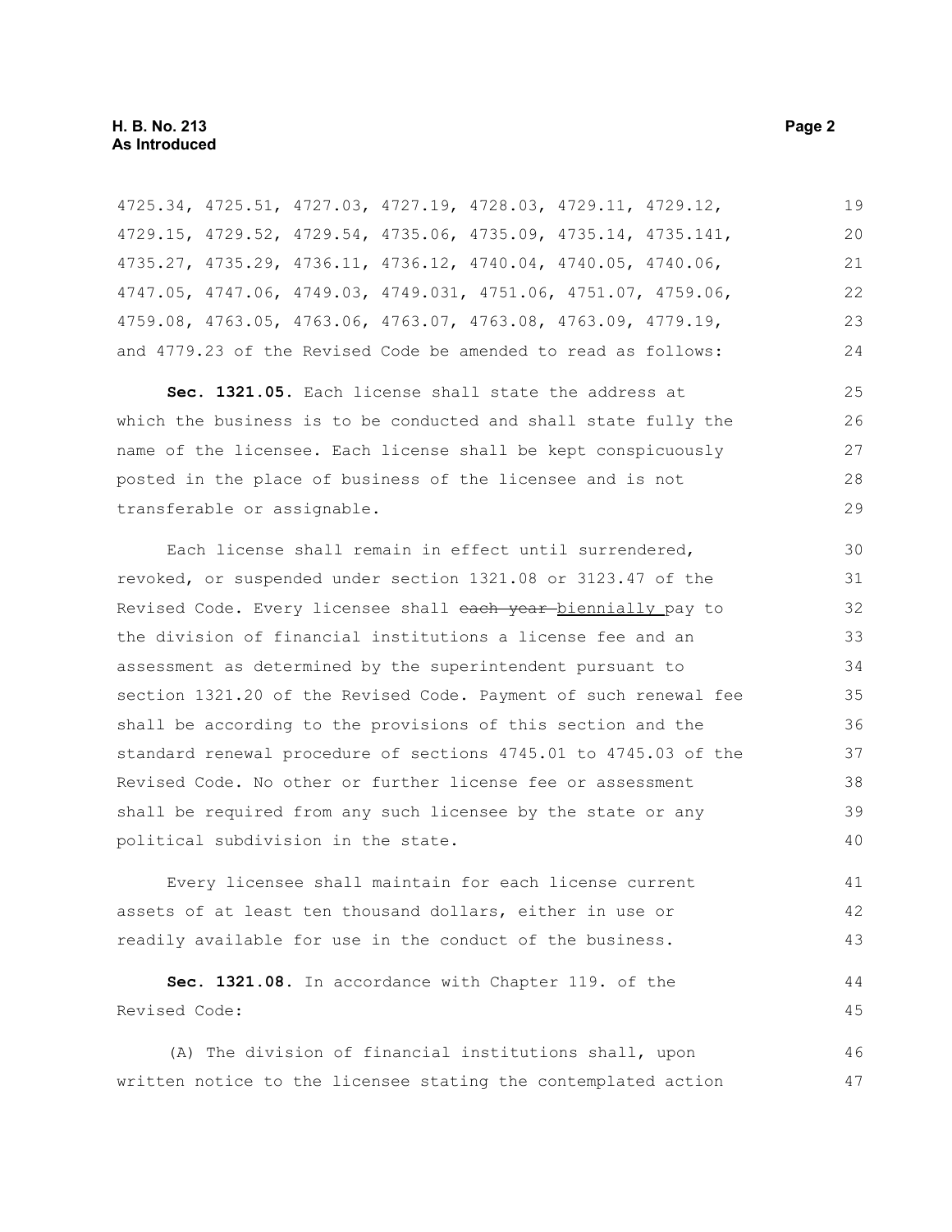4725.34, 4725.51, 4727.03, 4727.19, 4728.03, 4729.11, 4729.12, 4729.15, 4729.52, 4729.54, 4735.06, 4735.09, 4735.14, 4735.141, 4735.27, 4735.29, 4736.11, 4736.12, 4740.04, 4740.05, 4740.06, 4747.05, 4747.06, 4749.03, 4749.031, 4751.06, 4751.07, 4759.06, 4759.08, 4763.05, 4763.06, 4763.07, 4763.08, 4763.09, 4779.19, and 4779.23 of the Revised Code be amended to read as follows:

**Sec. 1321.05.** Each license shall state the address at which the business is to be conducted and shall state fully the name of the licensee. Each license shall be kept conspicuously posted in the place of business of the licensee and is not transferable or assignable.

Each license shall remain in effect until surrendered, revoked, or suspended under section 1321.08 or 3123.47 of the Revised Code. Every licensee shall ~~each year~~ biennially pay to the division of financial institutions a license fee and an assessment as determined by the superintendent pursuant to section 1321.20 of the Revised Code. Payment of such renewal fee shall be according to the provisions of this section and the standard renewal procedure of sections 4745.01 to 4745.03 of the Revised Code. No other or further license fee or assessment shall be required from any such licensee by the state or any political subdivision in the state.

Every licensee shall maintain for each license current assets of at least ten thousand dollars, either in use or readily available for use in the conduct of the business.

**Sec. 1321.08.** In accordance with Chapter 119. of the Revised Code:

(A) The division of financial institutions shall, upon written notice to the licensee stating the contemplated action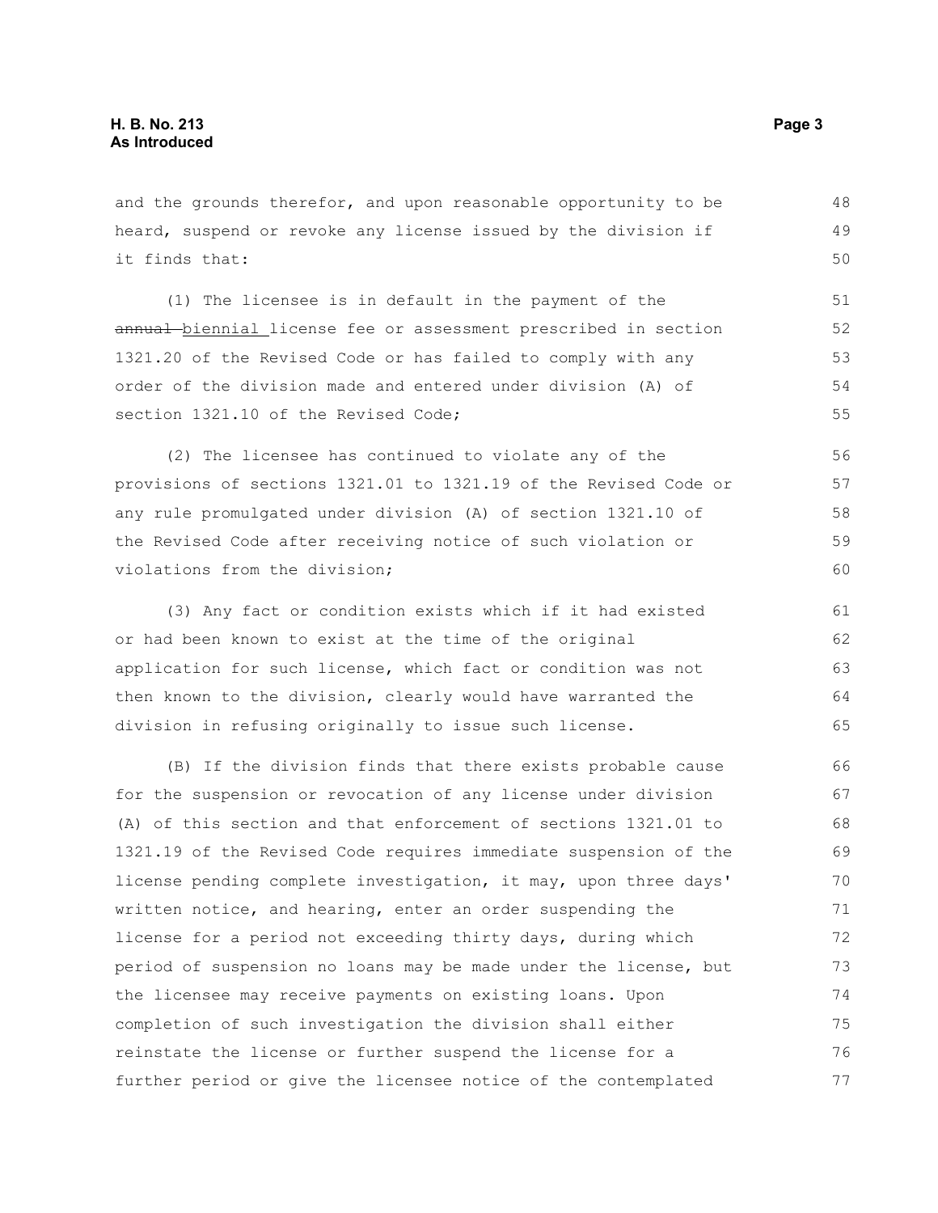and the grounds therefor, and upon reasonable opportunity to be heard, suspend or revoke any license issued by the division if it finds that:

(1) The licensee is in default in the payment of the ~~annual~~ biennial license fee or assessment prescribed in section 1321.20 of the Revised Code or has failed to comply with any order of the division made and entered under division (A) of section 1321.10 of the Revised Code;

(2) The licensee has continued to violate any of the provisions of sections 1321.01 to 1321.19 of the Revised Code or any rule promulgated under division (A) of section 1321.10 of the Revised Code after receiving notice of such violation or violations from the division;

(3) Any fact or condition exists which if it had existed or had been known to exist at the time of the original application for such license, which fact or condition was not then known to the division, clearly would have warranted the division in refusing originally to issue such license.

(B) If the division finds that there exists probable cause for the suspension or revocation of any license under division (A) of this section and that enforcement of sections 1321.01 to 1321.19 of the Revised Code requires immediate suspension of the license pending complete investigation, it may, upon three days' written notice, and hearing, enter an order suspending the license for a period not exceeding thirty days, during which period of suspension no loans may be made under the license, but the licensee may receive payments on existing loans. Upon completion of such investigation the division shall either reinstate the license or further suspend the license for a further period or give the licensee notice of the contemplated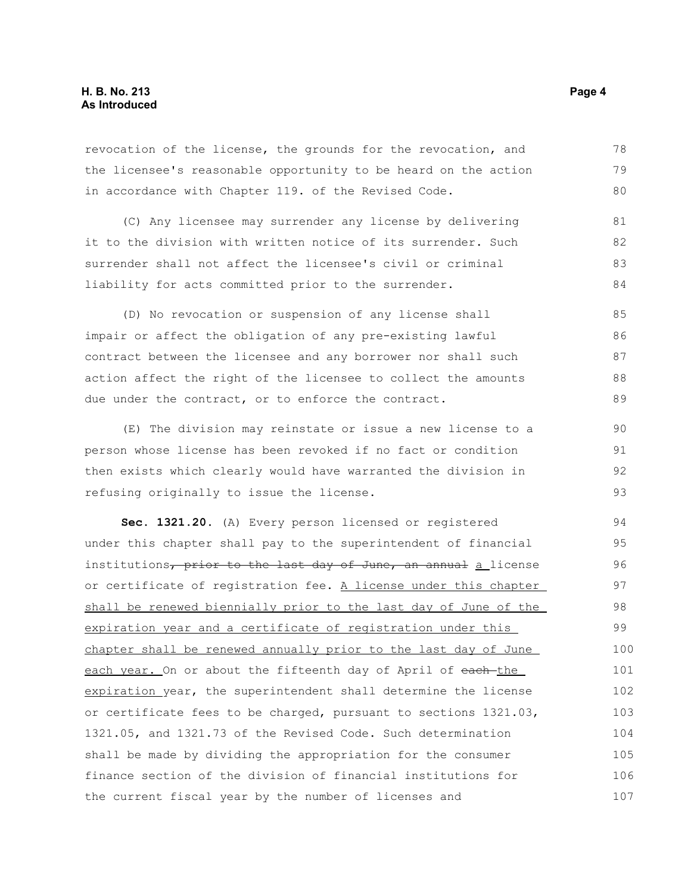revocation of the license, the grounds for the revocation, and the licensee's reasonable opportunity to be heard on the action in accordance with Chapter 119. of the Revised Code.

(C) Any licensee may surrender any license by delivering it to the division with written notice of its surrender. Such surrender shall not affect the licensee's civil or criminal liability for acts committed prior to the surrender.

(D) No revocation or suspension of any license shall impair or affect the obligation of any pre-existing lawful contract between the licensee and any borrower nor shall such action affect the right of the licensee to collect the amounts due under the contract, or to enforce the contract.

(E) The division may reinstate or issue a new license to a person whose license has been revoked if no fact or condition then exists which clearly would have warranted the division in refusing originally to issue the license.

**Sec. 1321.20.** (A) Every person licensed or registered under this chapter shall pay to the superintendent of financial institutions~~, prior to the last day of June, an annual~~ a license or certificate of registration fee. A license under this chapter shall be renewed biennially prior to the last day of June of the expiration year and a certificate of registration under this chapter shall be renewed annually prior to the last day of June each year. On or about the fifteenth day of April of ~~each~~ the expiration year, the superintendent shall determine the license or certificate fees to be charged, pursuant to sections 1321.03, 1321.05, and 1321.73 of the Revised Code. Such determination shall be made by dividing the appropriation for the consumer finance section of the division of financial institutions for the current fiscal year by the number of licenses and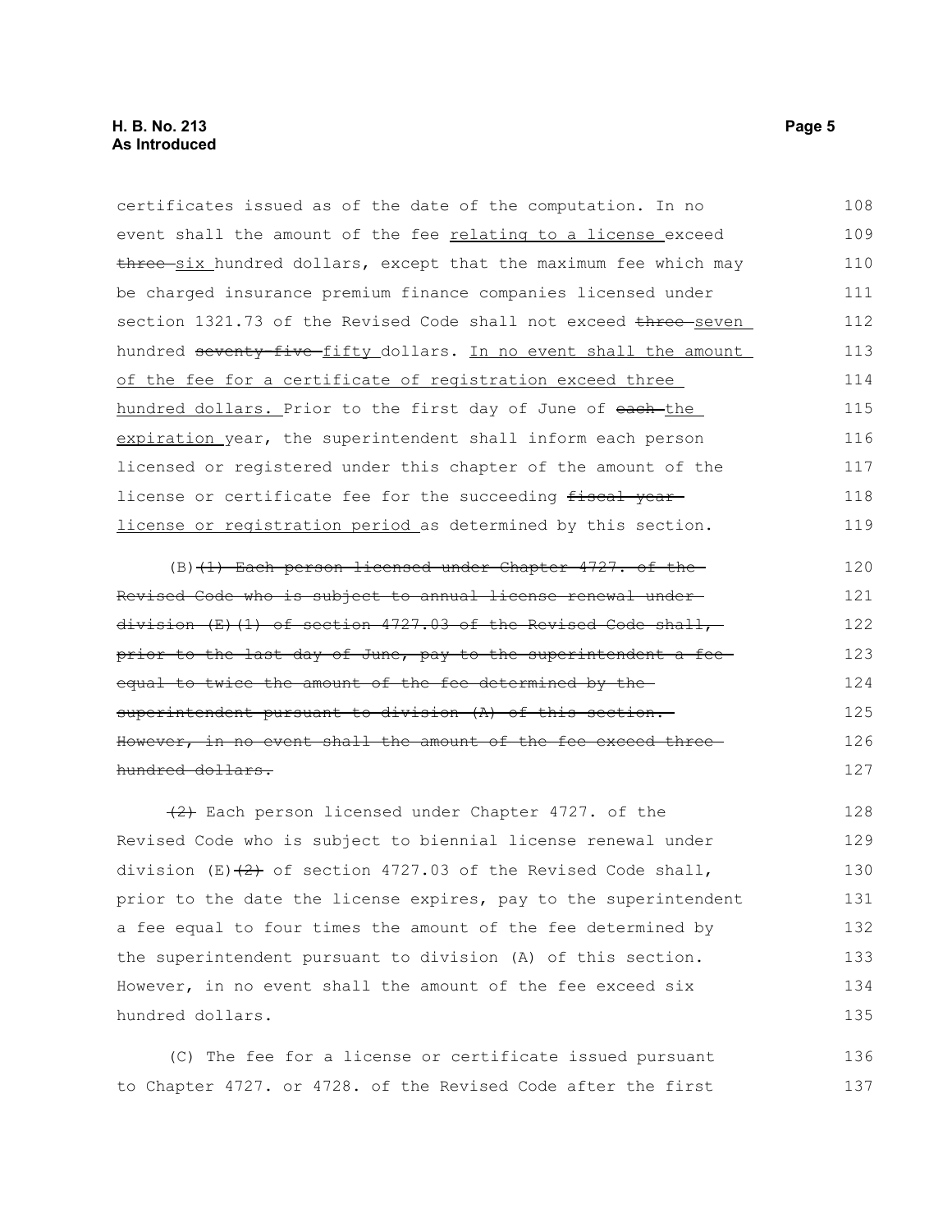certificates issued as of the date of the computation. In no event shall the amount of the fee relating to a license exceed ~~three~~ six hundred dollars, except that the maximum fee which may be charged insurance premium finance companies licensed under section 1321.73 of the Revised Code shall not exceed ~~three~~ seven hundred ~~seventy-five~~ fifty dollars. In no event shall the amount of the fee for a certificate of registration exceed three hundred dollars. Prior to the first day of June of ~~each~~ the expiration year, the superintendent shall inform each person licensed or registered under this chapter of the amount of the license or certificate fee for the succeeding ~~fiscal year~~ license or registration period as determined by this section.

(B) ~~(1) Each person licensed under Chapter 4727. of the Revised Code who is subject to annual license renewal under division (E)(1) of section 4727.03 of the Revised Code shall, prior to the last day of June, pay to the superintendent a fee equal to twice the amount of the fee determined by the superintendent pursuant to division (A) of this section. However, in no event shall the amount of the fee exceed three hundred dollars.~~

~~(2)~~ Each person licensed under Chapter 4727. of the Revised Code who is subject to biennial license renewal under division (E)~~(2)~~ of section 4727.03 of the Revised Code shall, prior to the date the license expires, pay to the superintendent a fee equal to four times the amount of the fee determined by the superintendent pursuant to division (A) of this section. However, in no event shall the amount of the fee exceed six hundred dollars.

(C) The fee for a license or certificate issued pursuant to Chapter 4727. or 4728. of the Revised Code after the first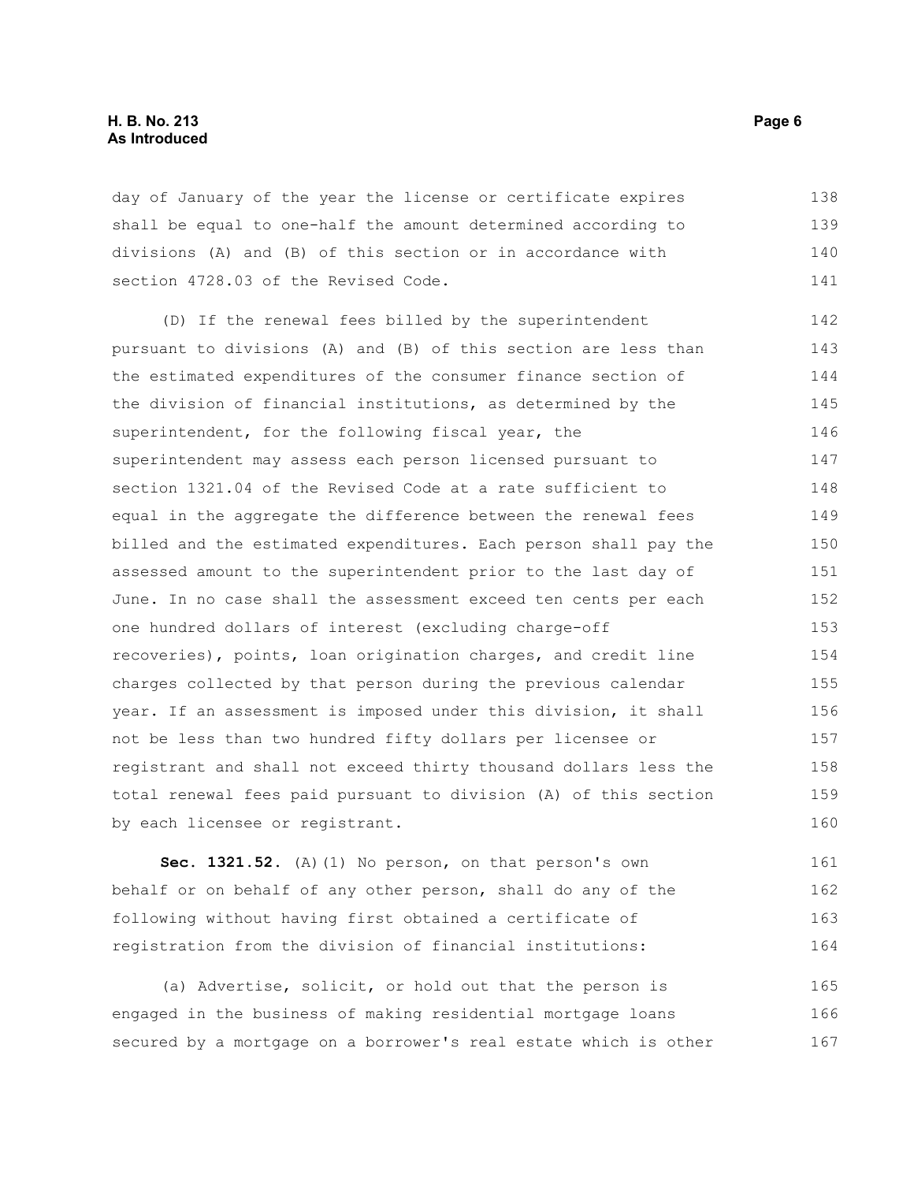day of January of the year the license or certificate expires shall be equal to one-half the amount determined according to divisions (A) and (B) of this section or in accordance with section 4728.03 of the Revised Code.

(D) If the renewal fees billed by the superintendent pursuant to divisions (A) and (B) of this section are less than the estimated expenditures of the consumer finance section of the division of financial institutions, as determined by the superintendent, for the following fiscal year, the superintendent may assess each person licensed pursuant to section 1321.04 of the Revised Code at a rate sufficient to equal in the aggregate the difference between the renewal fees billed and the estimated expenditures. Each person shall pay the assessed amount to the superintendent prior to the last day of June. In no case shall the assessment exceed ten cents per each one hundred dollars of interest (excluding charge-off recoveries), points, loan origination charges, and credit line charges collected by that person during the previous calendar year. If an assessment is imposed under this division, it shall not be less than two hundred fifty dollars per licensee or registrant and shall not exceed thirty thousand dollars less the total renewal fees paid pursuant to division (A) of this section by each licensee or registrant.

**Sec. 1321.52.** (A)(1) No person, on that person's own behalf or on behalf of any other person, shall do any of the following without having first obtained a certificate of registration from the division of financial institutions:

(a) Advertise, solicit, or hold out that the person is engaged in the business of making residential mortgage loans secured by a mortgage on a borrower's real estate which is other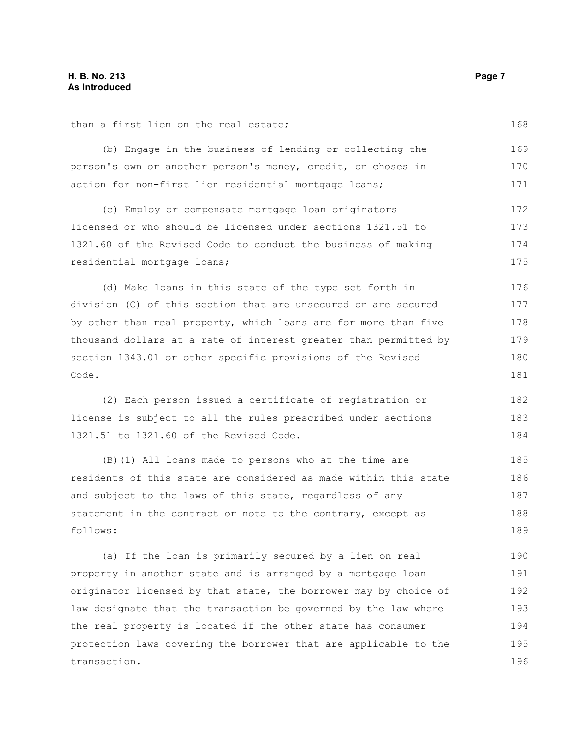than a first lien on the real estate;

(b) Engage in the business of lending or collecting the person's own or another person's money, credit, or choses in action for non-first lien residential mortgage loans;

(c) Employ or compensate mortgage loan originators licensed or who should be licensed under sections 1321.51 to 1321.60 of the Revised Code to conduct the business of making residential mortgage loans;

(d) Make loans in this state of the type set forth in division (C) of this section that are unsecured or are secured by other than real property, which loans are for more than five thousand dollars at a rate of interest greater than permitted by section 1343.01 or other specific provisions of the Revised Code.

(2) Each person issued a certificate of registration or license is subject to all the rules prescribed under sections 1321.51 to 1321.60 of the Revised Code.

(B)(1) All loans made to persons who at the time are residents of this state are considered as made within this state and subject to the laws of this state, regardless of any statement in the contract or note to the contrary, except as follows:

(a) If the loan is primarily secured by a lien on real property in another state and is arranged by a mortgage loan originator licensed by that state, the borrower may by choice of law designate that the transaction be governed by the law where the real property is located if the other state has consumer protection laws covering the borrower that are applicable to the transaction.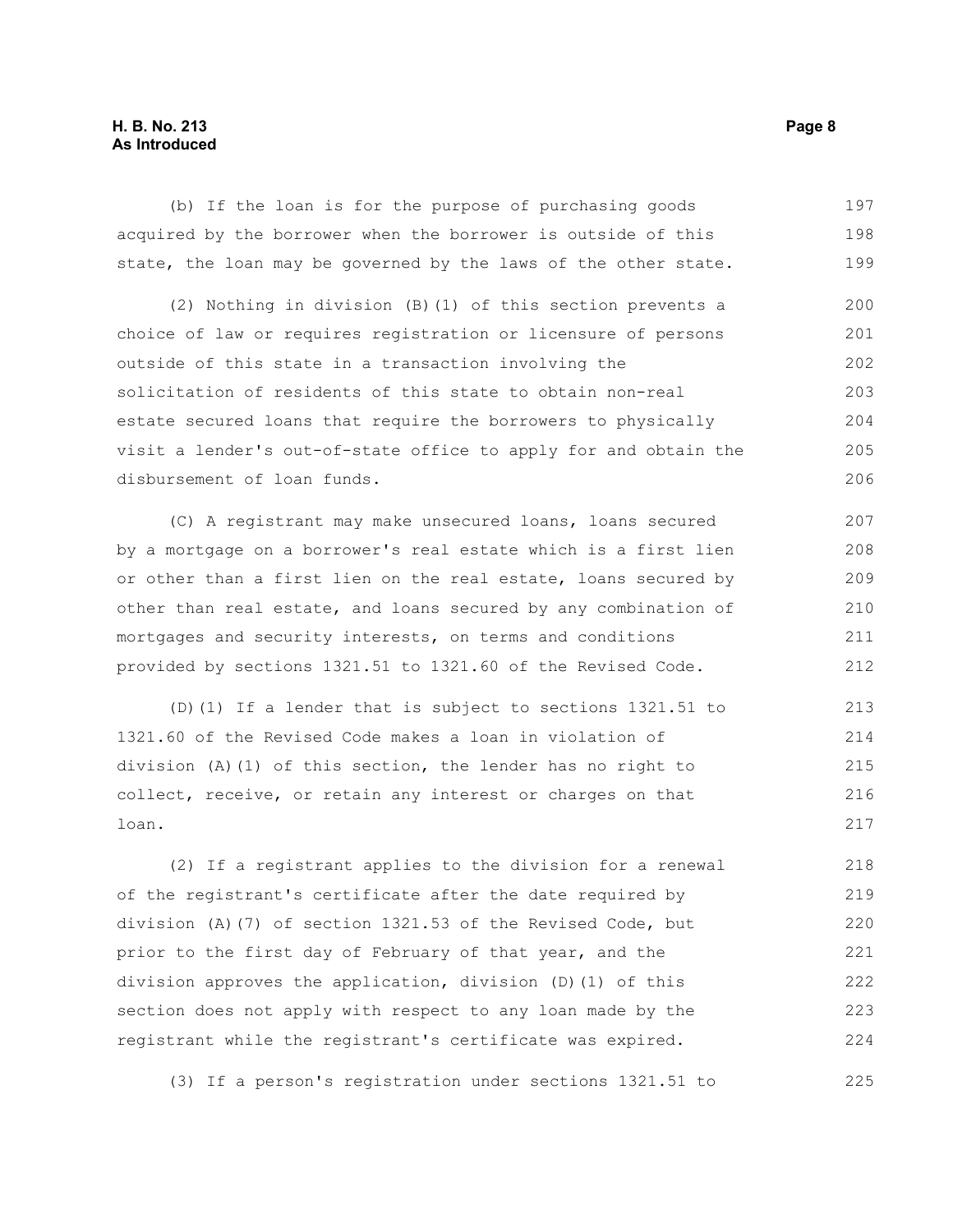(b) If the loan is for the purpose of purchasing goods acquired by the borrower when the borrower is outside of this state, the loan may be governed by the laws of the other state.

(2) Nothing in division (B)(1) of this section prevents a choice of law or requires registration or licensure of persons outside of this state in a transaction involving the solicitation of residents of this state to obtain non-real estate secured loans that require the borrowers to physically visit a lender's out-of-state office to apply for and obtain the disbursement of loan funds.

(C) A registrant may make unsecured loans, loans secured by a mortgage on a borrower's real estate which is a first lien or other than a first lien on the real estate, loans secured by other than real estate, and loans secured by any combination of mortgages and security interests, on terms and conditions provided by sections 1321.51 to 1321.60 of the Revised Code.

(D)(1) If a lender that is subject to sections 1321.51 to 1321.60 of the Revised Code makes a loan in violation of division (A)(1) of this section, the lender has no right to collect, receive, or retain any interest or charges on that loan.

(2) If a registrant applies to the division for a renewal of the registrant's certificate after the date required by division (A)(7) of section 1321.53 of the Revised Code, but prior to the first day of February of that year, and the division approves the application, division (D)(1) of this section does not apply with respect to any loan made by the registrant while the registrant's certificate was expired.

(3) If a person's registration under sections 1321.51 to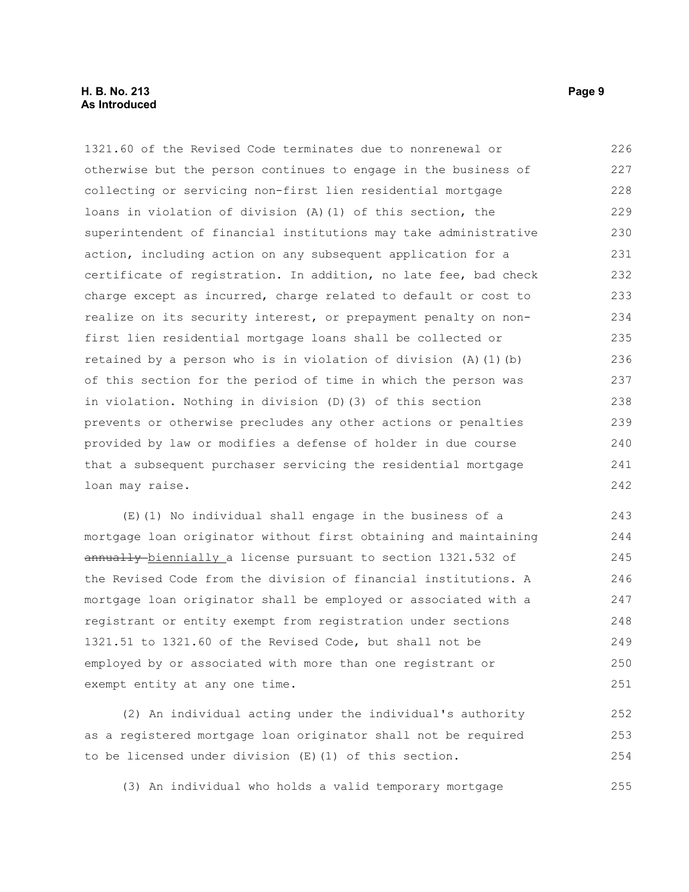1321.60 of the Revised Code terminates due to nonrenewal or otherwise but the person continues to engage in the business of collecting or servicing non-first lien residential mortgage loans in violation of division (A)(1) of this section, the superintendent of financial institutions may take administrative action, including action on any subsequent application for a certificate of registration. In addition, no late fee, bad check charge except as incurred, charge related to default or cost to realize on its security interest, or prepayment penalty on non-first lien residential mortgage loans shall be collected or retained by a person who is in violation of division (A)(1)(b) of this section for the period of time in which the person was in violation. Nothing in division (D)(3) of this section prevents or otherwise precludes any other actions or penalties provided by law or modifies a defense of holder in due course that a subsequent purchaser servicing the residential mortgage loan may raise.

(E)(1) No individual shall engage in the business of a mortgage loan originator without first obtaining and maintaining ~~annually~~ biennially a license pursuant to section 1321.532 of the Revised Code from the division of financial institutions. A mortgage loan originator shall be employed or associated with a registrant or entity exempt from registration under sections 1321.51 to 1321.60 of the Revised Code, but shall not be employed by or associated with more than one registrant or exempt entity at any one time.

(2) An individual acting under the individual's authority as a registered mortgage loan originator shall not be required to be licensed under division (E)(1) of this section.

(3) An individual who holds a valid temporary mortgage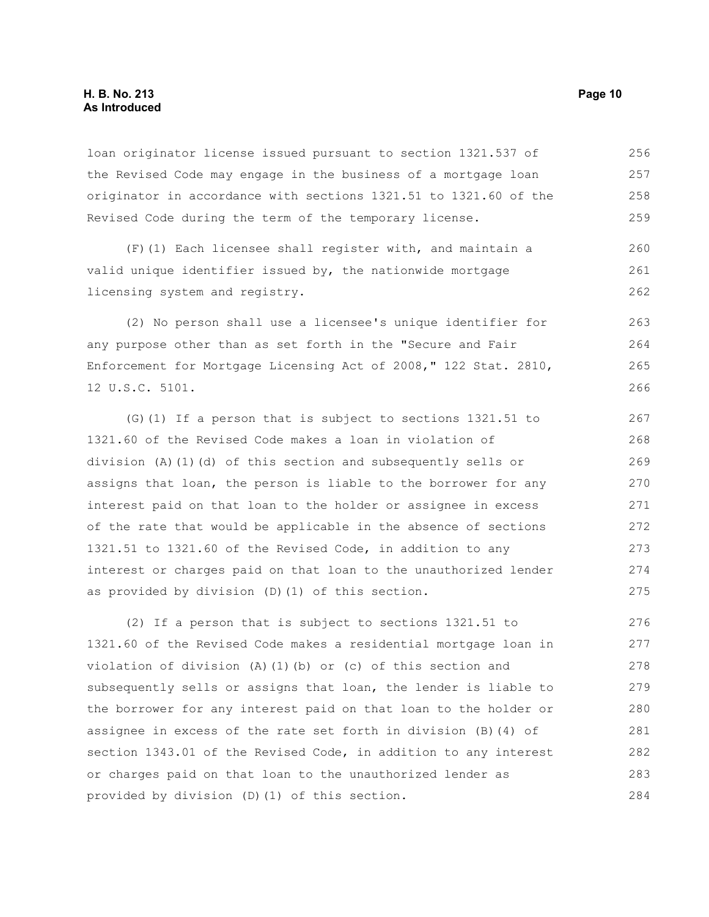loan originator license issued pursuant to section 1321.537 of the Revised Code may engage in the business of a mortgage loan originator in accordance with sections 1321.51 to 1321.60 of the Revised Code during the term of the temporary license.

(F)(1) Each licensee shall register with, and maintain a valid unique identifier issued by, the nationwide mortgage licensing system and registry.

(2) No person shall use a licensee's unique identifier for any purpose other than as set forth in the "Secure and Fair Enforcement for Mortgage Licensing Act of 2008," 122 Stat. 2810, 12 U.S.C. 5101.

(G)(1) If a person that is subject to sections 1321.51 to 1321.60 of the Revised Code makes a loan in violation of division (A)(1)(d) of this section and subsequently sells or assigns that loan, the person is liable to the borrower for any interest paid on that loan to the holder or assignee in excess of the rate that would be applicable in the absence of sections 1321.51 to 1321.60 of the Revised Code, in addition to any interest or charges paid on that loan to the unauthorized lender as provided by division (D)(1) of this section.

(2) If a person that is subject to sections 1321.51 to 1321.60 of the Revised Code makes a residential mortgage loan in violation of division (A)(1)(b) or (c) of this section and subsequently sells or assigns that loan, the lender is liable to the borrower for any interest paid on that loan to the holder or assignee in excess of the rate set forth in division (B)(4) of section 1343.01 of the Revised Code, in addition to any interest or charges paid on that loan to the unauthorized lender as provided by division (D)(1) of this section.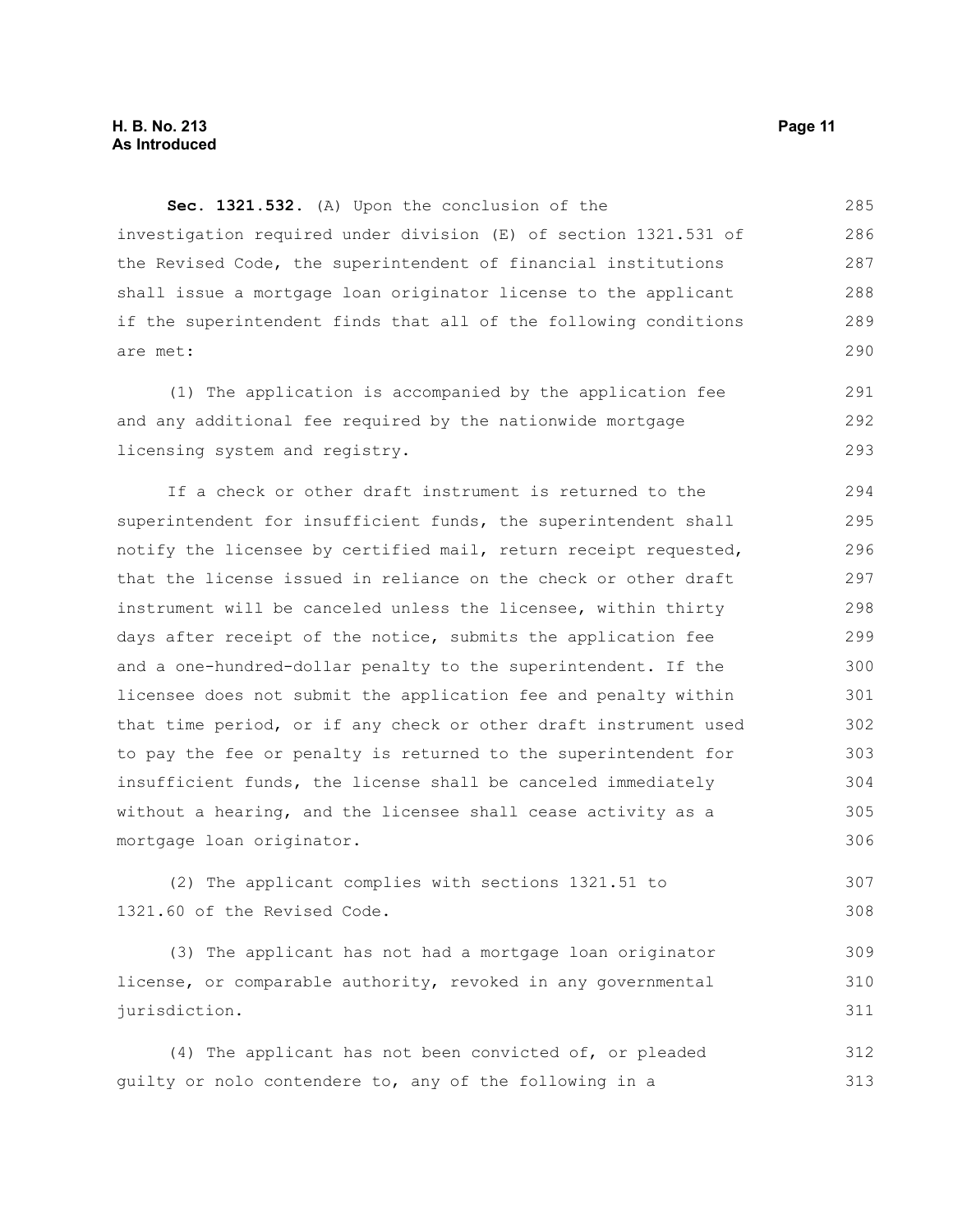**Sec. 1321.532.** (A) Upon the conclusion of the investigation required under division (E) of section 1321.531 of the Revised Code, the superintendent of financial institutions shall issue a mortgage loan originator license to the applicant if the superintendent finds that all of the following conditions are met:

(1) The application is accompanied by the application fee and any additional fee required by the nationwide mortgage licensing system and registry.

If a check or other draft instrument is returned to the superintendent for insufficient funds, the superintendent shall notify the licensee by certified mail, return receipt requested, that the license issued in reliance on the check or other draft instrument will be canceled unless the licensee, within thirty days after receipt of the notice, submits the application fee and a one-hundred-dollar penalty to the superintendent. If the licensee does not submit the application fee and penalty within that time period, or if any check or other draft instrument used to pay the fee or penalty is returned to the superintendent for insufficient funds, the license shall be canceled immediately without a hearing, and the licensee shall cease activity as a mortgage loan originator.

(2) The applicant complies with sections 1321.51 to 1321.60 of the Revised Code.

(3) The applicant has not had a mortgage loan originator license, or comparable authority, revoked in any governmental jurisdiction.

(4) The applicant has not been convicted of, or pleaded guilty or nolo contendere to, any of the following in a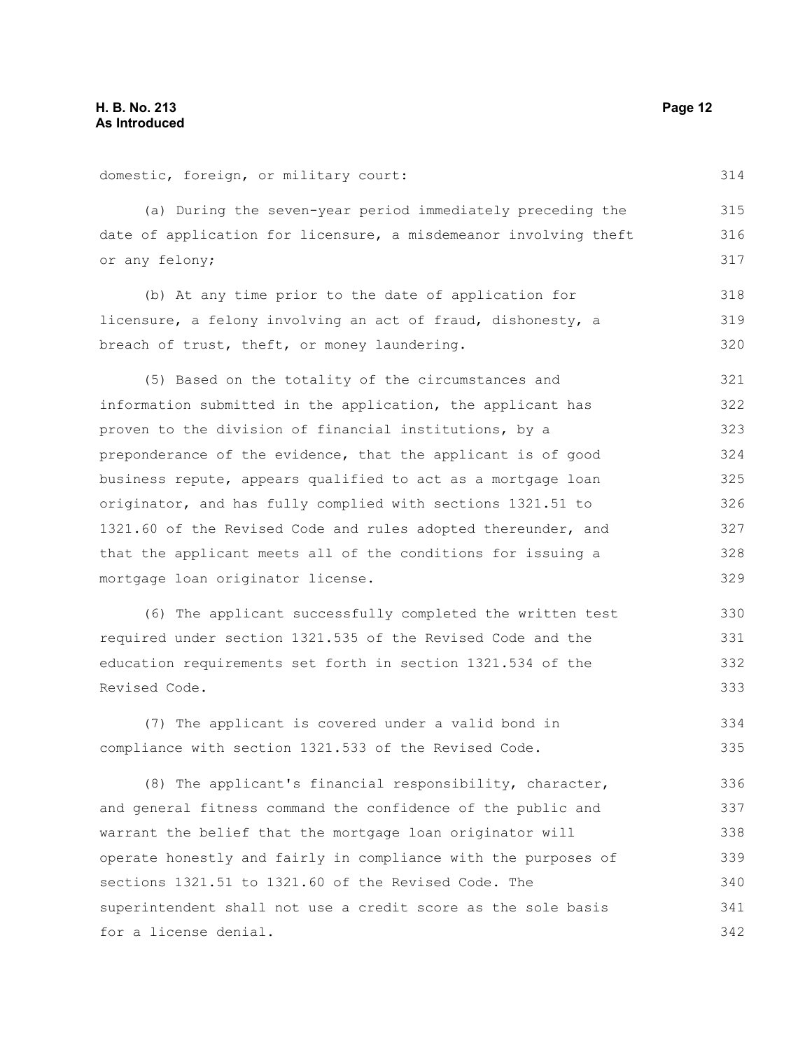domestic, foreign, or military court:

(a) During the seven-year period immediately preceding the date of application for licensure, a misdemeanor involving theft or any felony;

(b) At any time prior to the date of application for licensure, a felony involving an act of fraud, dishonesty, a breach of trust, theft, or money laundering.

(5) Based on the totality of the circumstances and information submitted in the application, the applicant has proven to the division of financial institutions, by a preponderance of the evidence, that the applicant is of good business repute, appears qualified to act as a mortgage loan originator, and has fully complied with sections 1321.51 to 1321.60 of the Revised Code and rules adopted thereunder, and that the applicant meets all of the conditions for issuing a mortgage loan originator license.

(6) The applicant successfully completed the written test required under section 1321.535 of the Revised Code and the education requirements set forth in section 1321.534 of the Revised Code.

(7) The applicant is covered under a valid bond in compliance with section 1321.533 of the Revised Code.

(8) The applicant's financial responsibility, character, and general fitness command the confidence of the public and warrant the belief that the mortgage loan originator will operate honestly and fairly in compliance with the purposes of sections 1321.51 to 1321.60 of the Revised Code. The superintendent shall not use a credit score as the sole basis for a license denial.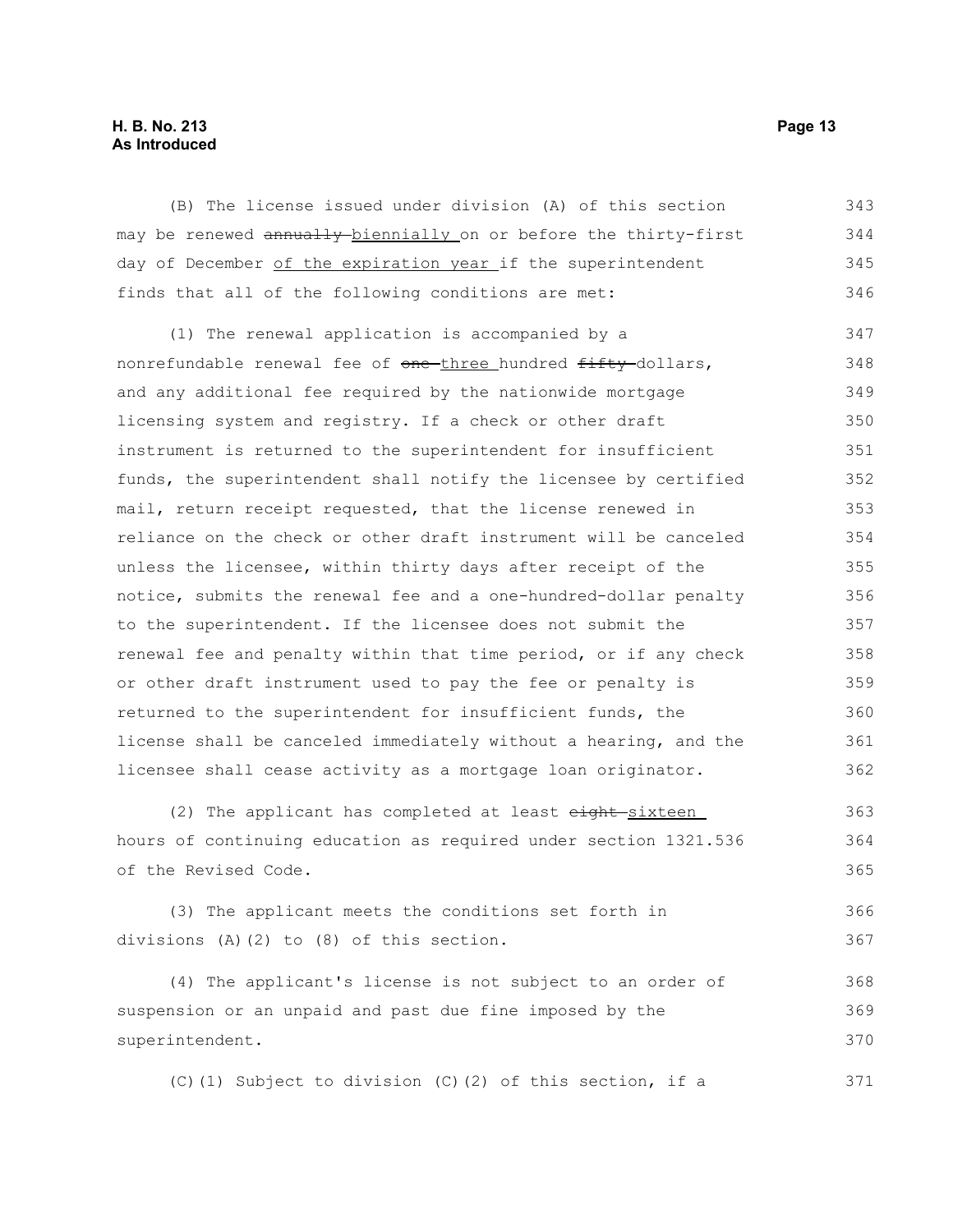(B) The license issued under division (A) of this section may be renewed ~~annually~~ biennially on or before the thirty-first day of December of the expiration year if the superintendent finds that all of the following conditions are met:

(1) The renewal application is accompanied by a nonrefundable renewal fee of ~~one~~ three hundred ~~fifty~~ dollars, and any additional fee required by the nationwide mortgage licensing system and registry. If a check or other draft instrument is returned to the superintendent for insufficient funds, the superintendent shall notify the licensee by certified mail, return receipt requested, that the license renewed in reliance on the check or other draft instrument will be canceled unless the licensee, within thirty days after receipt of the notice, submits the renewal fee and a one-hundred-dollar penalty to the superintendent. If the licensee does not submit the renewal fee and penalty within that time period, or if any check or other draft instrument used to pay the fee or penalty is returned to the superintendent for insufficient funds, the license shall be canceled immediately without a hearing, and the licensee shall cease activity as a mortgage loan originator.

(2) The applicant has completed at least ~~eight~~ sixteen hours of continuing education as required under section 1321.536 of the Revised Code.

(3) The applicant meets the conditions set forth in divisions (A)(2) to (8) of this section.

(4) The applicant's license is not subject to an order of suspension or an unpaid and past due fine imposed by the superintendent.

(C)(1) Subject to division (C)(2) of this section, if a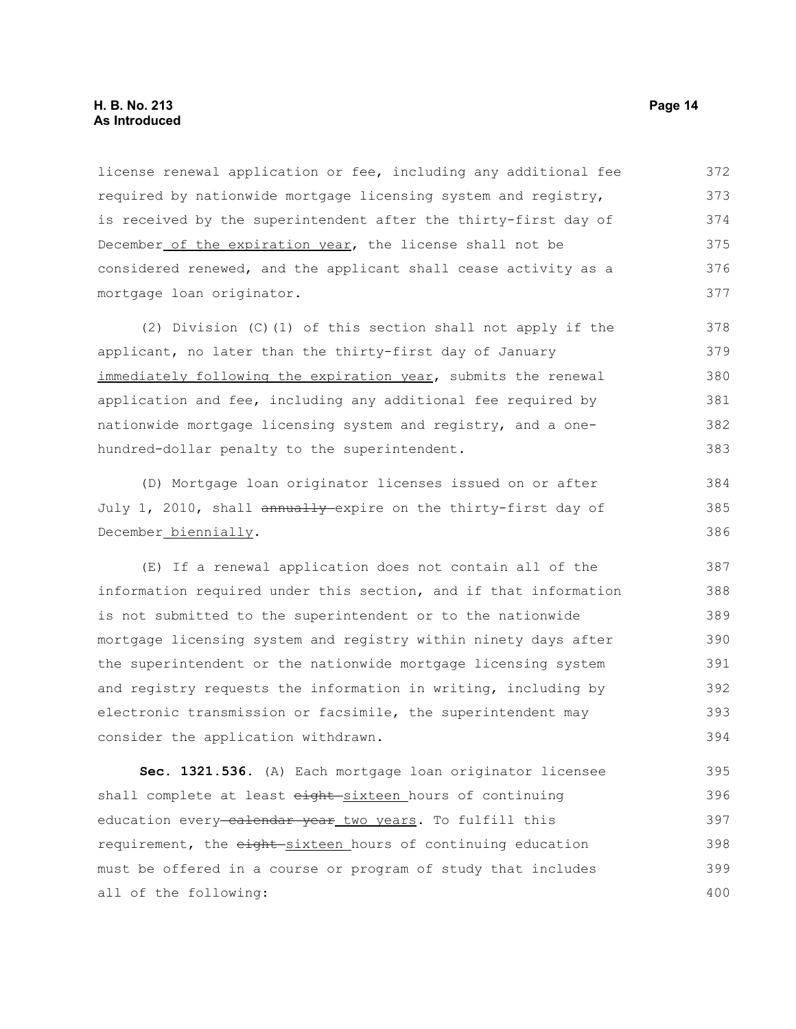license renewal application or fee, including any additional fee required by nationwide mortgage licensing system and registry, is received by the superintendent after the thirty-first day of December of the expiration year, the license shall not be considered renewed, and the applicant shall cease activity as a mortgage loan originator.

(2) Division (C)(1) of this section shall not apply if the applicant, no later than the thirty-first day of January immediately following the expiration year, submits the renewal application and fee, including any additional fee required by nationwide mortgage licensing system and registry, and a one-hundred-dollar penalty to the superintendent.

(D) Mortgage loan originator licenses issued on or after July 1, 2010, shall ~~annually~~ expire on the thirty-first day of December biennially.

(E) If a renewal application does not contain all of the information required under this section, and if that information is not submitted to the superintendent or to the nationwide mortgage licensing system and registry within ninety days after the superintendent or the nationwide mortgage licensing system and registry requests the information in writing, including by electronic transmission or facsimile, the superintendent may consider the application withdrawn.

**Sec. 1321.536.** (A) Each mortgage loan originator licensee shall complete at least ~~eight~~ sixteen hours of continuing education every ~~calendar year~~ two years. To fulfill this requirement, the ~~eight~~ sixteen hours of continuing education must be offered in a course or program of study that includes all of the following: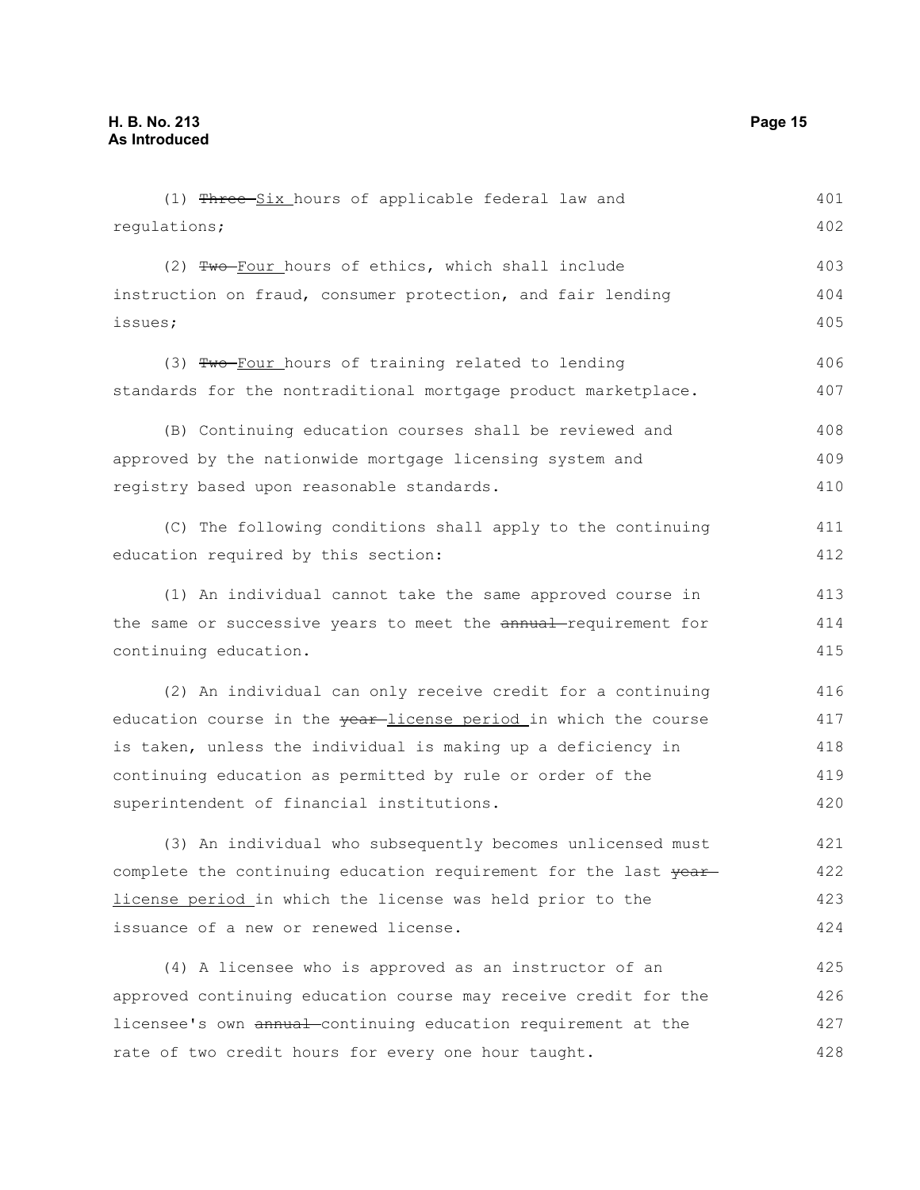(1) ~~Three~~ Six hours of applicable federal law and regulations;

(2) ~~Two~~ Four hours of ethics, which shall include instruction on fraud, consumer protection, and fair lending issues;

(3) ~~Two~~ Four hours of training related to lending standards for the nontraditional mortgage product marketplace.

(B) Continuing education courses shall be reviewed and approved by the nationwide mortgage licensing system and registry based upon reasonable standards.

(C) The following conditions shall apply to the continuing education required by this section:

(1) An individual cannot take the same approved course in the same or successive years to meet the ~~annual~~ requirement for continuing education.

(2) An individual can only receive credit for a continuing education course in the ~~year~~ license period in which the course is taken, unless the individual is making up a deficiency in continuing education as permitted by rule or order of the superintendent of financial institutions.

(3) An individual who subsequently becomes unlicensed must complete the continuing education requirement for the last ~~year~~ license period in which the license was held prior to the issuance of a new or renewed license.

(4) A licensee who is approved as an instructor of an approved continuing education course may receive credit for the licensee's own ~~annual~~ continuing education requirement at the rate of two credit hours for every one hour taught.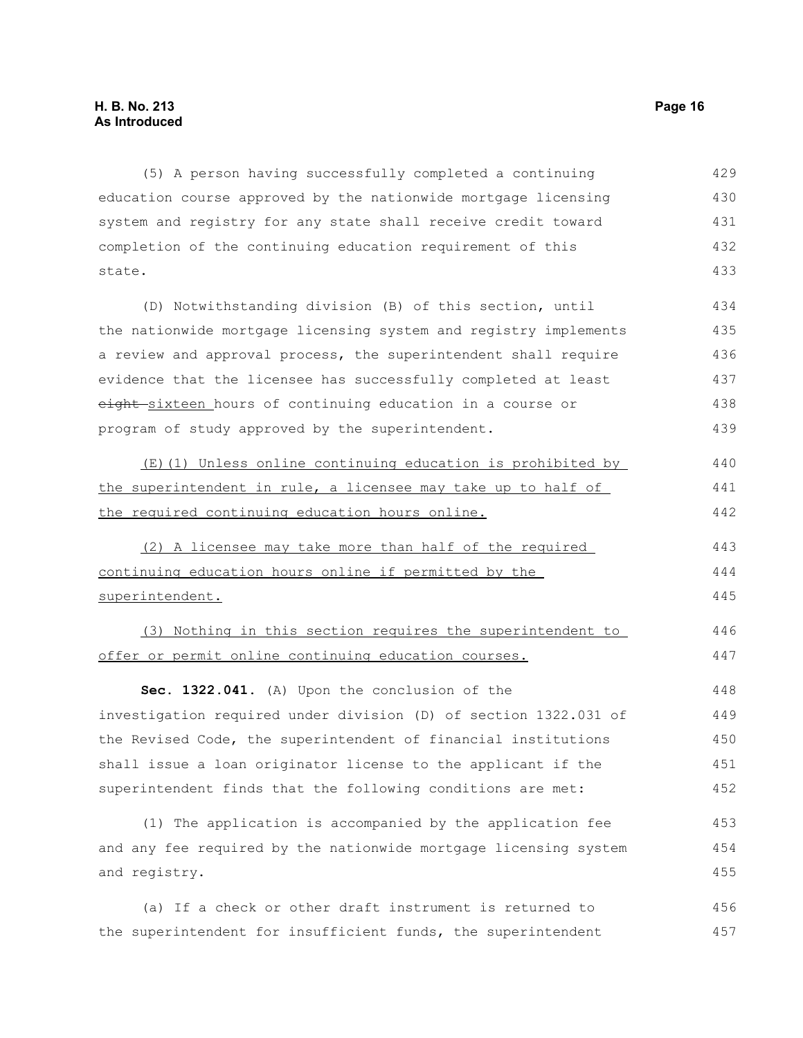(5) A person having successfully completed a continuing education course approved by the nationwide mortgage licensing system and registry for any state shall receive credit toward completion of the continuing education requirement of this state.

(D) Notwithstanding division (B) of this section, until the nationwide mortgage licensing system and registry implements a review and approval process, the superintendent shall require evidence that the licensee has successfully completed at least ~~eight~~ sixteen hours of continuing education in a course or program of study approved by the superintendent.

(E)(1) Unless online continuing education is prohibited by the superintendent in rule, a licensee may take up to half of the required continuing education hours online.

(2) A licensee may take more than half of the required continuing education hours online if permitted by the superintendent.

(3) Nothing in this section requires the superintendent to offer or permit online continuing education courses.

**Sec. 1322.041.** (A) Upon the conclusion of the investigation required under division (D) of section 1322.031 of the Revised Code, the superintendent of financial institutions shall issue a loan originator license to the applicant if the superintendent finds that the following conditions are met:

(1) The application is accompanied by the application fee and any fee required by the nationwide mortgage licensing system and registry.

(a) If a check or other draft instrument is returned to the superintendent for insufficient funds, the superintendent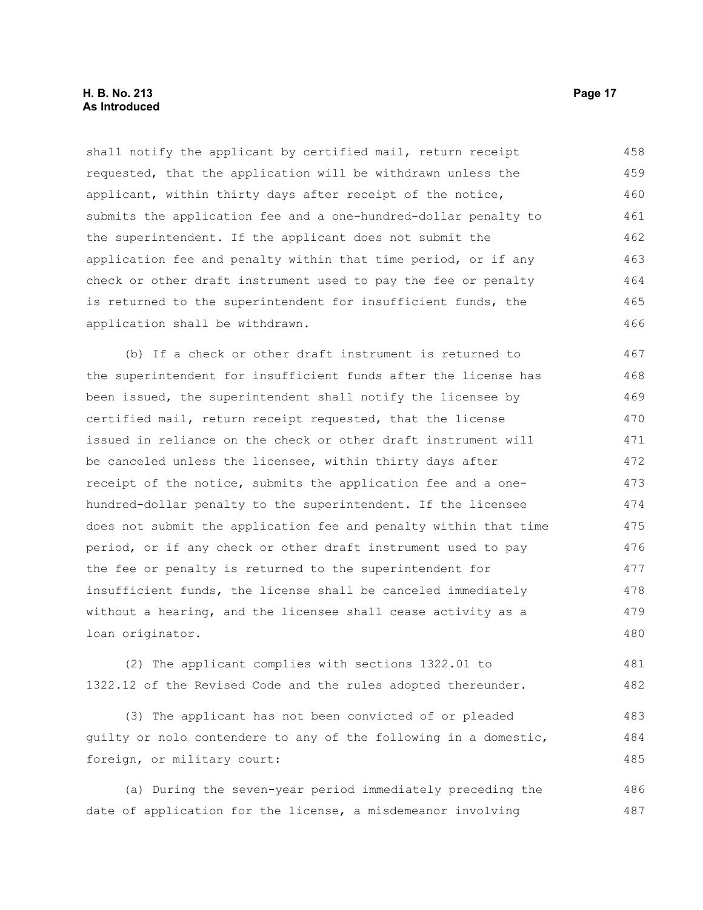shall notify the applicant by certified mail, return receipt requested, that the application will be withdrawn unless the applicant, within thirty days after receipt of the notice, submits the application fee and a one-hundred-dollar penalty to the superintendent. If the applicant does not submit the application fee and penalty within that time period, or if any check or other draft instrument used to pay the fee or penalty is returned to the superintendent for insufficient funds, the application shall be withdrawn.

(b) If a check or other draft instrument is returned to the superintendent for insufficient funds after the license has been issued, the superintendent shall notify the licensee by certified mail, return receipt requested, that the license issued in reliance on the check or other draft instrument will be canceled unless the licensee, within thirty days after receipt of the notice, submits the application fee and a one-hundred-dollar penalty to the superintendent. If the licensee does not submit the application fee and penalty within that time period, or if any check or other draft instrument used to pay the fee or penalty is returned to the superintendent for insufficient funds, the license shall be canceled immediately without a hearing, and the licensee shall cease activity as a loan originator.

(2) The applicant complies with sections 1322.01 to 1322.12 of the Revised Code and the rules adopted thereunder.

(3) The applicant has not been convicted of or pleaded guilty or nolo contendere to any of the following in a domestic, foreign, or military court:

(a) During the seven-year period immediately preceding the date of application for the license, a misdemeanor involving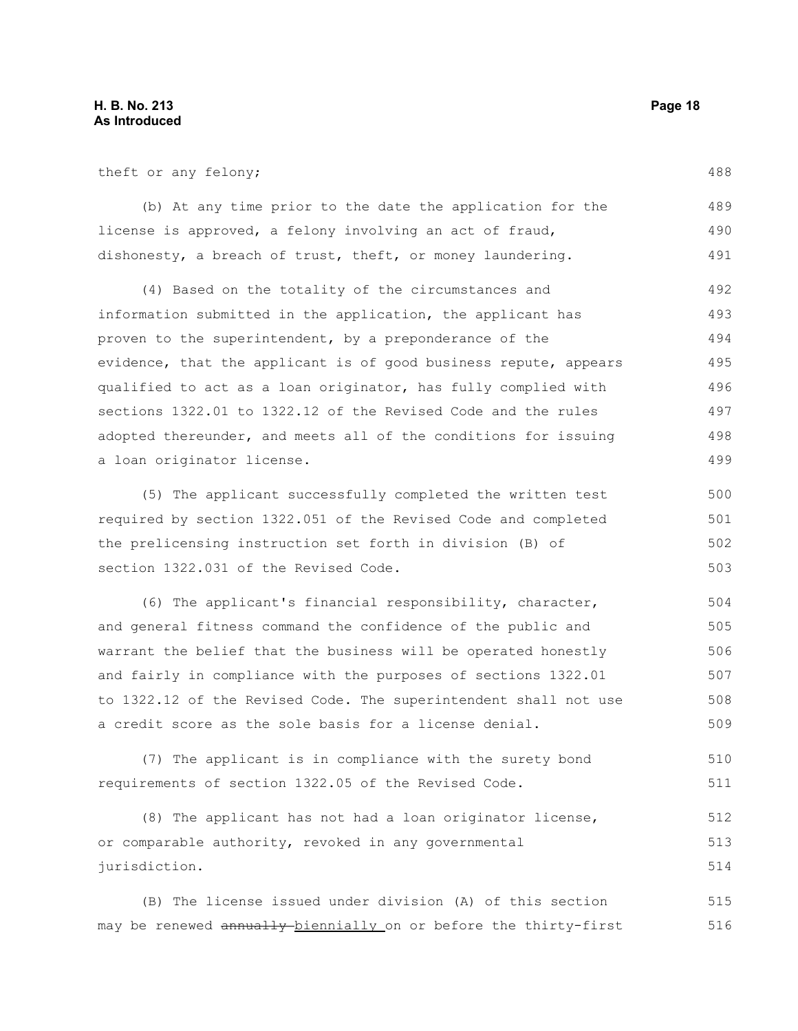theft or any felony;

(b) At any time prior to the date the application for the license is approved, a felony involving an act of fraud, dishonesty, a breach of trust, theft, or money laundering.

(4) Based on the totality of the circumstances and information submitted in the application, the applicant has proven to the superintendent, by a preponderance of the evidence, that the applicant is of good business repute, appears qualified to act as a loan originator, has fully complied with sections 1322.01 to 1322.12 of the Revised Code and the rules adopted thereunder, and meets all of the conditions for issuing a loan originator license.

(5) The applicant successfully completed the written test required by section 1322.051 of the Revised Code and completed the prelicensing instruction set forth in division (B) of section 1322.031 of the Revised Code.

(6) The applicant's financial responsibility, character, and general fitness command the confidence of the public and warrant the belief that the business will be operated honestly and fairly in compliance with the purposes of sections 1322.01 to 1322.12 of the Revised Code. The superintendent shall not use a credit score as the sole basis for a license denial.

(7) The applicant is in compliance with the surety bond requirements of section 1322.05 of the Revised Code.

(8) The applicant has not had a loan originator license, or comparable authority, revoked in any governmental jurisdiction.

(B) The license issued under division (A) of this section may be renewed ~~annually~~ biennially on or before the thirty-first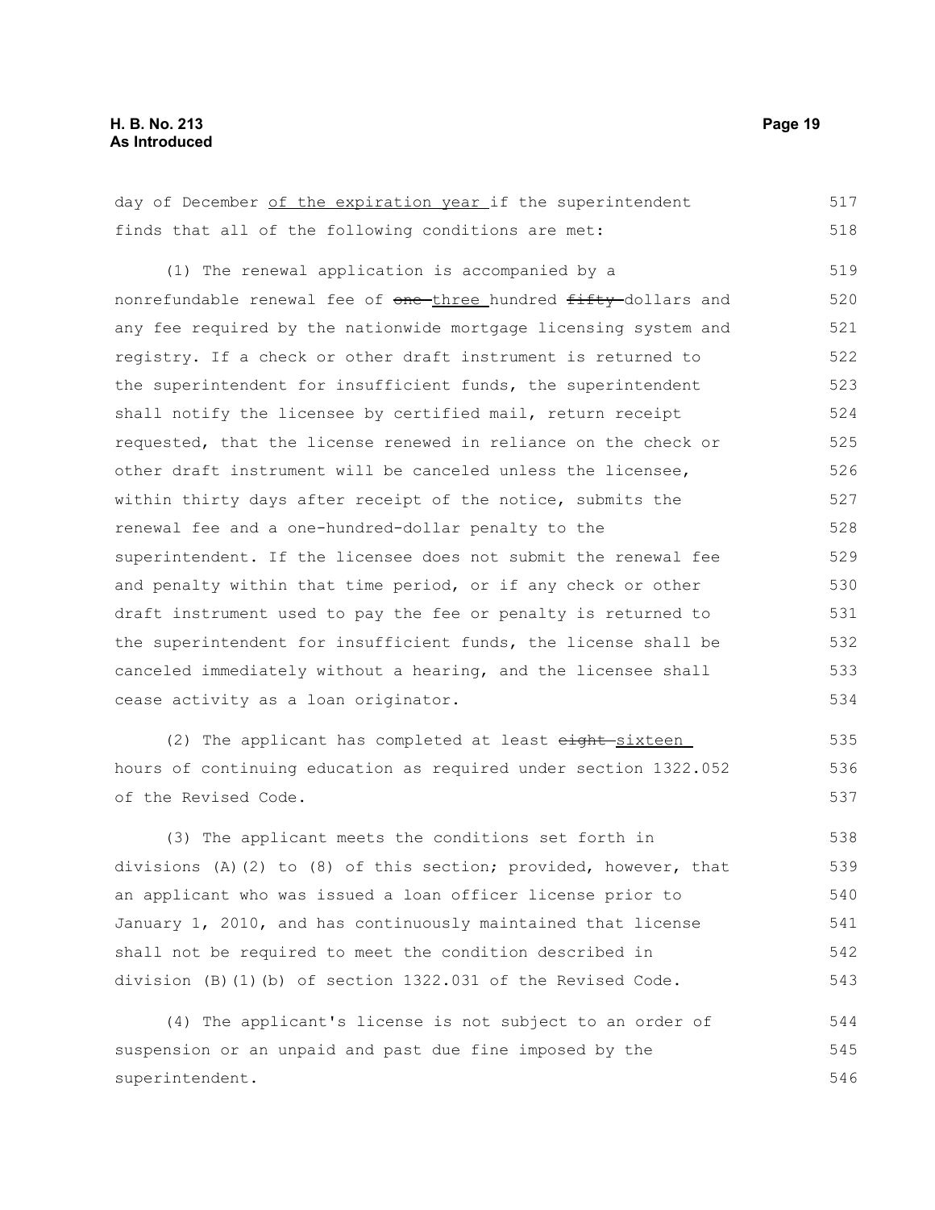day of December of the expiration year if the superintendent finds that all of the following conditions are met:

(1) The renewal application is accompanied by a nonrefundable renewal fee of ~~one~~ three hundred ~~fifty~~ dollars and any fee required by the nationwide mortgage licensing system and registry. If a check or other draft instrument is returned to the superintendent for insufficient funds, the superintendent shall notify the licensee by certified mail, return receipt requested, that the license renewed in reliance on the check or other draft instrument will be canceled unless the licensee, within thirty days after receipt of the notice, submits the renewal fee and a one-hundred-dollar penalty to the superintendent. If the licensee does not submit the renewal fee and penalty within that time period, or if any check or other draft instrument used to pay the fee or penalty is returned to the superintendent for insufficient funds, the license shall be canceled immediately without a hearing, and the licensee shall cease activity as a loan originator.

(2) The applicant has completed at least ~~eight~~ sixteen hours of continuing education as required under section 1322.052 of the Revised Code.

(3) The applicant meets the conditions set forth in divisions (A)(2) to (8) of this section; provided, however, that an applicant who was issued a loan officer license prior to January 1, 2010, and has continuously maintained that license shall not be required to meet the condition described in division (B)(1)(b) of section 1322.031 of the Revised Code.

(4) The applicant's license is not subject to an order of suspension or an unpaid and past due fine imposed by the superintendent.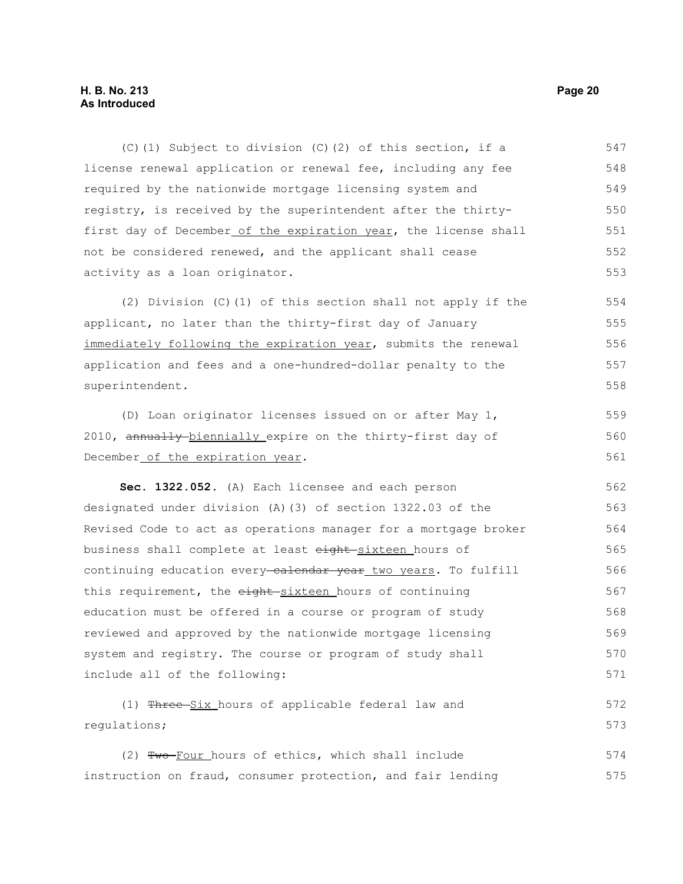(C)(1) Subject to division (C)(2) of this section, if a license renewal application or renewal fee, including any fee required by the nationwide mortgage licensing system and registry, is received by the superintendent after the thirty-first day of December <u>of the expiration year</u>, the license shall not be considered renewed, and the applicant shall cease activity as a loan originator.

(2) Division (C)(1) of this section shall not apply if the applicant, no later than the thirty-first day of January <u>immediately following the expiration year</u>, submits the renewal application and fees and a one-hundred-dollar penalty to the superintendent.

(D) Loan originator licenses issued on or after May 1, 2010, ~~annually~~ <u>biennially</u> expire on the thirty-first day of December <u>of the expiration year</u>.

**Sec. 1322.052.** (A) Each licensee and each person designated under division (A)(3) of section 1322.03 of the Revised Code to act as operations manager for a mortgage broker business shall complete at least ~~eight~~ <u>sixteen</u> hours of continuing education every ~~calendar year~~ <u>two years</u>. To fulfill this requirement, the ~~eight~~ <u>sixteen</u> hours of continuing education must be offered in a course or program of study reviewed and approved by the nationwide mortgage licensing system and registry. The course or program of study shall include all of the following:

(1) ~~Three~~ <u>Six</u> hours of applicable federal law and regulations;

(2) ~~Two~~ <u>Four</u> hours of ethics, which shall include instruction on fraud, consumer protection, and fair lending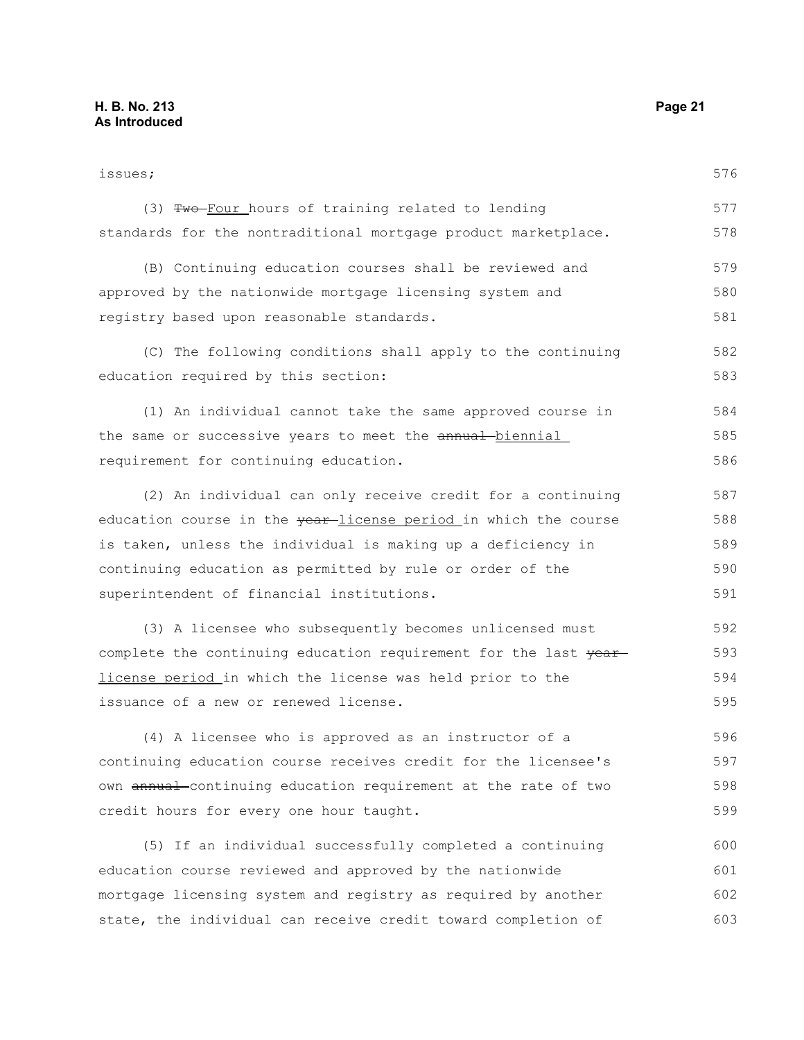issues;

(3) ~~Two~~ Four hours of training related to lending standards for the nontraditional mortgage product marketplace.

(B) Continuing education courses shall be reviewed and approved by the nationwide mortgage licensing system and registry based upon reasonable standards.

(C) The following conditions shall apply to the continuing education required by this section:

(1) An individual cannot take the same approved course in the same or successive years to meet the ~~annual~~ biennial requirement for continuing education.

(2) An individual can only receive credit for a continuing education course in the ~~year~~ license period in which the course is taken, unless the individual is making up a deficiency in continuing education as permitted by rule or order of the superintendent of financial institutions.

(3) A licensee who subsequently becomes unlicensed must complete the continuing education requirement for the last ~~year~~ license period in which the license was held prior to the issuance of a new or renewed license.

(4) A licensee who is approved as an instructor of a continuing education course receives credit for the licensee's own ~~annual~~ continuing education requirement at the rate of two credit hours for every one hour taught.

(5) If an individual successfully completed a continuing education course reviewed and approved by the nationwide mortgage licensing system and registry as required by another state, the individual can receive credit toward completion of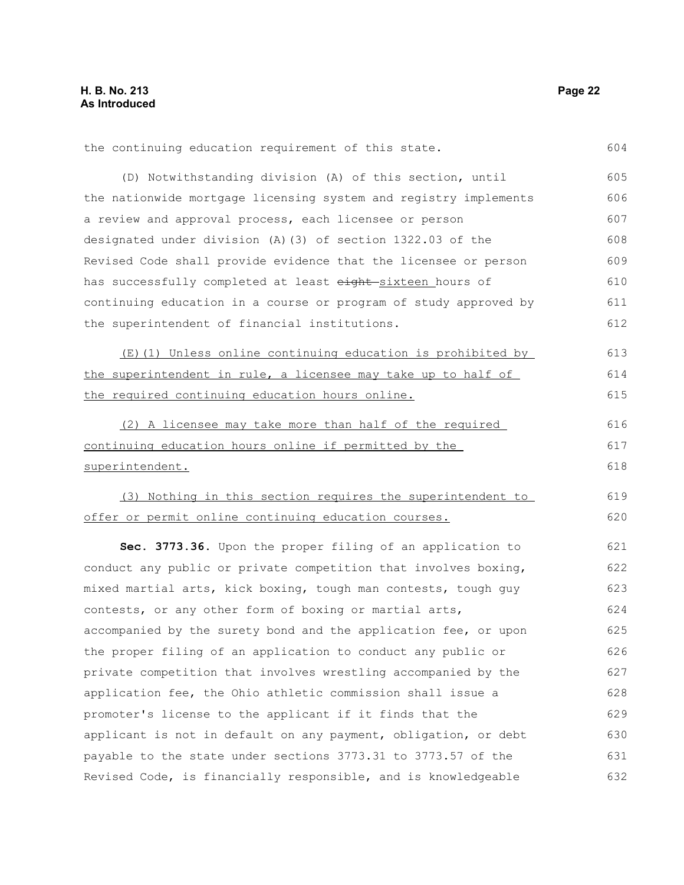the continuing education requirement of this state.

(D) Notwithstanding division (A) of this section, until the nationwide mortgage licensing system and registry implements a review and approval process, each licensee or person designated under division (A)(3) of section 1322.03 of the Revised Code shall provide evidence that the licensee or person has successfully completed at least ~~eight~~ sixteen hours of continuing education in a course or program of study approved by the superintendent of financial institutions.

<u>(E)(1) Unless online continuing education is prohibited by the superintendent in rule, a licensee may take up to half of the required continuing education hours online.</u>

<u>(2) A licensee may take more than half of the required continuing education hours online if permitted by the superintendent.</u>

<u>(3) Nothing in this section requires the superintendent to offer or permit online continuing education courses.</u>

**Sec. 3773.36.** Upon the proper filing of an application to conduct any public or private competition that involves boxing, mixed martial arts, kick boxing, tough man contests, tough guy contests, or any other form of boxing or martial arts, accompanied by the surety bond and the application fee, or upon the proper filing of an application to conduct any public or private competition that involves wrestling accompanied by the application fee, the Ohio athletic commission shall issue a promoter's license to the applicant if it finds that the applicant is not in default on any payment, obligation, or debt payable to the state under sections 3773.31 to 3773.57 of the Revised Code, is financially responsible, and is knowledgeable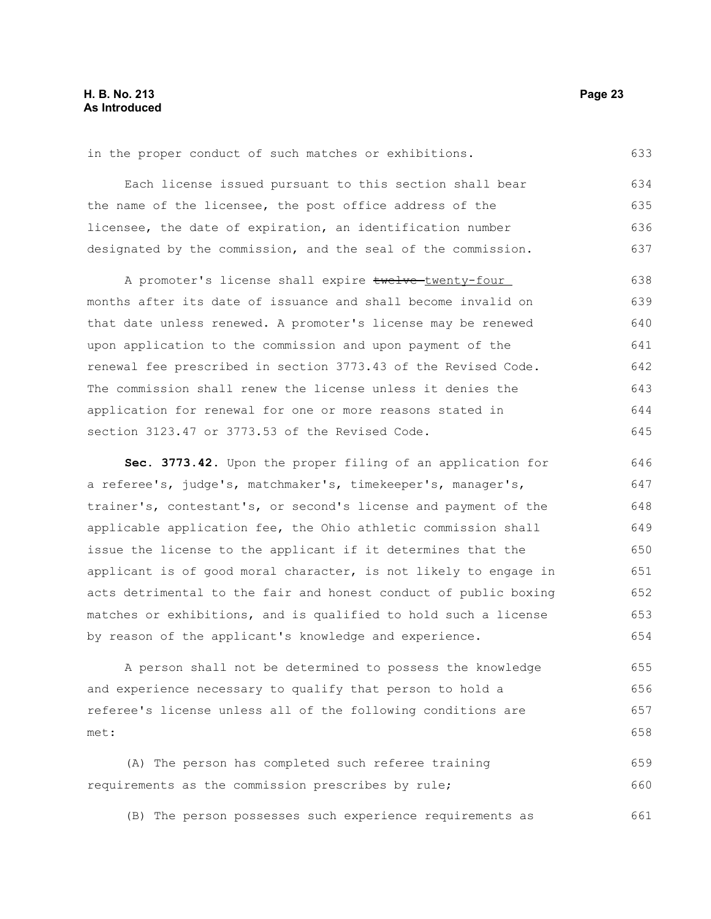in the proper conduct of such matches or exhibitions.

Each license issued pursuant to this section shall bear the name of the licensee, the post office address of the licensee, the date of expiration, an identification number designated by the commission, and the seal of the commission.

A promoter's license shall expire ~~twelve~~ twenty-four months after its date of issuance and shall become invalid on that date unless renewed. A promoter's license may be renewed upon application to the commission and upon payment of the renewal fee prescribed in section 3773.43 of the Revised Code. The commission shall renew the license unless it denies the application for renewal for one or more reasons stated in section 3123.47 or 3773.53 of the Revised Code.

**Sec. 3773.42.** Upon the proper filing of an application for a referee's, judge's, matchmaker's, timekeeper's, manager's, trainer's, contestant's, or second's license and payment of the applicable application fee, the Ohio athletic commission shall issue the license to the applicant if it determines that the applicant is of good moral character, is not likely to engage in acts detrimental to the fair and honest conduct of public boxing matches or exhibitions, and is qualified to hold such a license by reason of the applicant's knowledge and experience.

A person shall not be determined to possess the knowledge and experience necessary to qualify that person to hold a referee's license unless all of the following conditions are met:

(A) The person has completed such referee training requirements as the commission prescribes by rule;

(B) The person possesses such experience requirements as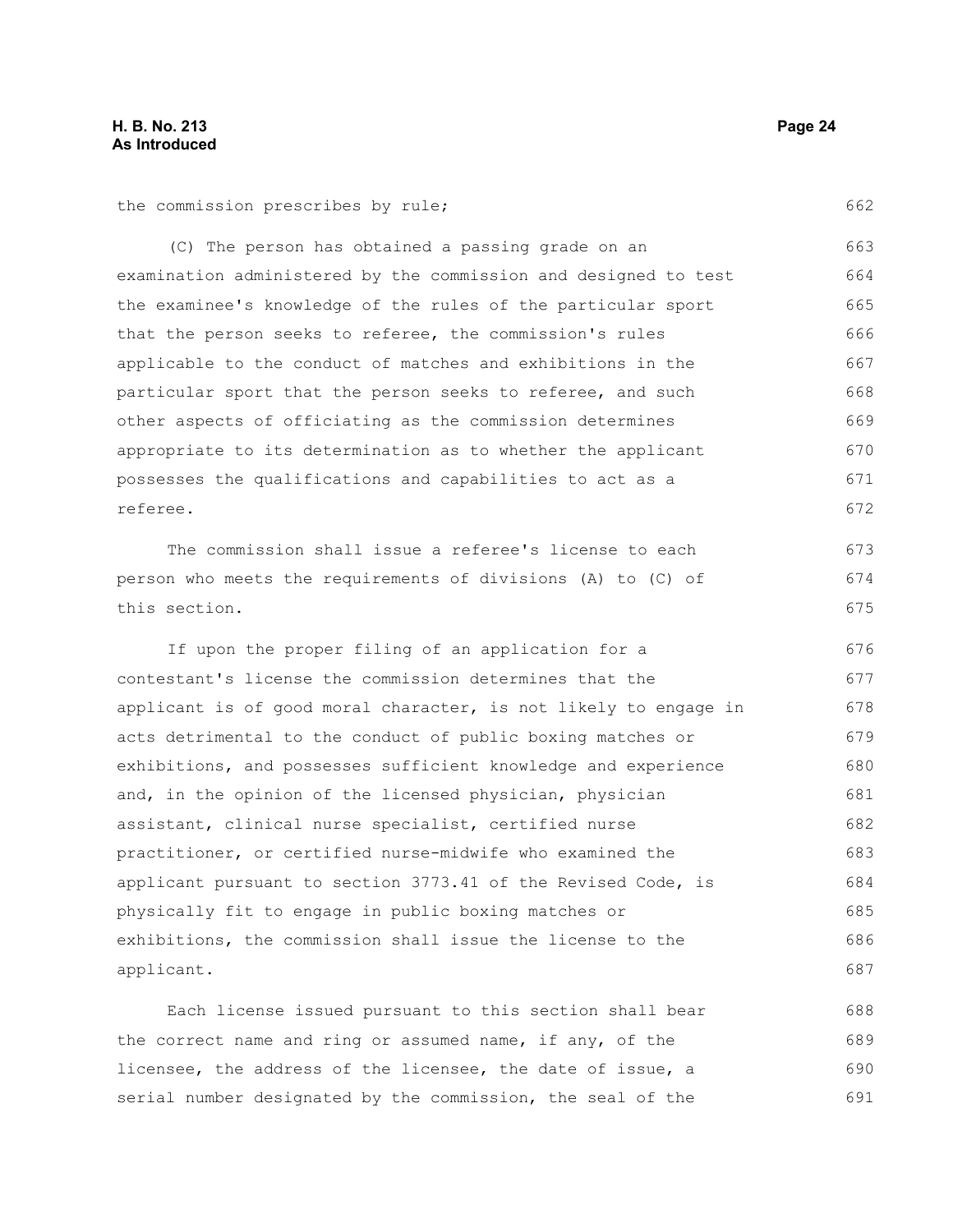the commission prescribes by rule;

(C) The person has obtained a passing grade on an examination administered by the commission and designed to test the examinee's knowledge of the rules of the particular sport that the person seeks to referee, the commission's rules applicable to the conduct of matches and exhibitions in the particular sport that the person seeks to referee, and such other aspects of officiating as the commission determines appropriate to its determination as to whether the applicant possesses the qualifications and capabilities to act as a referee.

The commission shall issue a referee's license to each person who meets the requirements of divisions (A) to (C) of this section.

If upon the proper filing of an application for a contestant's license the commission determines that the applicant is of good moral character, is not likely to engage in acts detrimental to the conduct of public boxing matches or exhibitions, and possesses sufficient knowledge and experience and, in the opinion of the licensed physician, physician assistant, clinical nurse specialist, certified nurse practitioner, or certified nurse-midwife who examined the applicant pursuant to section 3773.41 of the Revised Code, is physically fit to engage in public boxing matches or exhibitions, the commission shall issue the license to the applicant.

Each license issued pursuant to this section shall bear the correct name and ring or assumed name, if any, of the licensee, the address of the licensee, the date of issue, a serial number designated by the commission, the seal of the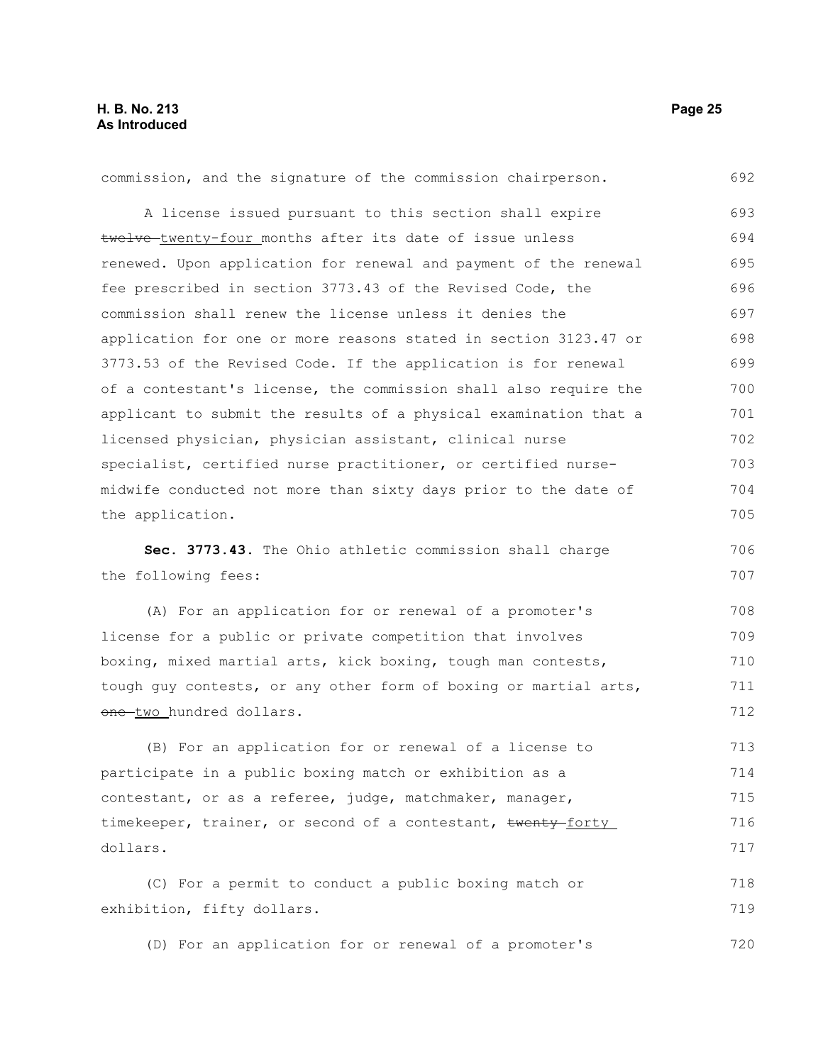commission, and the signature of the commission chairperson.

A license issued pursuant to this section shall expire ~~twelve~~ twenty-four months after its date of issue unless renewed. Upon application for renewal and payment of the renewal fee prescribed in section 3773.43 of the Revised Code, the commission shall renew the license unless it denies the application for one or more reasons stated in section 3123.47 or 3773.53 of the Revised Code. If the application is for renewal of a contestant's license, the commission shall also require the applicant to submit the results of a physical examination that a licensed physician, physician assistant, clinical nurse specialist, certified nurse practitioner, or certified nurse-midwife conducted not more than sixty days prior to the date of the application.

**Sec. 3773.43.** The Ohio athletic commission shall charge the following fees:

(A) For an application for or renewal of a promoter's license for a public or private competition that involves boxing, mixed martial arts, kick boxing, tough man contests, tough guy contests, or any other form of boxing or martial arts, ~~one~~ two hundred dollars.

(B) For an application for or renewal of a license to participate in a public boxing match or exhibition as a contestant, or as a referee, judge, matchmaker, manager, timekeeper, trainer, or second of a contestant, ~~twenty~~ forty dollars.

(C) For a permit to conduct a public boxing match or exhibition, fifty dollars.

(D) For an application for or renewal of a promoter's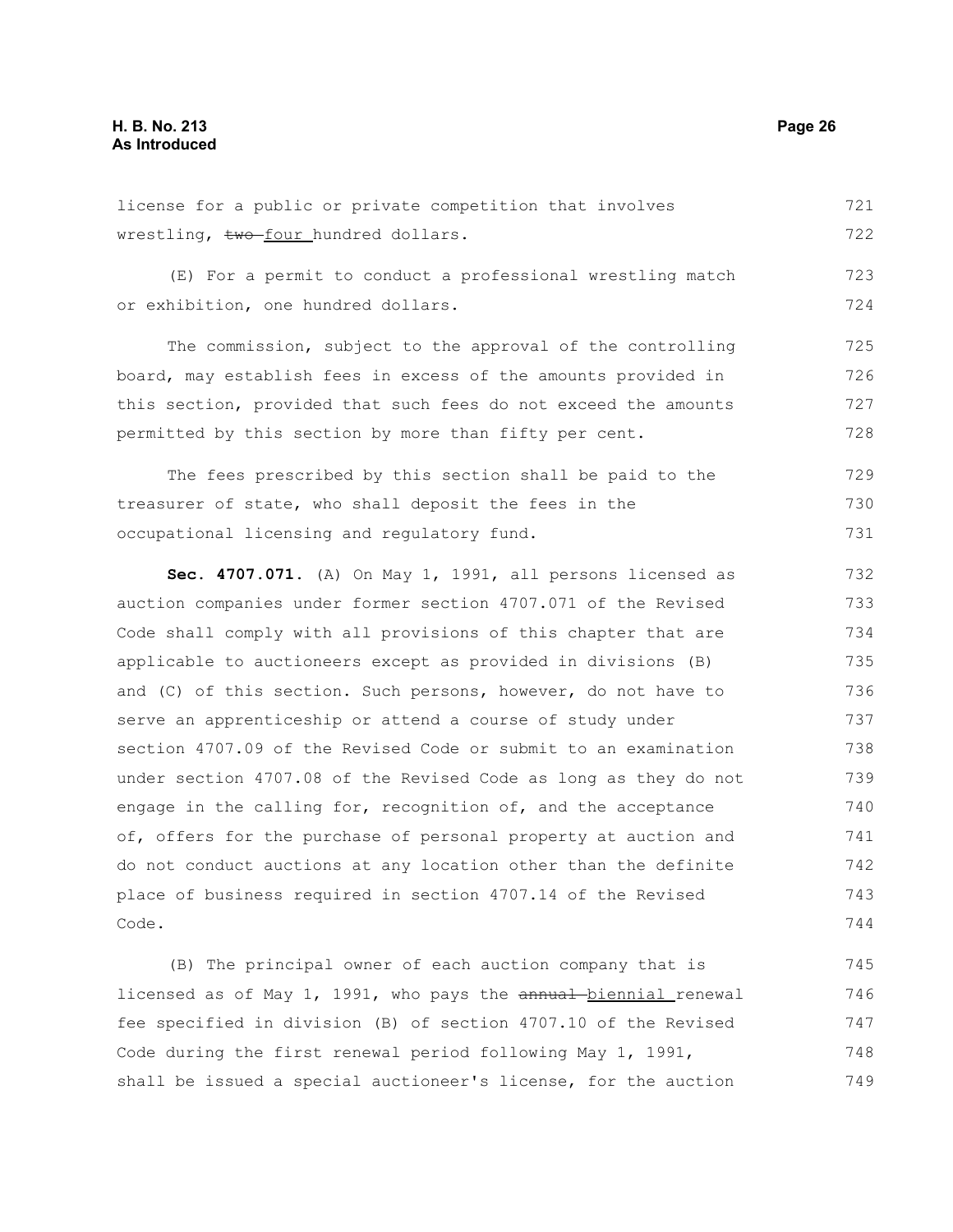license for a public or private competition that involves wrestling, ~~two~~ <u>four</u> hundred dollars.

(E) For a permit to conduct a professional wrestling match or exhibition, one hundred dollars.

The commission, subject to the approval of the controlling board, may establish fees in excess of the amounts provided in this section, provided that such fees do not exceed the amounts permitted by this section by more than fifty per cent.

The fees prescribed by this section shall be paid to the treasurer of state, who shall deposit the fees in the occupational licensing and regulatory fund.

**Sec. 4707.071.** (A) On May 1, 1991, all persons licensed as auction companies under former section 4707.071 of the Revised Code shall comply with all provisions of this chapter that are applicable to auctioneers except as provided in divisions (B) and (C) of this section. Such persons, however, do not have to serve an apprenticeship or attend a course of study under section 4707.09 of the Revised Code or submit to an examination under section 4707.08 of the Revised Code as long as they do not engage in the calling for, recognition of, and the acceptance of, offers for the purchase of personal property at auction and do not conduct auctions at any location other than the definite place of business required in section 4707.14 of the Revised Code.

(B) The principal owner of each auction company that is licensed as of May 1, 1991, who pays the ~~annual~~ <u>biennial</u> renewal fee specified in division (B) of section 4707.10 of the Revised Code during the first renewal period following May 1, 1991, shall be issued a special auctioneer's license, for the auction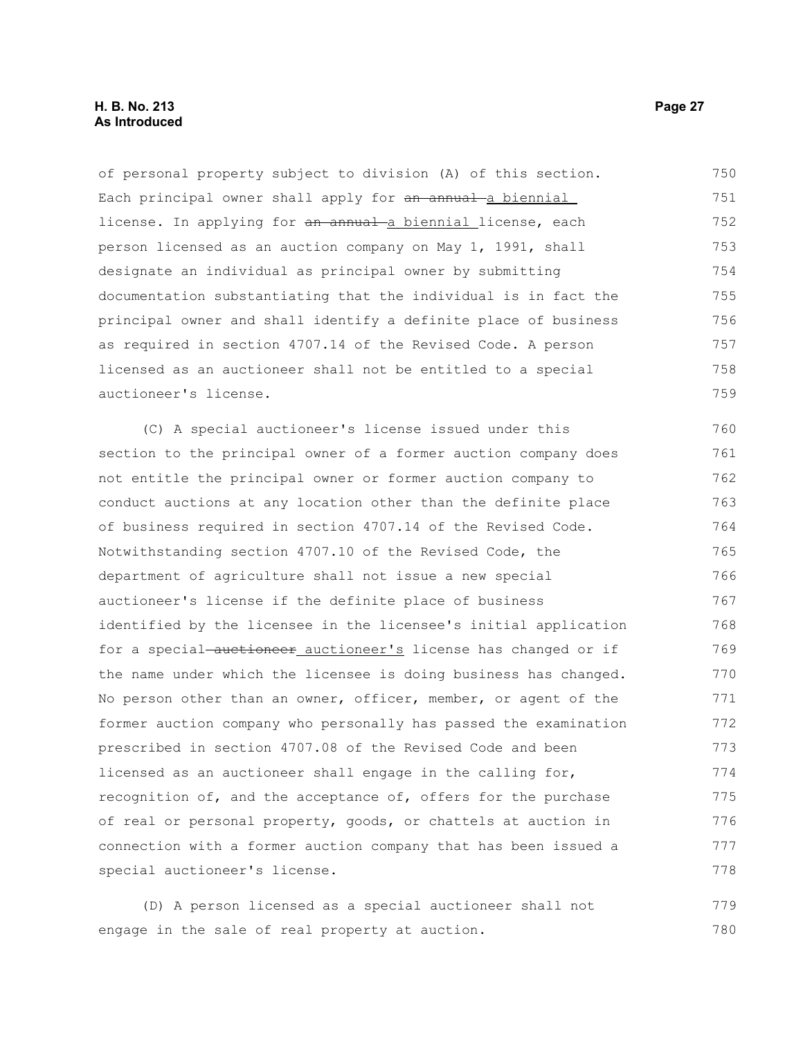of personal property subject to division (A) of this section. Each principal owner shall apply for ~~an annual~~ a biennial license. In applying for ~~an annual~~ a biennial license, each person licensed as an auction company on May 1, 1991, shall designate an individual as principal owner by submitting documentation substantiating that the individual is in fact the principal owner and shall identify a definite place of business as required in section 4707.14 of the Revised Code. A person licensed as an auctioneer shall not be entitled to a special auctioneer's license.

(C) A special auctioneer's license issued under this section to the principal owner of a former auction company does not entitle the principal owner or former auction company to conduct auctions at any location other than the definite place of business required in section 4707.14 of the Revised Code. Notwithstanding section 4707.10 of the Revised Code, the department of agriculture shall not issue a new special auctioneer's license if the definite place of business identified by the licensee in the licensee's initial application for a special ~~auctioneer~~ auctioneer's license has changed or if the name under which the licensee is doing business has changed. No person other than an owner, officer, member, or agent of the former auction company who personally has passed the examination prescribed in section 4707.08 of the Revised Code and been licensed as an auctioneer shall engage in the calling for, recognition of, and the acceptance of, offers for the purchase of real or personal property, goods, or chattels at auction in connection with a former auction company that has been issued a special auctioneer's license.

(D) A person licensed as a special auctioneer shall not engage in the sale of real property at auction.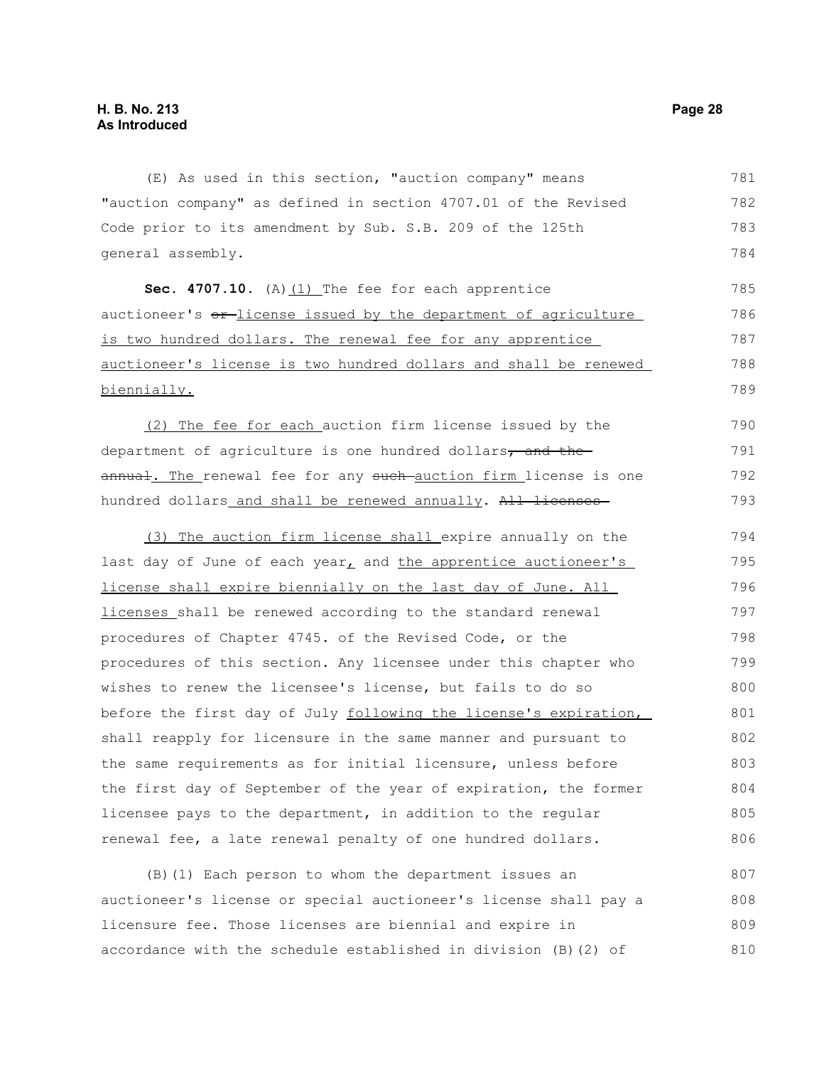(E) As used in this section, "auction company" means "auction company" as defined in section 4707.01 of the Revised Code prior to its amendment by Sub. S.B. 209 of the 125th general assembly.

**Sec. 4707.10.** (A)(1) The fee for each apprentice auctioneer's ~~or~~ license issued by the department of agriculture is two hundred dollars. The renewal fee for any apprentice auctioneer's license is two hundred dollars and shall be renewed biennially.

(2) The fee for each auction firm license issued by the department of agriculture is one hundred dollars~~, and the annual~~. The renewal fee for any ~~such~~ auction firm license is one hundred dollars and shall be renewed annually. ~~All licenses~~

(3) The auction firm license shall expire annually on the last day of June of each year, and the apprentice auctioneer's license shall expire biennially on the last day of June. All licenses shall be renewed according to the standard renewal procedures of Chapter 4745. of the Revised Code, or the procedures of this section. Any licensee under this chapter who wishes to renew the licensee's license, but fails to do so before the first day of July following the license's expiration, shall reapply for licensure in the same manner and pursuant to the same requirements as for initial licensure, unless before the first day of September of the year of expiration, the former licensee pays to the department, in addition to the regular renewal fee, a late renewal penalty of one hundred dollars.

(B)(1) Each person to whom the department issues an auctioneer's license or special auctioneer's license shall pay a licensure fee. Those licenses are biennial and expire in accordance with the schedule established in division (B)(2) of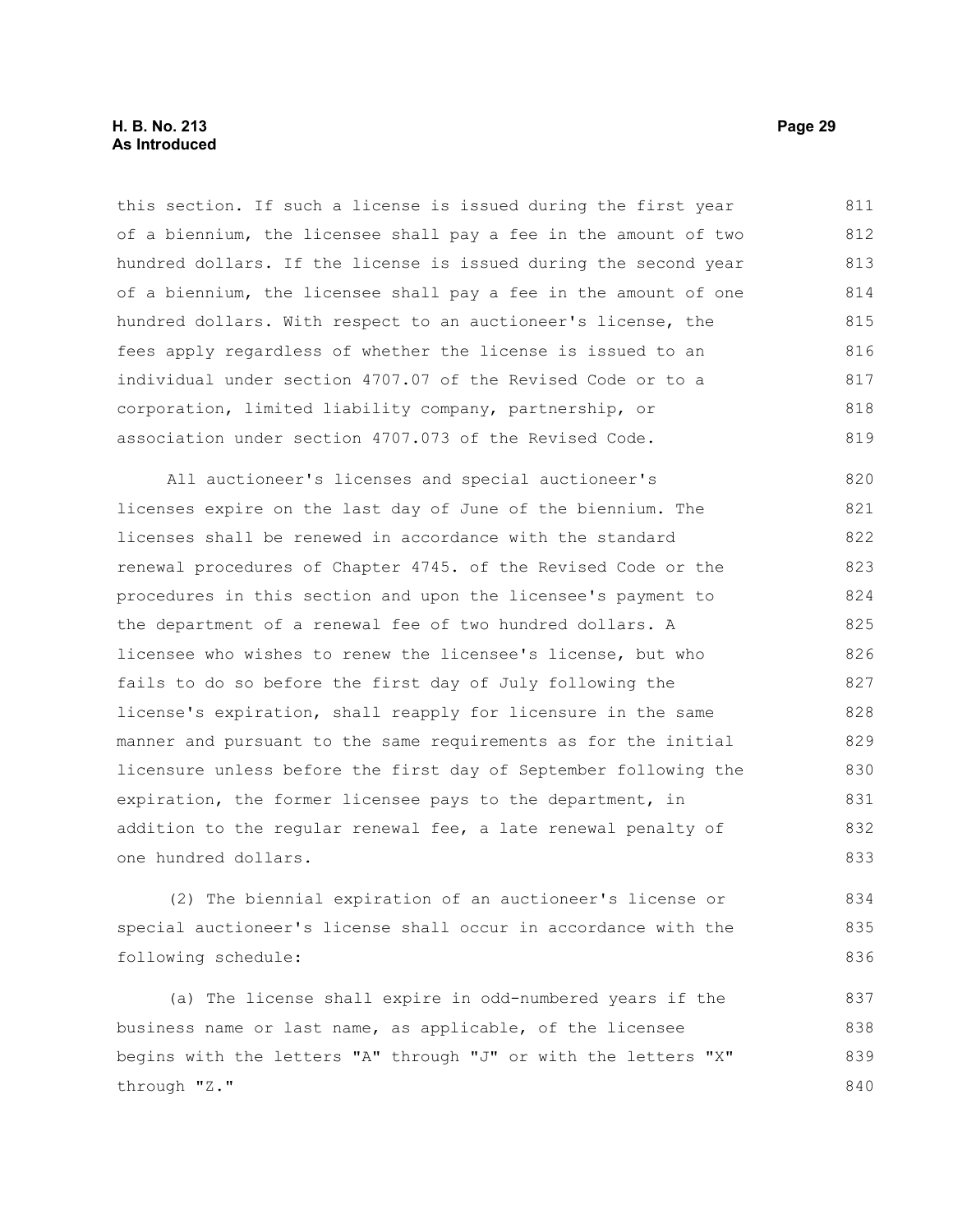this section. If such a license is issued during the first year of a biennium, the licensee shall pay a fee in the amount of two hundred dollars. If the license is issued during the second year of a biennium, the licensee shall pay a fee in the amount of one hundred dollars. With respect to an auctioneer's license, the fees apply regardless of whether the license is issued to an individual under section 4707.07 of the Revised Code or to a corporation, limited liability company, partnership, or association under section 4707.073 of the Revised Code.

All auctioneer's licenses and special auctioneer's licenses expire on the last day of June of the biennium. The licenses shall be renewed in accordance with the standard renewal procedures of Chapter 4745. of the Revised Code or the procedures in this section and upon the licensee's payment to the department of a renewal fee of two hundred dollars. A licensee who wishes to renew the licensee's license, but who fails to do so before the first day of July following the license's expiration, shall reapply for licensure in the same manner and pursuant to the same requirements as for the initial licensure unless before the first day of September following the expiration, the former licensee pays to the department, in addition to the regular renewal fee, a late renewal penalty of one hundred dollars.

(2) The biennial expiration of an auctioneer's license or special auctioneer's license shall occur in accordance with the following schedule:

(a) The license shall expire in odd-numbered years if the business name or last name, as applicable, of the licensee begins with the letters "A" through "J" or with the letters "X" through "Z."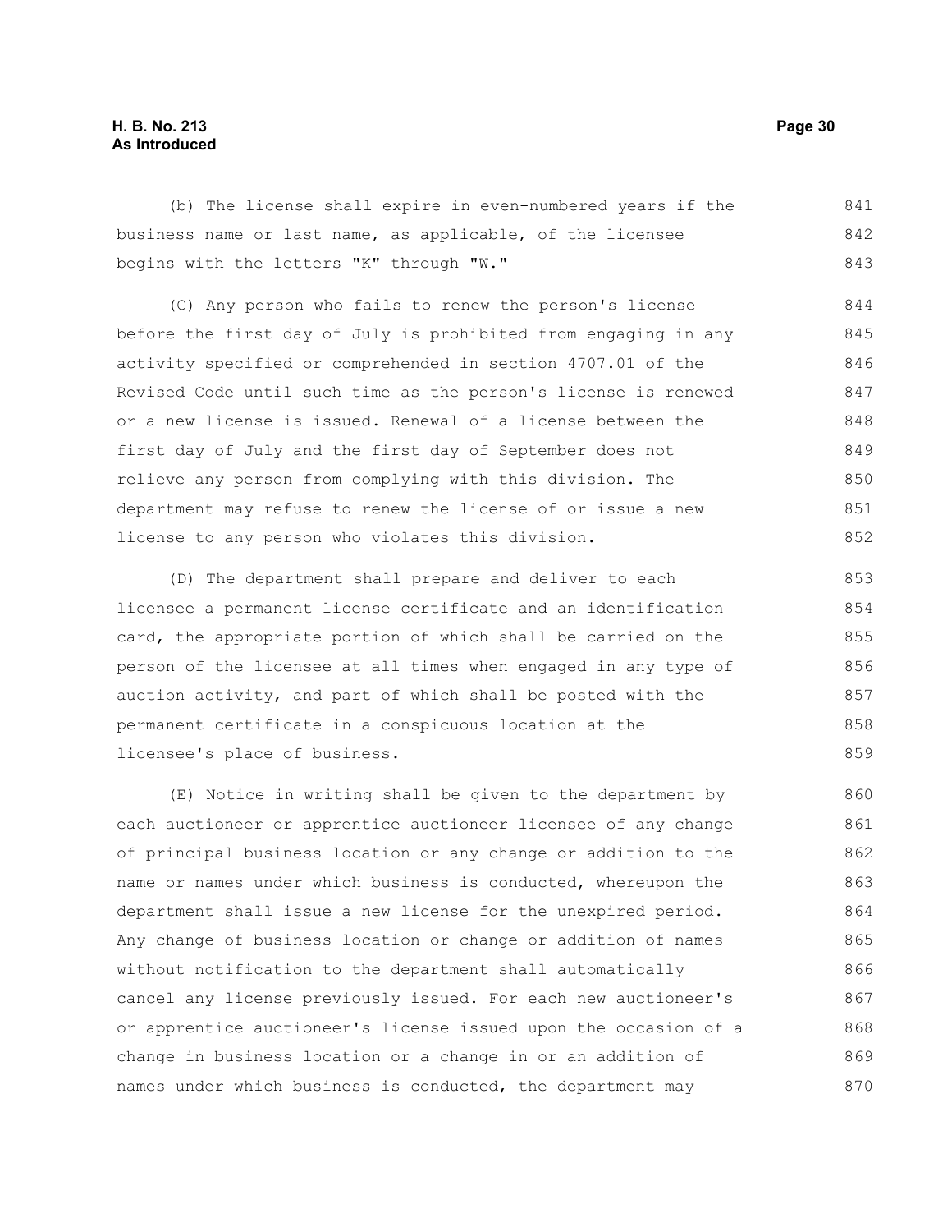(b) The license shall expire in even-numbered years if the business name or last name, as applicable, of the licensee begins with the letters "K" through "W."

(C) Any person who fails to renew the person's license before the first day of July is prohibited from engaging in any activity specified or comprehended in section 4707.01 of the Revised Code until such time as the person's license is renewed or a new license is issued. Renewal of a license between the first day of July and the first day of September does not relieve any person from complying with this division. The department may refuse to renew the license of or issue a new license to any person who violates this division.

(D) The department shall prepare and deliver to each licensee a permanent license certificate and an identification card, the appropriate portion of which shall be carried on the person of the licensee at all times when engaged in any type of auction activity, and part of which shall be posted with the permanent certificate in a conspicuous location at the licensee's place of business.

(E) Notice in writing shall be given to the department by each auctioneer or apprentice auctioneer licensee of any change of principal business location or any change or addition to the name or names under which business is conducted, whereupon the department shall issue a new license for the unexpired period. Any change of business location or change or addition of names without notification to the department shall automatically cancel any license previously issued. For each new auctioneer's or apprentice auctioneer's license issued upon the occasion of a change in business location or a change in or an addition of names under which business is conducted, the department may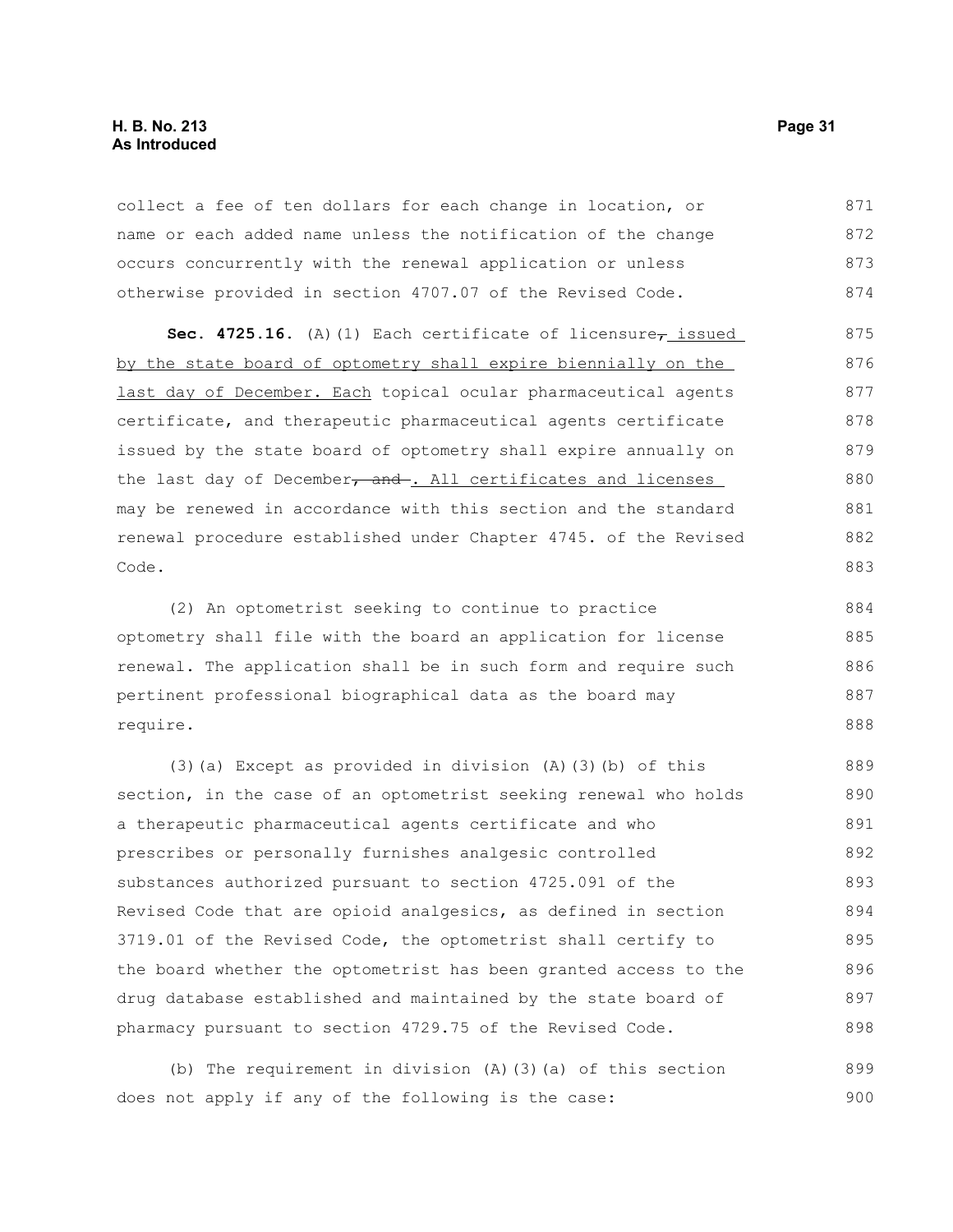collect a fee of ten dollars for each change in location, or name or each added name unless the notification of the change occurs concurrently with the renewal application or unless otherwise provided in section 4707.07 of the Revised Code.

**Sec. 4725.16.** (A)(1) Each certificate of licensure, issued by the state board of optometry shall expire biennially on the last day of December. Each topical ocular pharmaceutical agents certificate, and therapeutic pharmaceutical agents certificate issued by the state board of optometry shall expire annually on the last day of December, and . All certificates and licenses may be renewed in accordance with this section and the standard renewal procedure established under Chapter 4745. of the Revised Code.

(2) An optometrist seeking to continue to practice optometry shall file with the board an application for license renewal. The application shall be in such form and require such pertinent professional biographical data as the board may require.

(3)(a) Except as provided in division (A)(3)(b) of this section, in the case of an optometrist seeking renewal who holds a therapeutic pharmaceutical agents certificate and who prescribes or personally furnishes analgesic controlled substances authorized pursuant to section 4725.091 of the Revised Code that are opioid analgesics, as defined in section 3719.01 of the Revised Code, the optometrist shall certify to the board whether the optometrist has been granted access to the drug database established and maintained by the state board of pharmacy pursuant to section 4729.75 of the Revised Code.

(b) The requirement in division (A)(3)(a) of this section does not apply if any of the following is the case: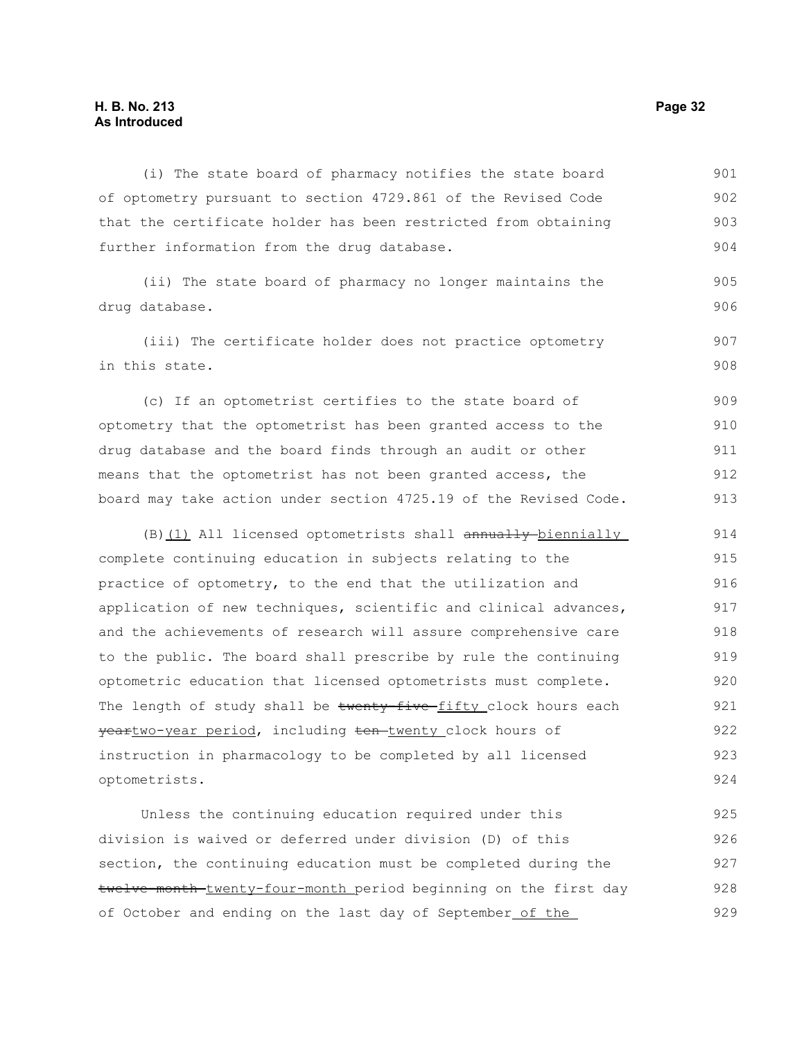(i) The state board of pharmacy notifies the state board of optometry pursuant to section 4729.861 of the Revised Code that the certificate holder has been restricted from obtaining further information from the drug database.

(ii) The state board of pharmacy no longer maintains the drug database.

(iii) The certificate holder does not practice optometry in this state.

(c) If an optometrist certifies to the state board of optometry that the optometrist has been granted access to the drug database and the board finds through an audit or other means that the optometrist has not been granted access, the board may take action under section 4725.19 of the Revised Code.

(B)(1) All licensed optometrists shall ~~annually~~ biennially complete continuing education in subjects relating to the practice of optometry, to the end that the utilization and application of new techniques, scientific and clinical advances, and the achievements of research will assure comprehensive care to the public. The board shall prescribe by rule the continuing optometric education that licensed optometrists must complete. The length of study shall be ~~twenty-five~~ fifty clock hours each ~~year~~two-year period, including ~~ten~~ twenty clock hours of instruction in pharmacology to be completed by all licensed optometrists.

Unless the continuing education required under this division is waived or deferred under division (D) of this section, the continuing education must be completed during the ~~twelve-month~~ twenty-four-month period beginning on the first day of October and ending on the last day of September of the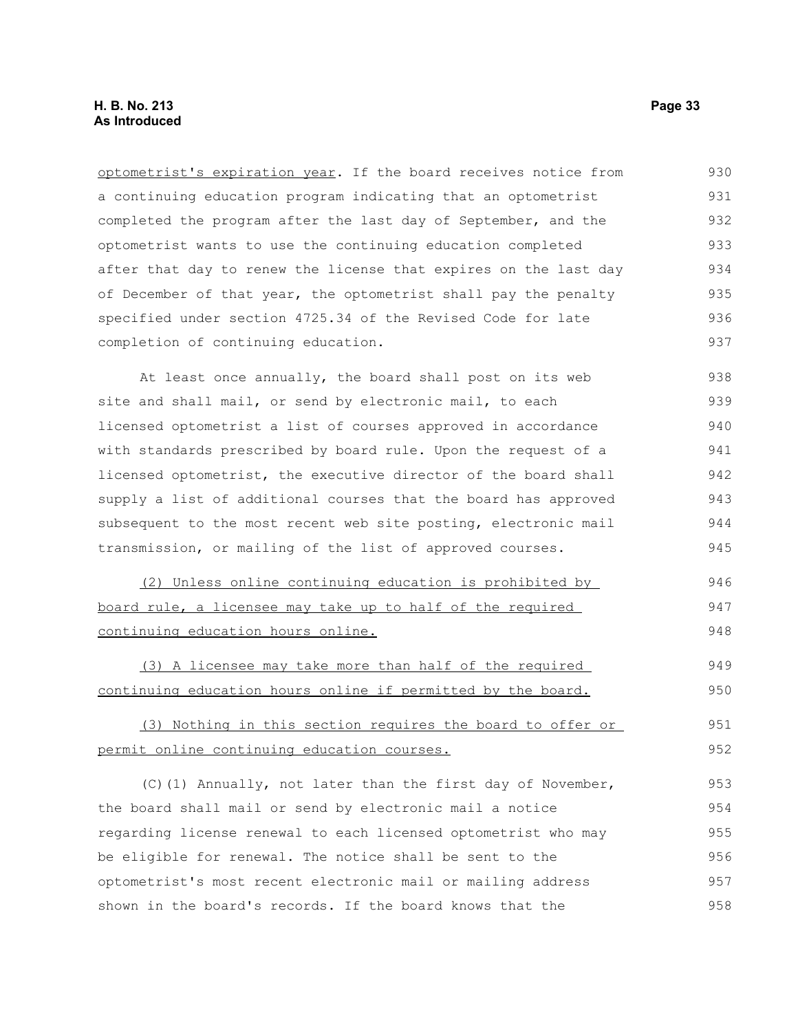optometrist's expiration year. If the board receives notice from a continuing education program indicating that an optometrist completed the program after the last day of September, and the optometrist wants to use the continuing education completed after that day to renew the license that expires on the last day of December of that year, the optometrist shall pay the penalty specified under section 4725.34 of the Revised Code for late completion of continuing education.

At least once annually, the board shall post on its web site and shall mail, or send by electronic mail, to each licensed optometrist a list of courses approved in accordance with standards prescribed by board rule. Upon the request of a licensed optometrist, the executive director of the board shall supply a list of additional courses that the board has approved subsequent to the most recent web site posting, electronic mail transmission, or mailing of the list of approved courses.

(2) Unless online continuing education is prohibited by board rule, a licensee may take up to half of the required continuing education hours online.

(3) A licensee may take more than half of the required continuing education hours online if permitted by the board.

(3) Nothing in this section requires the board to offer or permit online continuing education courses.

(C)(1) Annually, not later than the first day of November, the board shall mail or send by electronic mail a notice regarding license renewal to each licensed optometrist who may be eligible for renewal. The notice shall be sent to the optometrist's most recent electronic mail or mailing address shown in the board's records. If the board knows that the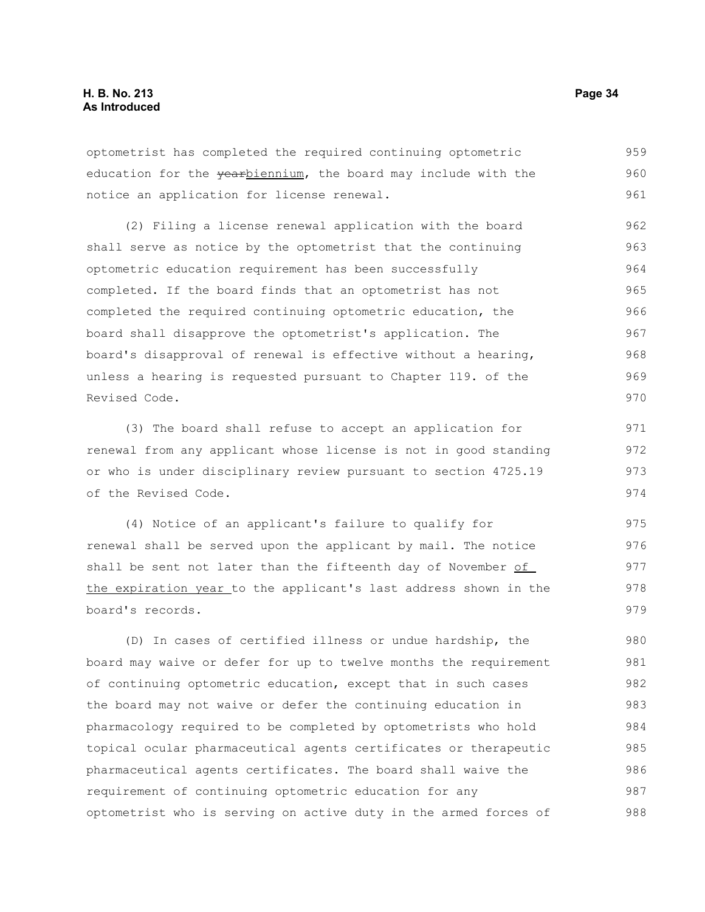optometrist has completed the required continuing optometric education for the ~~year~~biennium, the board may include with the notice an application for license renewal.

(2) Filing a license renewal application with the board shall serve as notice by the optometrist that the continuing optometric education requirement has been successfully completed. If the board finds that an optometrist has not completed the required continuing optometric education, the board shall disapprove the optometrist's application. The board's disapproval of renewal is effective without a hearing, unless a hearing is requested pursuant to Chapter 119. of the Revised Code.

(3) The board shall refuse to accept an application for renewal from any applicant whose license is not in good standing or who is under disciplinary review pursuant to section 4725.19 of the Revised Code.

(4) Notice of an applicant's failure to qualify for renewal shall be served upon the applicant by mail. The notice shall be sent not later than the fifteenth day of November <u>of the expiration year</u> to the applicant's last address shown in the board's records.

(D) In cases of certified illness or undue hardship, the board may waive or defer for up to twelve months the requirement of continuing optometric education, except that in such cases the board may not waive or defer the continuing education in pharmacology required to be completed by optometrists who hold topical ocular pharmaceutical agents certificates or therapeutic pharmaceutical agents certificates. The board shall waive the requirement of continuing optometric education for any optometrist who is serving on active duty in the armed forces of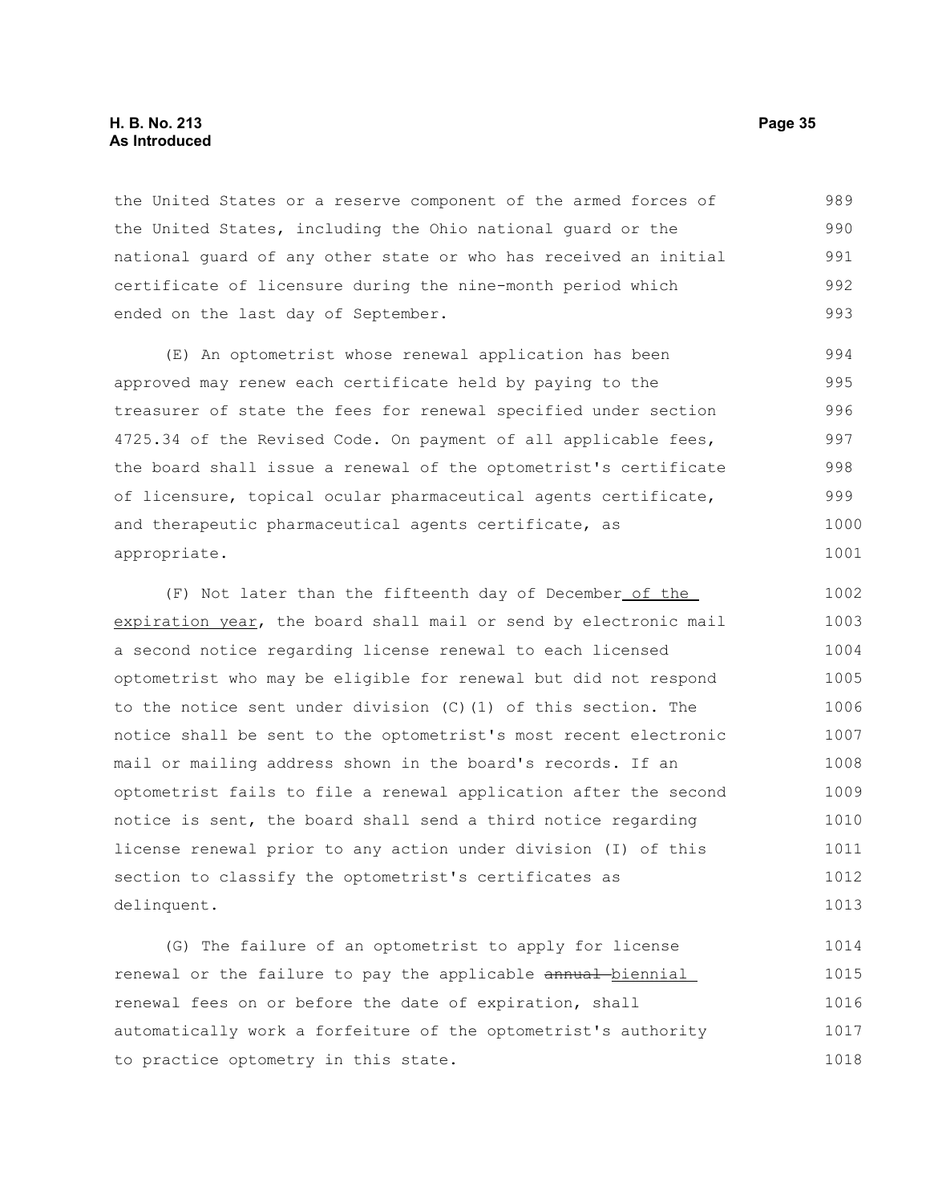the United States or a reserve component of the armed forces of the United States, including the Ohio national guard or the national guard of any other state or who has received an initial certificate of licensure during the nine-month period which ended on the last day of September.

(E) An optometrist whose renewal application has been approved may renew each certificate held by paying to the treasurer of state the fees for renewal specified under section 4725.34 of the Revised Code. On payment of all applicable fees, the board shall issue a renewal of the optometrist's certificate of licensure, topical ocular pharmaceutical agents certificate, and therapeutic pharmaceutical agents certificate, as appropriate.

(F) Not later than the fifteenth day of December of the expiration year, the board shall mail or send by electronic mail a second notice regarding license renewal to each licensed optometrist who may be eligible for renewal but did not respond to the notice sent under division (C)(1) of this section. The notice shall be sent to the optometrist's most recent electronic mail or mailing address shown in the board's records. If an optometrist fails to file a renewal application after the second notice is sent, the board shall send a third notice regarding license renewal prior to any action under division (I) of this section to classify the optometrist's certificates as delinquent.

(G) The failure of an optometrist to apply for license renewal or the failure to pay the applicable ~~annual~~ biennial renewal fees on or before the date of expiration, shall automatically work a forfeiture of the optometrist's authority to practice optometry in this state.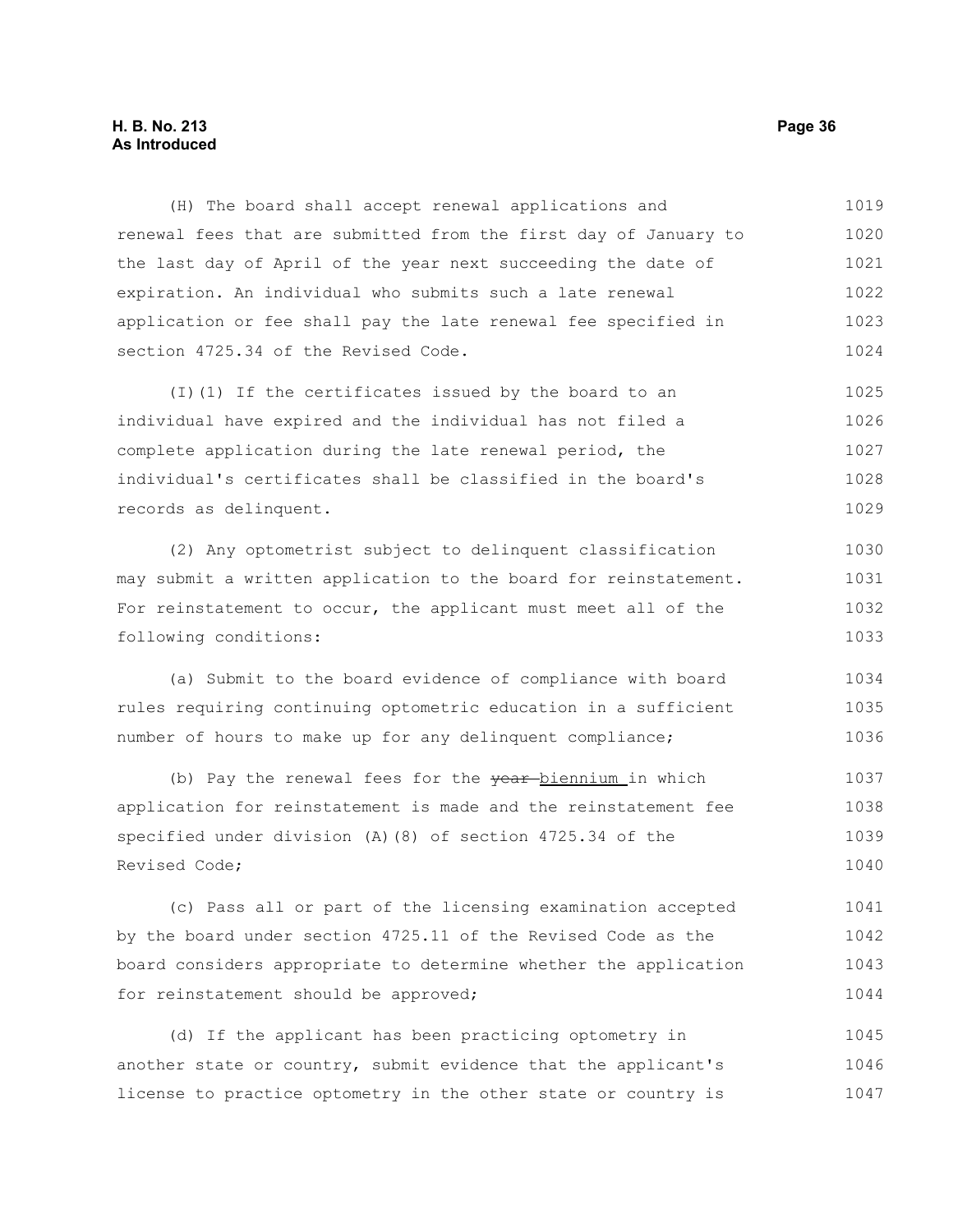(H) The board shall accept renewal applications and renewal fees that are submitted from the first day of January to the last day of April of the year next succeeding the date of expiration. An individual who submits such a late renewal application or fee shall pay the late renewal fee specified in section 4725.34 of the Revised Code.

(I)(1) If the certificates issued by the board to an individual have expired and the individual has not filed a complete application during the late renewal period, the individual's certificates shall be classified in the board's records as delinquent.

(2) Any optometrist subject to delinquent classification may submit a written application to the board for reinstatement. For reinstatement to occur, the applicant must meet all of the following conditions:

(a) Submit to the board evidence of compliance with board rules requiring continuing optometric education in a sufficient number of hours to make up for any delinquent compliance;

(b) Pay the renewal fees for the ~~year~~ <u>biennium</u> in which application for reinstatement is made and the reinstatement fee specified under division (A)(8) of section 4725.34 of the Revised Code;

(c) Pass all or part of the licensing examination accepted by the board under section 4725.11 of the Revised Code as the board considers appropriate to determine whether the application for reinstatement should be approved;

(d) If the applicant has been practicing optometry in another state or country, submit evidence that the applicant's license to practice optometry in the other state or country is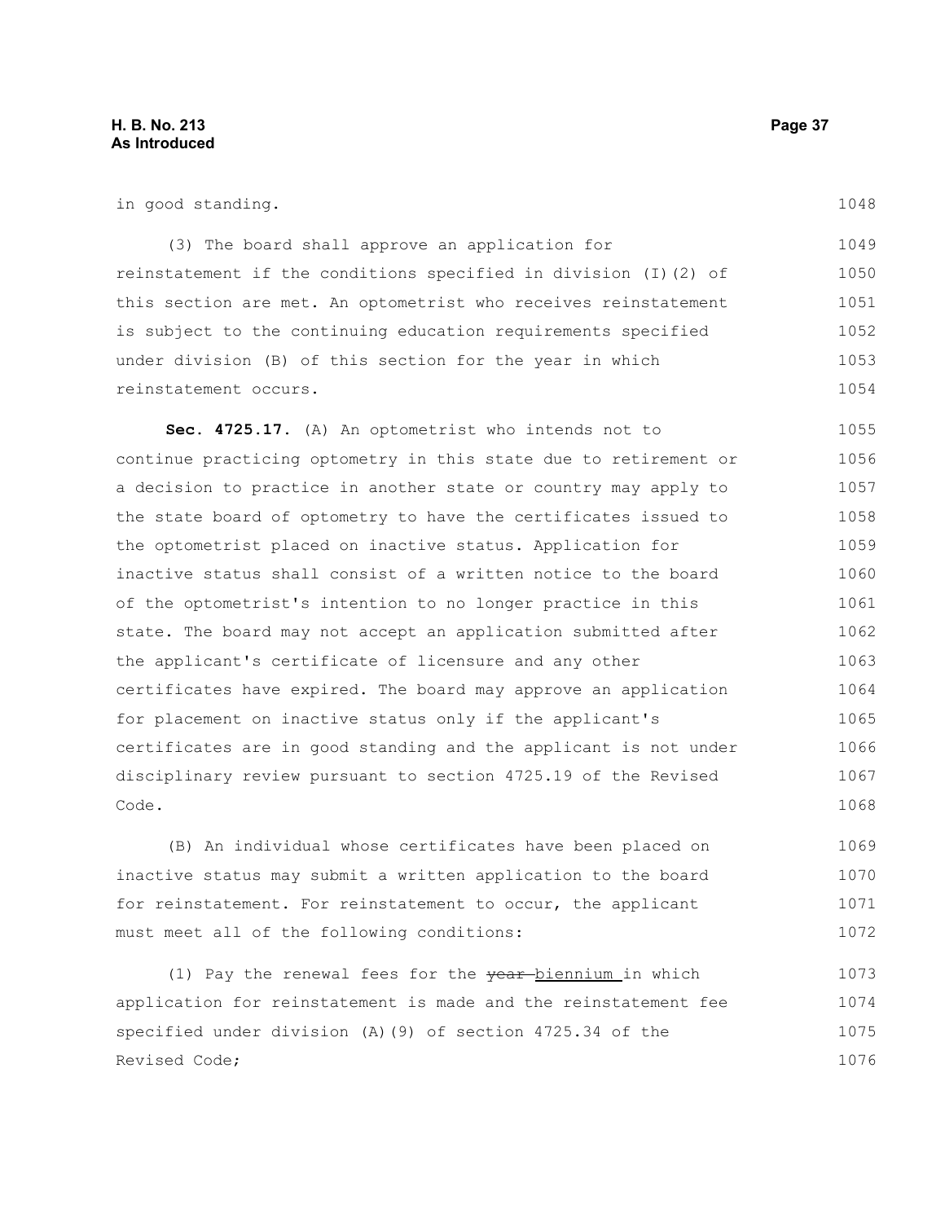in good standing.

(3) The board shall approve an application for reinstatement if the conditions specified in division (I)(2) of this section are met. An optometrist who receives reinstatement is subject to the continuing education requirements specified under division (B) of this section for the year in which reinstatement occurs.

**Sec. 4725.17.** (A) An optometrist who intends not to continue practicing optometry in this state due to retirement or a decision to practice in another state or country may apply to the state board of optometry to have the certificates issued to the optometrist placed on inactive status. Application for inactive status shall consist of a written notice to the board of the optometrist's intention to no longer practice in this state. The board may not accept an application submitted after the applicant's certificate of licensure and any other certificates have expired. The board may approve an application for placement on inactive status only if the applicant's certificates are in good standing and the applicant is not under disciplinary review pursuant to section 4725.19 of the Revised Code.

(B) An individual whose certificates have been placed on inactive status may submit a written application to the board for reinstatement. For reinstatement to occur, the applicant must meet all of the following conditions:

(1) Pay the renewal fees for the ~~year~~ biennium in which application for reinstatement is made and the reinstatement fee specified under division (A)(9) of section 4725.34 of the Revised Code;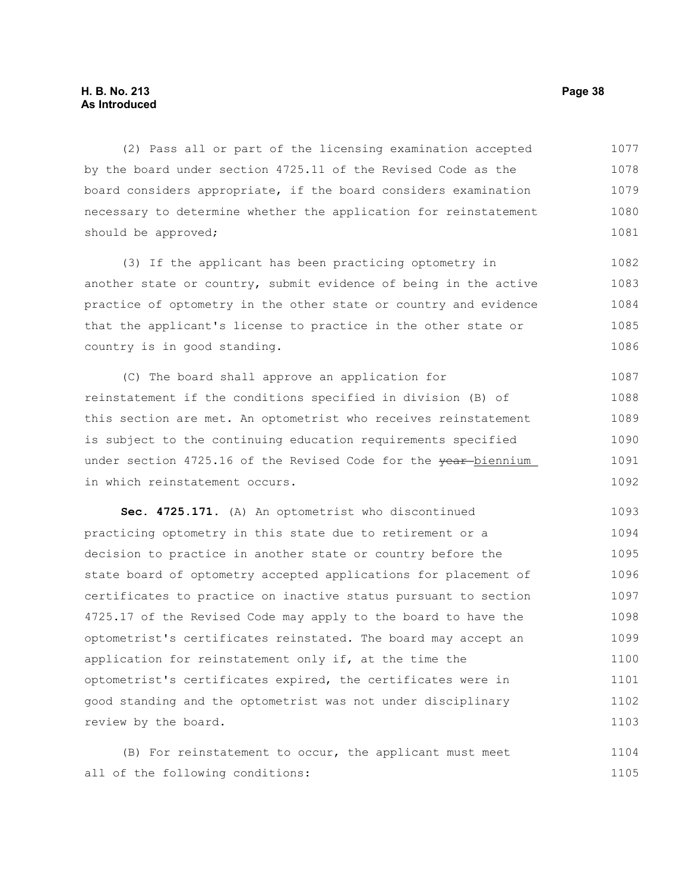(2) Pass all or part of the licensing examination accepted by the board under section 4725.11 of the Revised Code as the board considers appropriate, if the board considers examination necessary to determine whether the application for reinstatement should be approved;

(3) If the applicant has been practicing optometry in another state or country, submit evidence of being in the active practice of optometry in the other state or country and evidence that the applicant's license to practice in the other state or country is in good standing.

(C) The board shall approve an application for reinstatement if the conditions specified in division (B) of this section are met. An optometrist who receives reinstatement is subject to the continuing education requirements specified under section 4725.16 of the Revised Code for the ~~year~~ biennium in which reinstatement occurs.

**Sec. 4725.171.** (A) An optometrist who discontinued practicing optometry in this state due to retirement or a decision to practice in another state or country before the state board of optometry accepted applications for placement of certificates to practice on inactive status pursuant to section 4725.17 of the Revised Code may apply to the board to have the optometrist's certificates reinstated. The board may accept an application for reinstatement only if, at the time the optometrist's certificates expired, the certificates were in good standing and the optometrist was not under disciplinary review by the board.

(B) For reinstatement to occur, the applicant must meet all of the following conditions: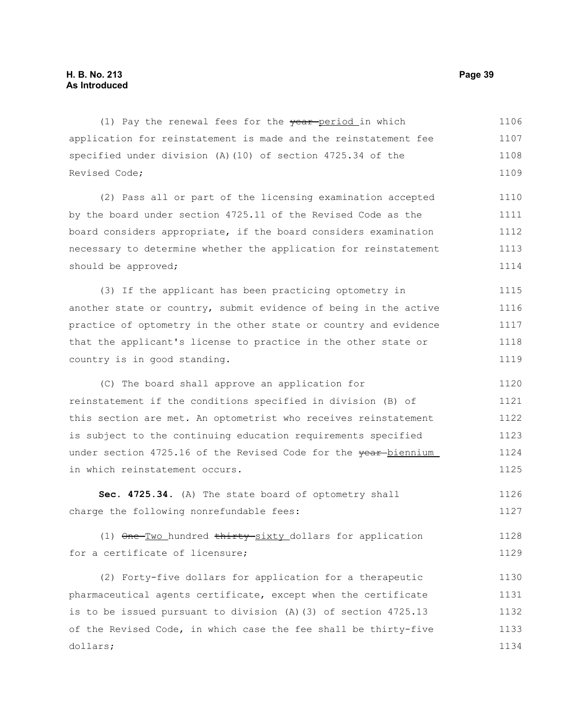(1) Pay the renewal fees for the ~~year~~ period in which application for reinstatement is made and the reinstatement fee specified under division (A)(10) of section 4725.34 of the Revised Code;

(2) Pass all or part of the licensing examination accepted by the board under section 4725.11 of the Revised Code as the board considers appropriate, if the board considers examination necessary to determine whether the application for reinstatement should be approved;

(3) If the applicant has been practicing optometry in another state or country, submit evidence of being in the active practice of optometry in the other state or country and evidence that the applicant's license to practice in the other state or country is in good standing.

(C) The board shall approve an application for reinstatement if the conditions specified in division (B) of this section are met. An optometrist who receives reinstatement is subject to the continuing education requirements specified under section 4725.16 of the Revised Code for the ~~year~~ biennium in which reinstatement occurs.

**Sec. 4725.34.** (A) The state board of optometry shall charge the following nonrefundable fees:

(1) ~~One~~ Two hundred ~~thirty~~ sixty dollars for application for a certificate of licensure;

(2) Forty-five dollars for application for a therapeutic pharmaceutical agents certificate, except when the certificate is to be issued pursuant to division (A)(3) of section 4725.13 of the Revised Code, in which case the fee shall be thirty-five dollars;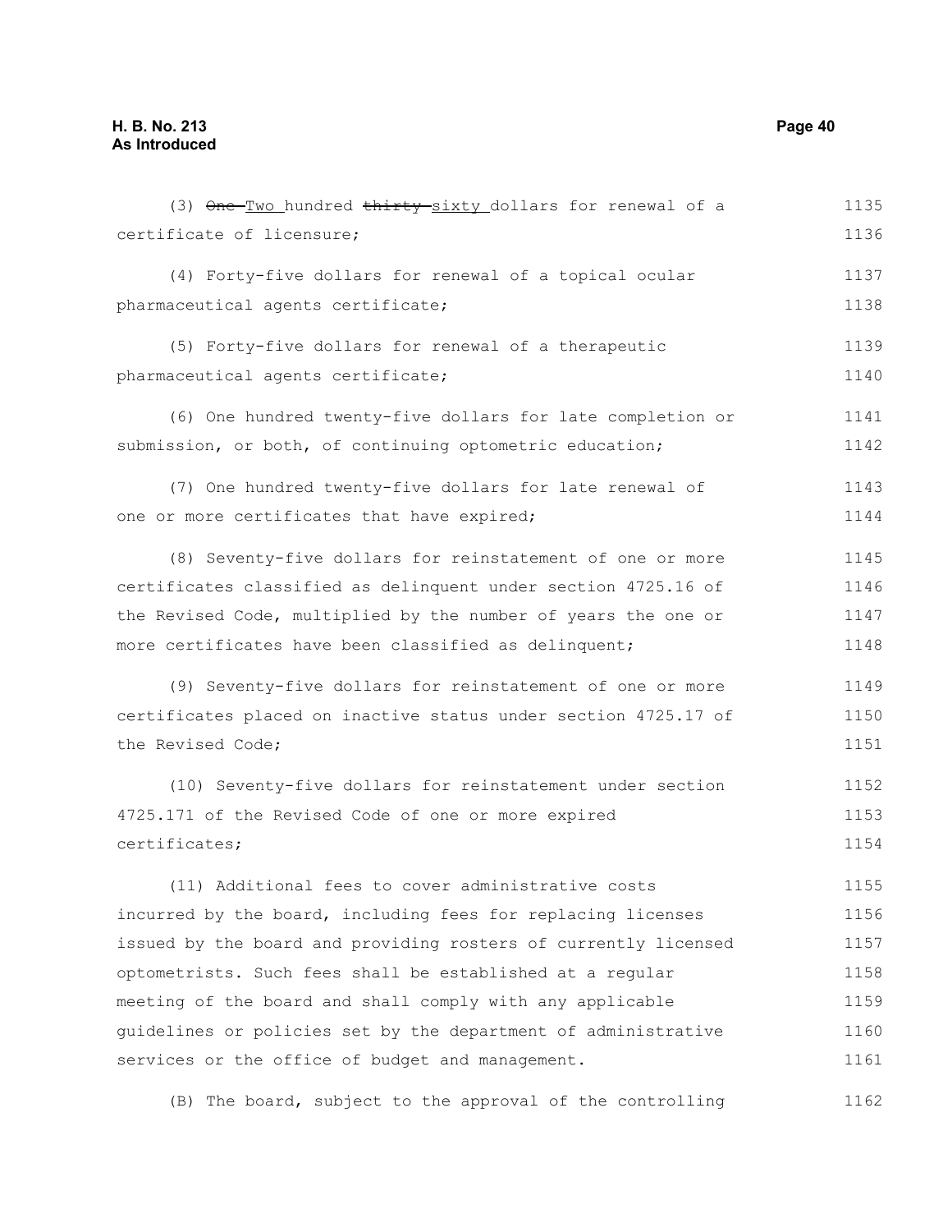(3) ~~One~~ <u>Two</u> hundred ~~thirty~~ <u>sixty</u> dollars for renewal of a certificate of licensure;

(4) Forty-five dollars for renewal of a topical ocular pharmaceutical agents certificate;

(5) Forty-five dollars for renewal of a therapeutic pharmaceutical agents certificate;

(6) One hundred twenty-five dollars for late completion or submission, or both, of continuing optometric education;

(7) One hundred twenty-five dollars for late renewal of one or more certificates that have expired;

(8) Seventy-five dollars for reinstatement of one or more certificates classified as delinquent under section 4725.16 of the Revised Code, multiplied by the number of years the one or more certificates have been classified as delinquent;

(9) Seventy-five dollars for reinstatement of one or more certificates placed on inactive status under section 4725.17 of the Revised Code;

(10) Seventy-five dollars for reinstatement under section 4725.171 of the Revised Code of one or more expired certificates;

(11) Additional fees to cover administrative costs incurred by the board, including fees for replacing licenses issued by the board and providing rosters of currently licensed optometrists. Such fees shall be established at a regular meeting of the board and shall comply with any applicable guidelines or policies set by the department of administrative services or the office of budget and management.

(B) The board, subject to the approval of the controlling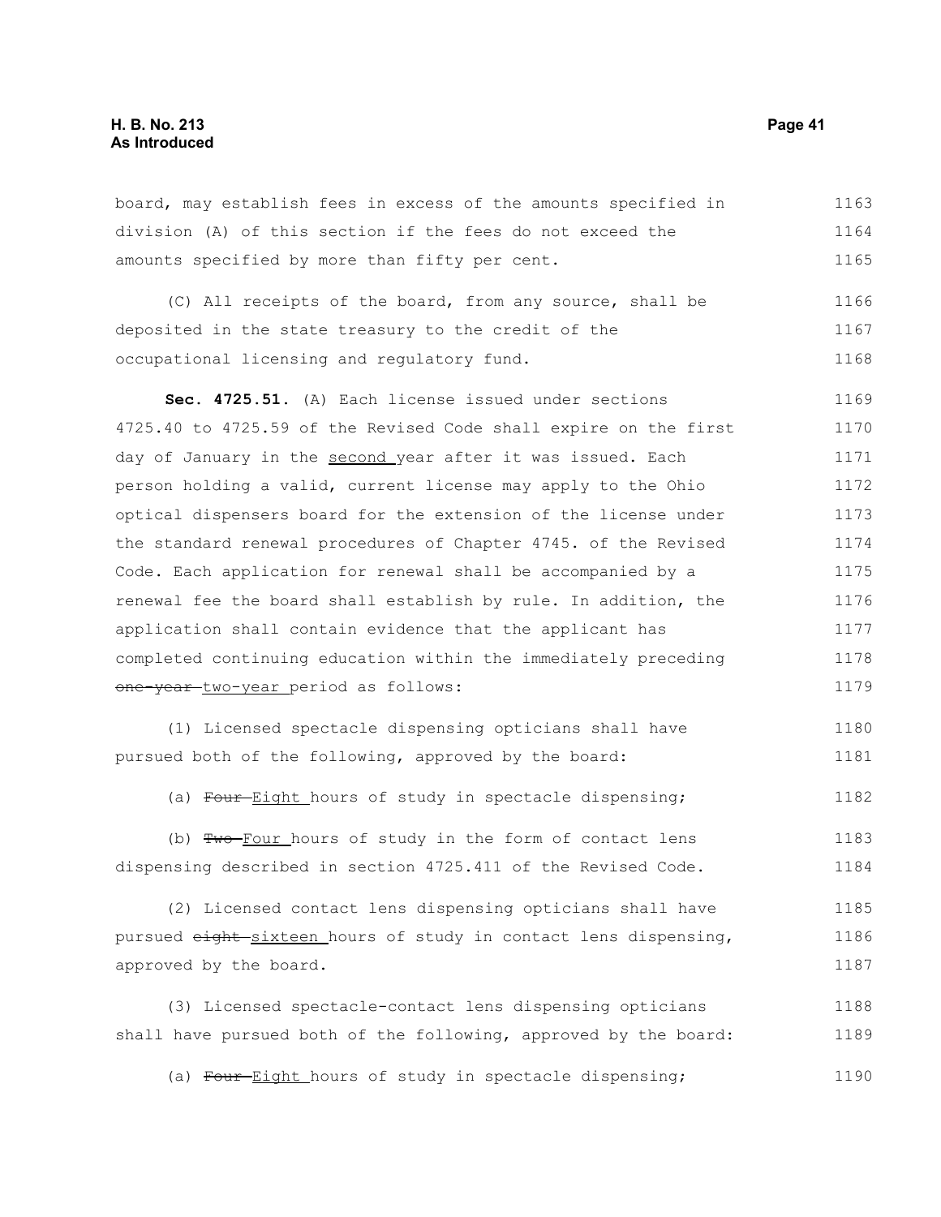board, may establish fees in excess of the amounts specified in division (A) of this section if the fees do not exceed the amounts specified by more than fifty per cent.

(C) All receipts of the board, from any source, shall be deposited in the state treasury to the credit of the occupational licensing and regulatory fund.

**Sec. 4725.51.** (A) Each license issued under sections 4725.40 to 4725.59 of the Revised Code shall expire on the first day of January in the second year after it was issued. Each person holding a valid, current license may apply to the Ohio optical dispensers board for the extension of the license under the standard renewal procedures of Chapter 4745. of the Revised Code. Each application for renewal shall be accompanied by a renewal fee the board shall establish by rule. In addition, the application shall contain evidence that the applicant has completed continuing education within the immediately preceding ~~one-year~~ two-year period as follows:

(1) Licensed spectacle dispensing opticians shall have pursued both of the following, approved by the board:

(a) ~~Four~~ Eight hours of study in spectacle dispensing;

(b) ~~Two~~ Four hours of study in the form of contact lens dispensing described in section 4725.411 of the Revised Code.

(2) Licensed contact lens dispensing opticians shall have pursued ~~eight~~ sixteen hours of study in contact lens dispensing, approved by the board.

(3) Licensed spectacle-contact lens dispensing opticians shall have pursued both of the following, approved by the board:

(a) ~~Four~~ Eight hours of study in spectacle dispensing;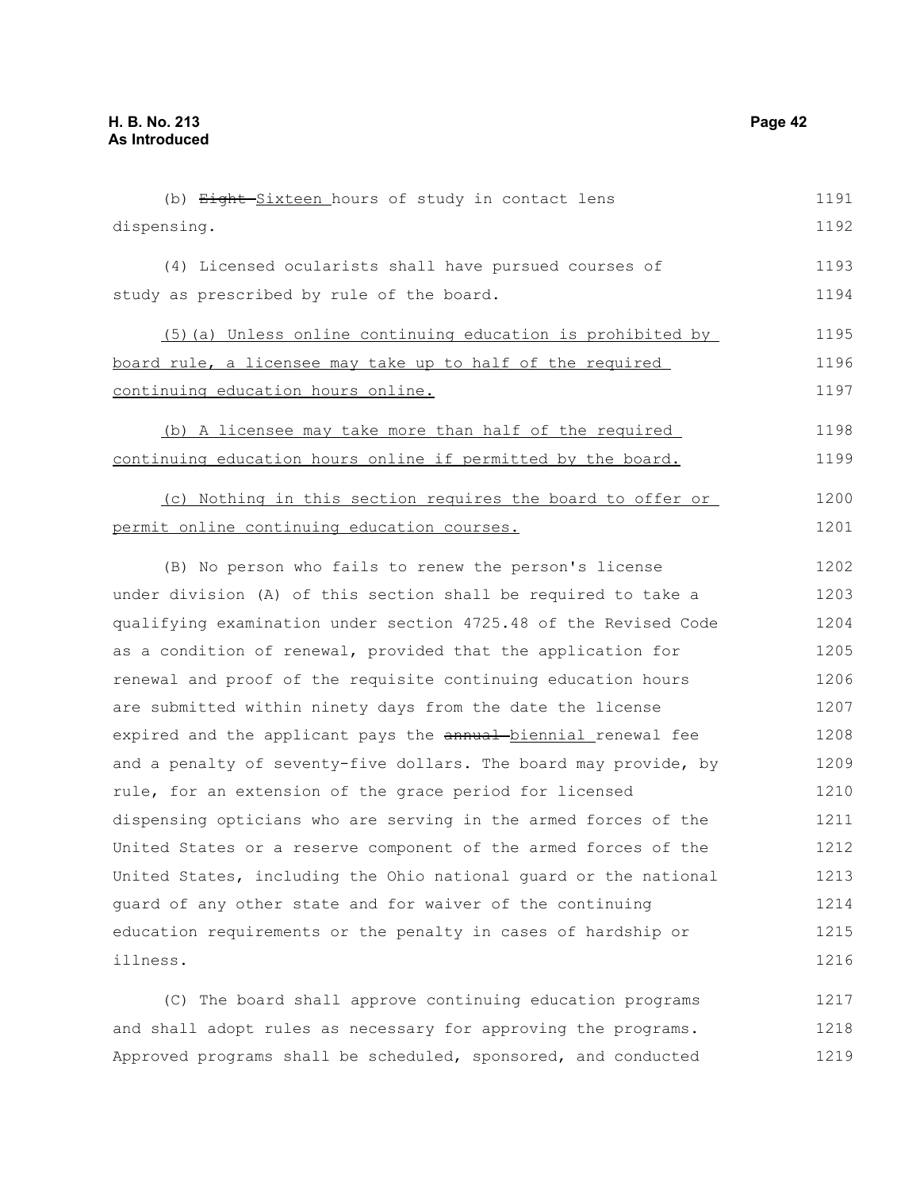(b) ~~Eight~~ Sixteen hours of study in contact lens dispensing.

(4) Licensed ocularists shall have pursued courses of study as prescribed by rule of the board.

<u>(5)(a) Unless online continuing education is prohibited by board rule, a licensee may take up to half of the required continuing education hours online.</u>

<u>(b) A licensee may take more than half of the required continuing education hours online if permitted by the board.</u>

<u>(c) Nothing in this section requires the board to offer or permit online continuing education courses.</u>

(B) No person who fails to renew the person's license under division (A) of this section shall be required to take a qualifying examination under section 4725.48 of the Revised Code as a condition of renewal, provided that the application for renewal and proof of the requisite continuing education hours are submitted within ninety days from the date the license expired and the applicant pays the ~~annual~~ biennial renewal fee and a penalty of seventy-five dollars. The board may provide, by rule, for an extension of the grace period for licensed dispensing opticians who are serving in the armed forces of the United States or a reserve component of the armed forces of the United States, including the Ohio national guard or the national guard of any other state and for waiver of the continuing education requirements or the penalty in cases of hardship or illness.

(C) The board shall approve continuing education programs and shall adopt rules as necessary for approving the programs. Approved programs shall be scheduled, sponsored, and conducted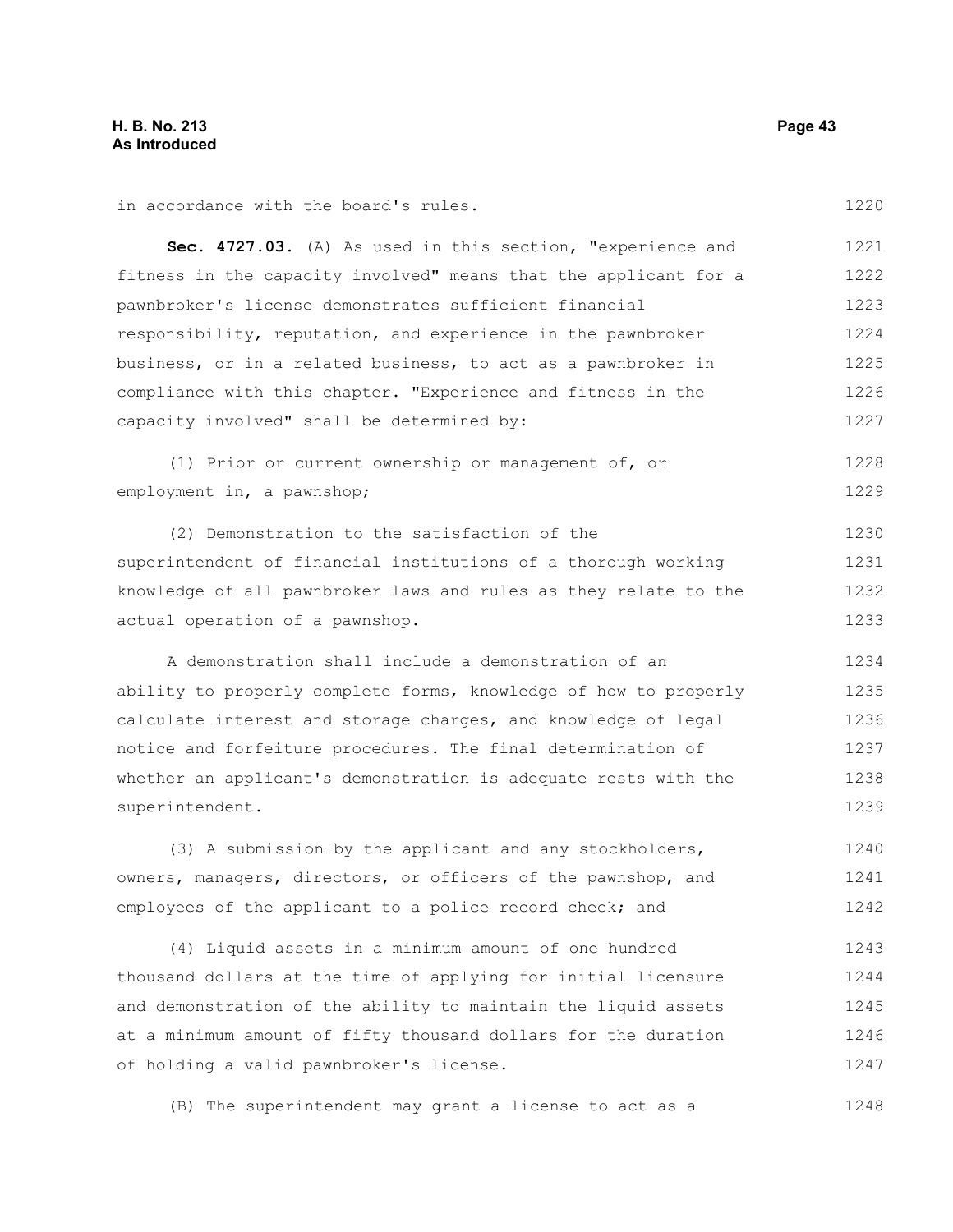in accordance with the board's rules.

**Sec. 4727.03.** (A) As used in this section, "experience and fitness in the capacity involved" means that the applicant for a pawnbroker's license demonstrates sufficient financial responsibility, reputation, and experience in the pawnbroker business, or in a related business, to act as a pawnbroker in compliance with this chapter. "Experience and fitness in the capacity involved" shall be determined by:

(1) Prior or current ownership or management of, or employment in, a pawnshop;

(2) Demonstration to the satisfaction of the superintendent of financial institutions of a thorough working knowledge of all pawnbroker laws and rules as they relate to the actual operation of a pawnshop.

A demonstration shall include a demonstration of an ability to properly complete forms, knowledge of how to properly calculate interest and storage charges, and knowledge of legal notice and forfeiture procedures. The final determination of whether an applicant's demonstration is adequate rests with the superintendent.

(3) A submission by the applicant and any stockholders, owners, managers, directors, or officers of the pawnshop, and employees of the applicant to a police record check; and

(4) Liquid assets in a minimum amount of one hundred thousand dollars at the time of applying for initial licensure and demonstration of the ability to maintain the liquid assets at a minimum amount of fifty thousand dollars for the duration of holding a valid pawnbroker's license.

(B) The superintendent may grant a license to act as a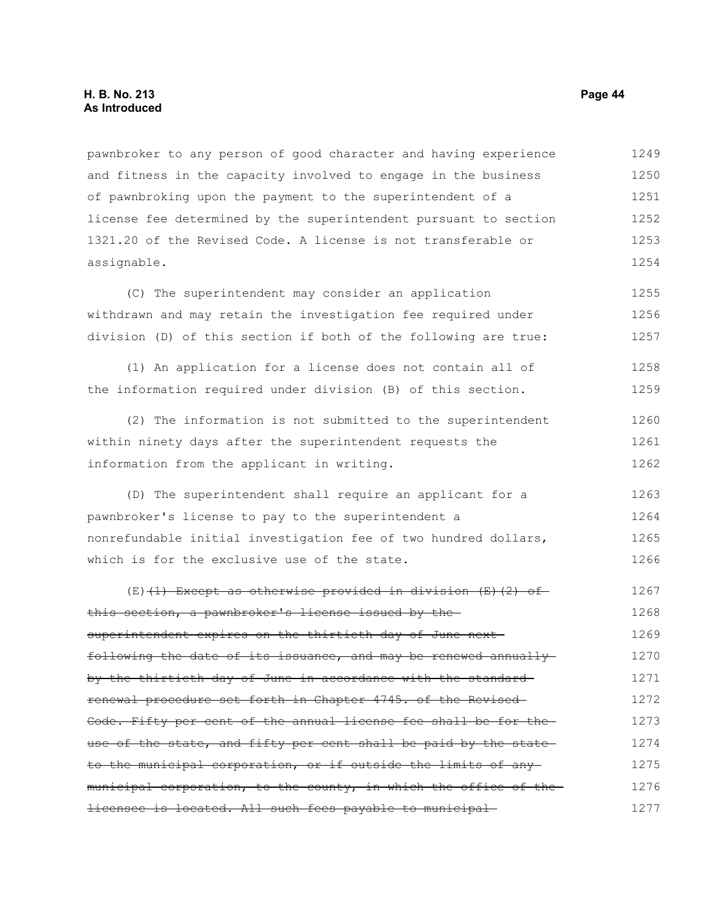pawnbroker to any person of good character and having experience and fitness in the capacity involved to engage in the business of pawnbroking upon the payment to the superintendent of a license fee determined by the superintendent pursuant to section 1321.20 of the Revised Code. A license is not transferable or assignable.

(C) The superintendent may consider an application withdrawn and may retain the investigation fee required under division (D) of this section if both of the following are true:

(1) An application for a license does not contain all of the information required under division (B) of this section.

(2) The information is not submitted to the superintendent within ninety days after the superintendent requests the information from the applicant in writing.

(D) The superintendent shall require an applicant for a pawnbroker's license to pay to the superintendent a nonrefundable initial investigation fee of two hundred dollars, which is for the exclusive use of the state.

(E) ~~(1) Except as otherwise provided in division (E)(2) of this section, a pawnbroker's license issued by the superintendent expires on the thirtieth day of June next following the date of its issuance, and may be renewed annually by the thirtieth day of June in accordance with the standard renewal procedure set forth in Chapter 4745. of the Revised Code. Fifty per cent of the annual license fee shall be for the use of the state, and fifty per cent shall be paid by the state to the municipal corporation, or if outside the limits of any municipal corporation, to the county, in which the office of the licensee is located. All such fees payable to municipal~~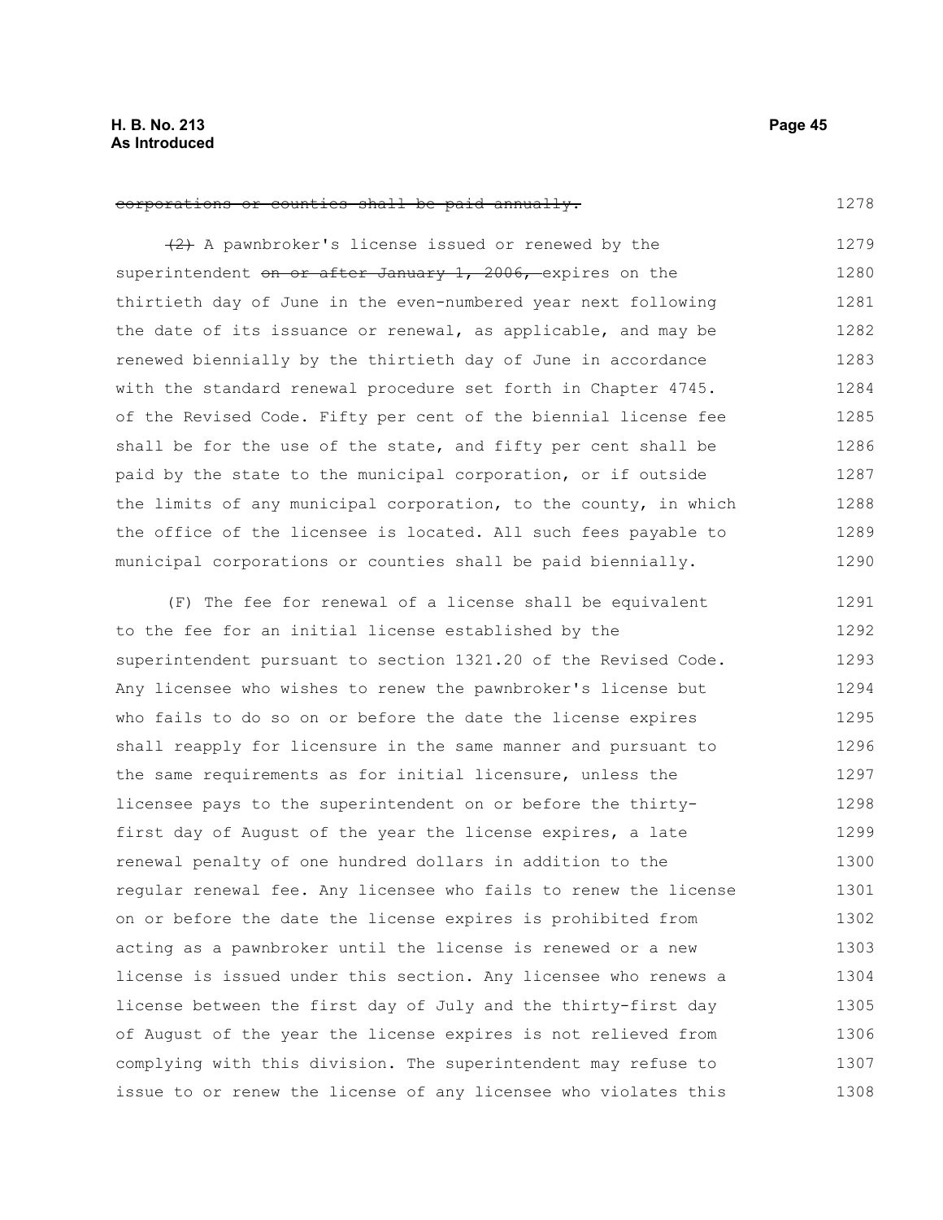~~corporations or counties shall be paid annually.~~

~~(2)~~ A pawnbroker's license issued or renewed by the superintendent ~~on or after January 1, 2006,~~ expires on the thirtieth day of June in the even-numbered year next following the date of its issuance or renewal, as applicable, and may be renewed biennially by the thirtieth day of June in accordance with the standard renewal procedure set forth in Chapter 4745. of the Revised Code. Fifty per cent of the biennial license fee shall be for the use of the state, and fifty per cent shall be paid by the state to the municipal corporation, or if outside the limits of any municipal corporation, to the county, in which the office of the licensee is located. All such fees payable to municipal corporations or counties shall be paid biennially.

(F) The fee for renewal of a license shall be equivalent to the fee for an initial license established by the superintendent pursuant to section 1321.20 of the Revised Code. Any licensee who wishes to renew the pawnbroker's license but who fails to do so on or before the date the license expires shall reapply for licensure in the same manner and pursuant to the same requirements as for initial licensure, unless the licensee pays to the superintendent on or before the thirty-first day of August of the year the license expires, a late renewal penalty of one hundred dollars in addition to the regular renewal fee. Any licensee who fails to renew the license on or before the date the license expires is prohibited from acting as a pawnbroker until the license is renewed or a new license is issued under this section. Any licensee who renews a license between the first day of July and the thirty-first day of August of the year the license expires is not relieved from complying with this division. The superintendent may refuse to issue to or renew the license of any licensee who violates this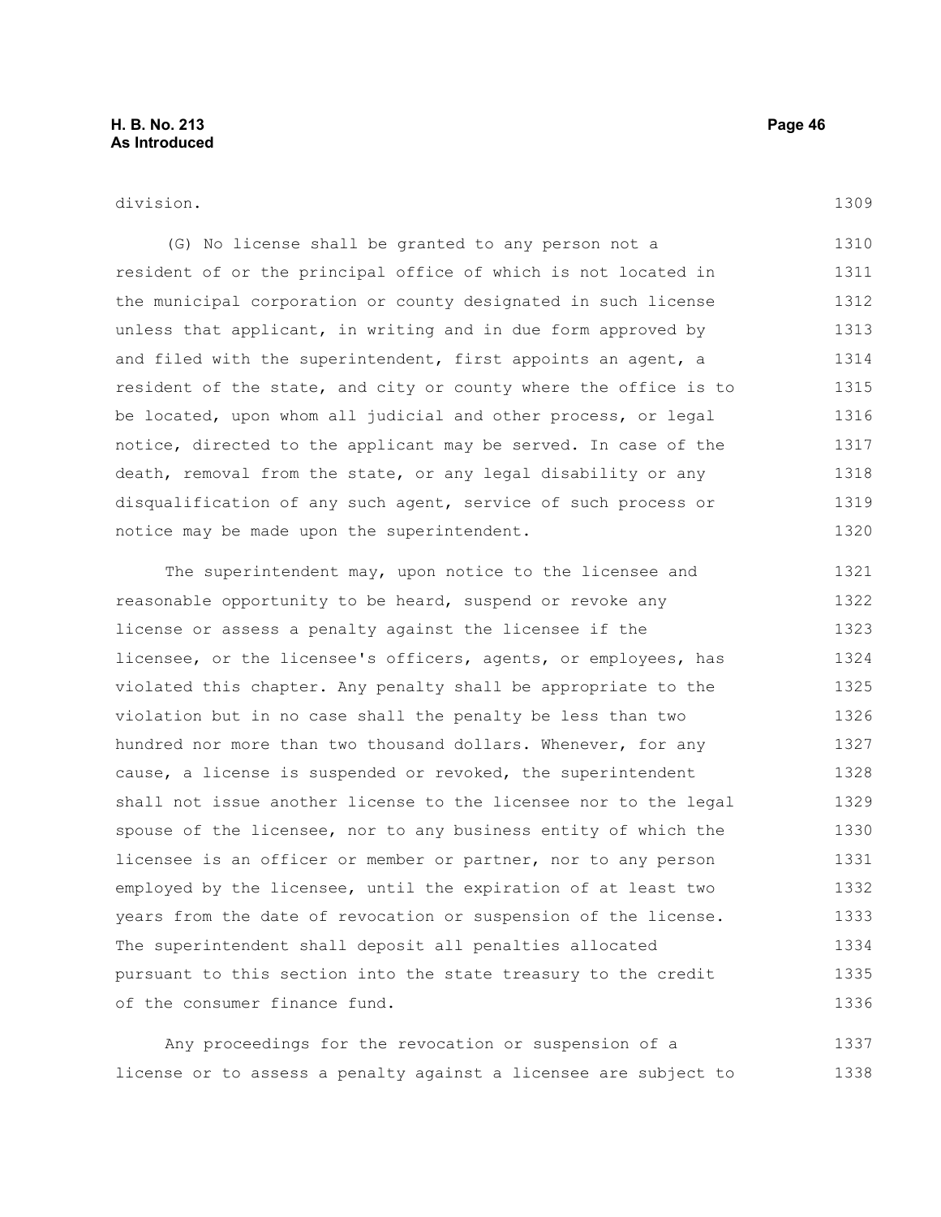division.

(G) No license shall be granted to any person not a resident of or the principal office of which is not located in the municipal corporation or county designated in such license unless that applicant, in writing and in due form approved by and filed with the superintendent, first appoints an agent, a resident of the state, and city or county where the office is to be located, upon whom all judicial and other process, or legal notice, directed to the applicant may be served. In case of the death, removal from the state, or any legal disability or any disqualification of any such agent, service of such process or notice may be made upon the superintendent.

The superintendent may, upon notice to the licensee and reasonable opportunity to be heard, suspend or revoke any license or assess a penalty against the licensee if the licensee, or the licensee's officers, agents, or employees, has violated this chapter. Any penalty shall be appropriate to the violation but in no case shall the penalty be less than two hundred nor more than two thousand dollars. Whenever, for any cause, a license is suspended or revoked, the superintendent shall not issue another license to the licensee nor to the legal spouse of the licensee, nor to any business entity of which the licensee is an officer or member or partner, nor to any person employed by the licensee, until the expiration of at least two years from the date of revocation or suspension of the license. The superintendent shall deposit all penalties allocated pursuant to this section into the state treasury to the credit of the consumer finance fund.

Any proceedings for the revocation or suspension of a license or to assess a penalty against a licensee are subject to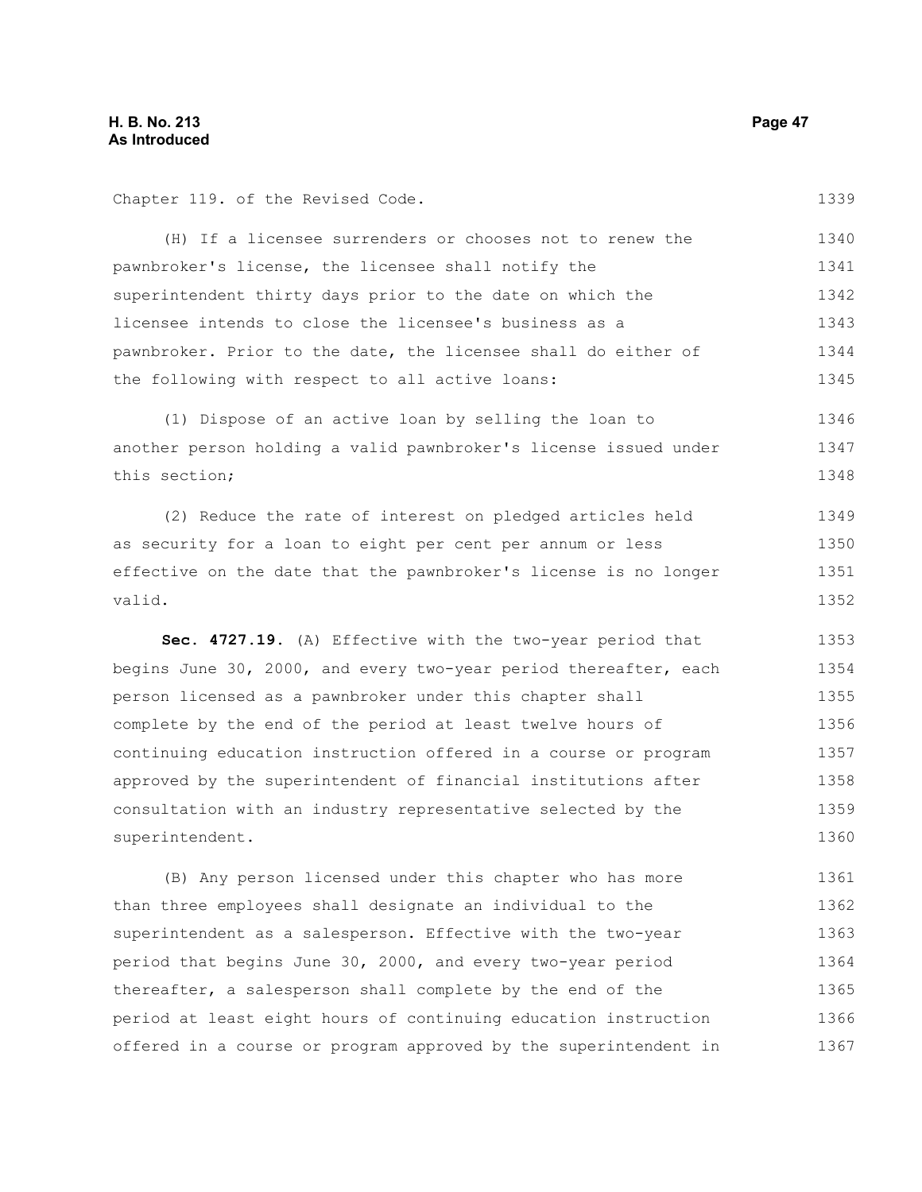Chapter 119. of the Revised Code.

(H) If a licensee surrenders or chooses not to renew the pawnbroker's license, the licensee shall notify the superintendent thirty days prior to the date on which the licensee intends to close the licensee's business as a pawnbroker. Prior to the date, the licensee shall do either of the following with respect to all active loans:

(1) Dispose of an active loan by selling the loan to another person holding a valid pawnbroker's license issued under this section;

(2) Reduce the rate of interest on pledged articles held as security for a loan to eight per cent per annum or less effective on the date that the pawnbroker's license is no longer valid.

**Sec. 4727.19.** (A) Effective with the two-year period that begins June 30, 2000, and every two-year period thereafter, each person licensed as a pawnbroker under this chapter shall complete by the end of the period at least twelve hours of continuing education instruction offered in a course or program approved by the superintendent of financial institutions after consultation with an industry representative selected by the superintendent.

(B) Any person licensed under this chapter who has more than three employees shall designate an individual to the superintendent as a salesperson. Effective with the two-year period that begins June 30, 2000, and every two-year period thereafter, a salesperson shall complete by the end of the period at least eight hours of continuing education instruction offered in a course or program approved by the superintendent in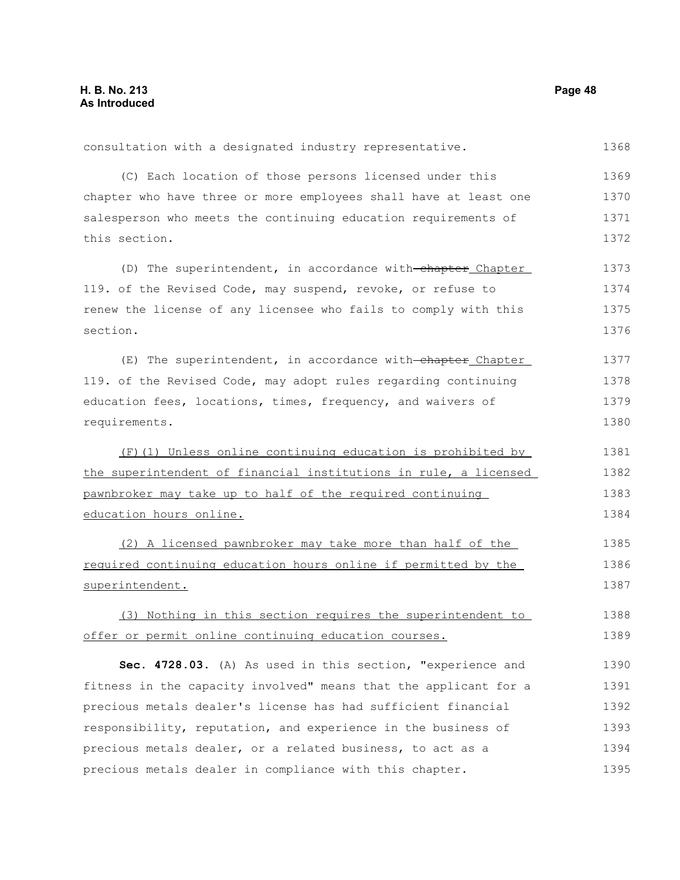consultation with a designated industry representative.

(C) Each location of those persons licensed under this chapter who have three or more employees shall have at least one salesperson who meets the continuing education requirements of this section.

(D) The superintendent, in accordance with ~~chapter~~ Chapter 119. of the Revised Code, may suspend, revoke, or refuse to renew the license of any licensee who fails to comply with this section.

(E) The superintendent, in accordance with ~~chapter~~ Chapter 119. of the Revised Code, may adopt rules regarding continuing education fees, locations, times, frequency, and waivers of requirements.

(F)(1) Unless online continuing education is prohibited by the superintendent of financial institutions in rule, a licensed pawnbroker may take up to half of the required continuing education hours online.

(2) A licensed pawnbroker may take more than half of the required continuing education hours online if permitted by the superintendent.

(3) Nothing in this section requires the superintendent to offer or permit online continuing education courses.

**Sec. 4728.03.** (A) As used in this section, "experience and fitness in the capacity involved" means that the applicant for a precious metals dealer's license has had sufficient financial responsibility, reputation, and experience in the business of precious metals dealer, or a related business, to act as a precious metals dealer in compliance with this chapter.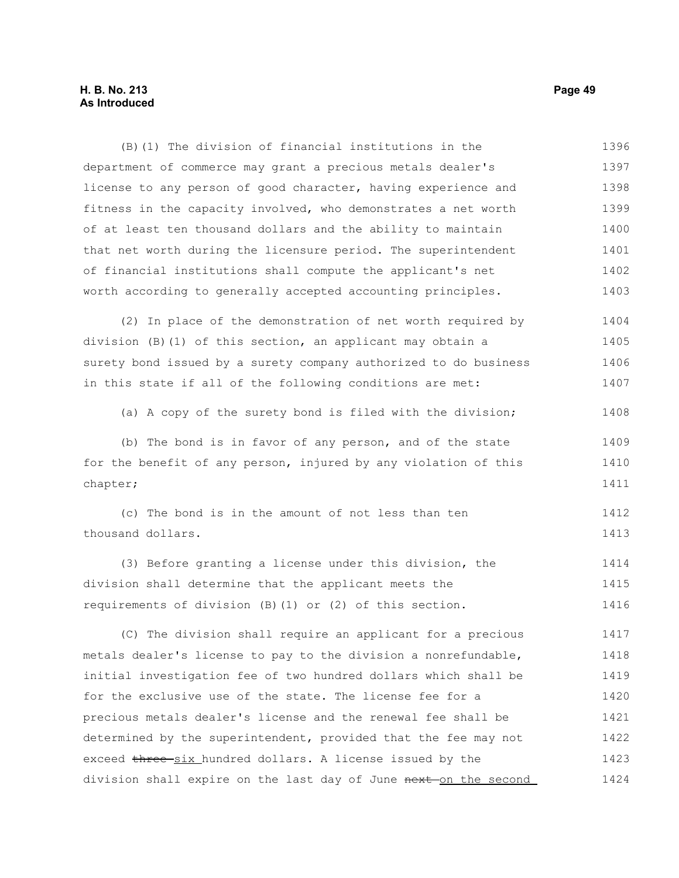(B)(1) The division of financial institutions in the department of commerce may grant a precious metals dealer's license to any person of good character, having experience and fitness in the capacity involved, who demonstrates a net worth of at least ten thousand dollars and the ability to maintain that net worth during the licensure period. The superintendent of financial institutions shall compute the applicant's net worth according to generally accepted accounting principles.

(2) In place of the demonstration of net worth required by division (B)(1) of this section, an applicant may obtain a surety bond issued by a surety company authorized to do business in this state if all of the following conditions are met:

(a) A copy of the surety bond is filed with the division;

(b) The bond is in favor of any person, and of the state for the benefit of any person, injured by any violation of this chapter;

(c) The bond is in the amount of not less than ten thousand dollars.

(3) Before granting a license under this division, the division shall determine that the applicant meets the requirements of division (B)(1) or (2) of this section.

(C) The division shall require an applicant for a precious metals dealer's license to pay to the division a nonrefundable, initial investigation fee of two hundred dollars which shall be for the exclusive use of the state. The license fee for a precious metals dealer's license and the renewal fee shall be determined by the superintendent, provided that the fee may not exceed ~~three~~ <u>six</u> hundred dollars. A license issued by the division shall expire on the last day of June ~~next~~ <u>on the second</u>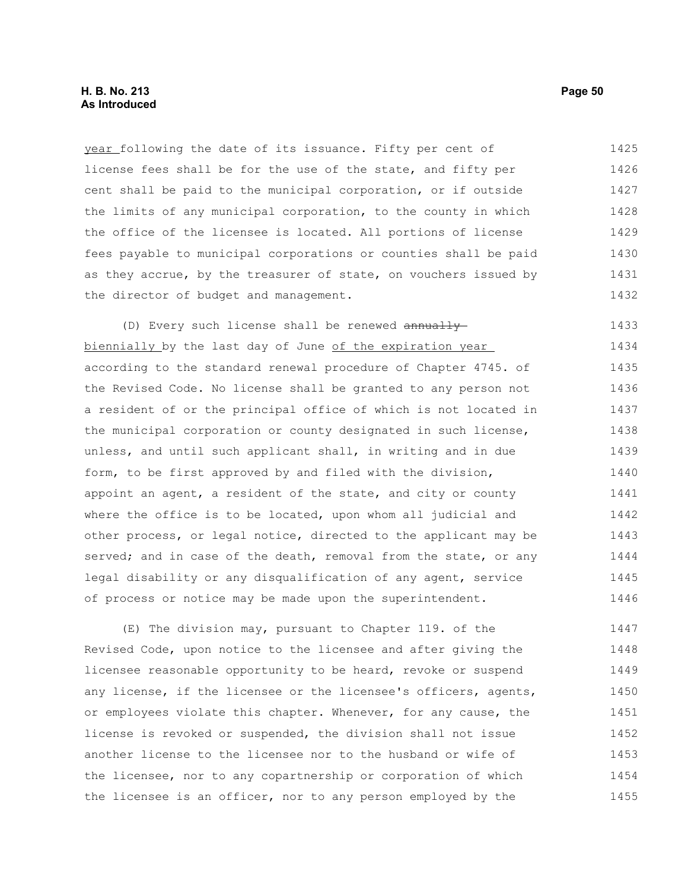year following the date of its issuance. Fifty per cent of license fees shall be for the use of the state, and fifty per cent shall be paid to the municipal corporation, or if outside the limits of any municipal corporation, to the county in which the office of the licensee is located. All portions of license fees payable to municipal corporations or counties shall be paid as they accrue, by the treasurer of state, on vouchers issued by the director of budget and management.

(D) Every such license shall be renewed ~~annually~~ biennially by the last day of June of the expiration year according to the standard renewal procedure of Chapter 4745. of the Revised Code. No license shall be granted to any person not a resident of or the principal office of which is not located in the municipal corporation or county designated in such license, unless, and until such applicant shall, in writing and in due form, to be first approved by and filed with the division, appoint an agent, a resident of the state, and city or county where the office is to be located, upon whom all judicial and other process, or legal notice, directed to the applicant may be served; and in case of the death, removal from the state, or any legal disability or any disqualification of any agent, service of process or notice may be made upon the superintendent.

(E) The division may, pursuant to Chapter 119. of the Revised Code, upon notice to the licensee and after giving the licensee reasonable opportunity to be heard, revoke or suspend any license, if the licensee or the licensee's officers, agents, or employees violate this chapter. Whenever, for any cause, the license is revoked or suspended, the division shall not issue another license to the licensee nor to the husband or wife of the licensee, nor to any copartnership or corporation of which the licensee is an officer, nor to any person employed by the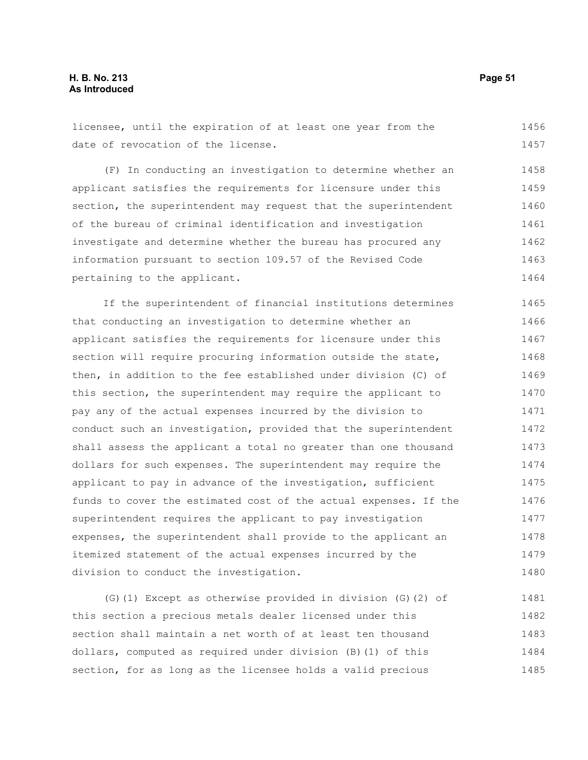licensee, until the expiration of at least one year from the date of revocation of the license.

(F) In conducting an investigation to determine whether an applicant satisfies the requirements for licensure under this section, the superintendent may request that the superintendent of the bureau of criminal identification and investigation investigate and determine whether the bureau has procured any information pursuant to section 109.57 of the Revised Code pertaining to the applicant.

If the superintendent of financial institutions determines that conducting an investigation to determine whether an applicant satisfies the requirements for licensure under this section will require procuring information outside the state, then, in addition to the fee established under division (C) of this section, the superintendent may require the applicant to pay any of the actual expenses incurred by the division to conduct such an investigation, provided that the superintendent shall assess the applicant a total no greater than one thousand dollars for such expenses. The superintendent may require the applicant to pay in advance of the investigation, sufficient funds to cover the estimated cost of the actual expenses. If the superintendent requires the applicant to pay investigation expenses, the superintendent shall provide to the applicant an itemized statement of the actual expenses incurred by the division to conduct the investigation.

(G)(1) Except as otherwise provided in division (G)(2) of this section a precious metals dealer licensed under this section shall maintain a net worth of at least ten thousand dollars, computed as required under division (B)(1) of this section, for as long as the licensee holds a valid precious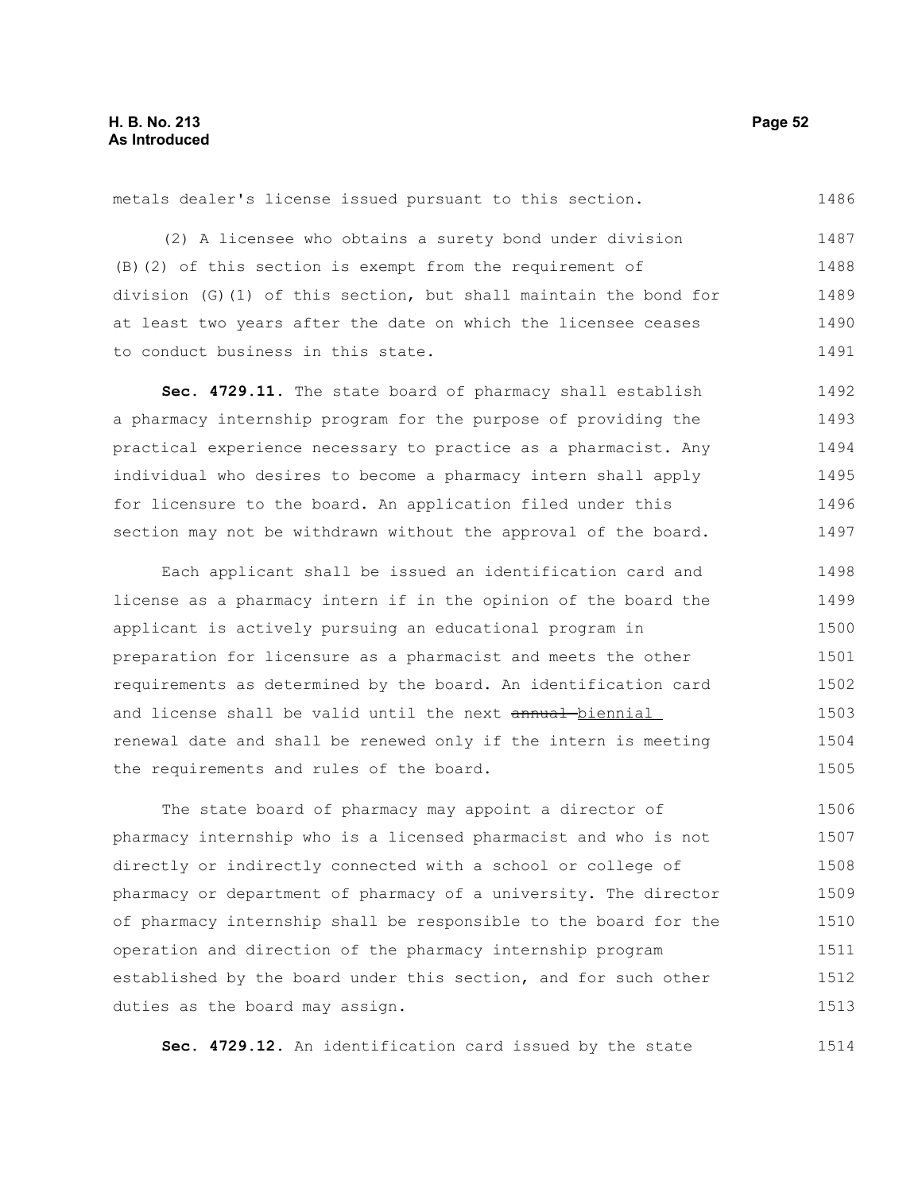metals dealer's license issued pursuant to this section.

(2) A licensee who obtains a surety bond under division (B)(2) of this section is exempt from the requirement of division (G)(1) of this section, but shall maintain the bond for at least two years after the date on which the licensee ceases to conduct business in this state.

**Sec. 4729.11.** The state board of pharmacy shall establish a pharmacy internship program for the purpose of providing the practical experience necessary to practice as a pharmacist. Any individual who desires to become a pharmacy intern shall apply for licensure to the board. An application filed under this section may not be withdrawn without the approval of the board.

Each applicant shall be issued an identification card and license as a pharmacy intern if in the opinion of the board the applicant is actively pursuing an educational program in preparation for licensure as a pharmacist and meets the other requirements as determined by the board. An identification card and license shall be valid until the next ~~annual~~ biennial renewal date and shall be renewed only if the intern is meeting the requirements and rules of the board.

The state board of pharmacy may appoint a director of pharmacy internship who is a licensed pharmacist and who is not directly or indirectly connected with a school or college of pharmacy or department of pharmacy of a university. The director of pharmacy internship shall be responsible to the board for the operation and direction of the pharmacy internship program established by the board under this section, and for such other duties as the board may assign.

**Sec. 4729.12.** An identification card issued by the state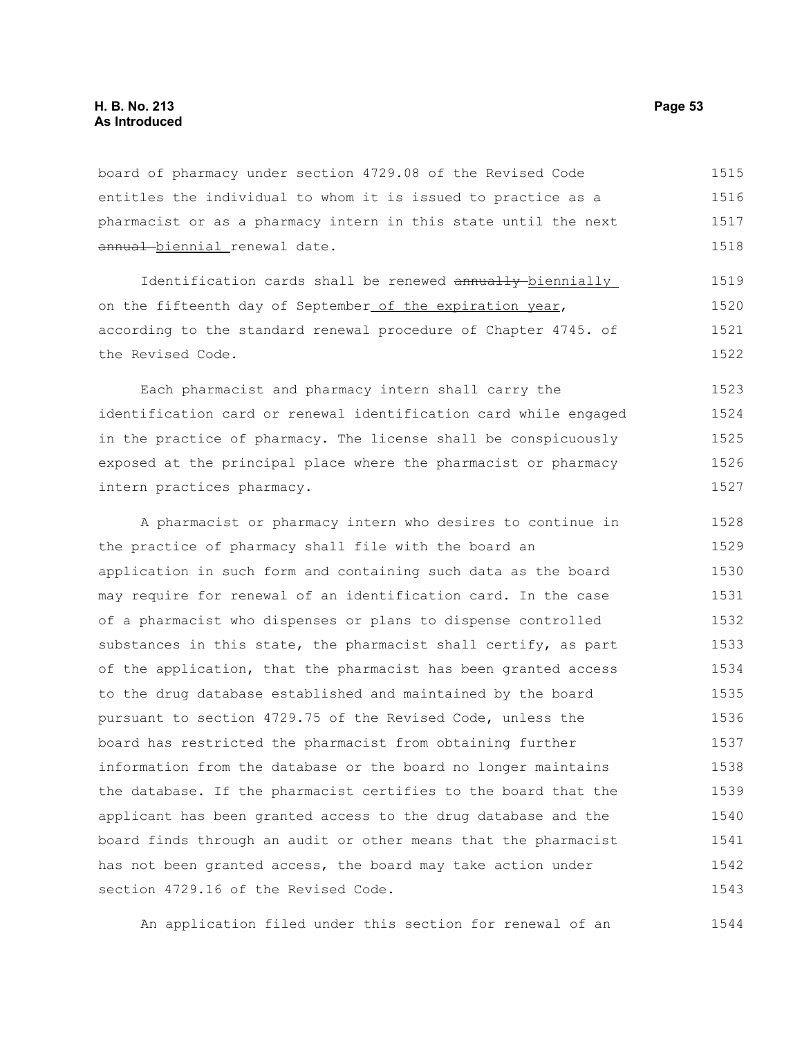board of pharmacy under section 4729.08 of the Revised Code entitles the individual to whom it is issued to practice as a pharmacist or as a pharmacy intern in this state until the next ~~annual~~ biennial renewal date.

Identification cards shall be renewed ~~annually~~ biennially on the fifteenth day of September of the expiration year, according to the standard renewal procedure of Chapter 4745. of the Revised Code.

Each pharmacist and pharmacy intern shall carry the identification card or renewal identification card while engaged in the practice of pharmacy. The license shall be conspicuously exposed at the principal place where the pharmacist or pharmacy intern practices pharmacy.

A pharmacist or pharmacy intern who desires to continue in the practice of pharmacy shall file with the board an application in such form and containing such data as the board may require for renewal of an identification card. In the case of a pharmacist who dispenses or plans to dispense controlled substances in this state, the pharmacist shall certify, as part of the application, that the pharmacist has been granted access to the drug database established and maintained by the board pursuant to section 4729.75 of the Revised Code, unless the board has restricted the pharmacist from obtaining further information from the database or the board no longer maintains the database. If the pharmacist certifies to the board that the applicant has been granted access to the drug database and the board finds through an audit or other means that the pharmacist has not been granted access, the board may take action under section 4729.16 of the Revised Code.

An application filed under this section for renewal of an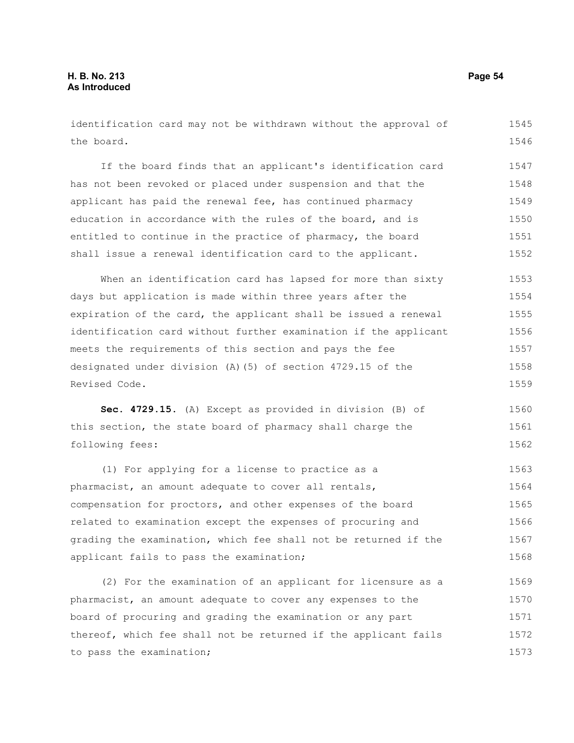identification card may not be withdrawn without the approval of the board.

If the board finds that an applicant's identification card has not been revoked or placed under suspension and that the applicant has paid the renewal fee, has continued pharmacy education in accordance with the rules of the board, and is entitled to continue in the practice of pharmacy, the board shall issue a renewal identification card to the applicant.

When an identification card has lapsed for more than sixty days but application is made within three years after the expiration of the card, the applicant shall be issued a renewal identification card without further examination if the applicant meets the requirements of this section and pays the fee designated under division (A)(5) of section 4729.15 of the Revised Code.

**Sec. 4729.15.** (A) Except as provided in division (B) of this section, the state board of pharmacy shall charge the following fees:

(1) For applying for a license to practice as a pharmacist, an amount adequate to cover all rentals, compensation for proctors, and other expenses of the board related to examination except the expenses of procuring and grading the examination, which fee shall not be returned if the applicant fails to pass the examination;

(2) For the examination of an applicant for licensure as a pharmacist, an amount adequate to cover any expenses to the board of procuring and grading the examination or any part thereof, which fee shall not be returned if the applicant fails to pass the examination;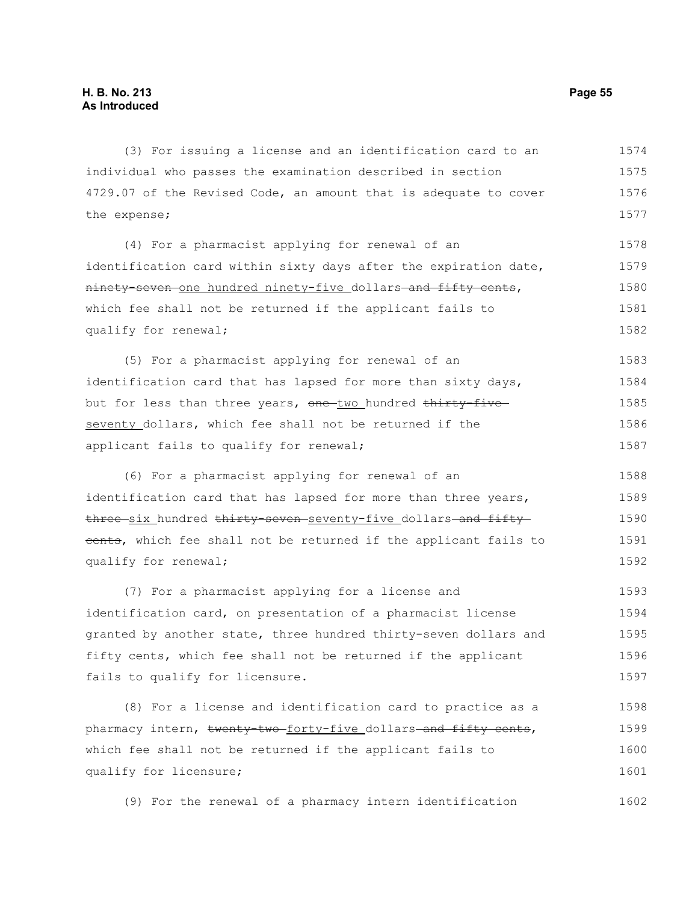(3) For issuing a license and an identification card to an individual who passes the examination described in section 4729.07 of the Revised Code, an amount that is adequate to cover the expense;

(4) For a pharmacist applying for renewal of an identification card within sixty days after the expiration date, ~~ninety-seven~~ one hundred ninety-five dollars ~~and fifty cents~~, which fee shall not be returned if the applicant fails to qualify for renewal;

(5) For a pharmacist applying for renewal of an identification card that has lapsed for more than sixty days, but for less than three years, ~~one~~ two hundred ~~thirty-five~~ seventy dollars, which fee shall not be returned if the applicant fails to qualify for renewal;

(6) For a pharmacist applying for renewal of an identification card that has lapsed for more than three years, ~~three~~ six hundred ~~thirty-seven~~ seventy-five dollars ~~and fifty cents~~, which fee shall not be returned if the applicant fails to qualify for renewal;

(7) For a pharmacist applying for a license and identification card, on presentation of a pharmacist license granted by another state, three hundred thirty-seven dollars and fifty cents, which fee shall not be returned if the applicant fails to qualify for licensure.

(8) For a license and identification card to practice as a pharmacy intern, ~~twenty-two~~ forty-five dollars ~~and fifty cents~~, which fee shall not be returned if the applicant fails to qualify for licensure;

(9) For the renewal of a pharmacy intern identification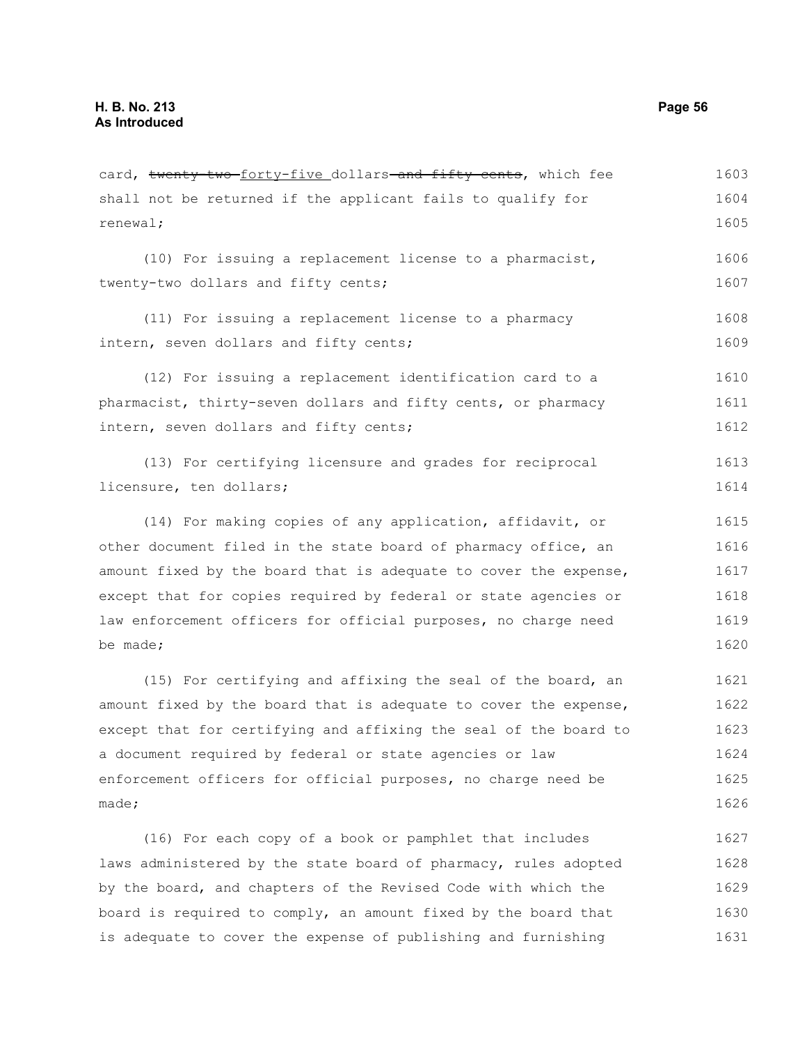card, ~~twenty-two~~ forty-five dollars ~~and fifty cents~~, which fee shall not be returned if the applicant fails to qualify for renewal;

(10) For issuing a replacement license to a pharmacist, twenty-two dollars and fifty cents;

(11) For issuing a replacement license to a pharmacy intern, seven dollars and fifty cents;

(12) For issuing a replacement identification card to a pharmacist, thirty-seven dollars and fifty cents, or pharmacy intern, seven dollars and fifty cents;

(13) For certifying licensure and grades for reciprocal licensure, ten dollars;

(14) For making copies of any application, affidavit, or other document filed in the state board of pharmacy office, an amount fixed by the board that is adequate to cover the expense, except that for copies required by federal or state agencies or law enforcement officers for official purposes, no charge need be made;

(15) For certifying and affixing the seal of the board, an amount fixed by the board that is adequate to cover the expense, except that for certifying and affixing the seal of the board to a document required by federal or state agencies or law enforcement officers for official purposes, no charge need be made;

(16) For each copy of a book or pamphlet that includes laws administered by the state board of pharmacy, rules adopted by the board, and chapters of the Revised Code with which the board is required to comply, an amount fixed by the board that is adequate to cover the expense of publishing and furnishing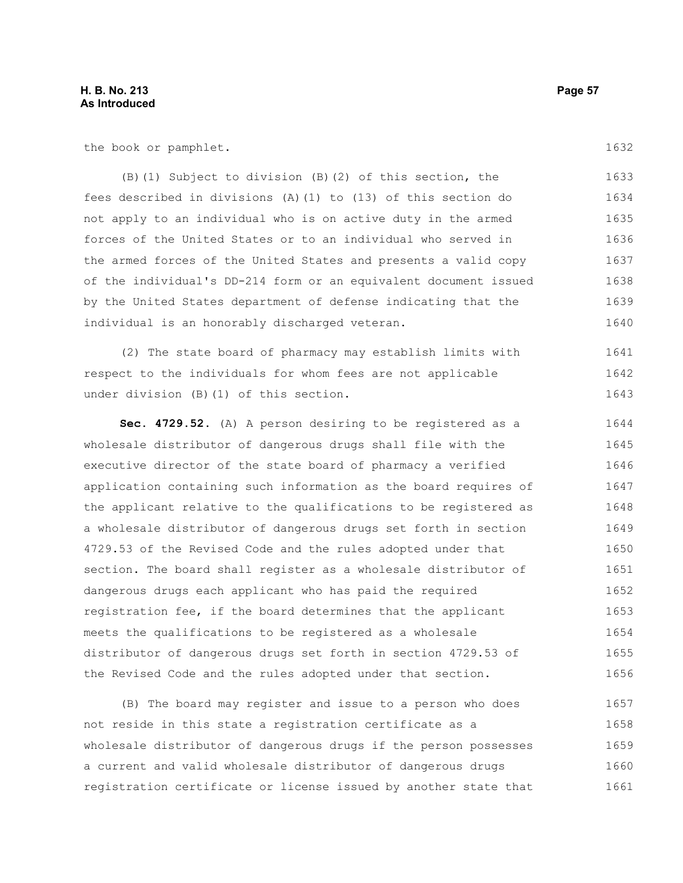the book or pamphlet.

(B)(1) Subject to division (B)(2) of this section, the fees described in divisions (A)(1) to (13) of this section do not apply to an individual who is on active duty in the armed forces of the United States or to an individual who served in the armed forces of the United States and presents a valid copy of the individual's DD-214 form or an equivalent document issued by the United States department of defense indicating that the individual is an honorably discharged veteran.

(2) The state board of pharmacy may establish limits with respect to the individuals for whom fees are not applicable under division (B)(1) of this section.

**Sec. 4729.52.** (A) A person desiring to be registered as a wholesale distributor of dangerous drugs shall file with the executive director of the state board of pharmacy a verified application containing such information as the board requires of the applicant relative to the qualifications to be registered as a wholesale distributor of dangerous drugs set forth in section 4729.53 of the Revised Code and the rules adopted under that section. The board shall register as a wholesale distributor of dangerous drugs each applicant who has paid the required registration fee, if the board determines that the applicant meets the qualifications to be registered as a wholesale distributor of dangerous drugs set forth in section 4729.53 of the Revised Code and the rules adopted under that section.

(B) The board may register and issue to a person who does not reside in this state a registration certificate as a wholesale distributor of dangerous drugs if the person possesses a current and valid wholesale distributor of dangerous drugs registration certificate or license issued by another state that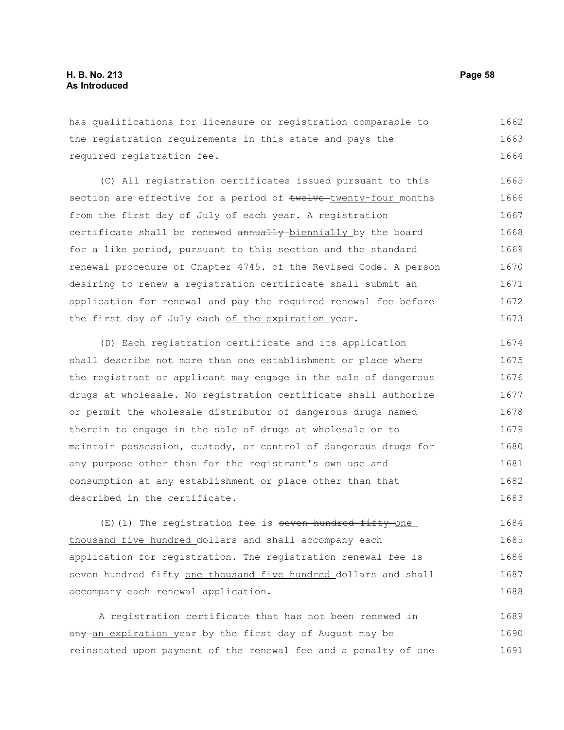has qualifications for licensure or registration comparable to the registration requirements in this state and pays the required registration fee.

(C) All registration certificates issued pursuant to this section are effective for a period of ~~twelve~~ twenty-four months from the first day of July of each year. A registration certificate shall be renewed ~~annually~~ biennially by the board for a like period, pursuant to this section and the standard renewal procedure of Chapter 4745. of the Revised Code. A person desiring to renew a registration certificate shall submit an application for renewal and pay the required renewal fee before the first day of July ~~each~~ of the expiration year.

(D) Each registration certificate and its application shall describe not more than one establishment or place where the registrant or applicant may engage in the sale of dangerous drugs at wholesale. No registration certificate shall authorize or permit the wholesale distributor of dangerous drugs named therein to engage in the sale of drugs at wholesale or to maintain possession, custody, or control of dangerous drugs for any purpose other than for the registrant's own use and consumption at any establishment or place other than that described in the certificate.

(E)(1) The registration fee is ~~seven hundred fifty~~ one thousand five hundred dollars and shall accompany each application for registration. The registration renewal fee is ~~seven hundred fifty~~ one thousand five hundred dollars and shall accompany each renewal application.

A registration certificate that has not been renewed in ~~any~~ an expiration year by the first day of August may be reinstated upon payment of the renewal fee and a penalty of one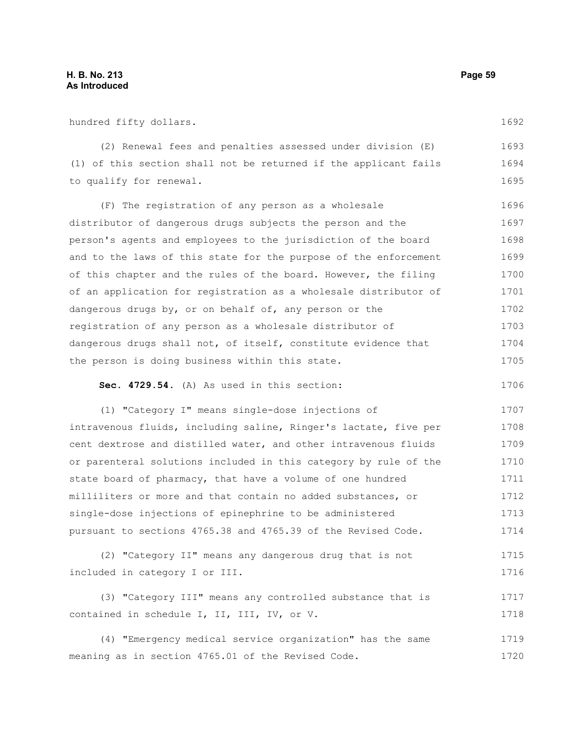hundred fifty dollars.

(2) Renewal fees and penalties assessed under division (E)(1) of this section shall not be returned if the applicant fails to qualify for renewal.

(F) The registration of any person as a wholesale distributor of dangerous drugs subjects the person and the person's agents and employees to the jurisdiction of the board and to the laws of this state for the purpose of the enforcement of this chapter and the rules of the board. However, the filing of an application for registration as a wholesale distributor of dangerous drugs by, or on behalf of, any person or the registration of any person as a wholesale distributor of dangerous drugs shall not, of itself, constitute evidence that the person is doing business within this state.

**Sec. 4729.54.** (A) As used in this section:

(1) "Category I" means single-dose injections of intravenous fluids, including saline, Ringer's lactate, five per cent dextrose and distilled water, and other intravenous fluids or parenteral solutions included in this category by rule of the state board of pharmacy, that have a volume of one hundred milliliters or more and that contain no added substances, or single-dose injections of epinephrine to be administered pursuant to sections 4765.38 and 4765.39 of the Revised Code.

(2) "Category II" means any dangerous drug that is not included in category I or III.

(3) "Category III" means any controlled substance that is contained in schedule I, II, III, IV, or V.

(4) "Emergency medical service organization" has the same meaning as in section 4765.01 of the Revised Code.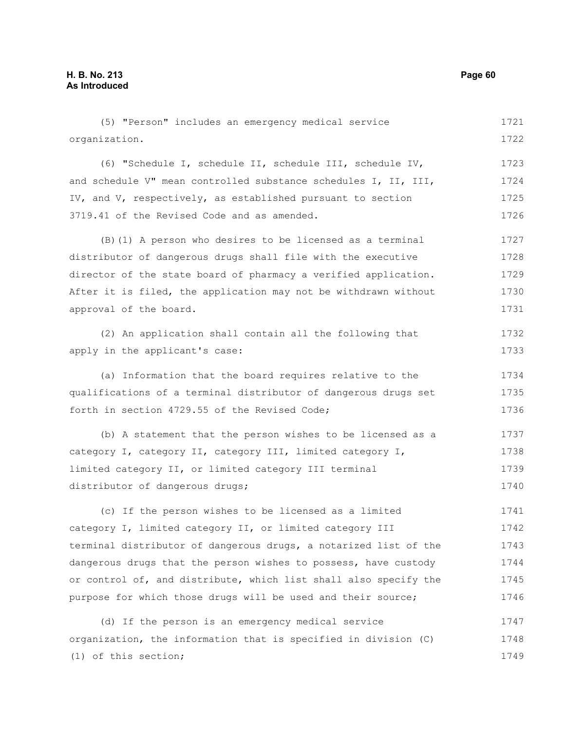(5) "Person" includes an emergency medical service organization.

(6) "Schedule I, schedule II, schedule III, schedule IV, and schedule V" mean controlled substance schedules I, II, III, IV, and V, respectively, as established pursuant to section 3719.41 of the Revised Code and as amended.

(B)(1) A person who desires to be licensed as a terminal distributor of dangerous drugs shall file with the executive director of the state board of pharmacy a verified application. After it is filed, the application may not be withdrawn without approval of the board.

(2) An application shall contain all the following that apply in the applicant's case:

(a) Information that the board requires relative to the qualifications of a terminal distributor of dangerous drugs set forth in section 4729.55 of the Revised Code;

(b) A statement that the person wishes to be licensed as a category I, category II, category III, limited category I, limited category II, or limited category III terminal distributor of dangerous drugs;

(c) If the person wishes to be licensed as a limited category I, limited category II, or limited category III terminal distributor of dangerous drugs, a notarized list of the dangerous drugs that the person wishes to possess, have custody or control of, and distribute, which list shall also specify the purpose for which those drugs will be used and their source;

(d) If the person is an emergency medical service organization, the information that is specified in division (C)(1) of this section;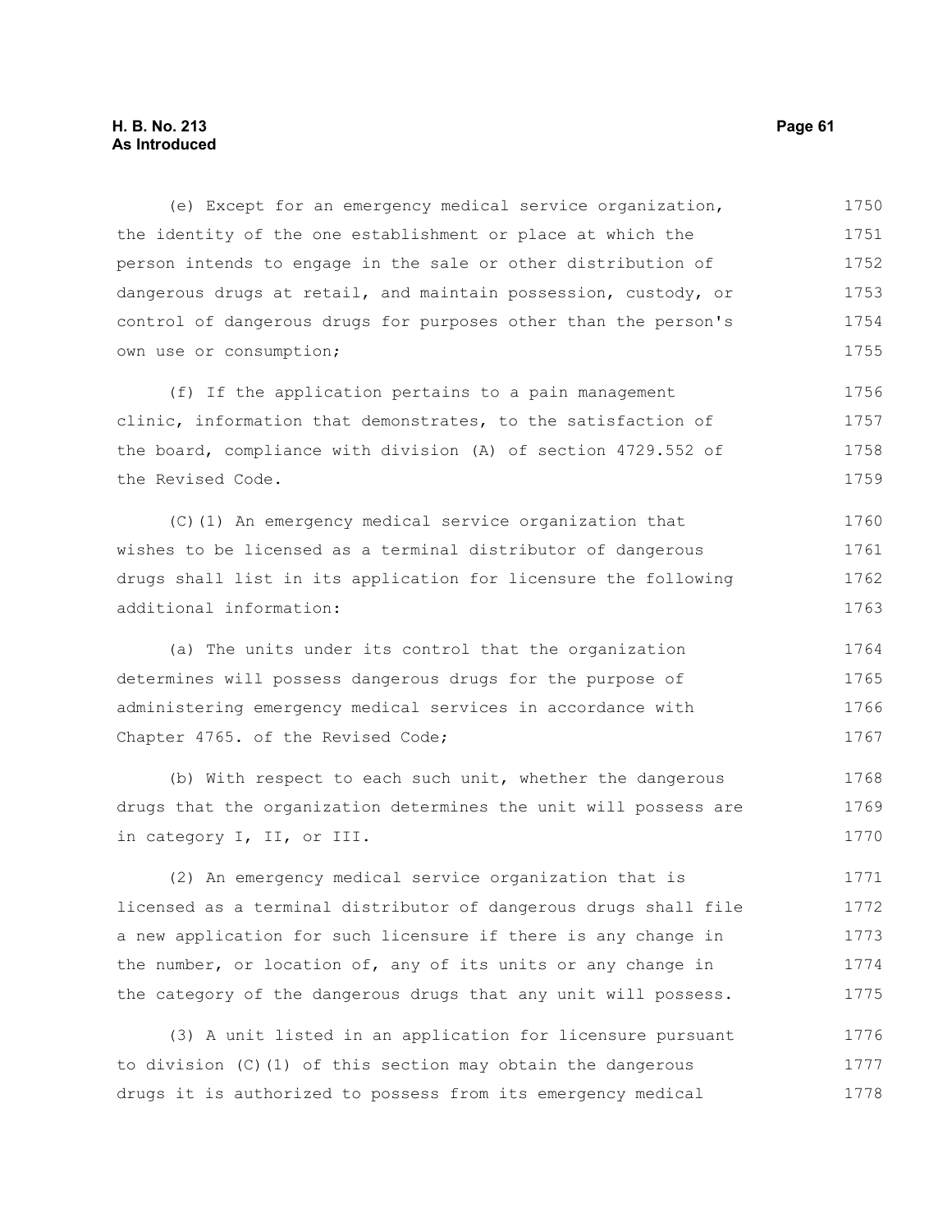(e) Except for an emergency medical service organization, the identity of the one establishment or place at which the person intends to engage in the sale or other distribution of dangerous drugs at retail, and maintain possession, custody, or control of dangerous drugs for purposes other than the person's own use or consumption;

(f) If the application pertains to a pain management clinic, information that demonstrates, to the satisfaction of the board, compliance with division (A) of section 4729.552 of the Revised Code.

(C)(1) An emergency medical service organization that wishes to be licensed as a terminal distributor of dangerous drugs shall list in its application for licensure the following additional information:

(a) The units under its control that the organization determines will possess dangerous drugs for the purpose of administering emergency medical services in accordance with Chapter 4765. of the Revised Code;

(b) With respect to each such unit, whether the dangerous drugs that the organization determines the unit will possess are in category I, II, or III.

(2) An emergency medical service organization that is licensed as a terminal distributor of dangerous drugs shall file a new application for such licensure if there is any change in the number, or location of, any of its units or any change in the category of the dangerous drugs that any unit will possess.

(3) A unit listed in an application for licensure pursuant to division (C)(1) of this section may obtain the dangerous drugs it is authorized to possess from its emergency medical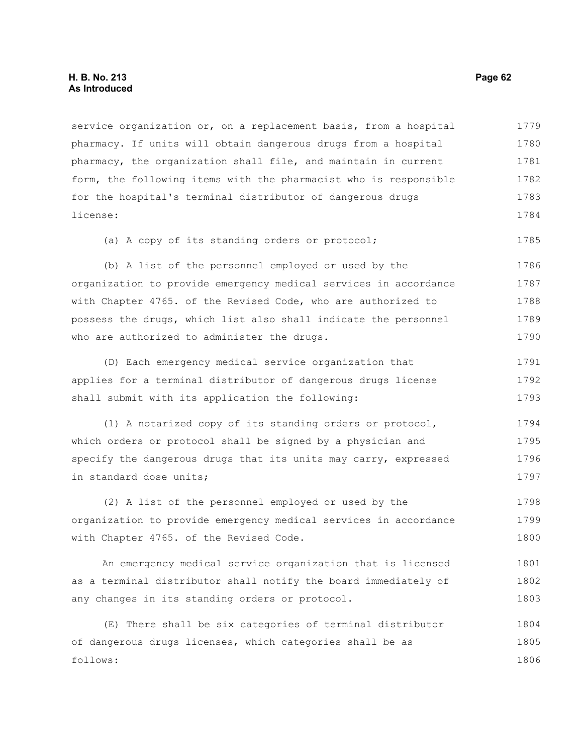service organization or, on a replacement basis, from a hospital pharmacy. If units will obtain dangerous drugs from a hospital pharmacy, the organization shall file, and maintain in current form, the following items with the pharmacist who is responsible for the hospital's terminal distributor of dangerous drugs license:

(a) A copy of its standing orders or protocol;

(b) A list of the personnel employed or used by the organization to provide emergency medical services in accordance with Chapter 4765. of the Revised Code, who are authorized to possess the drugs, which list also shall indicate the personnel who are authorized to administer the drugs.

(D) Each emergency medical service organization that applies for a terminal distributor of dangerous drugs license shall submit with its application the following:

(1) A notarized copy of its standing orders or protocol, which orders or protocol shall be signed by a physician and specify the dangerous drugs that its units may carry, expressed in standard dose units;

(2) A list of the personnel employed or used by the organization to provide emergency medical services in accordance with Chapter 4765. of the Revised Code.

An emergency medical service organization that is licensed as a terminal distributor shall notify the board immediately of any changes in its standing orders or protocol.

(E) There shall be six categories of terminal distributor of dangerous drugs licenses, which categories shall be as follows: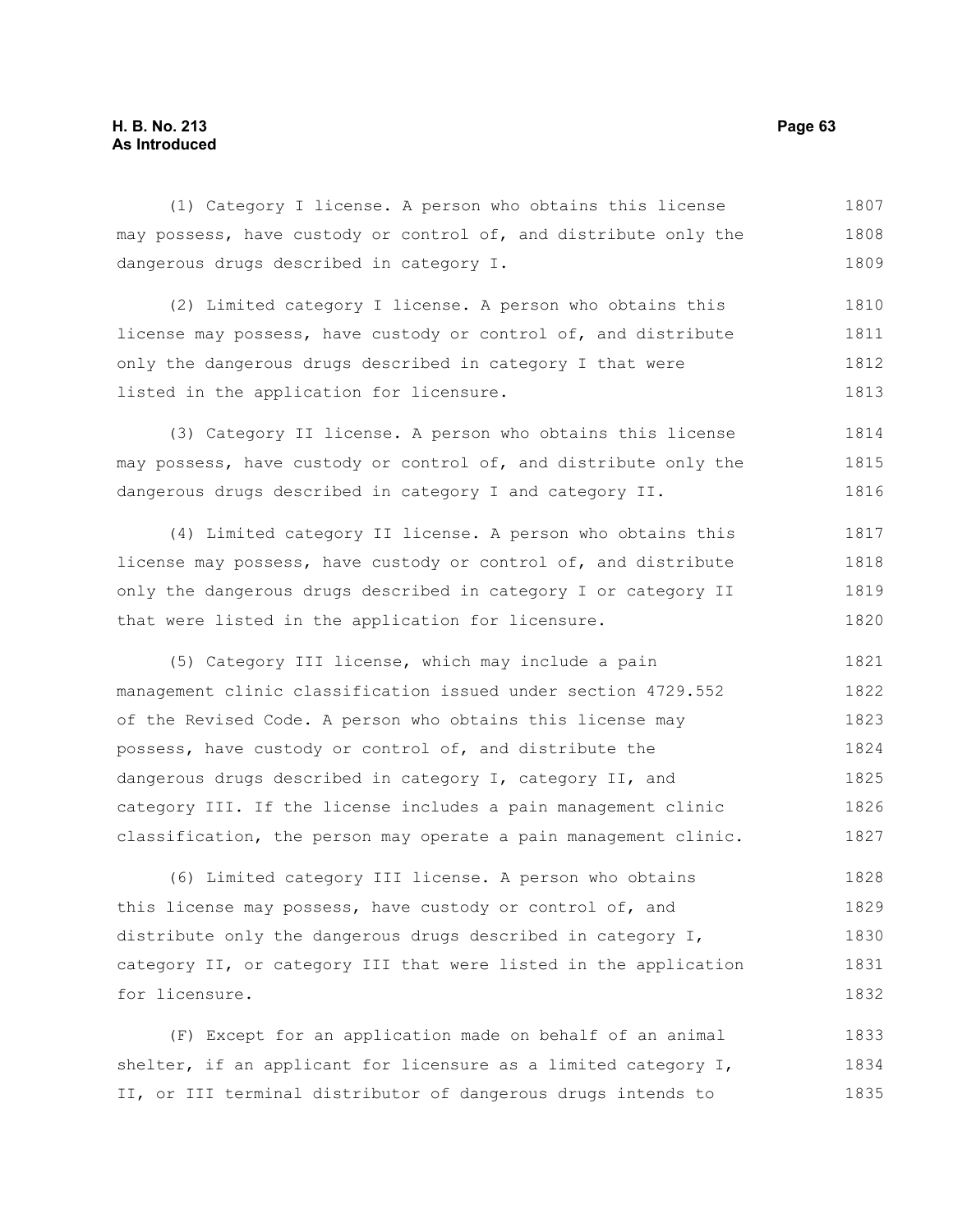(1) Category I license. A person who obtains this license may possess, have custody or control of, and distribute only the dangerous drugs described in category I.

(2) Limited category I license. A person who obtains this license may possess, have custody or control of, and distribute only the dangerous drugs described in category I that were listed in the application for licensure.

(3) Category II license. A person who obtains this license may possess, have custody or control of, and distribute only the dangerous drugs described in category I and category II.

(4) Limited category II license. A person who obtains this license may possess, have custody or control of, and distribute only the dangerous drugs described in category I or category II that were listed in the application for licensure.

(5) Category III license, which may include a pain management clinic classification issued under section 4729.552 of the Revised Code. A person who obtains this license may possess, have custody or control of, and distribute the dangerous drugs described in category I, category II, and category III. If the license includes a pain management clinic classification, the person may operate a pain management clinic.

(6) Limited category III license. A person who obtains this license may possess, have custody or control of, and distribute only the dangerous drugs described in category I, category II, or category III that were listed in the application for licensure.

(F) Except for an application made on behalf of an animal shelter, if an applicant for licensure as a limited category I, II, or III terminal distributor of dangerous drugs intends to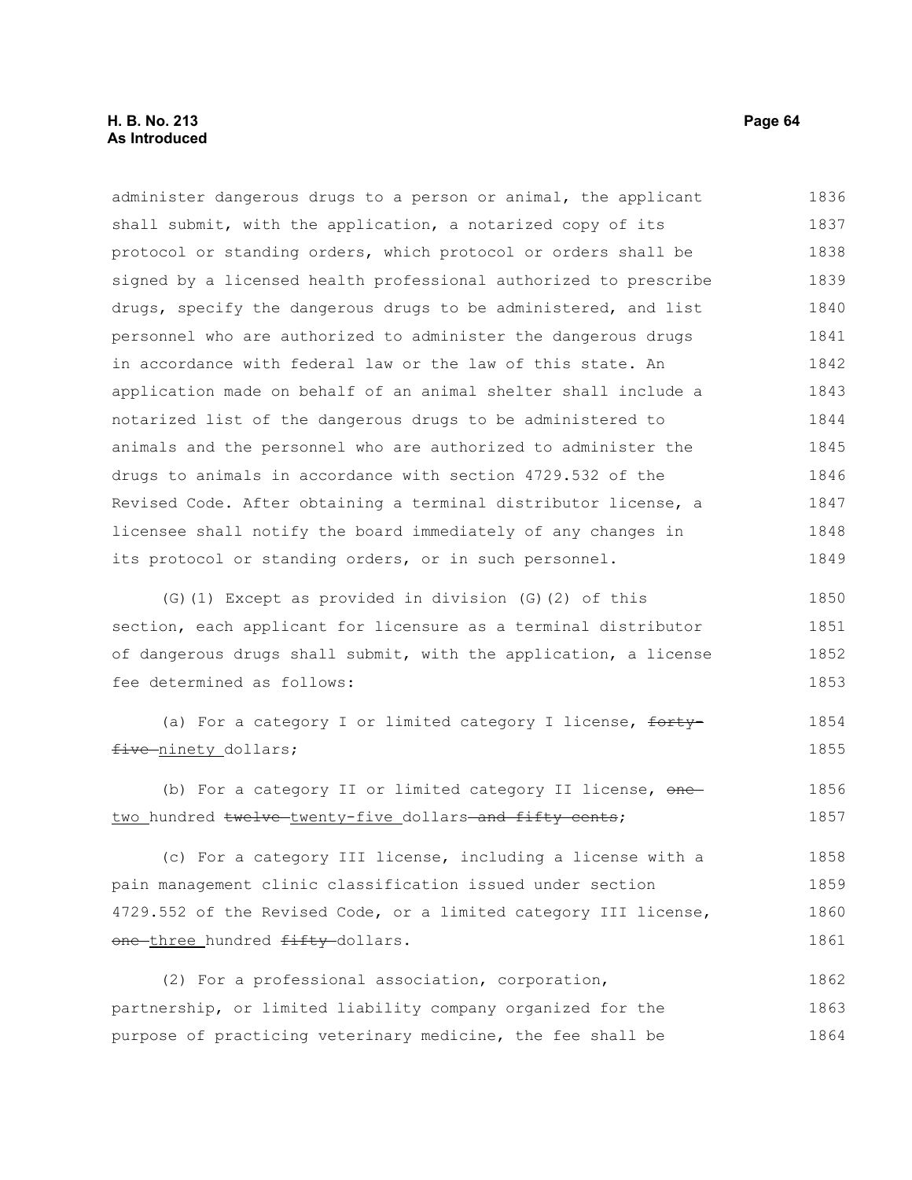administer dangerous drugs to a person or animal, the applicant shall submit, with the application, a notarized copy of its protocol or standing orders, which protocol or orders shall be signed by a licensed health professional authorized to prescribe drugs, specify the dangerous drugs to be administered, and list personnel who are authorized to administer the dangerous drugs in accordance with federal law or the law of this state. An application made on behalf of an animal shelter shall include a notarized list of the dangerous drugs to be administered to animals and the personnel who are authorized to administer the drugs to animals in accordance with section 4729.532 of the Revised Code. After obtaining a terminal distributor license, a licensee shall notify the board immediately of any changes in its protocol or standing orders, or in such personnel.

(G)(1) Except as provided in division (G)(2) of this section, each applicant for licensure as a terminal distributor of dangerous drugs shall submit, with the application, a license fee determined as follows:

(a) For a category I or limited category I license, ~~forty-five~~ ninety dollars;

(b) For a category II or limited category II license, ~~one~~ two hundred ~~twelve~~ twenty-five dollars ~~and fifty cents~~;

(c) For a category III license, including a license with a pain management clinic classification issued under section 4729.552 of the Revised Code, or a limited category III license, ~~one~~ three hundred ~~fifty~~ dollars.

(2) For a professional association, corporation, partnership, or limited liability company organized for the purpose of practicing veterinary medicine, the fee shall be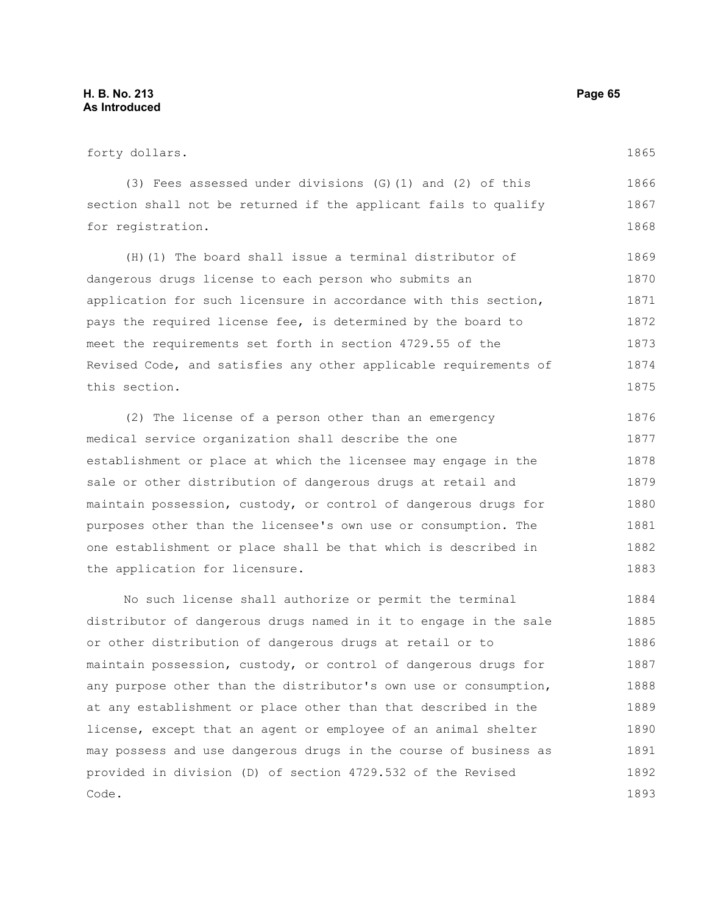forty dollars.

(3) Fees assessed under divisions (G)(1) and (2) of this section shall not be returned if the applicant fails to qualify for registration.

(H)(1) The board shall issue a terminal distributor of dangerous drugs license to each person who submits an application for such licensure in accordance with this section, pays the required license fee, is determined by the board to meet the requirements set forth in section 4729.55 of the Revised Code, and satisfies any other applicable requirements of this section.

(2) The license of a person other than an emergency medical service organization shall describe the one establishment or place at which the licensee may engage in the sale or other distribution of dangerous drugs at retail and maintain possession, custody, or control of dangerous drugs for purposes other than the licensee's own use or consumption. The one establishment or place shall be that which is described in the application for licensure.

No such license shall authorize or permit the terminal distributor of dangerous drugs named in it to engage in the sale or other distribution of dangerous drugs at retail or to maintain possession, custody, or control of dangerous drugs for any purpose other than the distributor's own use or consumption, at any establishment or place other than that described in the license, except that an agent or employee of an animal shelter may possess and use dangerous drugs in the course of business as provided in division (D) of section 4729.532 of the Revised Code.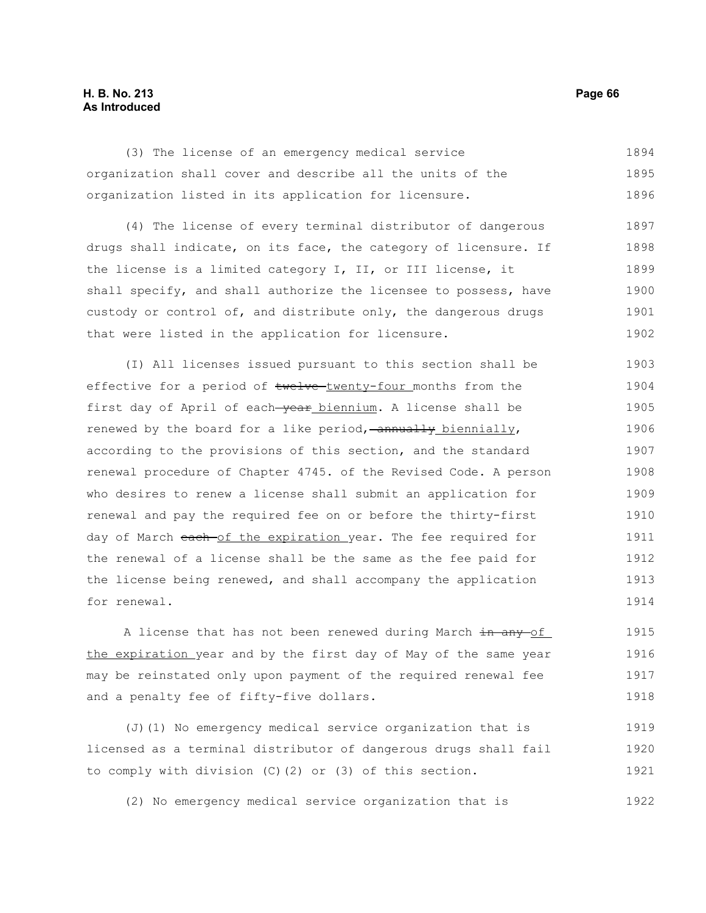(3) The license of an emergency medical service organization shall cover and describe all the units of the organization listed in its application for licensure.

(4) The license of every terminal distributor of dangerous drugs shall indicate, on its face, the category of licensure. If the license is a limited category I, II, or III license, it shall specify, and shall authorize the licensee to possess, have custody or control of, and distribute only, the dangerous drugs that were listed in the application for licensure.

(I) All licenses issued pursuant to this section shall be effective for a period of ~~twelve~~ twenty-four months from the first day of April of each ~~year~~ biennium. A license shall be renewed by the board for a like period, ~~annually~~ biennially, according to the provisions of this section, and the standard renewal procedure of Chapter 4745. of the Revised Code. A person who desires to renew a license shall submit an application for renewal and pay the required fee on or before the thirty-first day of March ~~each~~ of the expiration year. The fee required for the renewal of a license shall be the same as the fee paid for the license being renewed, and shall accompany the application for renewal.

A license that has not been renewed during March ~~in any~~ of the expiration year and by the first day of May of the same year may be reinstated only upon payment of the required renewal fee and a penalty fee of fifty-five dollars.

(J)(1) No emergency medical service organization that is licensed as a terminal distributor of dangerous drugs shall fail to comply with division (C)(2) or (3) of this section.

(2) No emergency medical service organization that is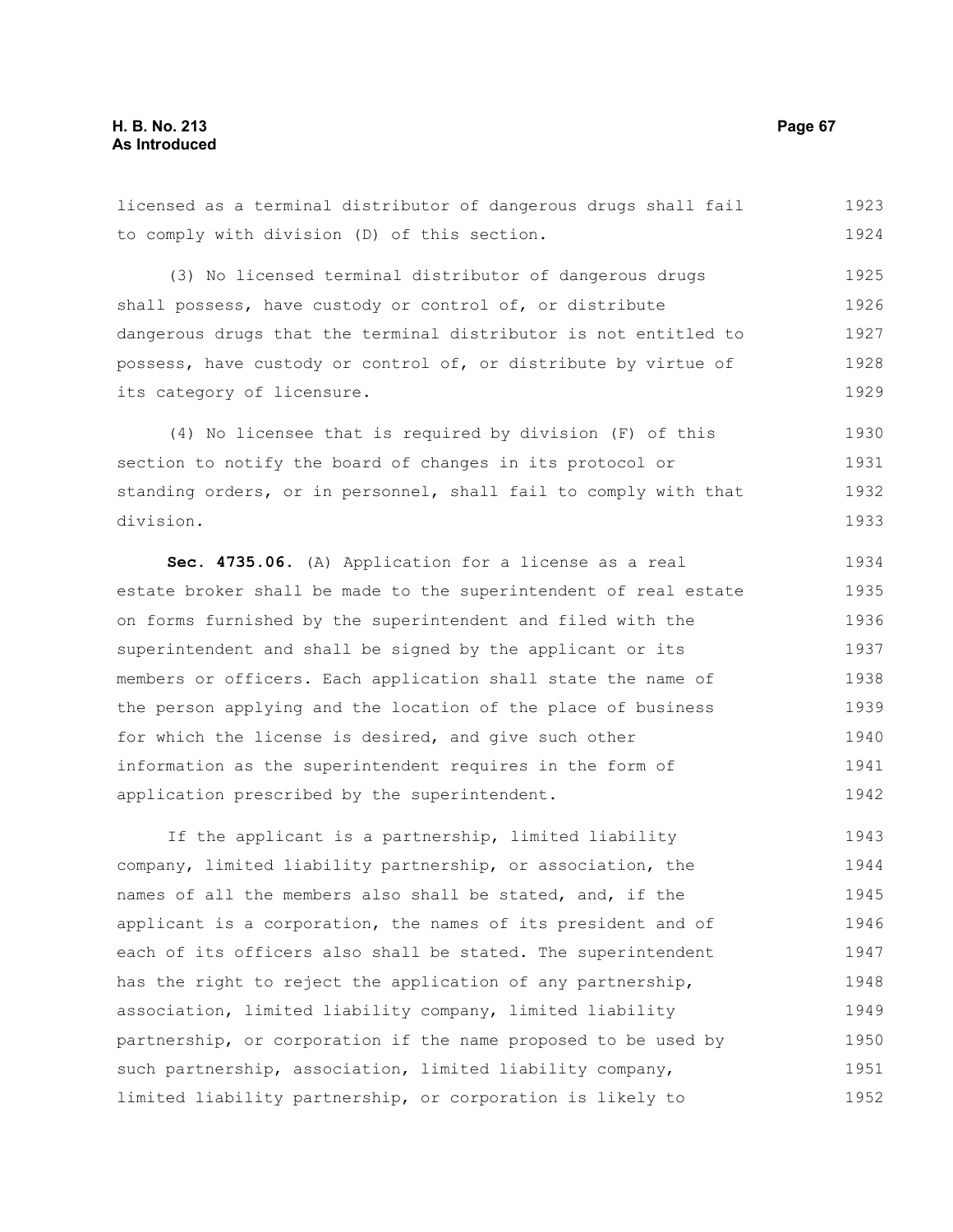licensed as a terminal distributor of dangerous drugs shall fail to comply with division (D) of this section.

(3) No licensed terminal distributor of dangerous drugs shall possess, have custody or control of, or distribute dangerous drugs that the terminal distributor is not entitled to possess, have custody or control of, or distribute by virtue of its category of licensure.

(4) No licensee that is required by division (F) of this section to notify the board of changes in its protocol or standing orders, or in personnel, shall fail to comply with that division.

**Sec. 4735.06.** (A) Application for a license as a real estate broker shall be made to the superintendent of real estate on forms furnished by the superintendent and filed with the superintendent and shall be signed by the applicant or its members or officers. Each application shall state the name of the person applying and the location of the place of business for which the license is desired, and give such other information as the superintendent requires in the form of application prescribed by the superintendent.

If the applicant is a partnership, limited liability company, limited liability partnership, or association, the names of all the members also shall be stated, and, if the applicant is a corporation, the names of its president and of each of its officers also shall be stated. The superintendent has the right to reject the application of any partnership, association, limited liability company, limited liability partnership, or corporation if the name proposed to be used by such partnership, association, limited liability company, limited liability partnership, or corporation is likely to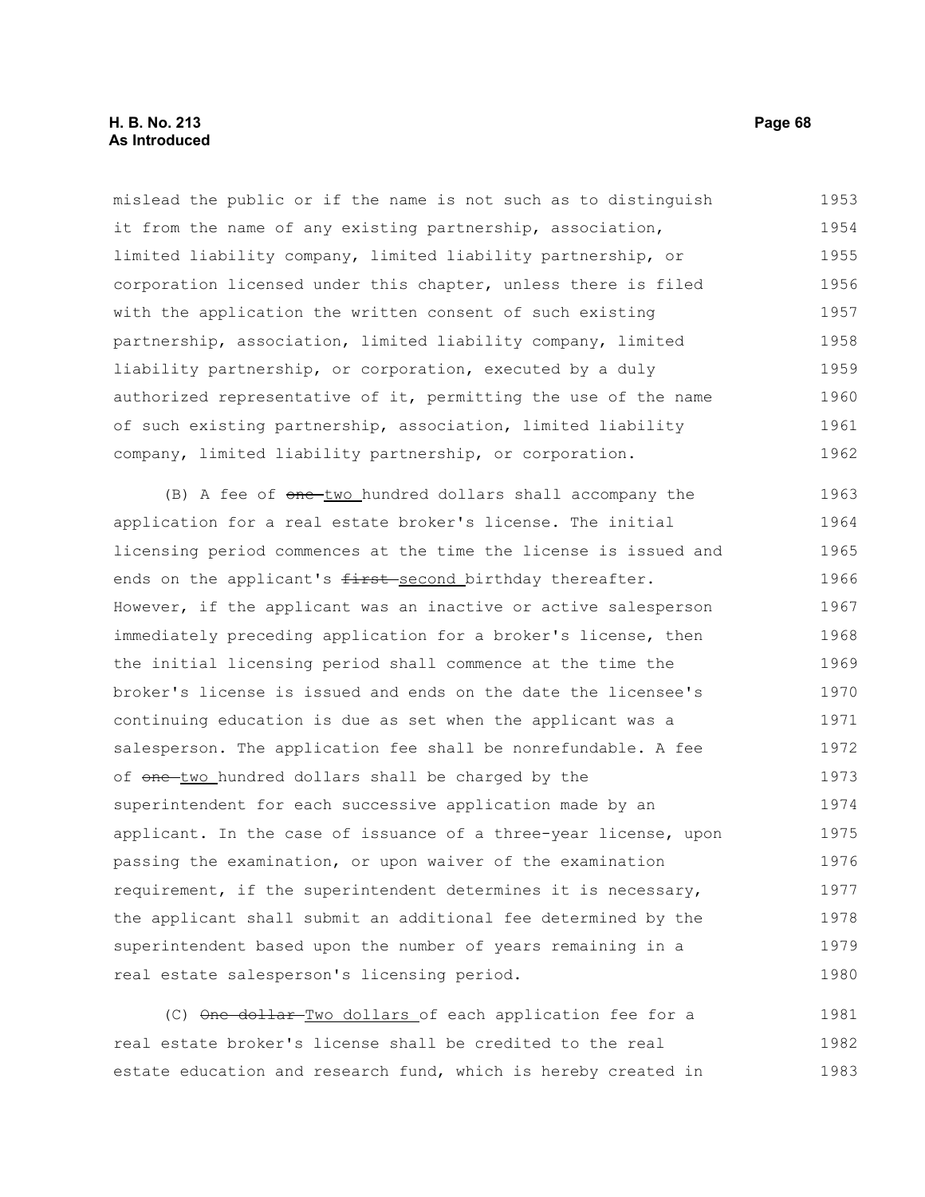mislead the public or if the name is not such as to distinguish it from the name of any existing partnership, association, limited liability company, limited liability partnership, or corporation licensed under this chapter, unless there is filed with the application the written consent of such existing partnership, association, limited liability company, limited liability partnership, or corporation, executed by a duly authorized representative of it, permitting the use of the name of such existing partnership, association, limited liability company, limited liability partnership, or corporation.

(B) A fee of ~~one~~ two hundred dollars shall accompany the application for a real estate broker's license. The initial licensing period commences at the time the license is issued and ends on the applicant's ~~first~~ second birthday thereafter. However, if the applicant was an inactive or active salesperson immediately preceding application for a broker's license, then the initial licensing period shall commence at the time the broker's license is issued and ends on the date the licensee's continuing education is due as set when the applicant was a salesperson. The application fee shall be nonrefundable. A fee of ~~one~~ two hundred dollars shall be charged by the superintendent for each successive application made by an applicant. In the case of issuance of a three-year license, upon passing the examination, or upon waiver of the examination requirement, if the superintendent determines it is necessary, the applicant shall submit an additional fee determined by the superintendent based upon the number of years remaining in a real estate salesperson's licensing period.

(C) ~~One dollar~~ Two dollars of each application fee for a real estate broker's license shall be credited to the real estate education and research fund, which is hereby created in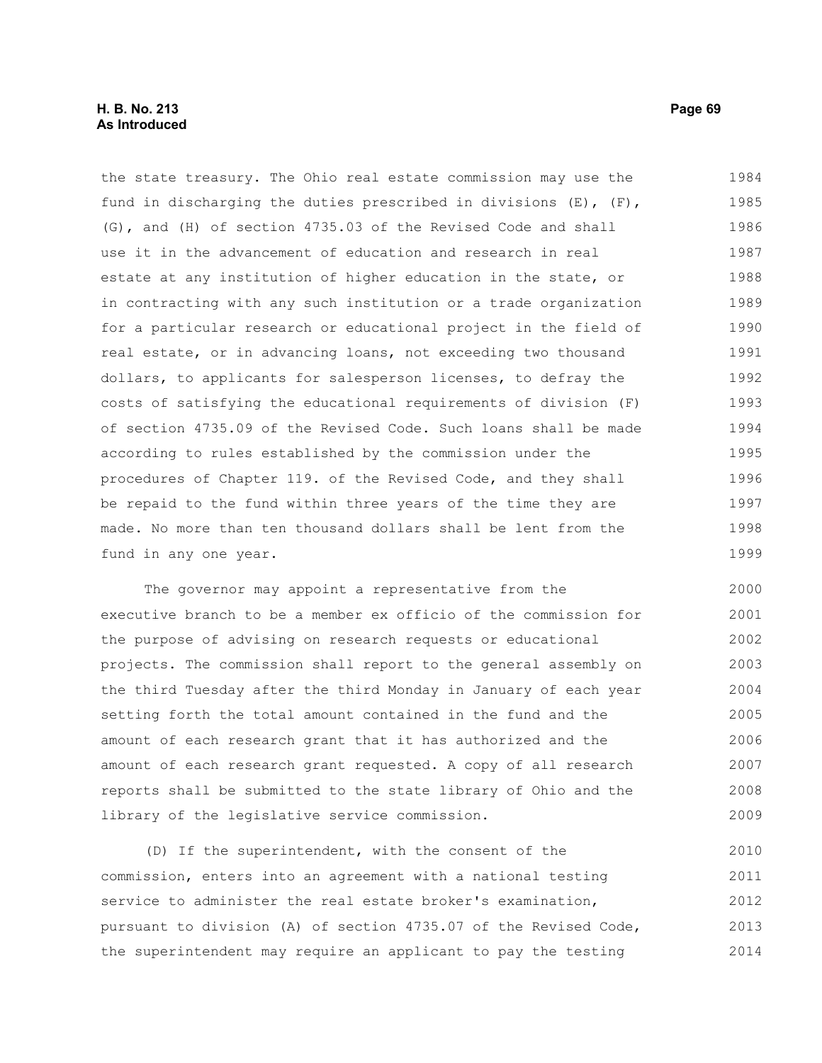the state treasury. The Ohio real estate commission may use the fund in discharging the duties prescribed in divisions (E), (F), (G), and (H) of section 4735.03 of the Revised Code and shall use it in the advancement of education and research in real estate at any institution of higher education in the state, or in contracting with any such institution or a trade organization for a particular research or educational project in the field of real estate, or in advancing loans, not exceeding two thousand dollars, to applicants for salesperson licenses, to defray the costs of satisfying the educational requirements of division (F) of section 4735.09 of the Revised Code. Such loans shall be made according to rules established by the commission under the procedures of Chapter 119. of the Revised Code, and they shall be repaid to the fund within three years of the time they are made. No more than ten thousand dollars shall be lent from the fund in any one year.

The governor may appoint a representative from the executive branch to be a member ex officio of the commission for the purpose of advising on research requests or educational projects. The commission shall report to the general assembly on the third Tuesday after the third Monday in January of each year setting forth the total amount contained in the fund and the amount of each research grant that it has authorized and the amount of each research grant requested. A copy of all research reports shall be submitted to the state library of Ohio and the library of the legislative service commission.

(D) If the superintendent, with the consent of the commission, enters into an agreement with a national testing service to administer the real estate broker's examination, pursuant to division (A) of section 4735.07 of the Revised Code, the superintendent may require an applicant to pay the testing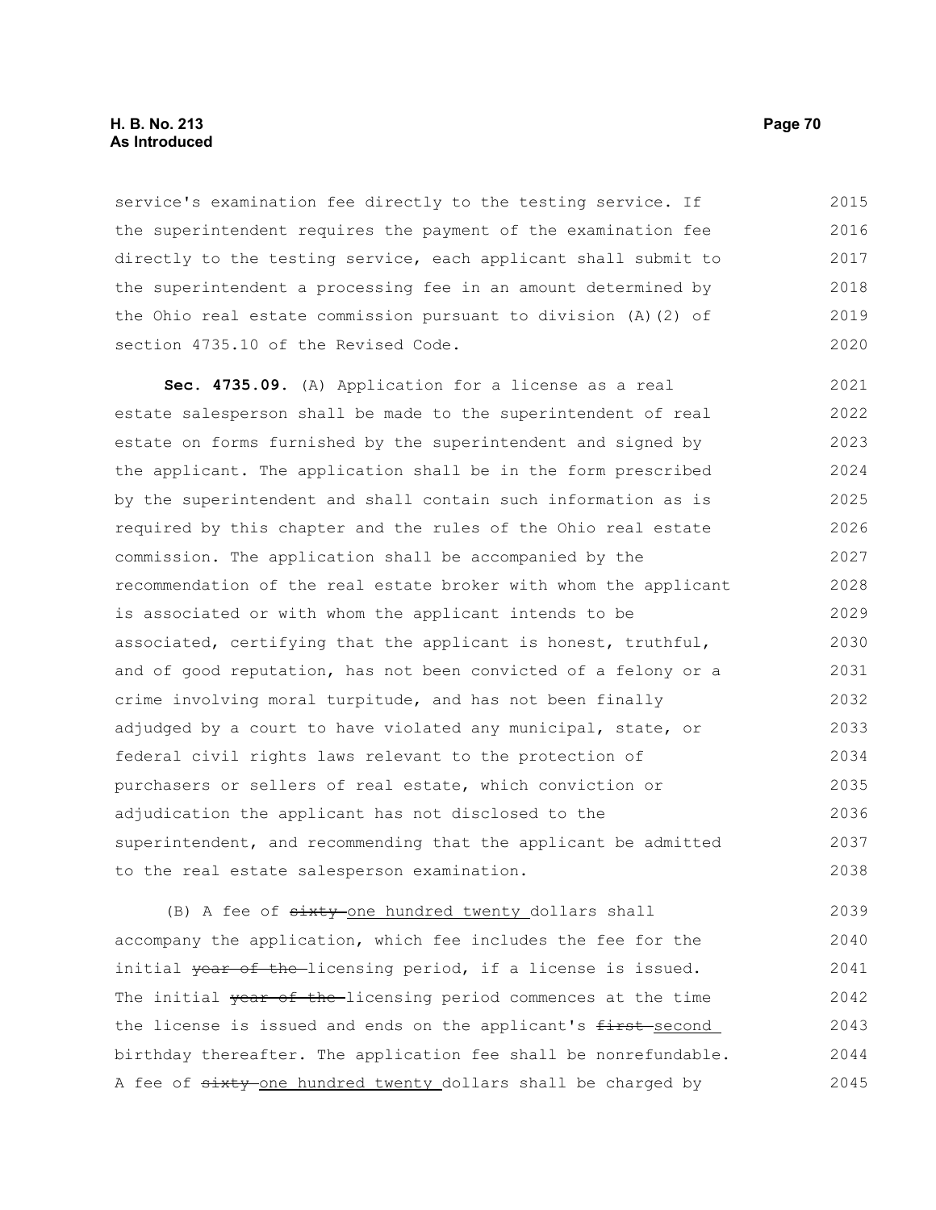service's examination fee directly to the testing service. If the superintendent requires the payment of the examination fee directly to the testing service, each applicant shall submit to the superintendent a processing fee in an amount determined by the Ohio real estate commission pursuant to division (A)(2) of section 4735.10 of the Revised Code.

**Sec. 4735.09.** (A) Application for a license as a real estate salesperson shall be made to the superintendent of real estate on forms furnished by the superintendent and signed by the applicant. The application shall be in the form prescribed by the superintendent and shall contain such information as is required by this chapter and the rules of the Ohio real estate commission. The application shall be accompanied by the recommendation of the real estate broker with whom the applicant is associated or with whom the applicant intends to be associated, certifying that the applicant is honest, truthful, and of good reputation, has not been convicted of a felony or a crime involving moral turpitude, and has not been finally adjudged by a court to have violated any municipal, state, or federal civil rights laws relevant to the protection of purchasers or sellers of real estate, which conviction or adjudication the applicant has not disclosed to the superintendent, and recommending that the applicant be admitted to the real estate salesperson examination.

(B) A fee of ~~sixty~~ one hundred twenty dollars shall accompany the application, which fee includes the fee for the initial ~~year of the~~ licensing period, if a license is issued. The initial ~~year of the~~ licensing period commences at the time the license is issued and ends on the applicant's ~~first~~ second birthday thereafter. The application fee shall be nonrefundable. A fee of ~~sixty~~ one hundred twenty dollars shall be charged by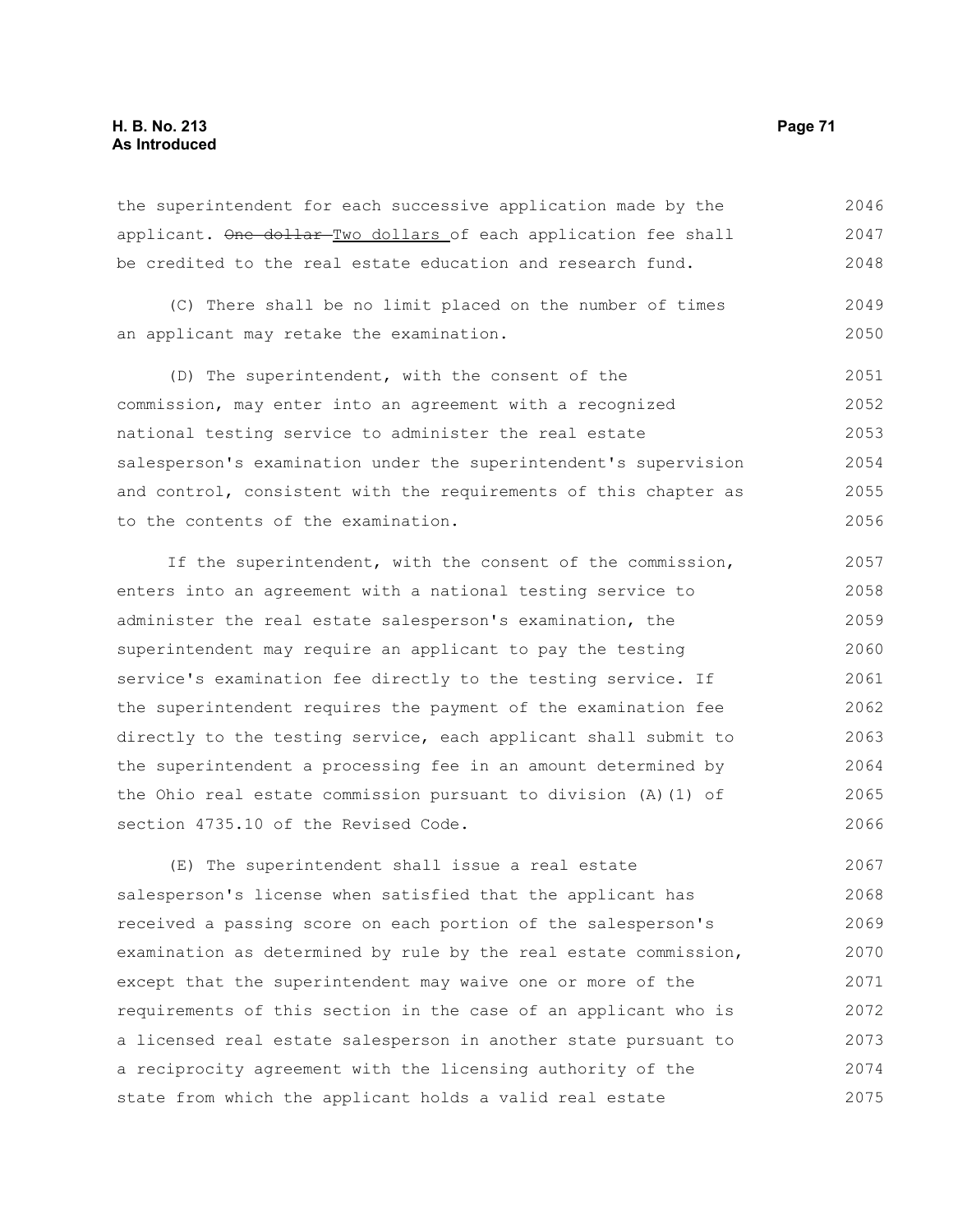the superintendent for each successive application made by the applicant. ~~One dollar~~ Two dollars of each application fee shall be credited to the real estate education and research fund.

(C) There shall be no limit placed on the number of times an applicant may retake the examination.

(D) The superintendent, with the consent of the commission, may enter into an agreement with a recognized national testing service to administer the real estate salesperson's examination under the superintendent's supervision and control, consistent with the requirements of this chapter as to the contents of the examination.

If the superintendent, with the consent of the commission, enters into an agreement with a national testing service to administer the real estate salesperson's examination, the superintendent may require an applicant to pay the testing service's examination fee directly to the testing service. If the superintendent requires the payment of the examination fee directly to the testing service, each applicant shall submit to the superintendent a processing fee in an amount determined by the Ohio real estate commission pursuant to division (A)(1) of section 4735.10 of the Revised Code.

(E) The superintendent shall issue a real estate salesperson's license when satisfied that the applicant has received a passing score on each portion of the salesperson's examination as determined by rule by the real estate commission, except that the superintendent may waive one or more of the requirements of this section in the case of an applicant who is a licensed real estate salesperson in another state pursuant to a reciprocity agreement with the licensing authority of the state from which the applicant holds a valid real estate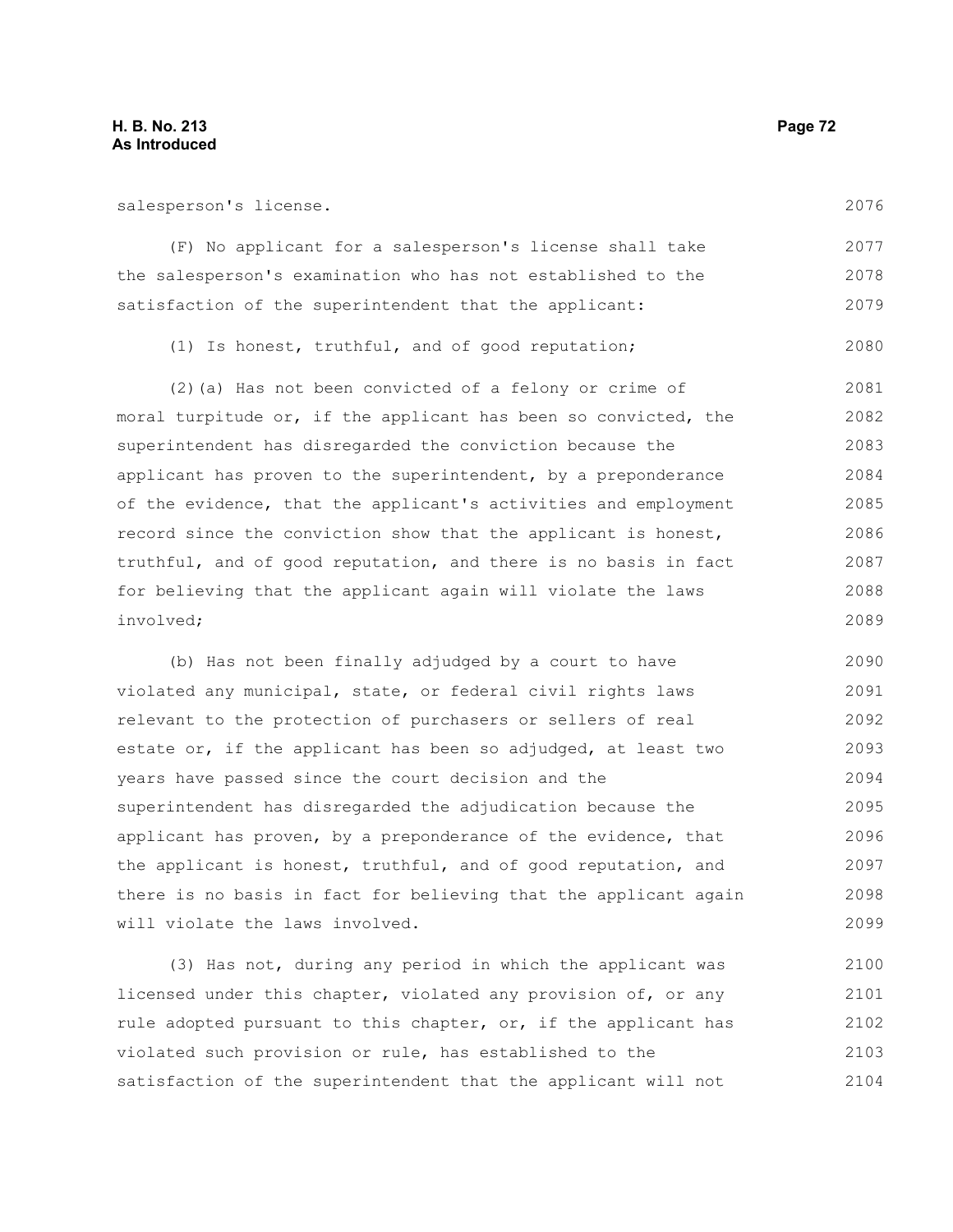salesperson's license.

(F) No applicant for a salesperson's license shall take the salesperson's examination who has not established to the satisfaction of the superintendent that the applicant:

(1) Is honest, truthful, and of good reputation;

(2)(a) Has not been convicted of a felony or crime of moral turpitude or, if the applicant has been so convicted, the superintendent has disregarded the conviction because the applicant has proven to the superintendent, by a preponderance of the evidence, that the applicant's activities and employment record since the conviction show that the applicant is honest, truthful, and of good reputation, and there is no basis in fact for believing that the applicant again will violate the laws involved;

(b) Has not been finally adjudged by a court to have violated any municipal, state, or federal civil rights laws relevant to the protection of purchasers or sellers of real estate or, if the applicant has been so adjudged, at least two years have passed since the court decision and the superintendent has disregarded the adjudication because the applicant has proven, by a preponderance of the evidence, that the applicant is honest, truthful, and of good reputation, and there is no basis in fact for believing that the applicant again will violate the laws involved.

(3) Has not, during any period in which the applicant was licensed under this chapter, violated any provision of, or any rule adopted pursuant to this chapter, or, if the applicant has violated such provision or rule, has established to the satisfaction of the superintendent that the applicant will not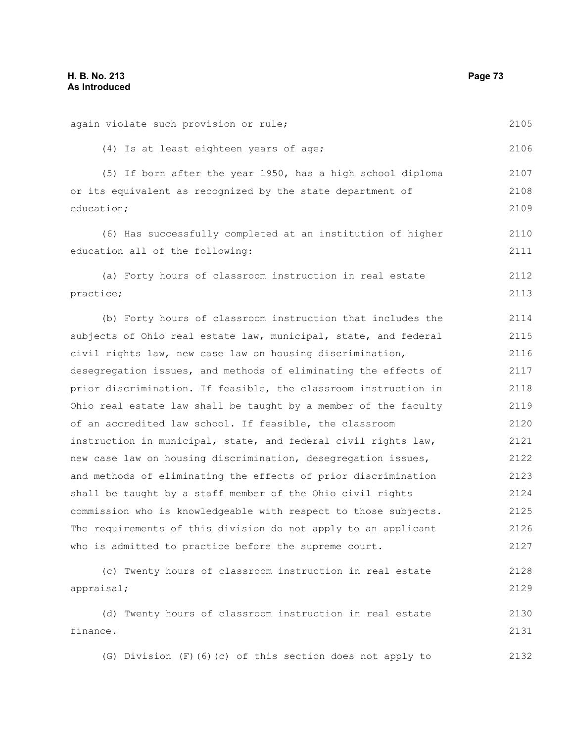again violate such provision or rule;

(4) Is at least eighteen years of age;

(5) If born after the year 1950, has a high school diploma or its equivalent as recognized by the state department of education;

(6) Has successfully completed at an institution of higher education all of the following:

(a) Forty hours of classroom instruction in real estate practice;

(b) Forty hours of classroom instruction that includes the subjects of Ohio real estate law, municipal, state, and federal civil rights law, new case law on housing discrimination, desegregation issues, and methods of eliminating the effects of prior discrimination. If feasible, the classroom instruction in Ohio real estate law shall be taught by a member of the faculty of an accredited law school. If feasible, the classroom instruction in municipal, state, and federal civil rights law, new case law on housing discrimination, desegregation issues, and methods of eliminating the effects of prior discrimination shall be taught by a staff member of the Ohio civil rights commission who is knowledgeable with respect to those subjects. The requirements of this division do not apply to an applicant who is admitted to practice before the supreme court.

(c) Twenty hours of classroom instruction in real estate appraisal;

(d) Twenty hours of classroom instruction in real estate finance.

(G) Division (F)(6)(c) of this section does not apply to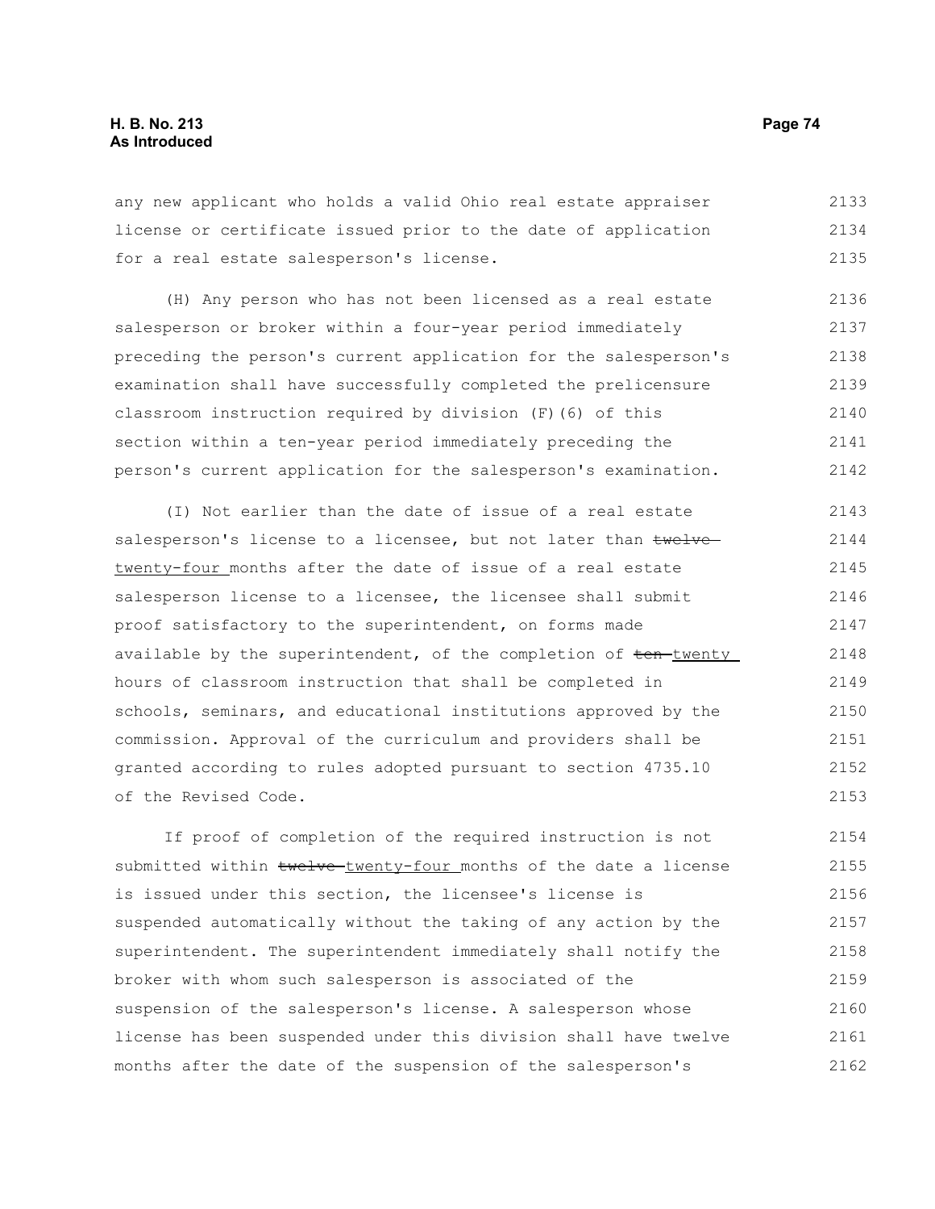any new applicant who holds a valid Ohio real estate appraiser license or certificate issued prior to the date of application for a real estate salesperson's license.

(H) Any person who has not been licensed as a real estate salesperson or broker within a four-year period immediately preceding the person's current application for the salesperson's examination shall have successfully completed the prelicensure classroom instruction required by division (F)(6) of this section within a ten-year period immediately preceding the person's current application for the salesperson's examination.

(I) Not earlier than the date of issue of a real estate salesperson's license to a licensee, but not later than ~~twelve~~ twenty-four months after the date of issue of a real estate salesperson license to a licensee, the licensee shall submit proof satisfactory to the superintendent, on forms made available by the superintendent, of the completion of ~~ten~~ twenty hours of classroom instruction that shall be completed in schools, seminars, and educational institutions approved by the commission. Approval of the curriculum and providers shall be granted according to rules adopted pursuant to section 4735.10 of the Revised Code.

If proof of completion of the required instruction is not submitted within ~~twelve~~ twenty-four months of the date a license is issued under this section, the licensee's license is suspended automatically without the taking of any action by the superintendent. The superintendent immediately shall notify the broker with whom such salesperson is associated of the suspension of the salesperson's license. A salesperson whose license has been suspended under this division shall have twelve months after the date of the suspension of the salesperson's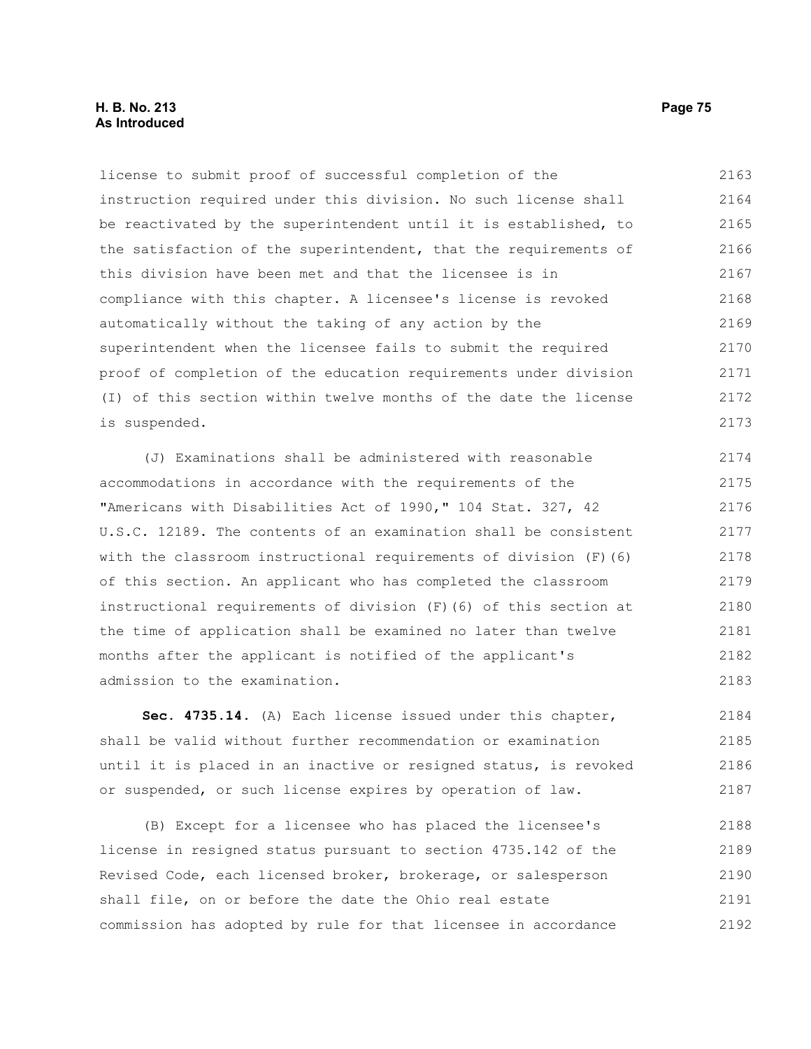license to submit proof of successful completion of the instruction required under this division. No such license shall be reactivated by the superintendent until it is established, to the satisfaction of the superintendent, that the requirements of this division have been met and that the licensee is in compliance with this chapter. A licensee's license is revoked automatically without the taking of any action by the superintendent when the licensee fails to submit the required proof of completion of the education requirements under division (I) of this section within twelve months of the date the license is suspended.

(J) Examinations shall be administered with reasonable accommodations in accordance with the requirements of the "Americans with Disabilities Act of 1990," 104 Stat. 327, 42 U.S.C. 12189. The contents of an examination shall be consistent with the classroom instructional requirements of division (F)(6) of this section. An applicant who has completed the classroom instructional requirements of division (F)(6) of this section at the time of application shall be examined no later than twelve months after the applicant is notified of the applicant's admission to the examination.

**Sec. 4735.14.** (A) Each license issued under this chapter, shall be valid without further recommendation or examination until it is placed in an inactive or resigned status, is revoked or suspended, or such license expires by operation of law.

(B) Except for a licensee who has placed the licensee's license in resigned status pursuant to section 4735.142 of the Revised Code, each licensed broker, brokerage, or salesperson shall file, on or before the date the Ohio real estate commission has adopted by rule for that licensee in accordance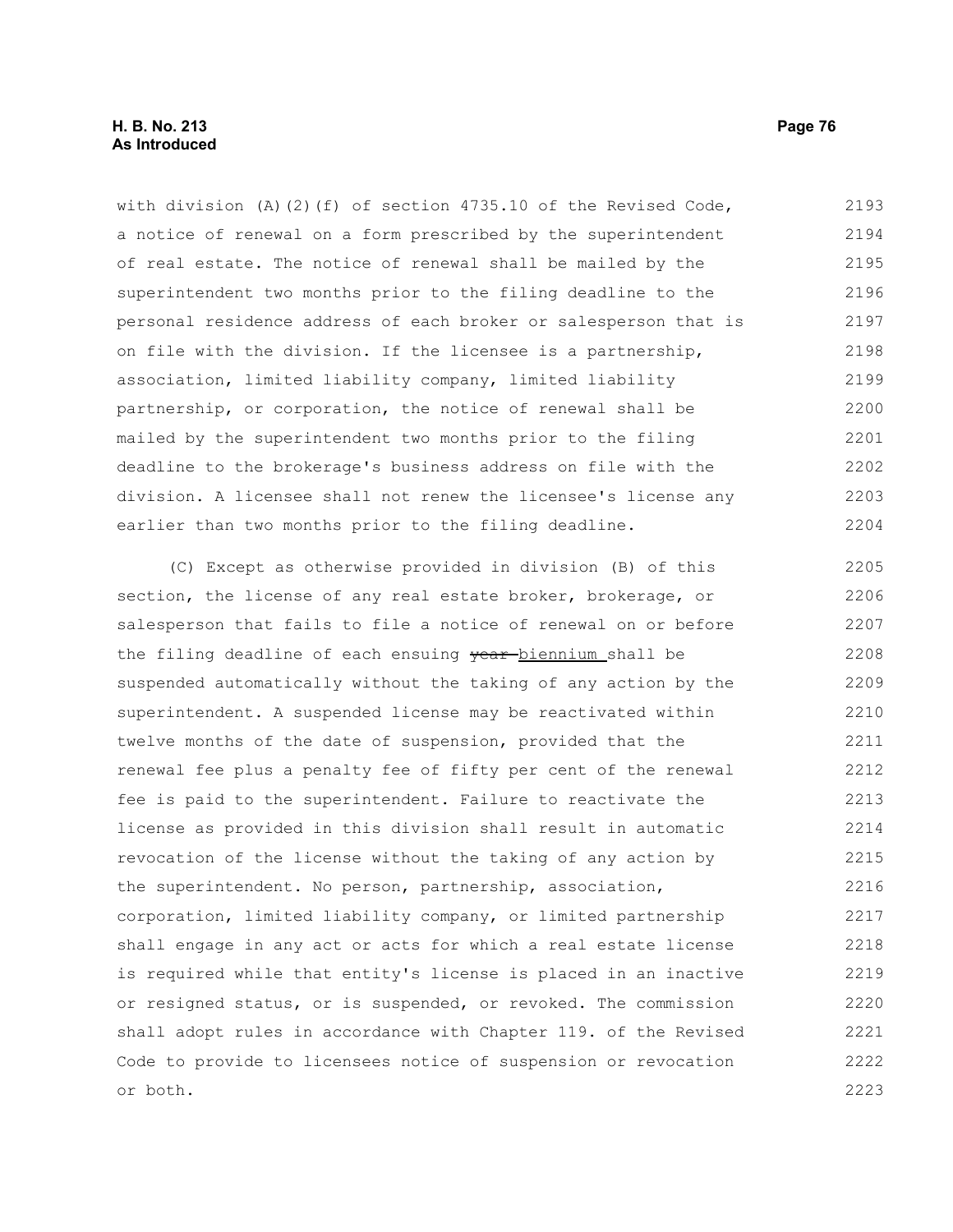with division (A)(2)(f) of section 4735.10 of the Revised Code, a notice of renewal on a form prescribed by the superintendent of real estate. The notice of renewal shall be mailed by the superintendent two months prior to the filing deadline to the personal residence address of each broker or salesperson that is on file with the division. If the licensee is a partnership, association, limited liability company, limited liability partnership, or corporation, the notice of renewal shall be mailed by the superintendent two months prior to the filing deadline to the brokerage's business address on file with the division. A licensee shall not renew the licensee's license any earlier than two months prior to the filing deadline.

(C) Except as otherwise provided in division (B) of this section, the license of any real estate broker, brokerage, or salesperson that fails to file a notice of renewal on or before the filing deadline of each ensuing ~~year~~ biennium shall be suspended automatically without the taking of any action by the superintendent. A suspended license may be reactivated within twelve months of the date of suspension, provided that the renewal fee plus a penalty fee of fifty per cent of the renewal fee is paid to the superintendent. Failure to reactivate the license as provided in this division shall result in automatic revocation of the license without the taking of any action by the superintendent. No person, partnership, association, corporation, limited liability company, or limited partnership shall engage in any act or acts for which a real estate license is required while that entity's license is placed in an inactive or resigned status, or is suspended, or revoked. The commission shall adopt rules in accordance with Chapter 119. of the Revised Code to provide to licensees notice of suspension or revocation or both.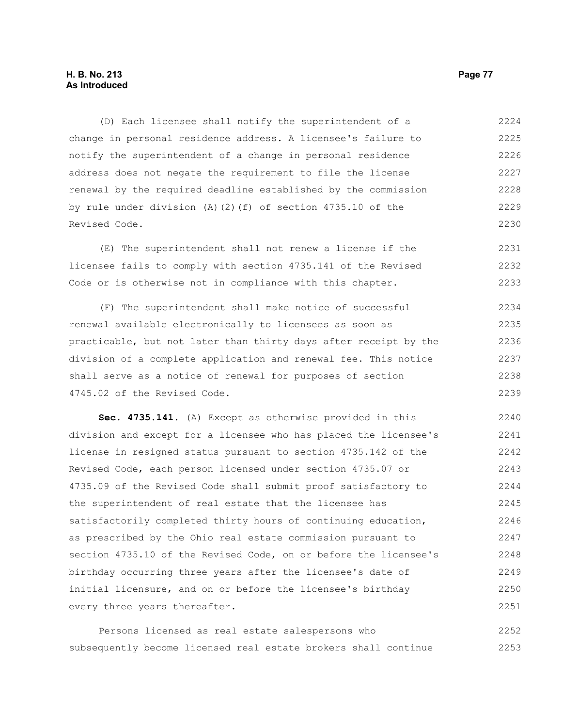(D) Each licensee shall notify the superintendent of a change in personal residence address. A licensee's failure to notify the superintendent of a change in personal residence address does not negate the requirement to file the license renewal by the required deadline established by the commission by rule under division (A)(2)(f) of section 4735.10 of the Revised Code.

(E) The superintendent shall not renew a license if the licensee fails to comply with section 4735.141 of the Revised Code or is otherwise not in compliance with this chapter.

(F) The superintendent shall make notice of successful renewal available electronically to licensees as soon as practicable, but not later than thirty days after receipt by the division of a complete application and renewal fee. This notice shall serve as a notice of renewal for purposes of section 4745.02 of the Revised Code.

**Sec. 4735.141.** (A) Except as otherwise provided in this division and except for a licensee who has placed the licensee's license in resigned status pursuant to section 4735.142 of the Revised Code, each person licensed under section 4735.07 or 4735.09 of the Revised Code shall submit proof satisfactory to the superintendent of real estate that the licensee has satisfactorily completed thirty hours of continuing education, as prescribed by the Ohio real estate commission pursuant to section 4735.10 of the Revised Code, on or before the licensee's birthday occurring three years after the licensee's date of initial licensure, and on or before the licensee's birthday every three years thereafter.

Persons licensed as real estate salespersons who subsequently become licensed real estate brokers shall continue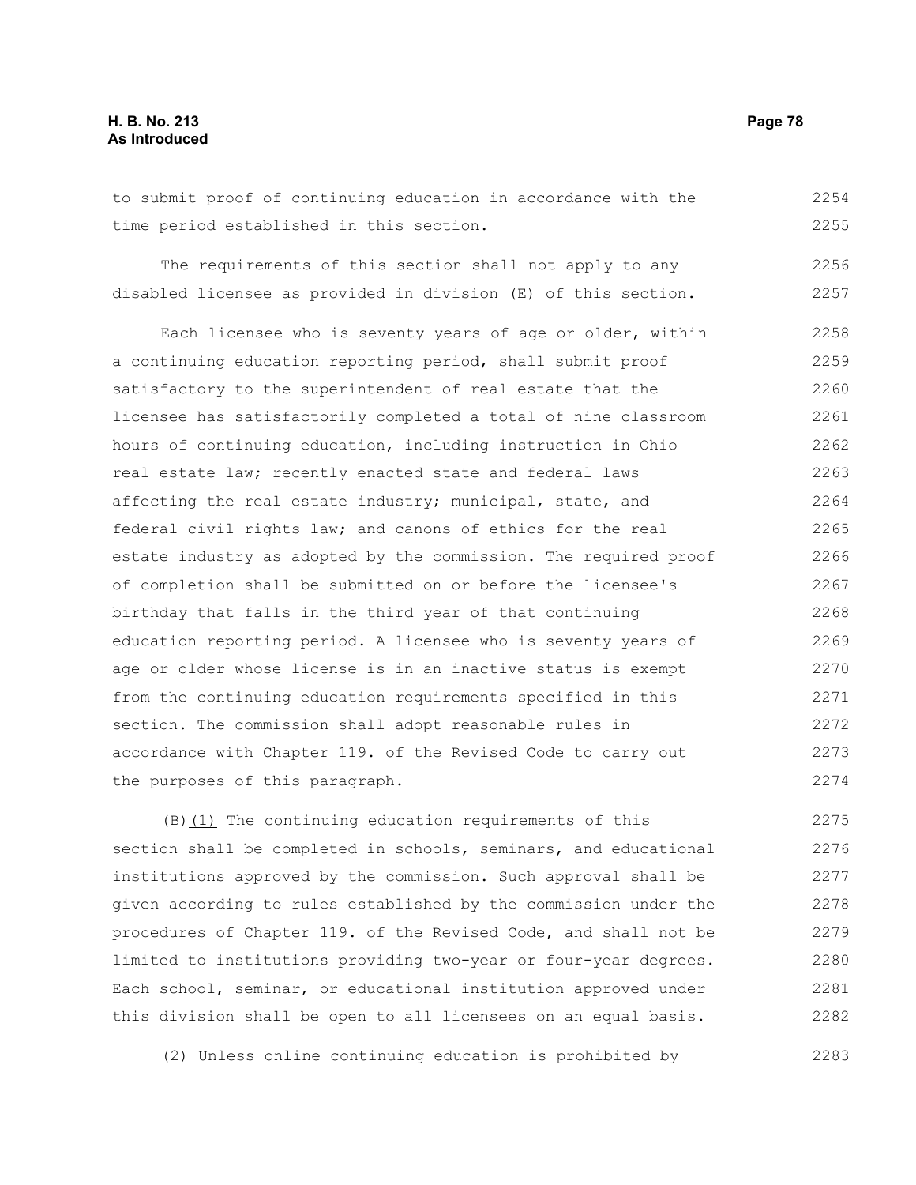to submit proof of continuing education in accordance with the time period established in this section.

The requirements of this section shall not apply to any disabled licensee as provided in division (E) of this section.

Each licensee who is seventy years of age or older, within a continuing education reporting period, shall submit proof satisfactory to the superintendent of real estate that the licensee has satisfactorily completed a total of nine classroom hours of continuing education, including instruction in Ohio real estate law; recently enacted state and federal laws affecting the real estate industry; municipal, state, and federal civil rights law; and canons of ethics for the real estate industry as adopted by the commission. The required proof of completion shall be submitted on or before the licensee's birthday that falls in the third year of that continuing education reporting period. A licensee who is seventy years of age or older whose license is in an inactive status is exempt from the continuing education requirements specified in this section. The commission shall adopt reasonable rules in accordance with Chapter 119. of the Revised Code to carry out the purposes of this paragraph.

(B)<u>(1)</u> The continuing education requirements of this section shall be completed in schools, seminars, and educational institutions approved by the commission. Such approval shall be given according to rules established by the commission under the procedures of Chapter 119. of the Revised Code, and shall not be limited to institutions providing two-year or four-year degrees. Each school, seminar, or educational institution approved under this division shall be open to all licensees on an equal basis.

<u>(2) Unless online continuing education is prohibited by</u>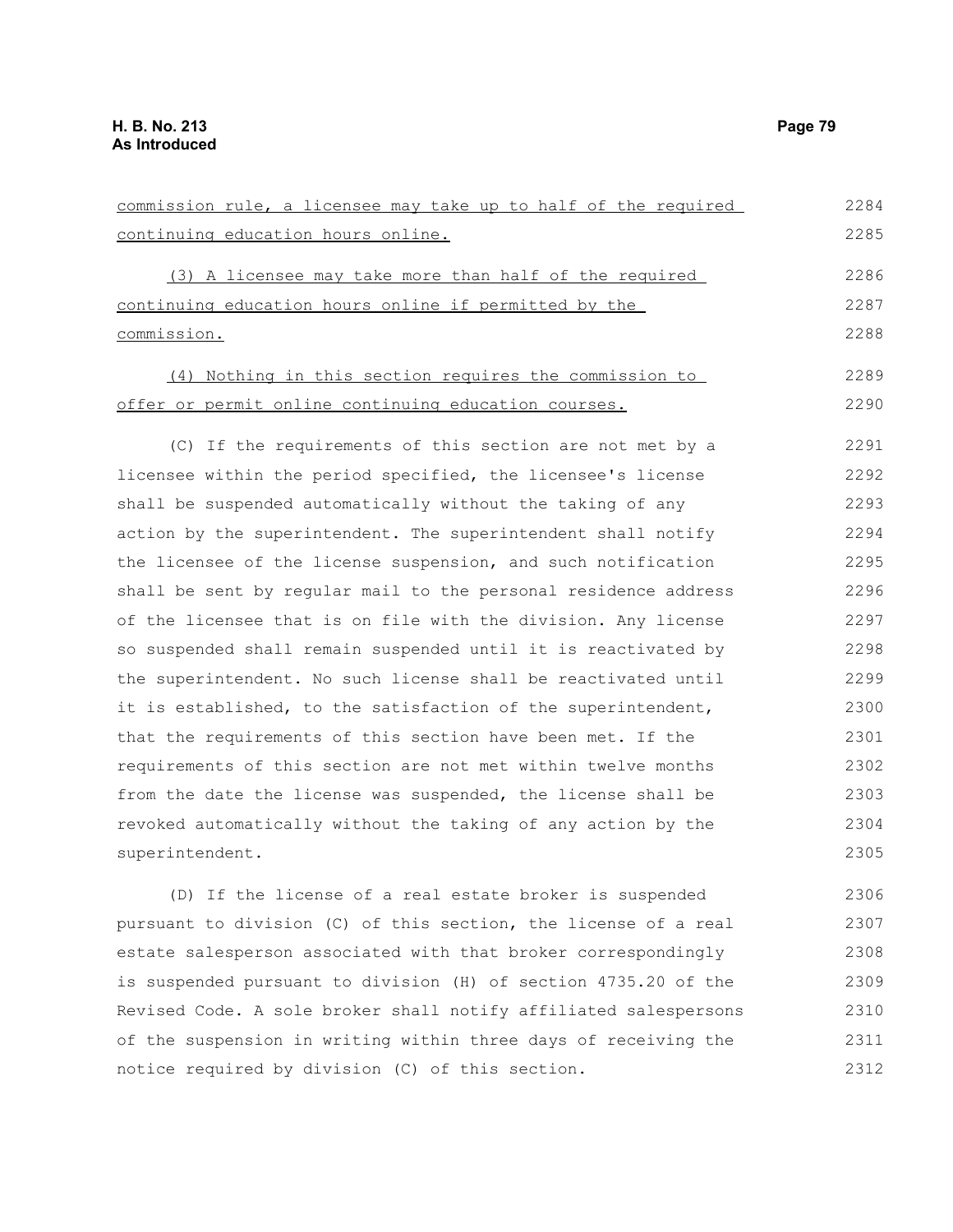commission rule, a licensee may take up to half of the required continuing education hours online.

(3) A licensee may take more than half of the required continuing education hours online if permitted by the commission.

(4) Nothing in this section requires the commission to offer or permit online continuing education courses.

(C) If the requirements of this section are not met by a licensee within the period specified, the licensee's license shall be suspended automatically without the taking of any action by the superintendent. The superintendent shall notify the licensee of the license suspension, and such notification shall be sent by regular mail to the personal residence address of the licensee that is on file with the division. Any license so suspended shall remain suspended until it is reactivated by the superintendent. No such license shall be reactivated until it is established, to the satisfaction of the superintendent, that the requirements of this section have been met. If the requirements of this section are not met within twelve months from the date the license was suspended, the license shall be revoked automatically without the taking of any action by the superintendent.

(D) If the license of a real estate broker is suspended pursuant to division (C) of this section, the license of a real estate salesperson associated with that broker correspondingly is suspended pursuant to division (H) of section 4735.20 of the Revised Code. A sole broker shall notify affiliated salespersons of the suspension in writing within three days of receiving the notice required by division (C) of this section.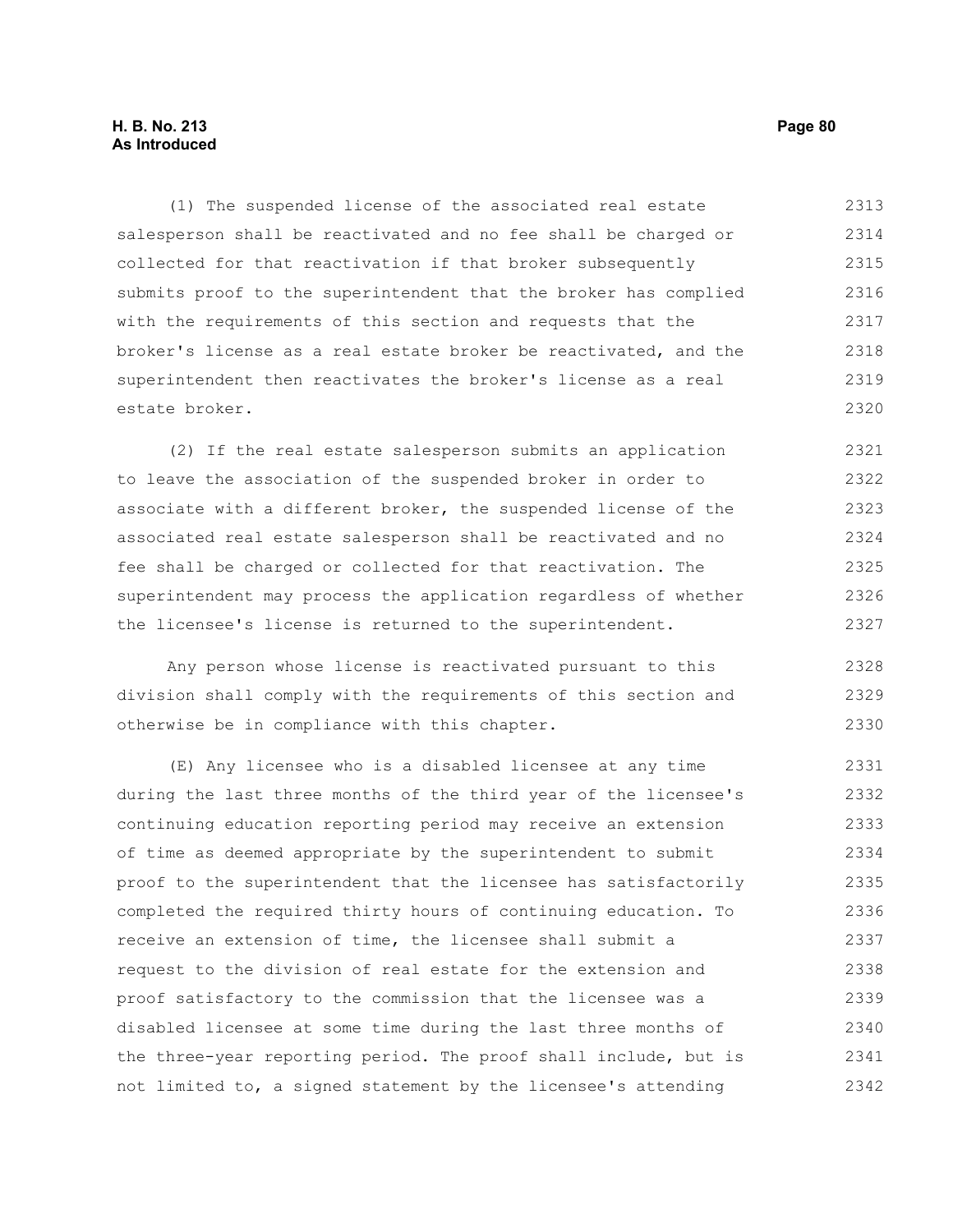(1) The suspended license of the associated real estate salesperson shall be reactivated and no fee shall be charged or collected for that reactivation if that broker subsequently submits proof to the superintendent that the broker has complied with the requirements of this section and requests that the broker's license as a real estate broker be reactivated, and the superintendent then reactivates the broker's license as a real estate broker.

(2) If the real estate salesperson submits an application to leave the association of the suspended broker in order to associate with a different broker, the suspended license of the associated real estate salesperson shall be reactivated and no fee shall be charged or collected for that reactivation. The superintendent may process the application regardless of whether the licensee's license is returned to the superintendent.

Any person whose license is reactivated pursuant to this division shall comply with the requirements of this section and otherwise be in compliance with this chapter.

(E) Any licensee who is a disabled licensee at any time during the last three months of the third year of the licensee's continuing education reporting period may receive an extension of time as deemed appropriate by the superintendent to submit proof to the superintendent that the licensee has satisfactorily completed the required thirty hours of continuing education. To receive an extension of time, the licensee shall submit a request to the division of real estate for the extension and proof satisfactory to the commission that the licensee was a disabled licensee at some time during the last three months of the three-year reporting period. The proof shall include, but is not limited to, a signed statement by the licensee's attending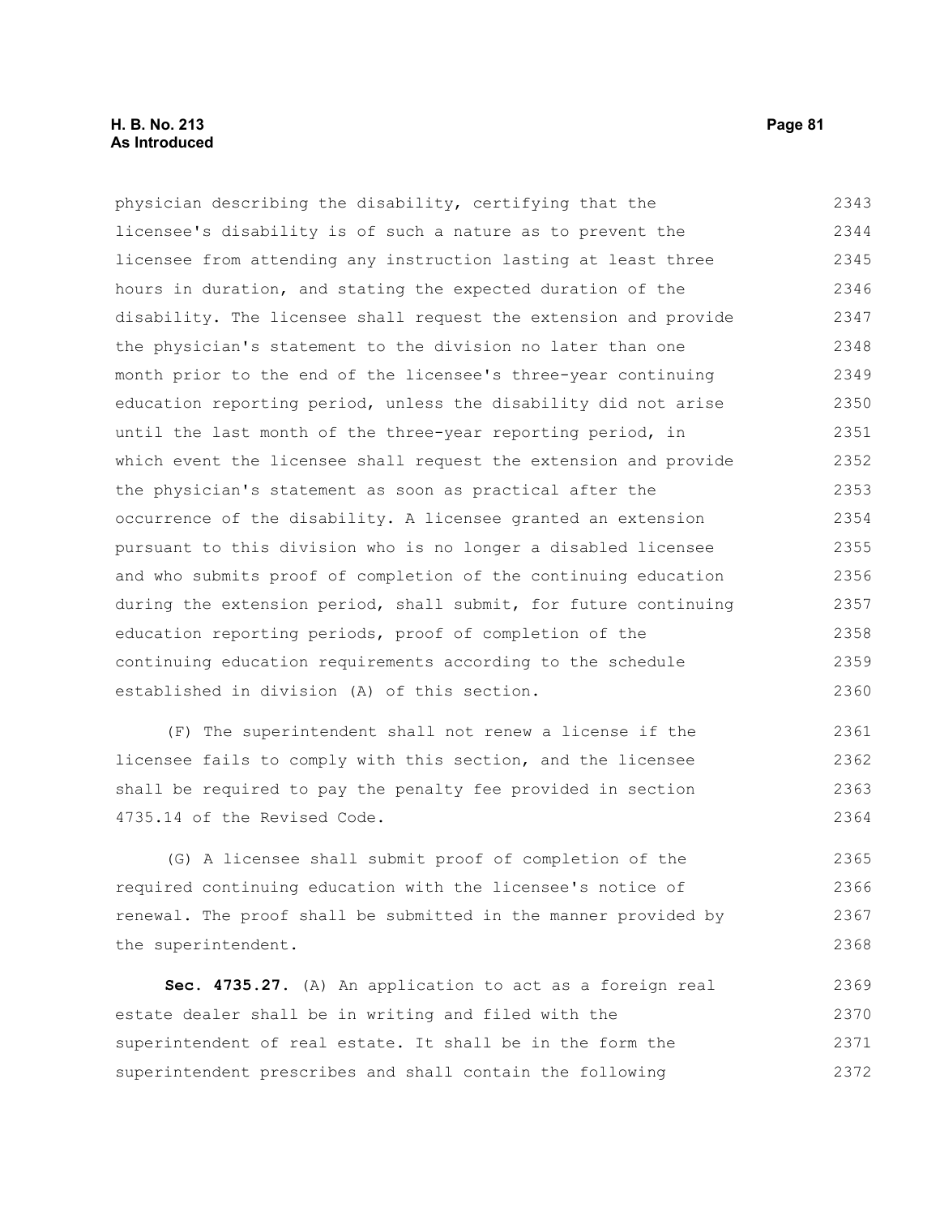physician describing the disability, certifying that the licensee's disability is of such a nature as to prevent the licensee from attending any instruction lasting at least three hours in duration, and stating the expected duration of the disability. The licensee shall request the extension and provide the physician's statement to the division no later than one month prior to the end of the licensee's three-year continuing education reporting period, unless the disability did not arise until the last month of the three-year reporting period, in which event the licensee shall request the extension and provide the physician's statement as soon as practical after the occurrence of the disability. A licensee granted an extension pursuant to this division who is no longer a disabled licensee and who submits proof of completion of the continuing education during the extension period, shall submit, for future continuing education reporting periods, proof of completion of the continuing education requirements according to the schedule established in division (A) of this section.

(F) The superintendent shall not renew a license if the licensee fails to comply with this section, and the licensee shall be required to pay the penalty fee provided in section 4735.14 of the Revised Code.

(G) A licensee shall submit proof of completion of the required continuing education with the licensee's notice of renewal. The proof shall be submitted in the manner provided by the superintendent.

**Sec. 4735.27.** (A) An application to act as a foreign real estate dealer shall be in writing and filed with the superintendent of real estate. It shall be in the form the superintendent prescribes and shall contain the following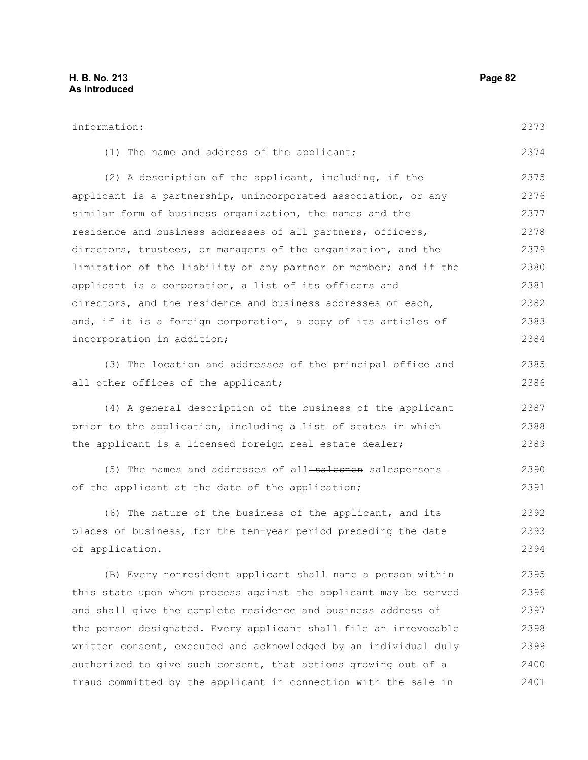information:

(1) The name and address of the applicant;

(2) A description of the applicant, including, if the applicant is a partnership, unincorporated association, or any similar form of business organization, the names and the residence and business addresses of all partners, officers, directors, trustees, or managers of the organization, and the limitation of the liability of any partner or member; and if the applicant is a corporation, a list of its officers and directors, and the residence and business addresses of each, and, if it is a foreign corporation, a copy of its articles of incorporation in addition;

(3) The location and addresses of the principal office and all other offices of the applicant;

(4) A general description of the business of the applicant prior to the application, including a list of states in which the applicant is a licensed foreign real estate dealer;

(5) The names and addresses of all ~~salesmen~~ salespersons of the applicant at the date of the application;

(6) The nature of the business of the applicant, and its places of business, for the ten-year period preceding the date of application.

(B) Every nonresident applicant shall name a person within this state upon whom process against the applicant may be served and shall give the complete residence and business address of the person designated. Every applicant shall file an irrevocable written consent, executed and acknowledged by an individual duly authorized to give such consent, that actions growing out of a fraud committed by the applicant in connection with the sale in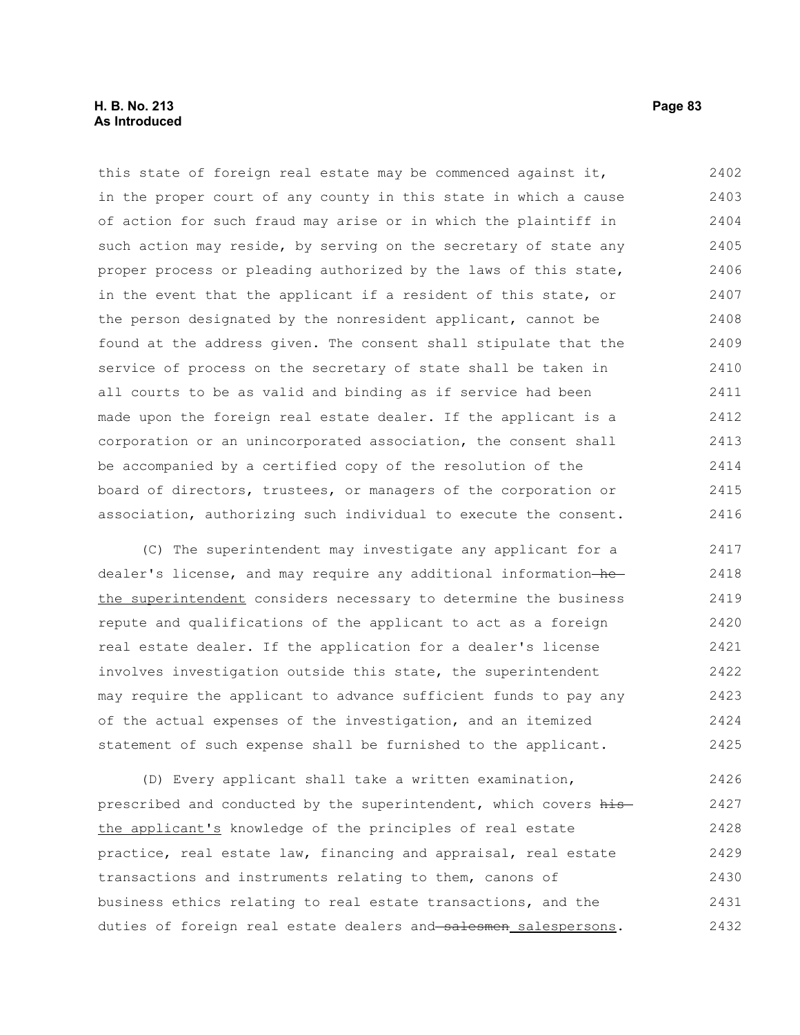this state of foreign real estate may be commenced against it, in the proper court of any county in this state in which a cause of action for such fraud may arise or in which the plaintiff in such action may reside, by serving on the secretary of state any proper process or pleading authorized by the laws of this state, in the event that the applicant if a resident of this state, or the person designated by the nonresident applicant, cannot be found at the address given. The consent shall stipulate that the service of process on the secretary of state shall be taken in all courts to be as valid and binding as if service had been made upon the foreign real estate dealer. If the applicant is a corporation or an unincorporated association, the consent shall be accompanied by a certified copy of the resolution of the board of directors, trustees, or managers of the corporation or association, authorizing such individual to execute the consent.

(C) The superintendent may investigate any applicant for a dealer's license, and may require any additional information ~~he~~ the superintendent considers necessary to determine the business repute and qualifications of the applicant to act as a foreign real estate dealer. If the application for a dealer's license involves investigation outside this state, the superintendent may require the applicant to advance sufficient funds to pay any of the actual expenses of the investigation, and an itemized statement of such expense shall be furnished to the applicant.

(D) Every applicant shall take a written examination, prescribed and conducted by the superintendent, which covers ~~his~~ the applicant's knowledge of the principles of real estate practice, real estate law, financing and appraisal, real estate transactions and instruments relating to them, canons of business ethics relating to real estate transactions, and the duties of foreign real estate dealers and ~~salesmen~~ salespersons.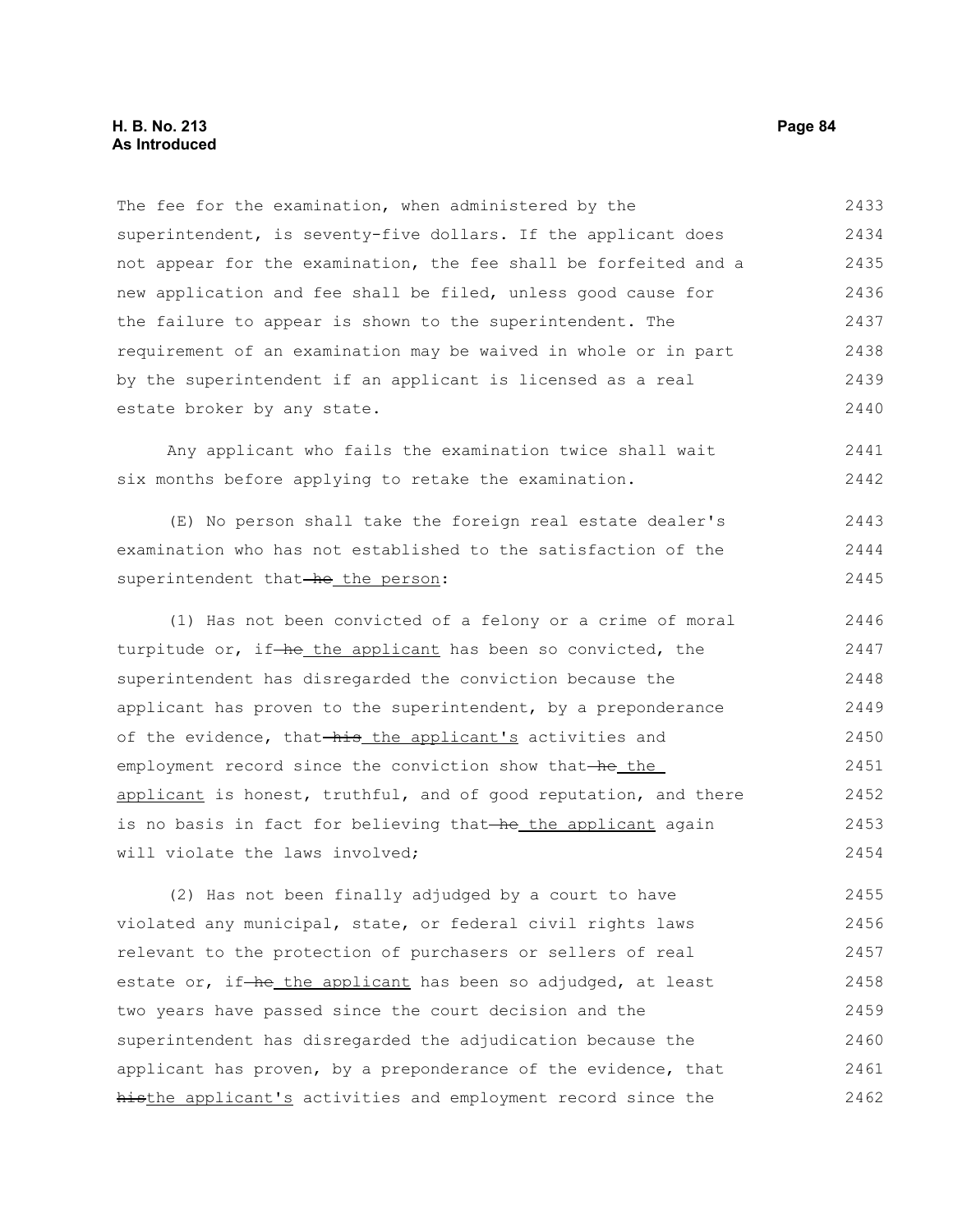The fee for the examination, when administered by the superintendent, is seventy-five dollars. If the applicant does not appear for the examination, the fee shall be forfeited and a new application and fee shall be filed, unless good cause for the failure to appear is shown to the superintendent. The requirement of an examination may be waived in whole or in part by the superintendent if an applicant is licensed as a real estate broker by any state.

Any applicant who fails the examination twice shall wait six months before applying to retake the examination.

(E) No person shall take the foreign real estate dealer's examination who has not established to the satisfaction of the superintendent that ~~he~~ the person:

(1) Has not been convicted of a felony or a crime of moral turpitude or, if ~~he~~ the applicant has been so convicted, the superintendent has disregarded the conviction because the applicant has proven to the superintendent, by a preponderance of the evidence, that ~~his~~ the applicant's activities and employment record since the conviction show that ~~he~~ the applicant is honest, truthful, and of good reputation, and there is no basis in fact for believing that ~~he~~ the applicant again will violate the laws involved;

(2) Has not been finally adjudged by a court to have violated any municipal, state, or federal civil rights laws relevant to the protection of purchasers or sellers of real estate or, if ~~he~~ the applicant has been so adjudged, at least two years have passed since the court decision and the superintendent has disregarded the adjudication because the applicant has proven, by a preponderance of the evidence, that ~~his~~the applicant's activities and employment record since the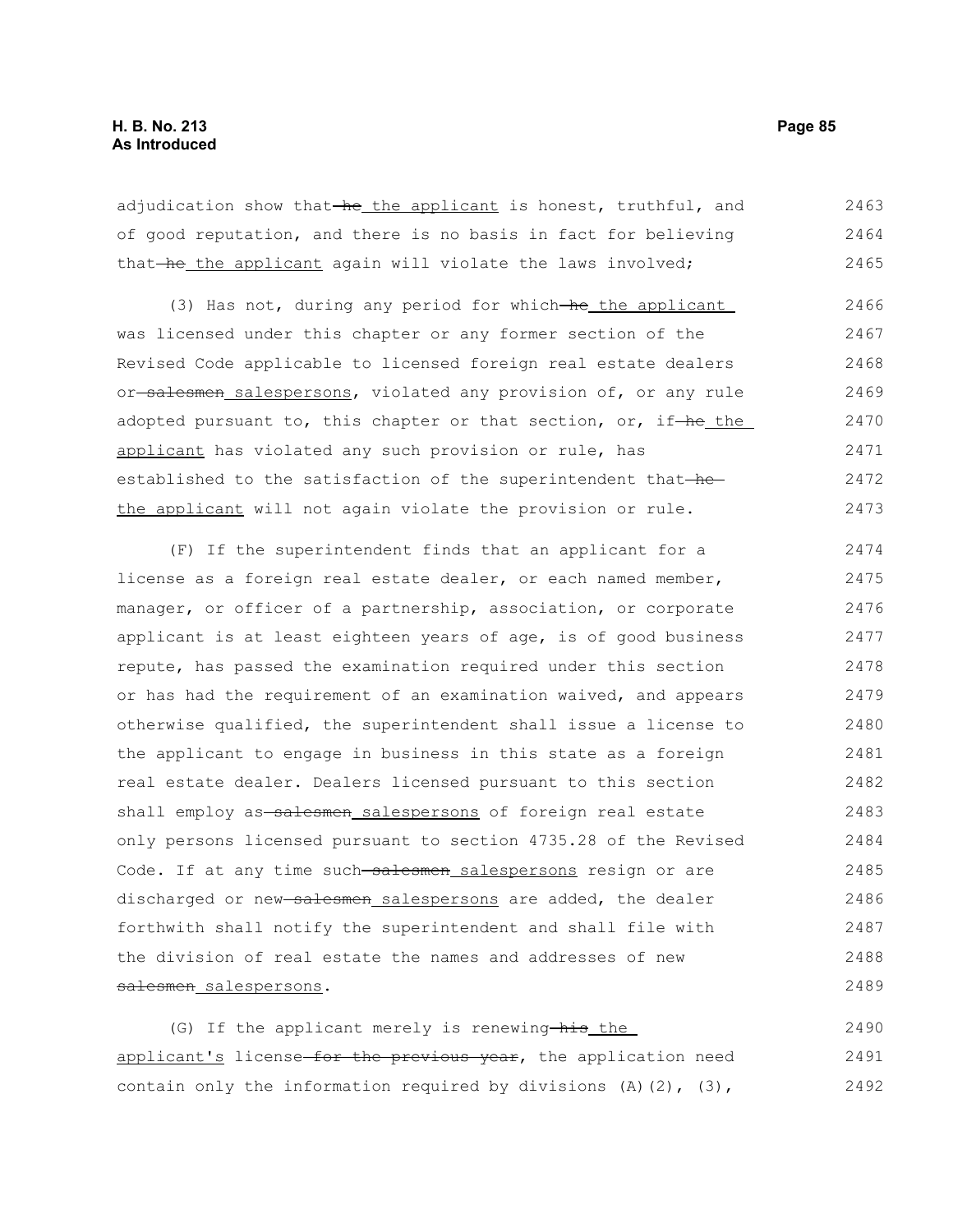adjudication show that ~~he~~ the applicant is honest, truthful, and of good reputation, and there is no basis in fact for believing that ~~he~~ the applicant again will violate the laws involved;

(3) Has not, during any period for which ~~he~~ the applicant was licensed under this chapter or any former section of the Revised Code applicable to licensed foreign real estate dealers or ~~salesmen~~ salespersons, violated any provision of, or any rule adopted pursuant to, this chapter or that section, or, if ~~he~~ the applicant has violated any such provision or rule, has established to the satisfaction of the superintendent that ~~he~~ the applicant will not again violate the provision or rule.

(F) If the superintendent finds that an applicant for a license as a foreign real estate dealer, or each named member, manager, or officer of a partnership, association, or corporate applicant is at least eighteen years of age, is of good business repute, has passed the examination required under this section or has had the requirement of an examination waived, and appears otherwise qualified, the superintendent shall issue a license to the applicant to engage in business in this state as a foreign real estate dealer. Dealers licensed pursuant to this section shall employ as ~~salesmen~~ salespersons of foreign real estate only persons licensed pursuant to section 4735.28 of the Revised Code. If at any time such ~~salesmen~~ salespersons resign or are discharged or new ~~salesmen~~ salespersons are added, the dealer forthwith shall notify the superintendent and shall file with the division of real estate the names and addresses of new ~~salesmen~~ salespersons.

(G) If the applicant merely is renewing ~~his~~ the applicant's license ~~for the previous year~~, the application need contain only the information required by divisions (A)(2), (3),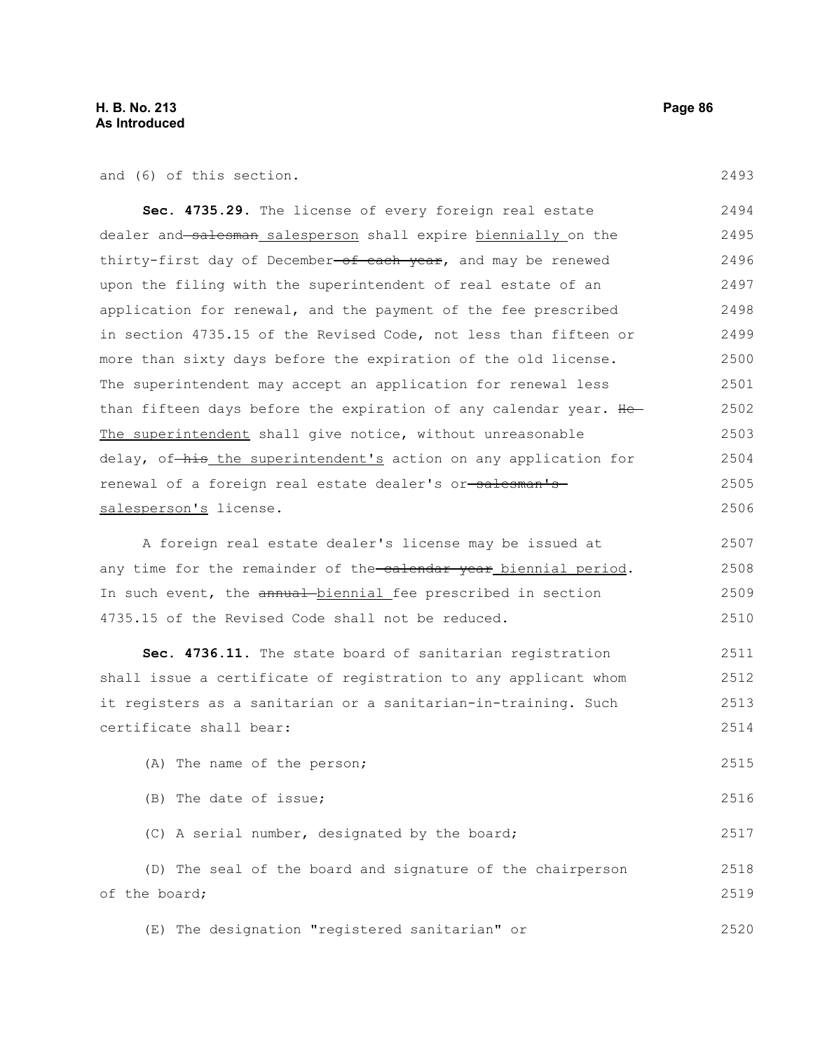and (6) of this section.

**Sec. 4735.29.** The license of every foreign real estate dealer and ~~salesman~~ salesperson shall expire biennially on the thirty-first day of December ~~of each year~~, and may be renewed upon the filing with the superintendent of real estate of an application for renewal, and the payment of the fee prescribed in section 4735.15 of the Revised Code, not less than fifteen or more than sixty days before the expiration of the old license. The superintendent may accept an application for renewal less than fifteen days before the expiration of any calendar year. ~~He~~ The superintendent shall give notice, without unreasonable delay, of ~~his~~ the superintendent's action on any application for renewal of a foreign real estate dealer's or ~~salesman's~~ salesperson's license.

A foreign real estate dealer's license may be issued at any time for the remainder of the ~~calendar year~~ biennial period. In such event, the ~~annual~~ biennial fee prescribed in section 4735.15 of the Revised Code shall not be reduced.

**Sec. 4736.11.** The state board of sanitarian registration shall issue a certificate of registration to any applicant whom it registers as a sanitarian or a sanitarian-in-training. Such certificate shall bear:

(A) The name of the person;

(B) The date of issue;

(C) A serial number, designated by the board;

(D) The seal of the board and signature of the chairperson of the board;

(E) The designation "registered sanitarian" or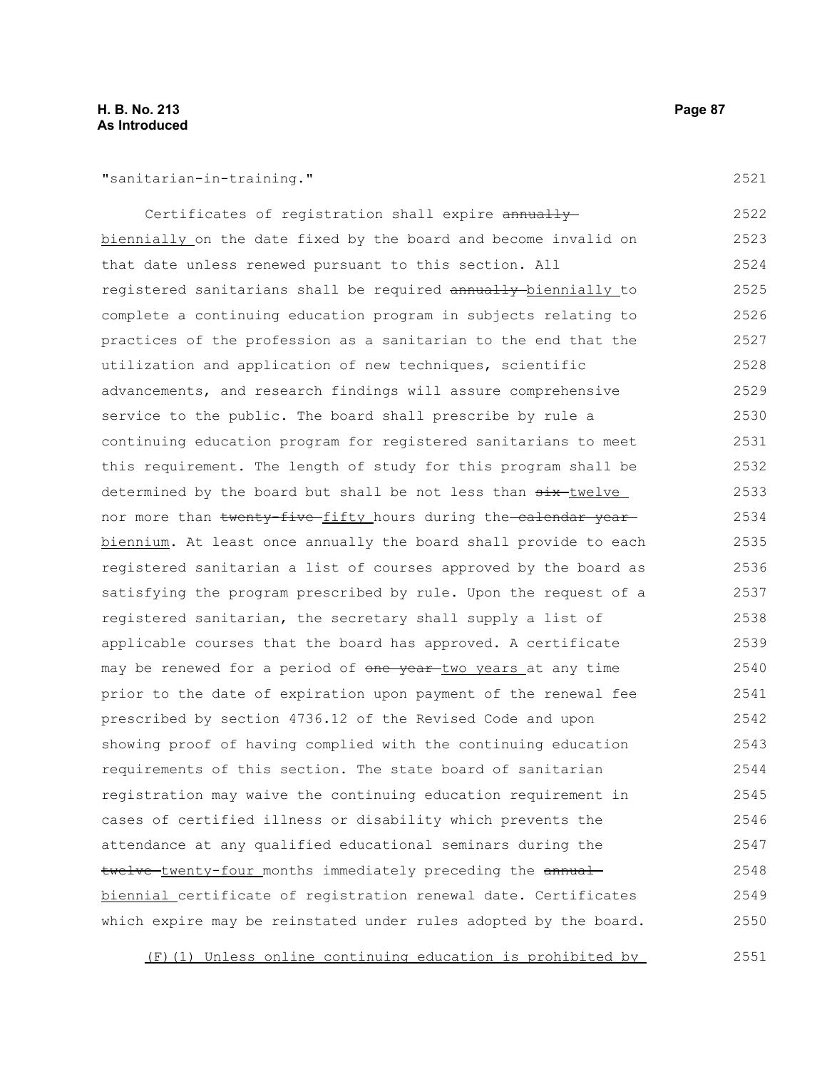"sanitarian-in-training."

Certificates of registration shall expire ~~annually~~ biennially on the date fixed by the board and become invalid on that date unless renewed pursuant to this section. All registered sanitarians shall be required ~~annually~~ biennially to complete a continuing education program in subjects relating to practices of the profession as a sanitarian to the end that the utilization and application of new techniques, scientific advancements, and research findings will assure comprehensive service to the public. The board shall prescribe by rule a continuing education program for registered sanitarians to meet this requirement. The length of study for this program shall be determined by the board but shall be not less than ~~six~~ twelve nor more than ~~twenty-five~~ fifty hours during the ~~calendar year~~ biennium. At least once annually the board shall provide to each registered sanitarian a list of courses approved by the board as satisfying the program prescribed by rule. Upon the request of a registered sanitarian, the secretary shall supply a list of applicable courses that the board has approved. A certificate may be renewed for a period of ~~one year~~ two years at any time prior to the date of expiration upon payment of the renewal fee prescribed by section 4736.12 of the Revised Code and upon showing proof of having complied with the continuing education requirements of this section. The state board of sanitarian registration may waive the continuing education requirement in cases of certified illness or disability which prevents the attendance at any qualified educational seminars during the ~~twelve~~ twenty-four months immediately preceding the ~~annual~~ biennial certificate of registration renewal date. Certificates which expire may be reinstated under rules adopted by the board.

(F)(1) Unless online continuing education is prohibited by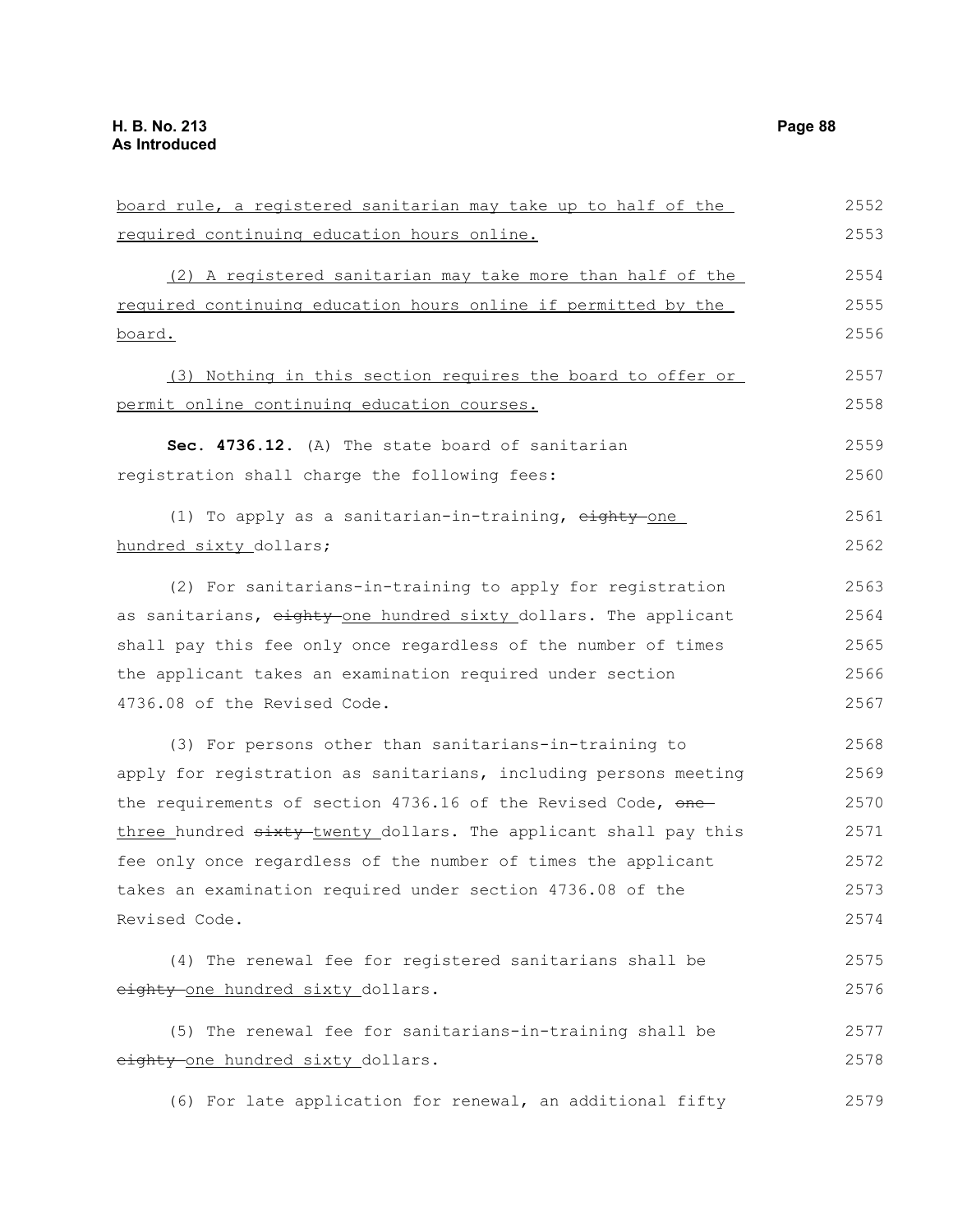board rule, a registered sanitarian may take up to half of the required continuing education hours online.

(2) A registered sanitarian may take more than half of the required continuing education hours online if permitted by the board.

(3) Nothing in this section requires the board to offer or permit online continuing education courses.

**Sec. 4736.12.** (A) The state board of sanitarian registration shall charge the following fees:

(1) To apply as a sanitarian-in-training, ~~eighty~~ one hundred sixty dollars;

(2) For sanitarians-in-training to apply for registration as sanitarians, ~~eighty~~ one hundred sixty dollars. The applicant shall pay this fee only once regardless of the number of times the applicant takes an examination required under section 4736.08 of the Revised Code.

(3) For persons other than sanitarians-in-training to apply for registration as sanitarians, including persons meeting the requirements of section 4736.16 of the Revised Code, ~~one~~ three hundred ~~sixty~~ twenty dollars. The applicant shall pay this fee only once regardless of the number of times the applicant takes an examination required under section 4736.08 of the Revised Code.

(4) The renewal fee for registered sanitarians shall be ~~eighty~~ one hundred sixty dollars.

(5) The renewal fee for sanitarians-in-training shall be ~~eighty~~ one hundred sixty dollars.

(6) For late application for renewal, an additional fifty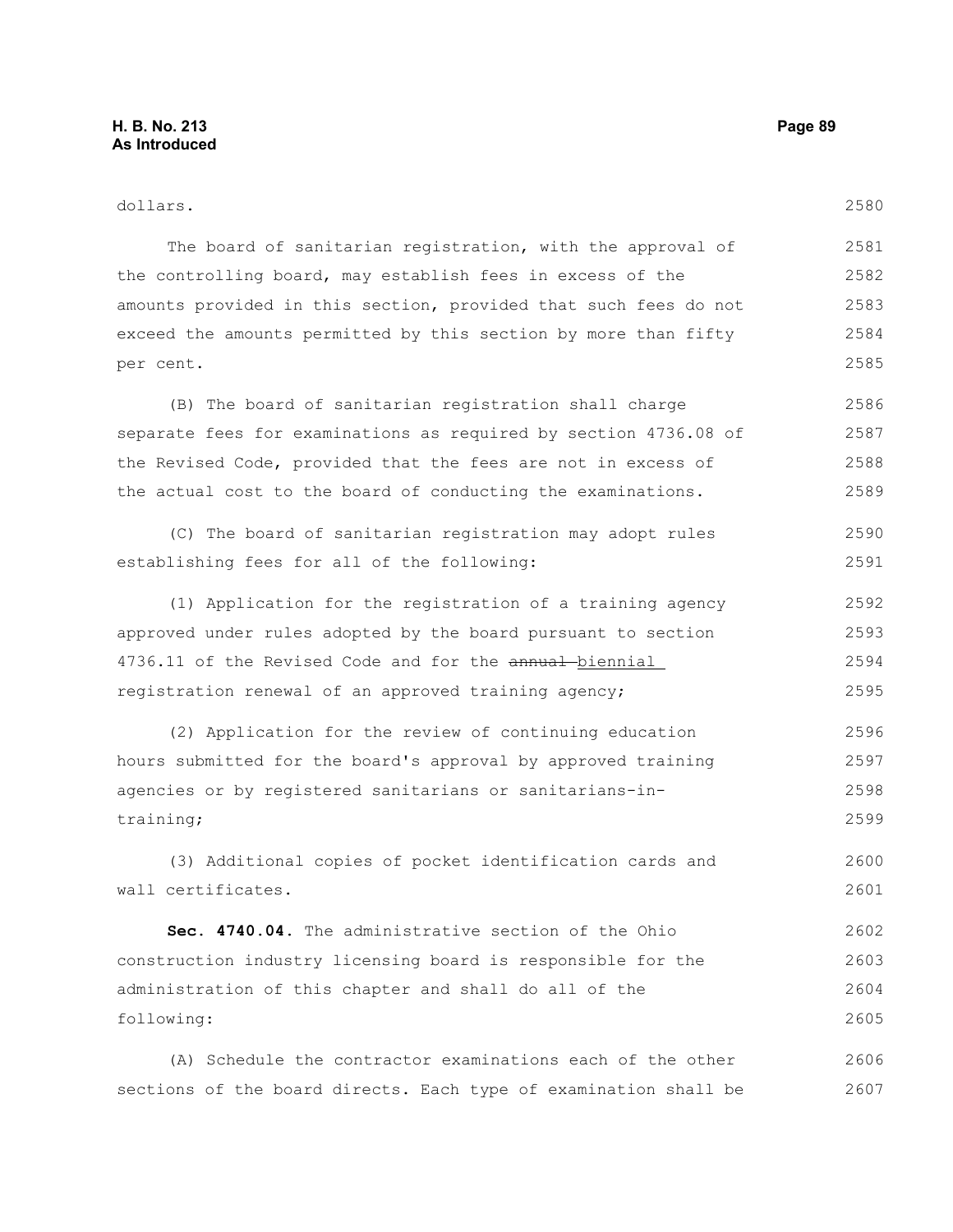dollars.

The board of sanitarian registration, with the approval of the controlling board, may establish fees in excess of the amounts provided in this section, provided that such fees do not exceed the amounts permitted by this section by more than fifty per cent.

(B) The board of sanitarian registration shall charge separate fees for examinations as required by section 4736.08 of the Revised Code, provided that the fees are not in excess of the actual cost to the board of conducting the examinations.

(C) The board of sanitarian registration may adopt rules establishing fees for all of the following:

(1) Application for the registration of a training agency approved under rules adopted by the board pursuant to section 4736.11 of the Revised Code and for the ~~annual~~ biennial registration renewal of an approved training agency;

(2) Application for the review of continuing education hours submitted for the board's approval by approved training agencies or by registered sanitarians or sanitarians-in-training;

(3) Additional copies of pocket identification cards and wall certificates.

**Sec. 4740.04.** The administrative section of the Ohio construction industry licensing board is responsible for the administration of this chapter and shall do all of the following:

(A) Schedule the contractor examinations each of the other sections of the board directs. Each type of examination shall be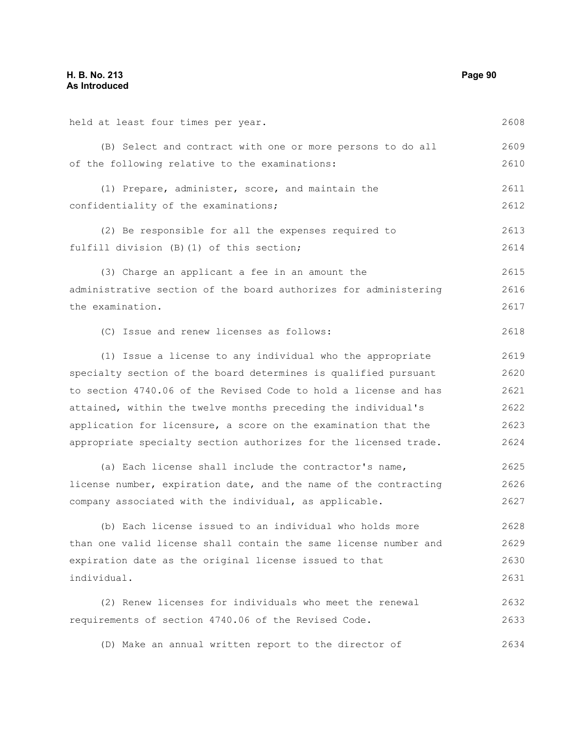held at least four times per year.

(B) Select and contract with one or more persons to do all of the following relative to the examinations:

(1) Prepare, administer, score, and maintain the confidentiality of the examinations;

(2) Be responsible for all the expenses required to fulfill division (B)(1) of this section;

(3) Charge an applicant a fee in an amount the administrative section of the board authorizes for administering the examination.

(C) Issue and renew licenses as follows:

(1) Issue a license to any individual who the appropriate specialty section of the board determines is qualified pursuant to section 4740.06 of the Revised Code to hold a license and has attained, within the twelve months preceding the individual's application for licensure, a score on the examination that the appropriate specialty section authorizes for the licensed trade.

(a) Each license shall include the contractor's name, license number, expiration date, and the name of the contracting company associated with the individual, as applicable.

(b) Each license issued to an individual who holds more than one valid license shall contain the same license number and expiration date as the original license issued to that individual.

(2) Renew licenses for individuals who meet the renewal requirements of section 4740.06 of the Revised Code.

(D) Make an annual written report to the director of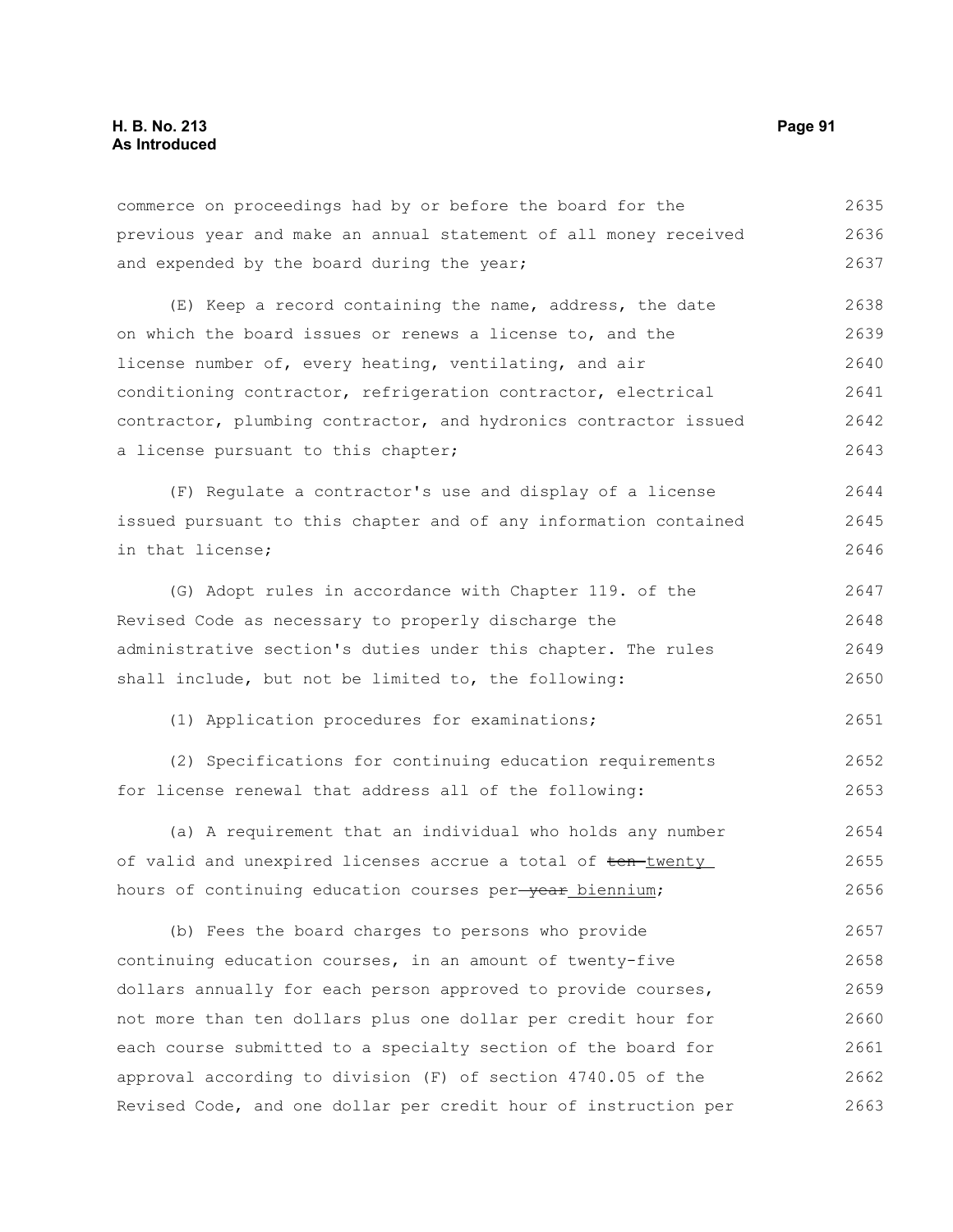commerce on proceedings had by or before the board for the previous year and make an annual statement of all money received and expended by the board during the year;

(E) Keep a record containing the name, address, the date on which the board issues or renews a license to, and the license number of, every heating, ventilating, and air conditioning contractor, refrigeration contractor, electrical contractor, plumbing contractor, and hydronics contractor issued a license pursuant to this chapter;

(F) Regulate a contractor's use and display of a license issued pursuant to this chapter and of any information contained in that license;

(G) Adopt rules in accordance with Chapter 119. of the Revised Code as necessary to properly discharge the administrative section's duties under this chapter. The rules shall include, but not be limited to, the following:

(1) Application procedures for examinations;

(2) Specifications for continuing education requirements for license renewal that address all of the following:

(a) A requirement that an individual who holds any number of valid and unexpired licenses accrue a total of ~~ten~~ twenty hours of continuing education courses per ~~year~~ biennium;

(b) Fees the board charges to persons who provide continuing education courses, in an amount of twenty-five dollars annually for each person approved to provide courses, not more than ten dollars plus one dollar per credit hour for each course submitted to a specialty section of the board for approval according to division (F) of section 4740.05 of the Revised Code, and one dollar per credit hour of instruction per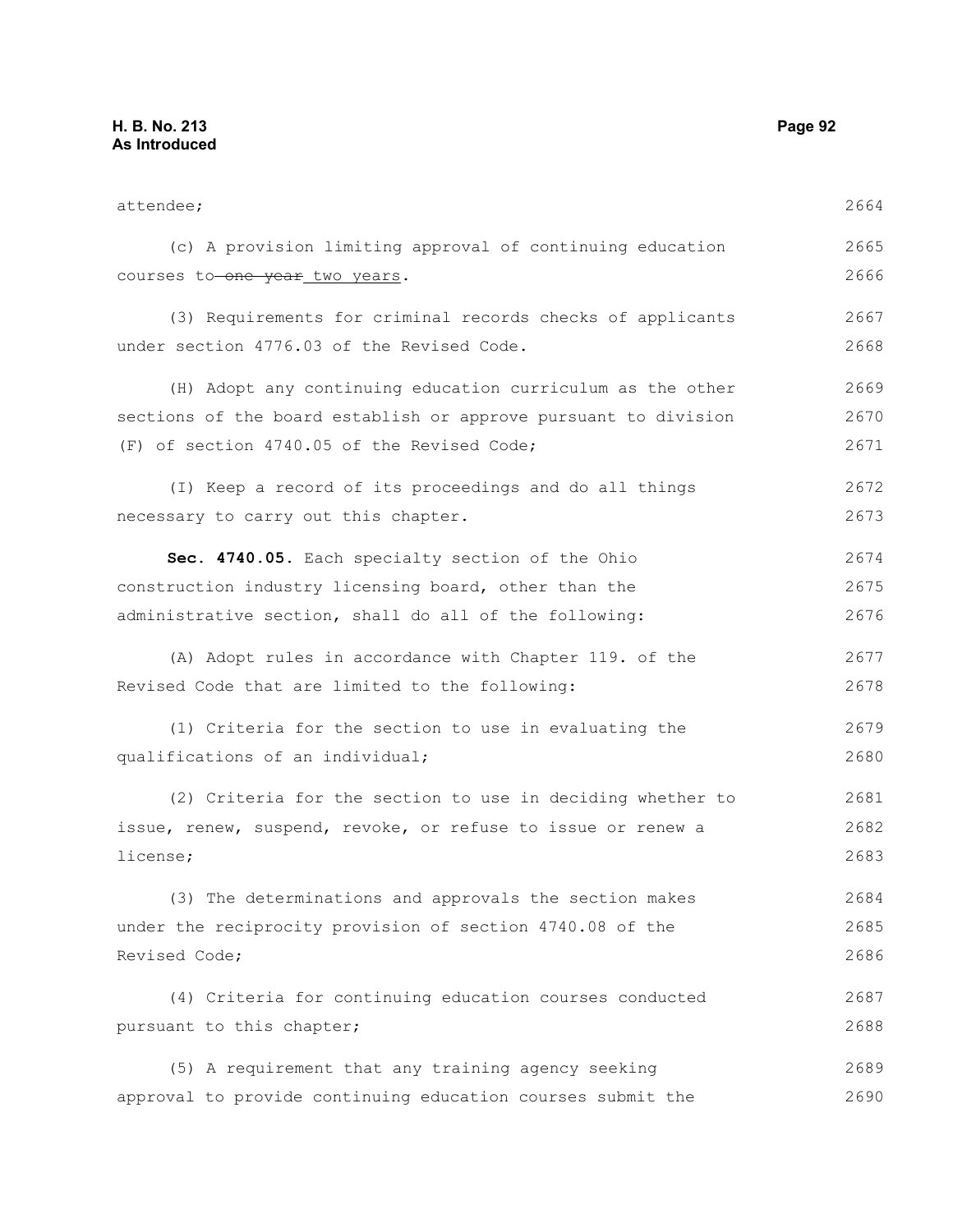attendee;

(c) A provision limiting approval of continuing education courses to ~~one year~~ two years.

(3) Requirements for criminal records checks of applicants under section 4776.03 of the Revised Code.

(H) Adopt any continuing education curriculum as the other sections of the board establish or approve pursuant to division (F) of section 4740.05 of the Revised Code;

(I) Keep a record of its proceedings and do all things necessary to carry out this chapter.

**Sec. 4740.05.** Each specialty section of the Ohio construction industry licensing board, other than the administrative section, shall do all of the following:

(A) Adopt rules in accordance with Chapter 119. of the Revised Code that are limited to the following:

(1) Criteria for the section to use in evaluating the qualifications of an individual;

(2) Criteria for the section to use in deciding whether to issue, renew, suspend, revoke, or refuse to issue or renew a license;

(3) The determinations and approvals the section makes under the reciprocity provision of section 4740.08 of the Revised Code;

(4) Criteria for continuing education courses conducted pursuant to this chapter;

(5) A requirement that any training agency seeking approval to provide continuing education courses submit the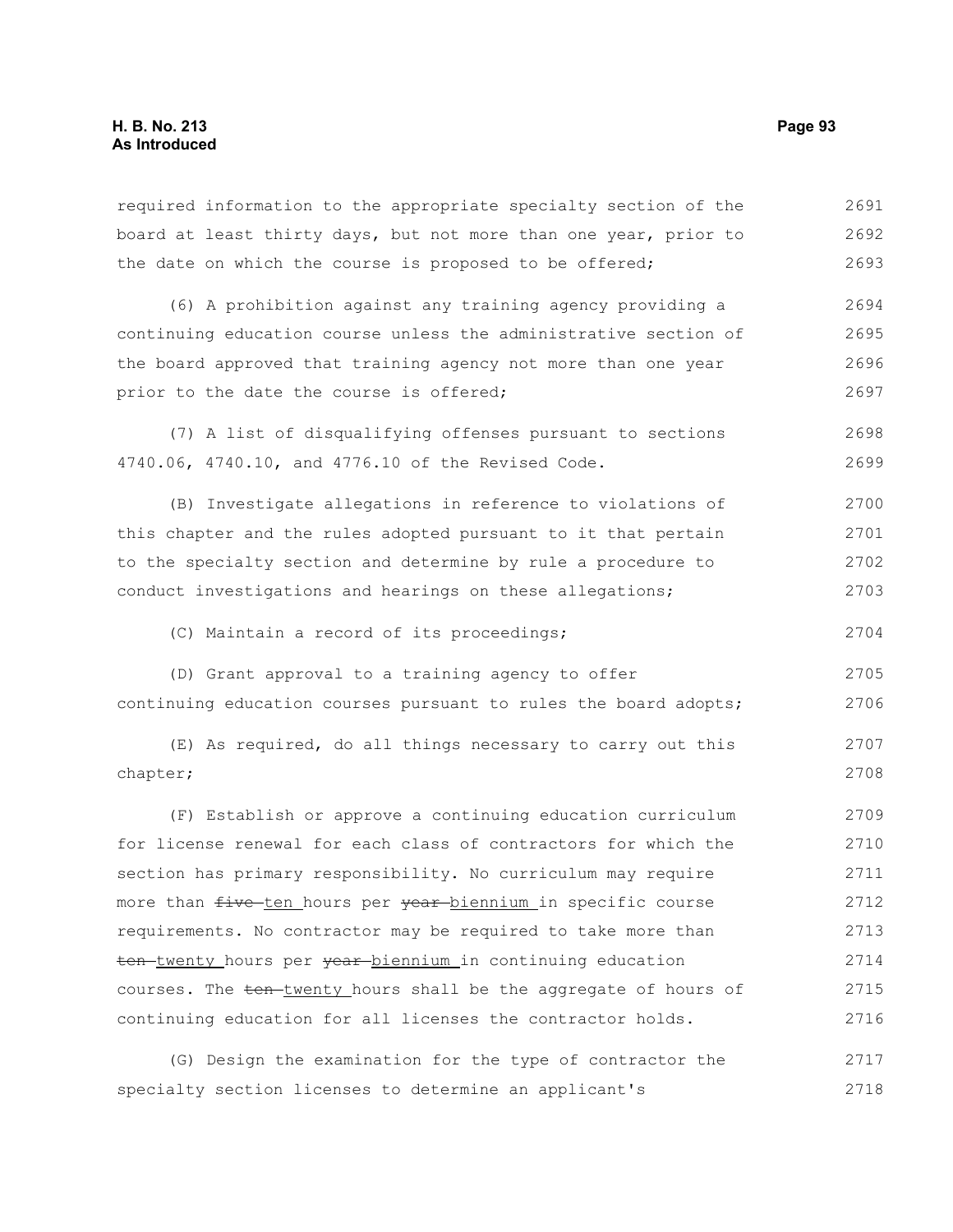required information to the appropriate specialty section of the board at least thirty days, but not more than one year, prior to the date on which the course is proposed to be offered;

(6) A prohibition against any training agency providing a continuing education course unless the administrative section of the board approved that training agency not more than one year prior to the date the course is offered;

(7) A list of disqualifying offenses pursuant to sections 4740.06, 4740.10, and 4776.10 of the Revised Code.

(B) Investigate allegations in reference to violations of this chapter and the rules adopted pursuant to it that pertain to the specialty section and determine by rule a procedure to conduct investigations and hearings on these allegations;

(C) Maintain a record of its proceedings;

(D) Grant approval to a training agency to offer continuing education courses pursuant to rules the board adopts;

(E) As required, do all things necessary to carry out this chapter;

(F) Establish or approve a continuing education curriculum for license renewal for each class of contractors for which the section has primary responsibility. No curriculum may require more than ~~five~~ ten hours per ~~year~~ biennium in specific course requirements. No contractor may be required to take more than ~~ten~~ twenty hours per ~~year~~ biennium in continuing education courses. The ~~ten~~ twenty hours shall be the aggregate of hours of continuing education for all licenses the contractor holds.

(G) Design the examination for the type of contractor the specialty section licenses to determine an applicant's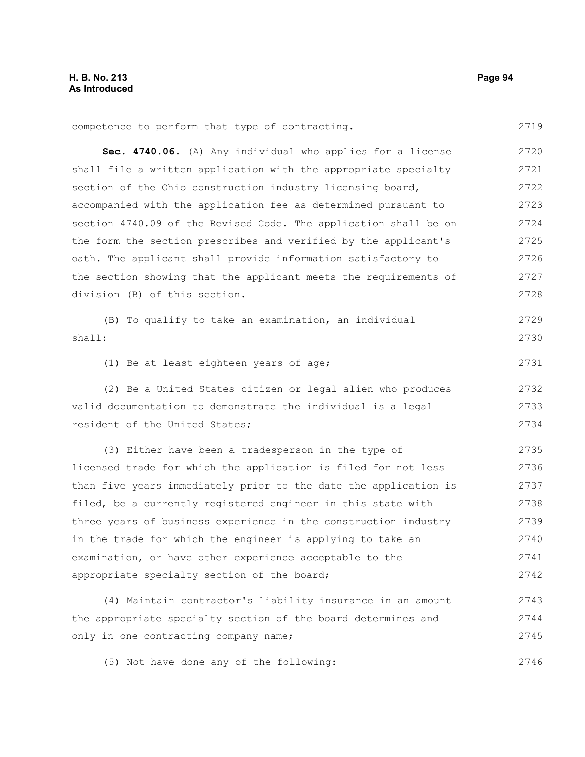competence to perform that type of contracting.

**Sec. 4740.06.** (A) Any individual who applies for a license shall file a written application with the appropriate specialty section of the Ohio construction industry licensing board, accompanied with the application fee as determined pursuant to section 4740.09 of the Revised Code. The application shall be on the form the section prescribes and verified by the applicant's oath. The applicant shall provide information satisfactory to the section showing that the applicant meets the requirements of division (B) of this section.

(B) To qualify to take an examination, an individual shall:

(1) Be at least eighteen years of age;

(2) Be a United States citizen or legal alien who produces valid documentation to demonstrate the individual is a legal resident of the United States;

(3) Either have been a tradesperson in the type of licensed trade for which the application is filed for not less than five years immediately prior to the date the application is filed, be a currently registered engineer in this state with three years of business experience in the construction industry in the trade for which the engineer is applying to take an examination, or have other experience acceptable to the appropriate specialty section of the board;

(4) Maintain contractor's liability insurance in an amount the appropriate specialty section of the board determines and only in one contracting company name;

(5) Not have done any of the following: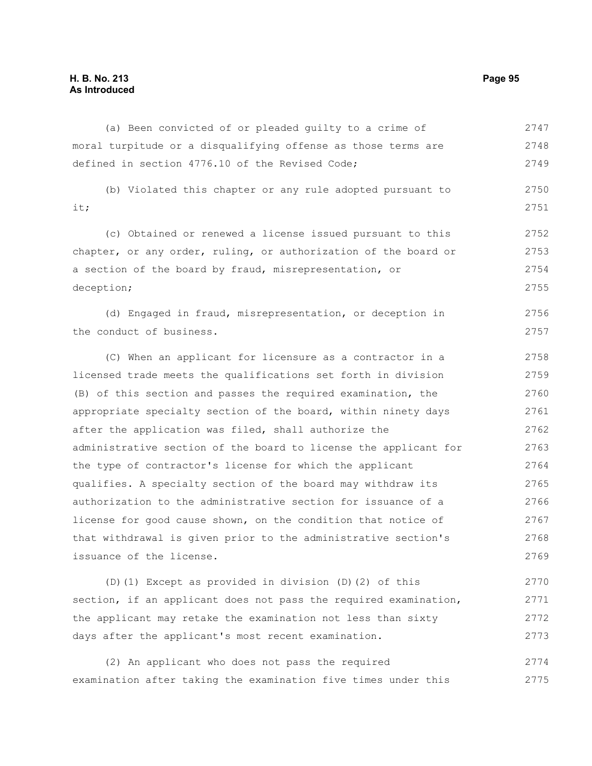(a) Been convicted of or pleaded guilty to a crime of moral turpitude or a disqualifying offense as those terms are defined in section 4776.10 of the Revised Code;

(b) Violated this chapter or any rule adopted pursuant to it;

(c) Obtained or renewed a license issued pursuant to this chapter, or any order, ruling, or authorization of the board or a section of the board by fraud, misrepresentation, or deception;

(d) Engaged in fraud, misrepresentation, or deception in the conduct of business.

(C) When an applicant for licensure as a contractor in a licensed trade meets the qualifications set forth in division (B) of this section and passes the required examination, the appropriate specialty section of the board, within ninety days after the application was filed, shall authorize the administrative section of the board to license the applicant for the type of contractor's license for which the applicant qualifies. A specialty section of the board may withdraw its authorization to the administrative section for issuance of a license for good cause shown, on the condition that notice of that withdrawal is given prior to the administrative section's issuance of the license.

(D)(1) Except as provided in division (D)(2) of this section, if an applicant does not pass the required examination, the applicant may retake the examination not less than sixty days after the applicant's most recent examination.

(2) An applicant who does not pass the required examination after taking the examination five times under this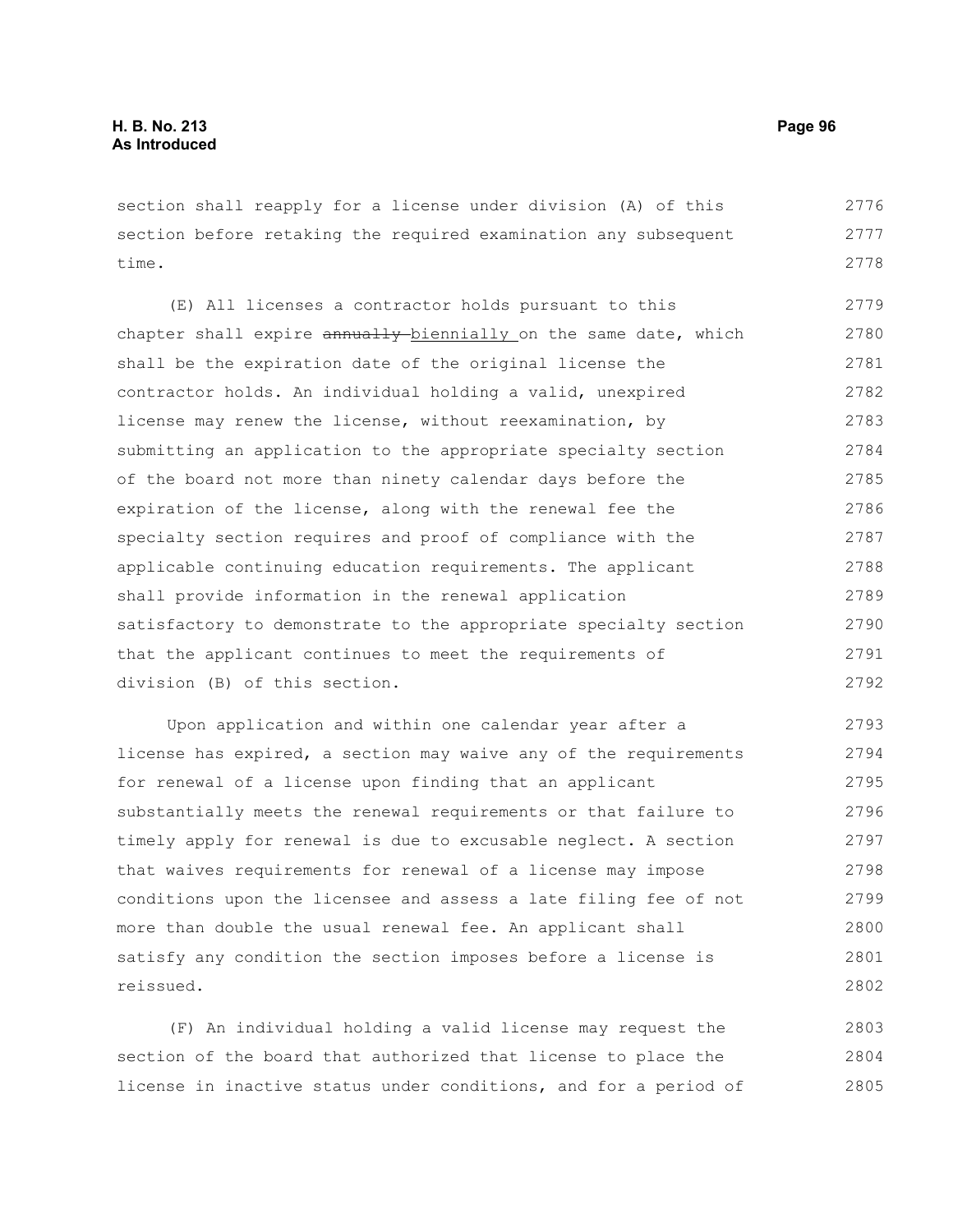section shall reapply for a license under division (A) of this section before retaking the required examination any subsequent time.

(E) All licenses a contractor holds pursuant to this chapter shall expire ~~annually~~ biennially on the same date, which shall be the expiration date of the original license the contractor holds. An individual holding a valid, unexpired license may renew the license, without reexamination, by submitting an application to the appropriate specialty section of the board not more than ninety calendar days before the expiration of the license, along with the renewal fee the specialty section requires and proof of compliance with the applicable continuing education requirements. The applicant shall provide information in the renewal application satisfactory to demonstrate to the appropriate specialty section that the applicant continues to meet the requirements of division (B) of this section.

Upon application and within one calendar year after a license has expired, a section may waive any of the requirements for renewal of a license upon finding that an applicant substantially meets the renewal requirements or that failure to timely apply for renewal is due to excusable neglect. A section that waives requirements for renewal of a license may impose conditions upon the licensee and assess a late filing fee of not more than double the usual renewal fee. An applicant shall satisfy any condition the section imposes before a license is reissued.

(F) An individual holding a valid license may request the section of the board that authorized that license to place the license in inactive status under conditions, and for a period of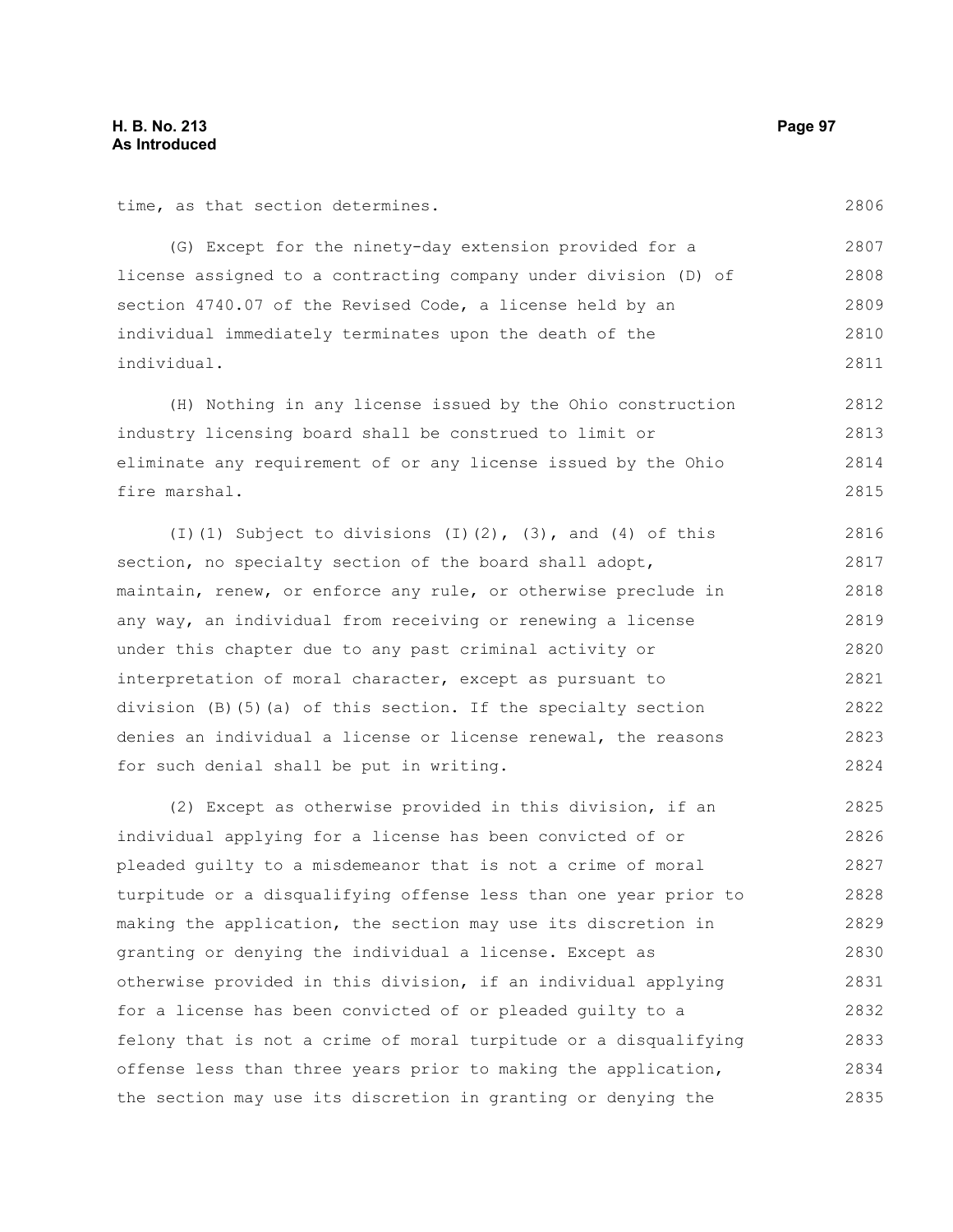time, as that section determines.

(G) Except for the ninety-day extension provided for a license assigned to a contracting company under division (D) of section 4740.07 of the Revised Code, a license held by an individual immediately terminates upon the death of the individual.

(H) Nothing in any license issued by the Ohio construction industry licensing board shall be construed to limit or eliminate any requirement of or any license issued by the Ohio fire marshal.

(I)(1) Subject to divisions (I)(2), (3), and (4) of this section, no specialty section of the board shall adopt, maintain, renew, or enforce any rule, or otherwise preclude in any way, an individual from receiving or renewing a license under this chapter due to any past criminal activity or interpretation of moral character, except as pursuant to division (B)(5)(a) of this section. If the specialty section denies an individual a license or license renewal, the reasons for such denial shall be put in writing.

(2) Except as otherwise provided in this division, if an individual applying for a license has been convicted of or pleaded guilty to a misdemeanor that is not a crime of moral turpitude or a disqualifying offense less than one year prior to making the application, the section may use its discretion in granting or denying the individual a license. Except as otherwise provided in this division, if an individual applying for a license has been convicted of or pleaded guilty to a felony that is not a crime of moral turpitude or a disqualifying offense less than three years prior to making the application, the section may use its discretion in granting or denying the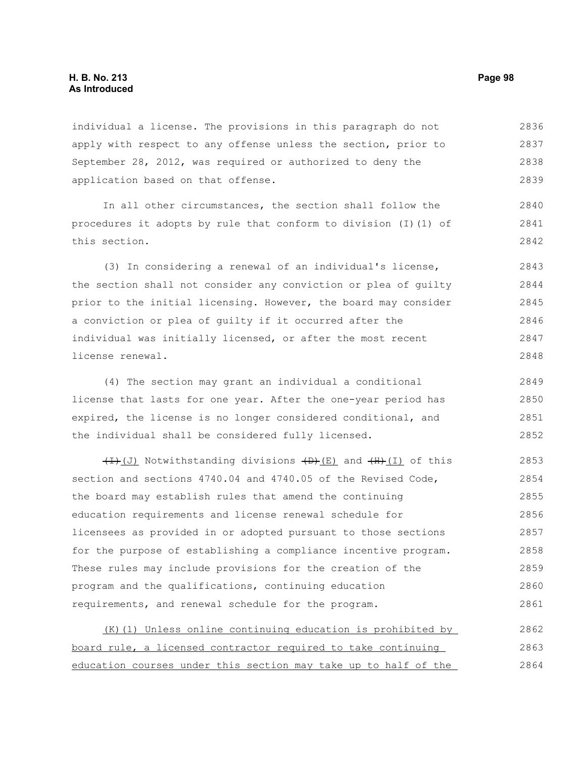individual a license. The provisions in this paragraph do not apply with respect to any offense unless the section, prior to September 28, 2012, was required or authorized to deny the application based on that offense.

In all other circumstances, the section shall follow the procedures it adopts by rule that conform to division (I)(1) of this section.

(3) In considering a renewal of an individual's license, the section shall not consider any conviction or plea of guilty prior to the initial licensing. However, the board may consider a conviction or plea of guilty if it occurred after the individual was initially licensed, or after the most recent license renewal.

(4) The section may grant an individual a conditional license that lasts for one year. After the one-year period has expired, the license is no longer considered conditional, and the individual shall be considered fully licensed.

~~(I)~~ (J) Notwithstanding divisions ~~(D)~~ (E) and ~~(H)~~ (I) of this section and sections 4740.04 and 4740.05 of the Revised Code, the board may establish rules that amend the continuing education requirements and license renewal schedule for licensees as provided in or adopted pursuant to those sections for the purpose of establishing a compliance incentive program. These rules may include provisions for the creation of the program and the qualifications, continuing education requirements, and renewal schedule for the program.

<u>(K)(1) Unless online continuing education is prohibited by board rule, a licensed contractor required to take continuing education courses under this section may take up to half of the</u>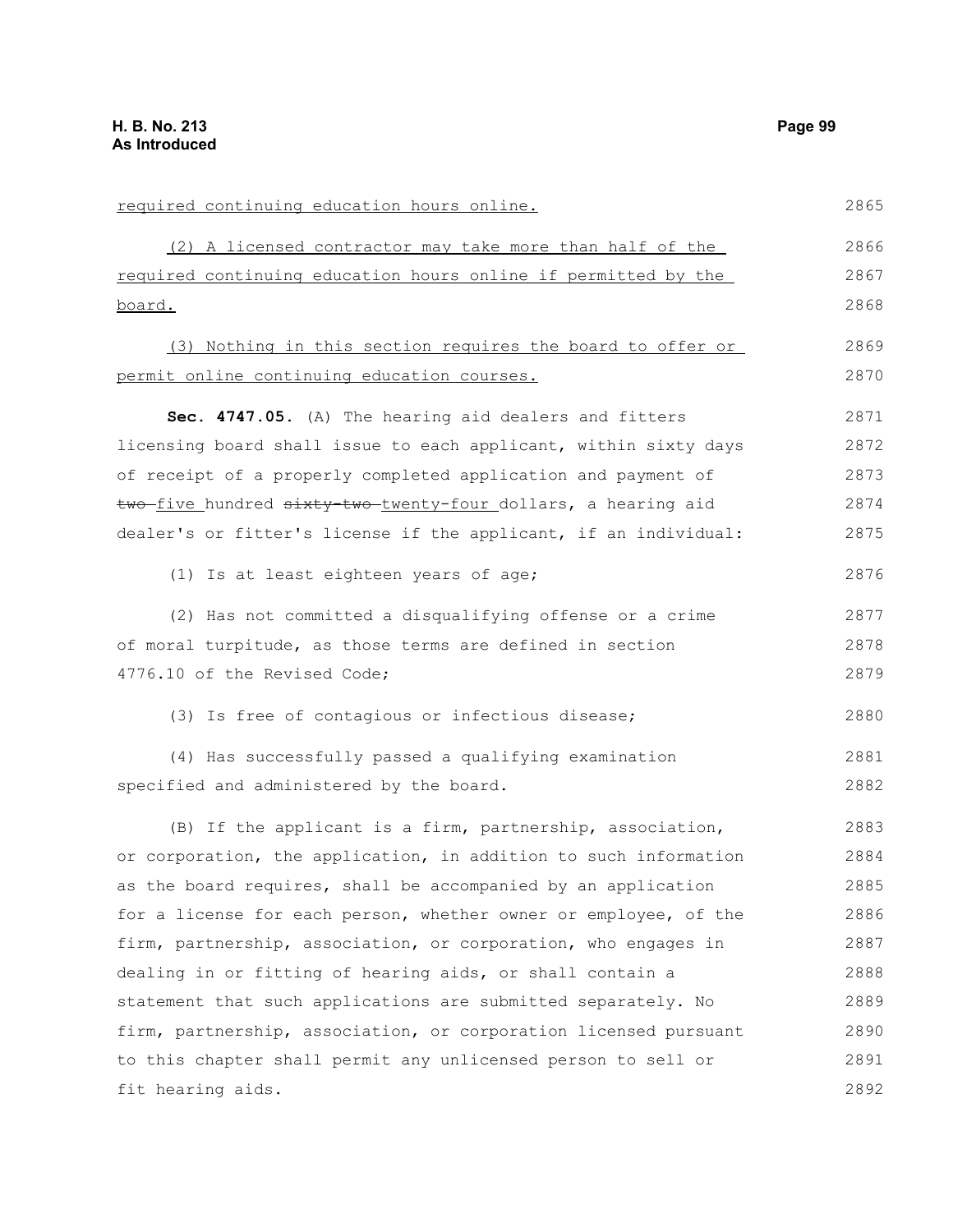required continuing education hours online.

(2) A licensed contractor may take more than half of the required continuing education hours online if permitted by the board.

(3) Nothing in this section requires the board to offer or permit online continuing education courses.

**Sec. 4747.05.** (A) The hearing aid dealers and fitters licensing board shall issue to each applicant, within sixty days of receipt of a properly completed application and payment of ~~two~~ five hundred ~~sixty-two~~ twenty-four dollars, a hearing aid dealer's or fitter's license if the applicant, if an individual:

(1) Is at least eighteen years of age;

(2) Has not committed a disqualifying offense or a crime of moral turpitude, as those terms are defined in section 4776.10 of the Revised Code;

(3) Is free of contagious or infectious disease;

(4) Has successfully passed a qualifying examination specified and administered by the board.

(B) If the applicant is a firm, partnership, association, or corporation, the application, in addition to such information as the board requires, shall be accompanied by an application for a license for each person, whether owner or employee, of the firm, partnership, association, or corporation, who engages in dealing in or fitting of hearing aids, or shall contain a statement that such applications are submitted separately. No firm, partnership, association, or corporation licensed pursuant to this chapter shall permit any unlicensed person to sell or fit hearing aids.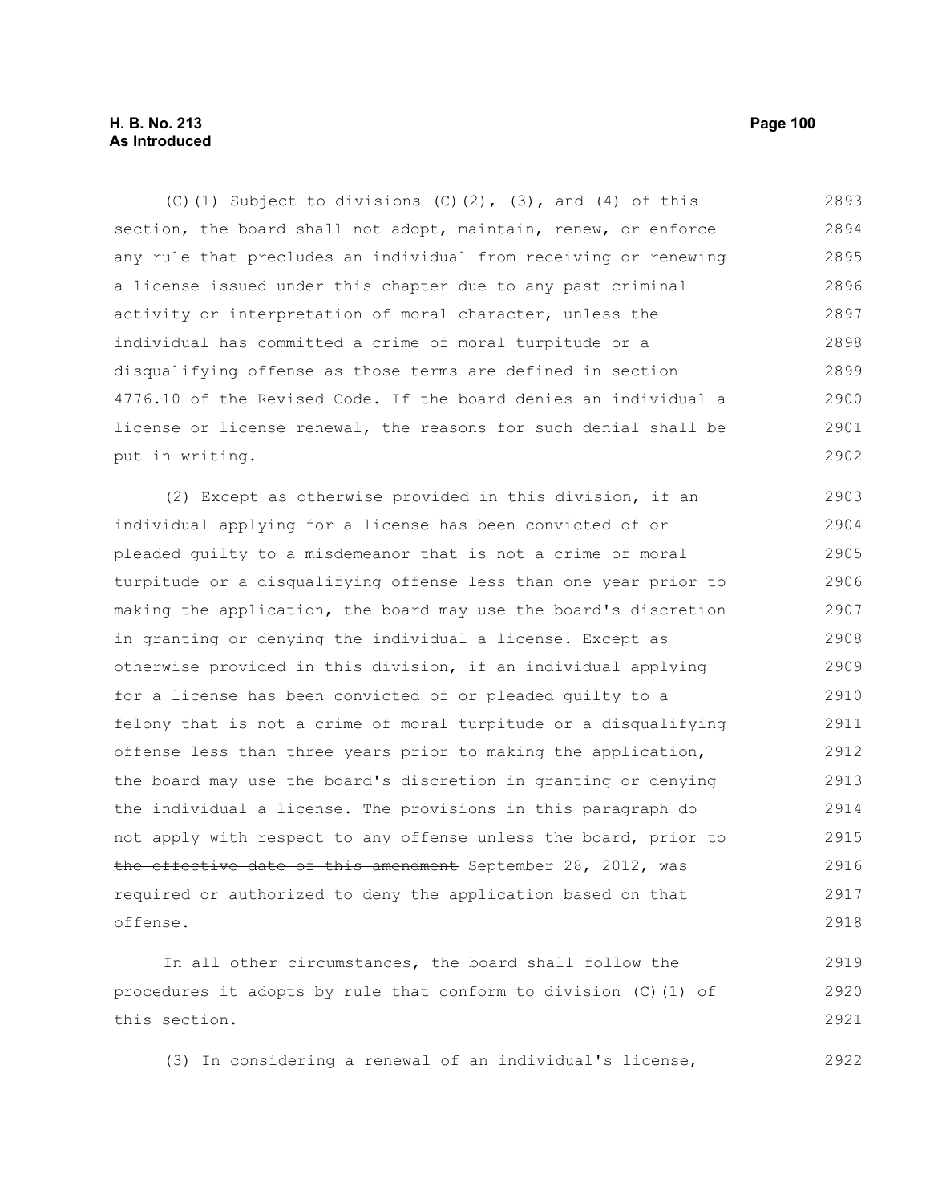(C)(1) Subject to divisions (C)(2), (3), and (4) of this section, the board shall not adopt, maintain, renew, or enforce any rule that precludes an individual from receiving or renewing a license issued under this chapter due to any past criminal activity or interpretation of moral character, unless the individual has committed a crime of moral turpitude or a disqualifying offense as those terms are defined in section 4776.10 of the Revised Code. If the board denies an individual a license or license renewal, the reasons for such denial shall be put in writing.

(2) Except as otherwise provided in this division, if an individual applying for a license has been convicted of or pleaded guilty to a misdemeanor that is not a crime of moral turpitude or a disqualifying offense less than one year prior to making the application, the board may use the board's discretion in granting or denying the individual a license. Except as otherwise provided in this division, if an individual applying for a license has been convicted of or pleaded guilty to a felony that is not a crime of moral turpitude or a disqualifying offense less than three years prior to making the application, the board may use the board's discretion in granting or denying the individual a license. The provisions in this paragraph do not apply with respect to any offense unless the board, prior to ~~the effective date of this amendment~~ September 28, 2012, was required or authorized to deny the application based on that offense.

In all other circumstances, the board shall follow the procedures it adopts by rule that conform to division (C)(1) of this section.

(3) In considering a renewal of an individual's license,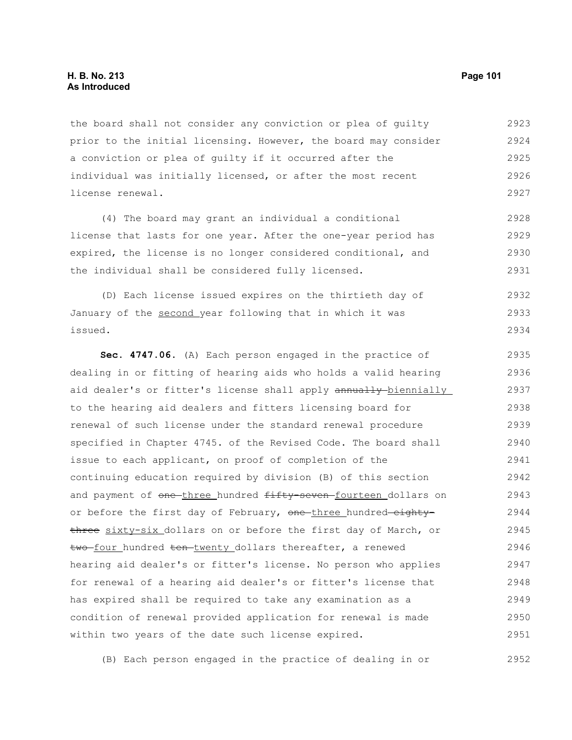the board shall not consider any conviction or plea of guilty prior to the initial licensing. However, the board may consider a conviction or plea of guilty if it occurred after the individual was initially licensed, or after the most recent license renewal.

(4) The board may grant an individual a conditional license that lasts for one year. After the one-year period has expired, the license is no longer considered conditional, and the individual shall be considered fully licensed.

(D) Each license issued expires on the thirtieth day of January of the second year following that in which it was issued.

**Sec. 4747.06.** (A) Each person engaged in the practice of dealing in or fitting of hearing aids who holds a valid hearing aid dealer's or fitter's license shall apply ~~annually~~ biennially to the hearing aid dealers and fitters licensing board for renewal of such license under the standard renewal procedure specified in Chapter 4745. of the Revised Code. The board shall issue to each applicant, on proof of completion of the continuing education required by division (B) of this section and payment of ~~one~~ three hundred ~~fifty-seven~~ fourteen dollars on or before the first day of February, ~~one~~ three hundred ~~eighty-three~~ sixty-six dollars on or before the first day of March, or ~~two~~ four hundred ~~ten~~ twenty dollars thereafter, a renewed hearing aid dealer's or fitter's license. No person who applies for renewal of a hearing aid dealer's or fitter's license that has expired shall be required to take any examination as a condition of renewal provided application for renewal is made within two years of the date such license expired.

(B) Each person engaged in the practice of dealing in or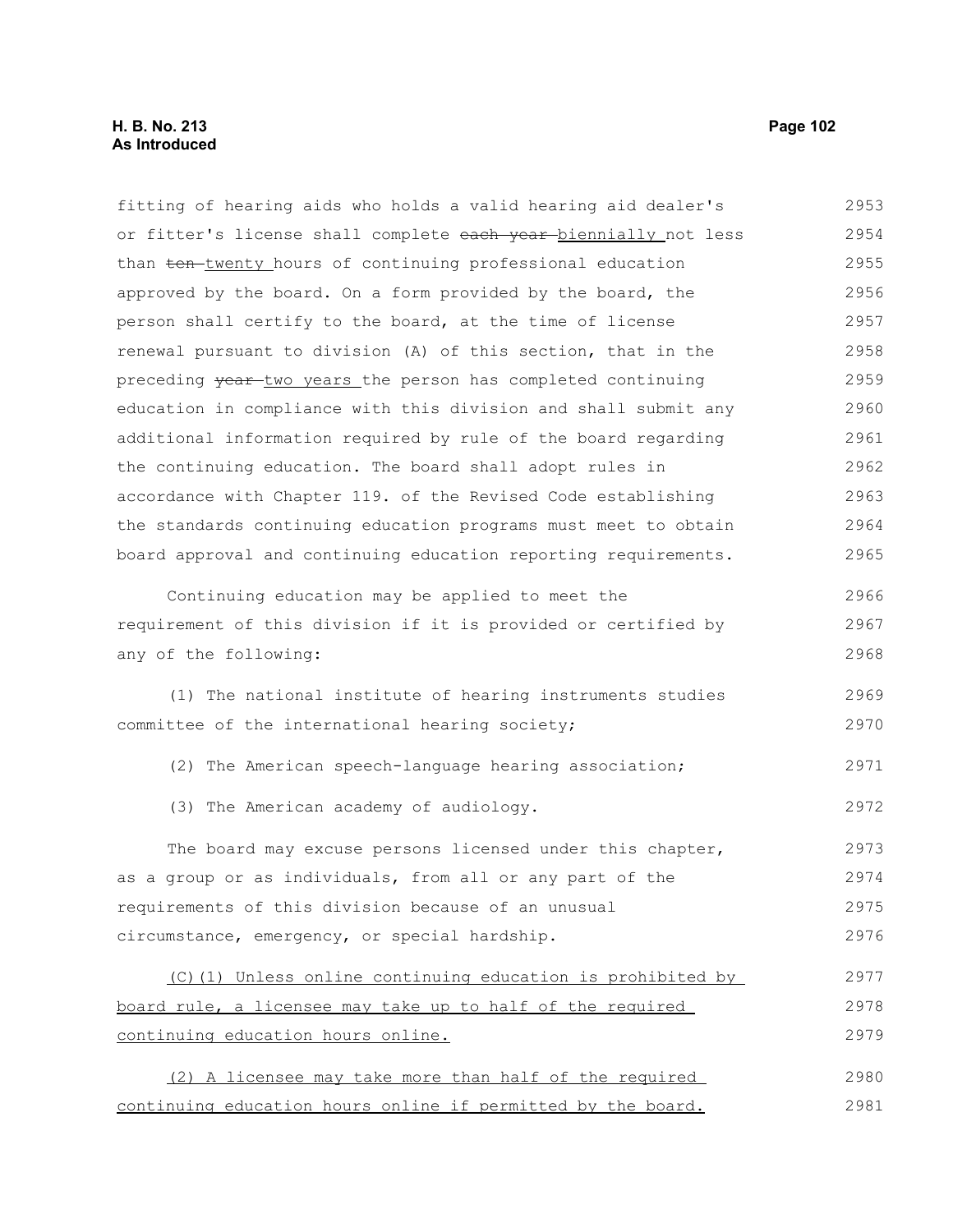fitting of hearing aids who holds a valid hearing aid dealer's or fitter's license shall complete ~~each year~~ biennially not less than ~~ten~~ twenty hours of continuing professional education approved by the board. On a form provided by the board, the person shall certify to the board, at the time of license renewal pursuant to division (A) of this section, that in the preceding ~~year~~ two years the person has completed continuing education in compliance with this division and shall submit any additional information required by rule of the board regarding the continuing education. The board shall adopt rules in accordance with Chapter 119. of the Revised Code establishing the standards continuing education programs must meet to obtain board approval and continuing education reporting requirements.

Continuing education may be applied to meet the requirement of this division if it is provided or certified by any of the following:

(1) The national institute of hearing instruments studies committee of the international hearing society;

(2) The American speech-language hearing association;

(3) The American academy of audiology.

The board may excuse persons licensed under this chapter, as a group or as individuals, from all or any part of the requirements of this division because of an unusual circumstance, emergency, or special hardship.

<u>(C)(1) Unless online continuing education is prohibited by board rule, a licensee may take up to half of the required continuing education hours online.</u>

<u>(2) A licensee may take more than half of the required continuing education hours online if permitted by the board.</u>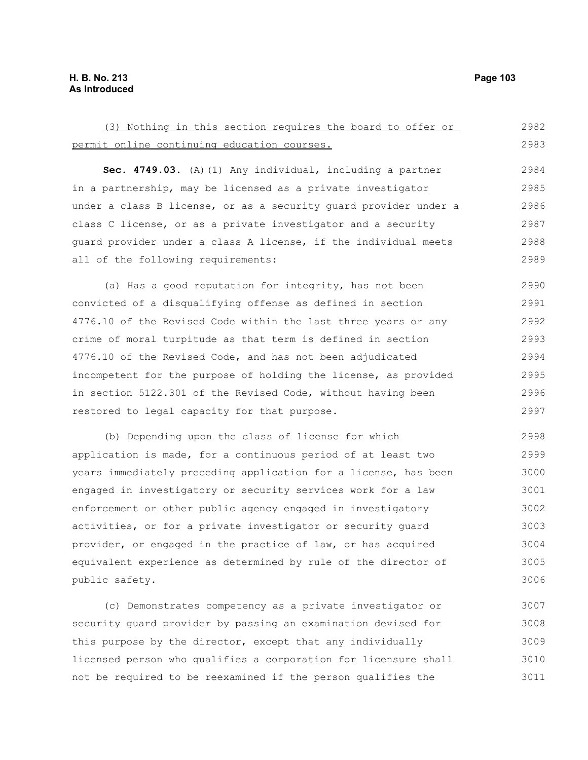<u>(3) Nothing in this section requires the board to offer or permit online continuing education courses.</u>

**Sec. 4749.03.** (A)(1) Any individual, including a partner in a partnership, may be licensed as a private investigator under a class B license, or as a security guard provider under a class C license, or as a private investigator and a security guard provider under a class A license, if the individual meets all of the following requirements:

(a) Has a good reputation for integrity, has not been convicted of a disqualifying offense as defined in section 4776.10 of the Revised Code within the last three years or any crime of moral turpitude as that term is defined in section 4776.10 of the Revised Code, and has not been adjudicated incompetent for the purpose of holding the license, as provided in section 5122.301 of the Revised Code, without having been restored to legal capacity for that purpose.

(b) Depending upon the class of license for which application is made, for a continuous period of at least two years immediately preceding application for a license, has been engaged in investigatory or security services work for a law enforcement or other public agency engaged in investigatory activities, or for a private investigator or security guard provider, or engaged in the practice of law, or has acquired equivalent experience as determined by rule of the director of public safety.

(c) Demonstrates competency as a private investigator or security guard provider by passing an examination devised for this purpose by the director, except that any individually licensed person who qualifies a corporation for licensure shall not be required to be reexamined if the person qualifies the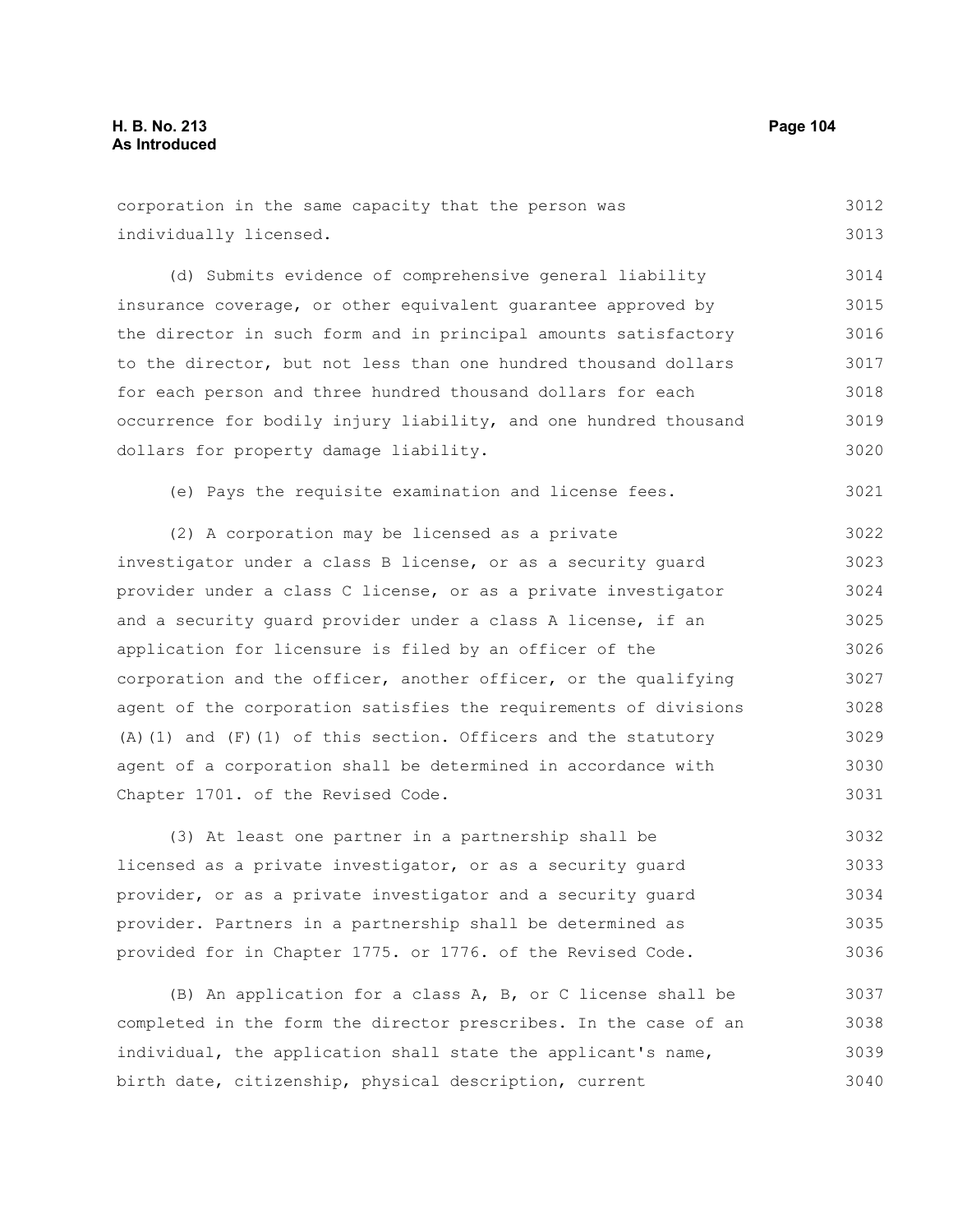corporation in the same capacity that the person was individually licensed.

(d) Submits evidence of comprehensive general liability insurance coverage, or other equivalent guarantee approved by the director in such form and in principal amounts satisfactory to the director, but not less than one hundred thousand dollars for each person and three hundred thousand dollars for each occurrence for bodily injury liability, and one hundred thousand dollars for property damage liability.

(e) Pays the requisite examination and license fees.

(2) A corporation may be licensed as a private investigator under a class B license, or as a security guard provider under a class C license, or as a private investigator and a security guard provider under a class A license, if an application for licensure is filed by an officer of the corporation and the officer, another officer, or the qualifying agent of the corporation satisfies the requirements of divisions (A)(1) and (F)(1) of this section. Officers and the statutory agent of a corporation shall be determined in accordance with Chapter 1701. of the Revised Code.

(3) At least one partner in a partnership shall be licensed as a private investigator, or as a security guard provider, or as a private investigator and a security guard provider. Partners in a partnership shall be determined as provided for in Chapter 1775. or 1776. of the Revised Code.

(B) An application for a class A, B, or C license shall be completed in the form the director prescribes. In the case of an individual, the application shall state the applicant's name, birth date, citizenship, physical description, current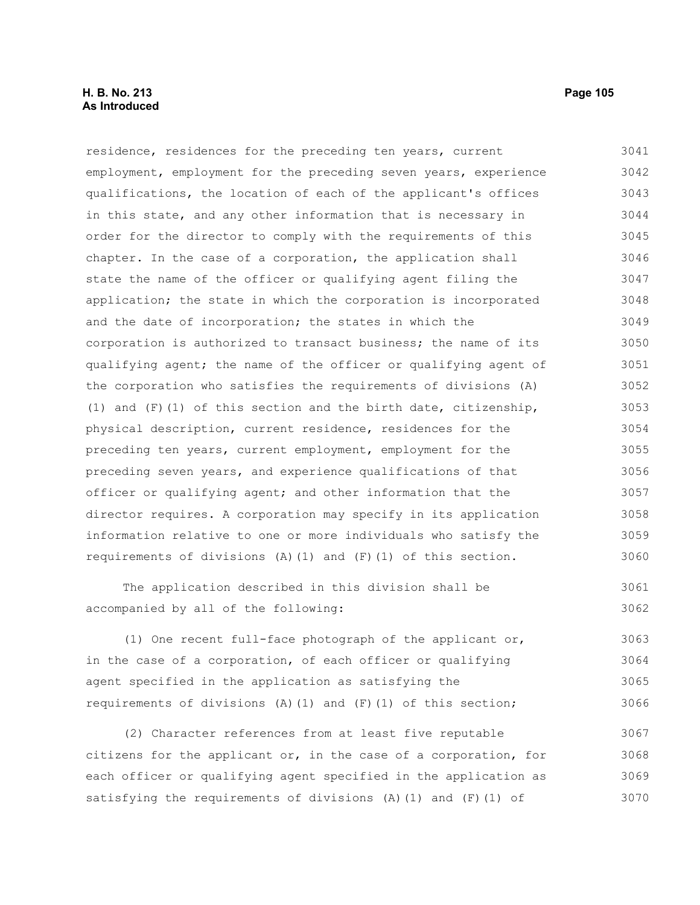residence, residences for the preceding ten years, current employment, employment for the preceding seven years, experience qualifications, the location of each of the applicant's offices in this state, and any other information that is necessary in order for the director to comply with the requirements of this chapter. In the case of a corporation, the application shall state the name of the officer or qualifying agent filing the application; the state in which the corporation is incorporated and the date of incorporation; the states in which the corporation is authorized to transact business; the name of its qualifying agent; the name of the officer or qualifying agent of the corporation who satisfies the requirements of divisions (A)(1) and (F)(1) of this section and the birth date, citizenship, physical description, current residence, residences for the preceding ten years, current employment, employment for the preceding seven years, and experience qualifications of that officer or qualifying agent; and other information that the director requires. A corporation may specify in its application information relative to one or more individuals who satisfy the requirements of divisions (A)(1) and (F)(1) of this section.

The application described in this division shall be accompanied by all of the following:

(1) One recent full-face photograph of the applicant or, in the case of a corporation, of each officer or qualifying agent specified in the application as satisfying the requirements of divisions (A)(1) and (F)(1) of this section;

(2) Character references from at least five reputable citizens for the applicant or, in the case of a corporation, for each officer or qualifying agent specified in the application as satisfying the requirements of divisions (A)(1) and (F)(1) of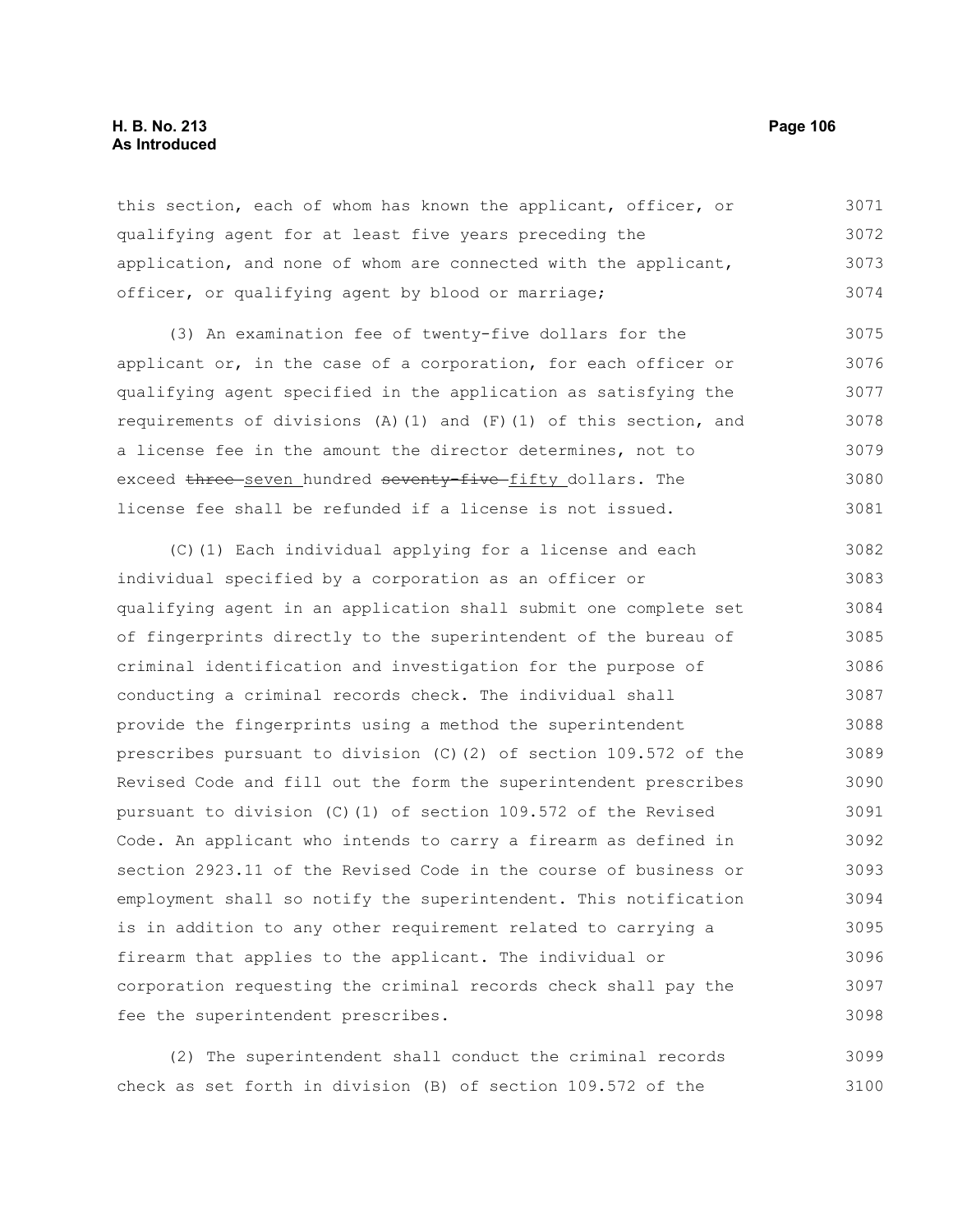this section, each of whom has known the applicant, officer, or qualifying agent for at least five years preceding the application, and none of whom are connected with the applicant, officer, or qualifying agent by blood or marriage;

(3) An examination fee of twenty-five dollars for the applicant or, in the case of a corporation, for each officer or qualifying agent specified in the application as satisfying the requirements of divisions (A)(1) and (F)(1) of this section, and a license fee in the amount the director determines, not to exceed ~~three~~ seven hundred ~~seventy-five~~ fifty dollars. The license fee shall be refunded if a license is not issued.

(C)(1) Each individual applying for a license and each individual specified by a corporation as an officer or qualifying agent in an application shall submit one complete set of fingerprints directly to the superintendent of the bureau of criminal identification and investigation for the purpose of conducting a criminal records check. The individual shall provide the fingerprints using a method the superintendent prescribes pursuant to division (C)(2) of section 109.572 of the Revised Code and fill out the form the superintendent prescribes pursuant to division (C)(1) of section 109.572 of the Revised Code. An applicant who intends to carry a firearm as defined in section 2923.11 of the Revised Code in the course of business or employment shall so notify the superintendent. This notification is in addition to any other requirement related to carrying a firearm that applies to the applicant. The individual or corporation requesting the criminal records check shall pay the fee the superintendent prescribes.

(2) The superintendent shall conduct the criminal records check as set forth in division (B) of section 109.572 of the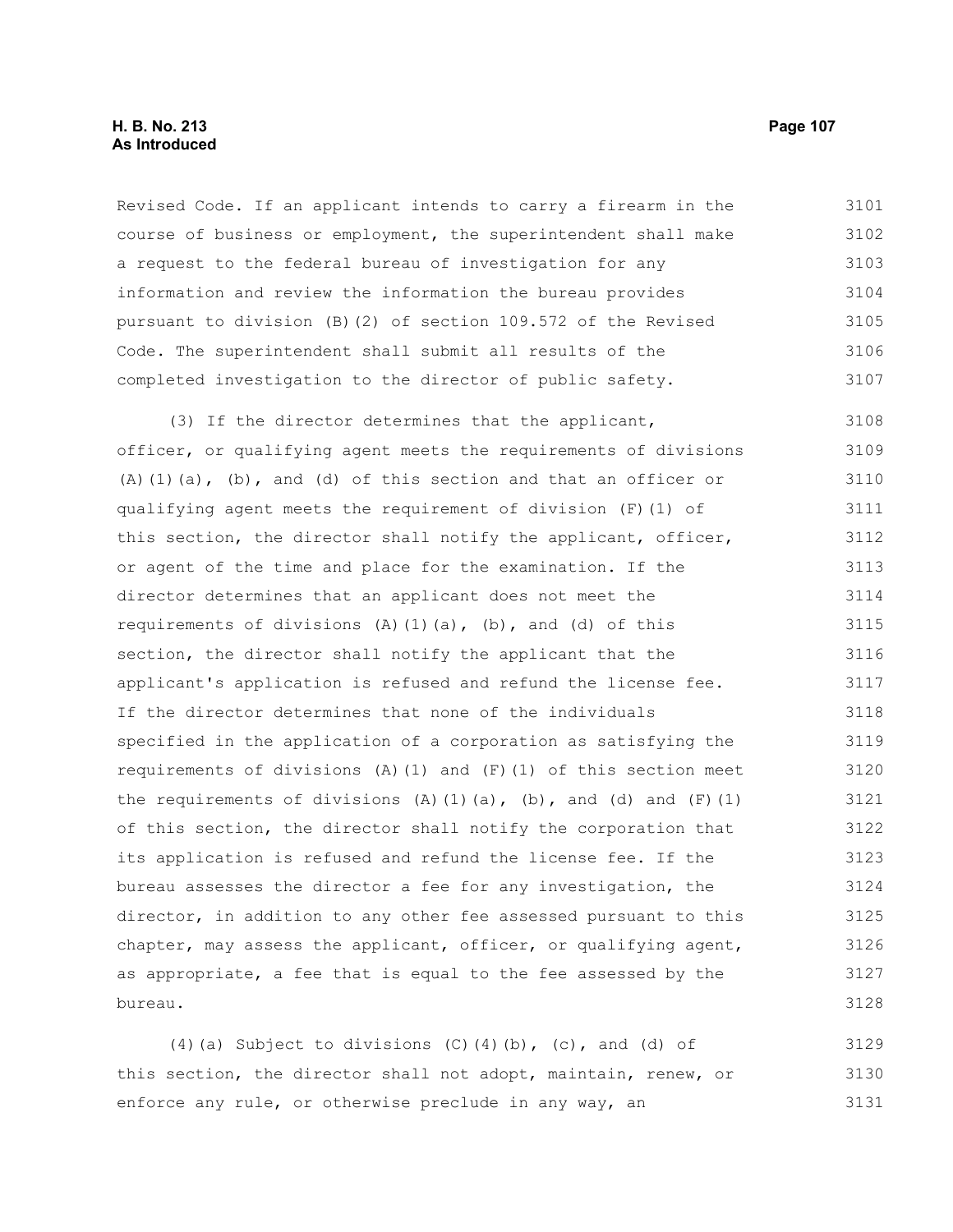Revised Code. If an applicant intends to carry a firearm in the course of business or employment, the superintendent shall make a request to the federal bureau of investigation for any information and review the information the bureau provides pursuant to division (B)(2) of section 109.572 of the Revised Code. The superintendent shall submit all results of the completed investigation to the director of public safety.

(3) If the director determines that the applicant, officer, or qualifying agent meets the requirements of divisions (A)(1)(a), (b), and (d) of this section and that an officer or qualifying agent meets the requirement of division (F)(1) of this section, the director shall notify the applicant, officer, or agent of the time and place for the examination. If the director determines that an applicant does not meet the requirements of divisions (A)(1)(a), (b), and (d) of this section, the director shall notify the applicant that the applicant's application is refused and refund the license fee. If the director determines that none of the individuals specified in the application of a corporation as satisfying the requirements of divisions (A)(1) and (F)(1) of this section meet the requirements of divisions (A)(1)(a), (b), and (d) and (F)(1) of this section, the director shall notify the corporation that its application is refused and refund the license fee. If the bureau assesses the director a fee for any investigation, the director, in addition to any other fee assessed pursuant to this chapter, may assess the applicant, officer, or qualifying agent, as appropriate, a fee that is equal to the fee assessed by the bureau.

(4)(a) Subject to divisions (C)(4)(b), (c), and (d) of this section, the director shall not adopt, maintain, renew, or enforce any rule, or otherwise preclude in any way, an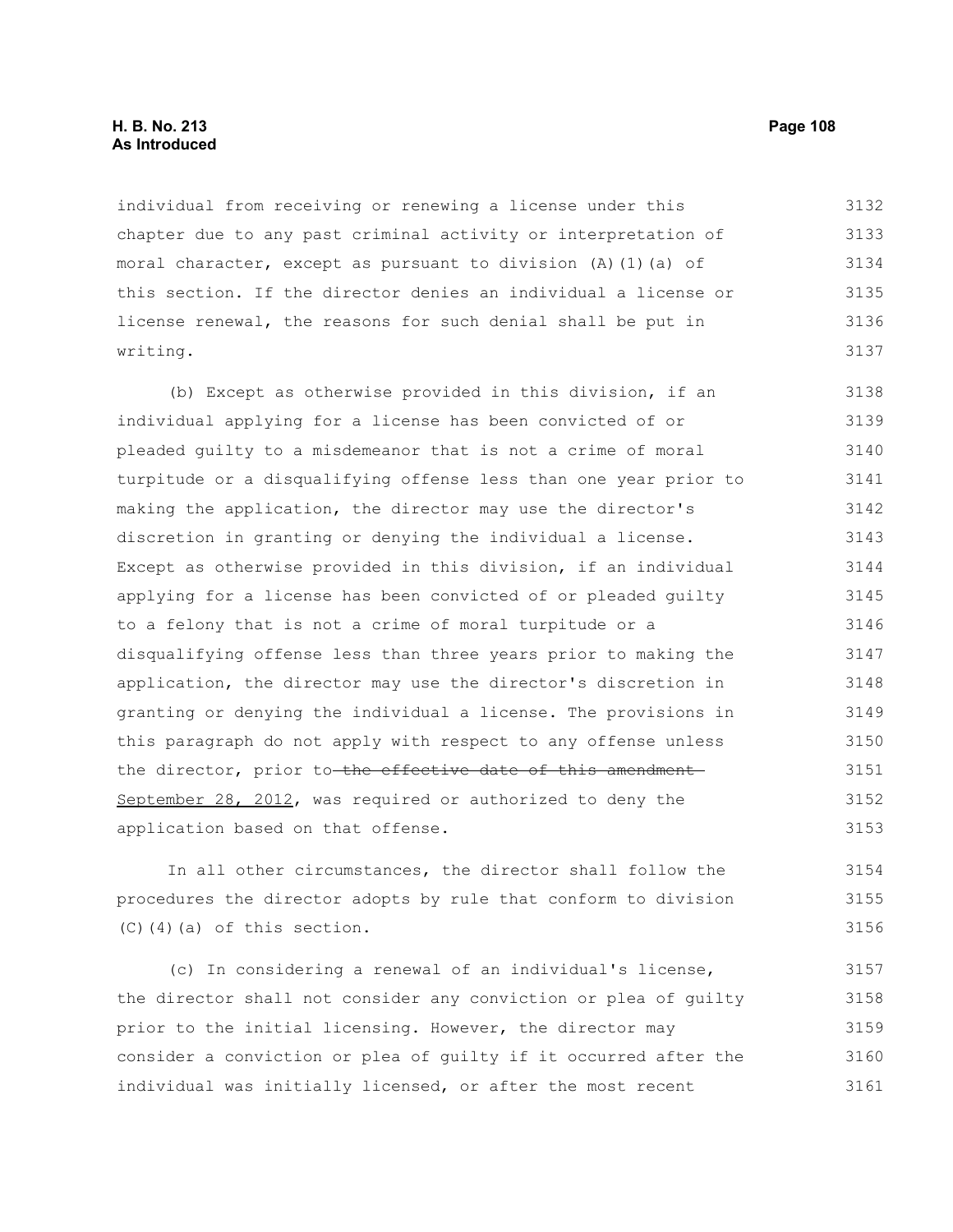individual from receiving or renewing a license under this chapter due to any past criminal activity or interpretation of moral character, except as pursuant to division (A)(1)(a) of this section. If the director denies an individual a license or license renewal, the reasons for such denial shall be put in writing.

(b) Except as otherwise provided in this division, if an individual applying for a license has been convicted of or pleaded guilty to a misdemeanor that is not a crime of moral turpitude or a disqualifying offense less than one year prior to making the application, the director may use the director's discretion in granting or denying the individual a license. Except as otherwise provided in this division, if an individual applying for a license has been convicted of or pleaded guilty to a felony that is not a crime of moral turpitude or a disqualifying offense less than three years prior to making the application, the director may use the director's discretion in granting or denying the individual a license. The provisions in this paragraph do not apply with respect to any offense unless the director, prior to ~~the effective date of this amendment~~ September 28, 2012, was required or authorized to deny the application based on that offense.

In all other circumstances, the director shall follow the procedures the director adopts by rule that conform to division (C)(4)(a) of this section.

(c) In considering a renewal of an individual's license, the director shall not consider any conviction or plea of guilty prior to the initial licensing. However, the director may consider a conviction or plea of guilty if it occurred after the individual was initially licensed, or after the most recent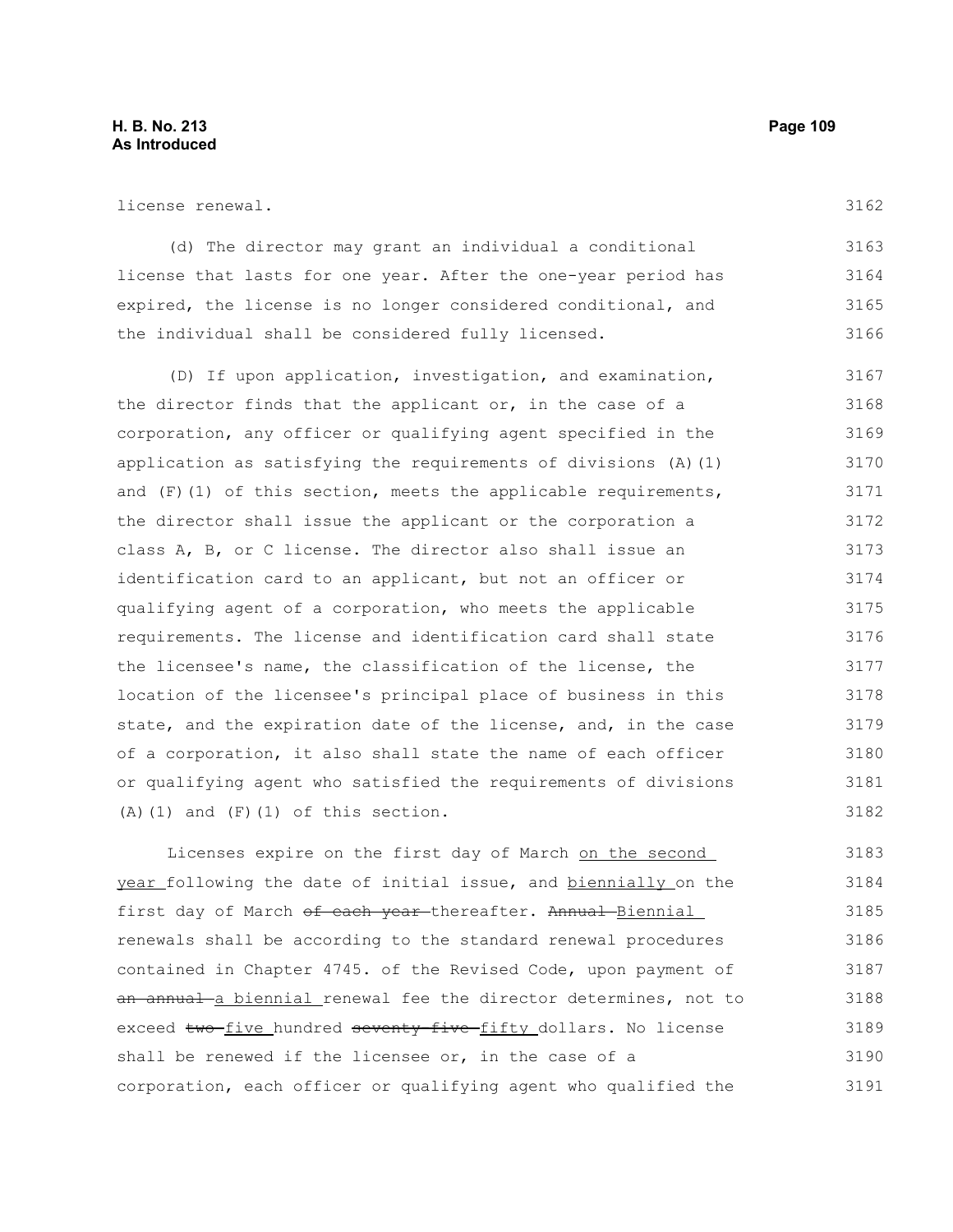license renewal.

(d) The director may grant an individual a conditional license that lasts for one year. After the one-year period has expired, the license is no longer considered conditional, and the individual shall be considered fully licensed.

(D) If upon application, investigation, and examination, the director finds that the applicant or, in the case of a corporation, any officer or qualifying agent specified in the application as satisfying the requirements of divisions (A)(1) and (F)(1) of this section, meets the applicable requirements, the director shall issue the applicant or the corporation a class A, B, or C license. The director also shall issue an identification card to an applicant, but not an officer or qualifying agent of a corporation, who meets the applicable requirements. The license and identification card shall state the licensee's name, the classification of the license, the location of the licensee's principal place of business in this state, and the expiration date of the license, and, in the case of a corporation, it also shall state the name of each officer or qualifying agent who satisfied the requirements of divisions (A)(1) and (F)(1) of this section.

Licenses expire on the first day of March <u>on the second year</u> following the date of initial issue, and <u>biennially</u> on the first day of March ~~of each year~~ thereafter. ~~Annual~~ <u>Biennial</u> renewals shall be according to the standard renewal procedures contained in Chapter 4745. of the Revised Code, upon payment of ~~an annual~~ <u>a biennial</u> renewal fee the director determines, not to exceed ~~two~~ <u>five</u> hundred ~~seventy-five~~ <u>fifty</u> dollars. No license shall be renewed if the licensee or, in the case of a corporation, each officer or qualifying agent who qualified the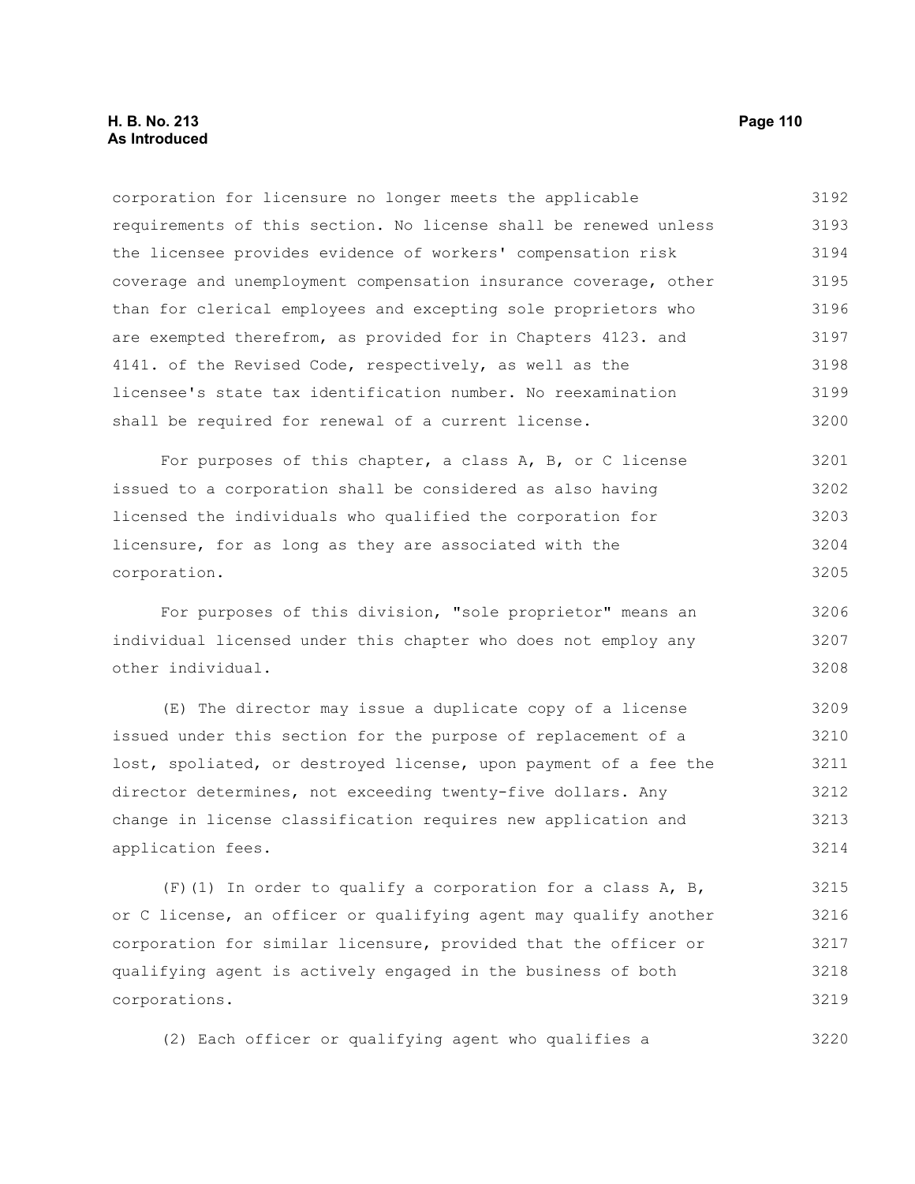corporation for licensure no longer meets the applicable requirements of this section. No license shall be renewed unless the licensee provides evidence of workers' compensation risk coverage and unemployment compensation insurance coverage, other than for clerical employees and excepting sole proprietors who are exempted therefrom, as provided for in Chapters 4123. and 4141. of the Revised Code, respectively, as well as the licensee's state tax identification number. No reexamination shall be required for renewal of a current license.

For purposes of this chapter, a class A, B, or C license issued to a corporation shall be considered as also having licensed the individuals who qualified the corporation for licensure, for as long as they are associated with the corporation.

For purposes of this division, "sole proprietor" means an individual licensed under this chapter who does not employ any other individual.

(E) The director may issue a duplicate copy of a license issued under this section for the purpose of replacement of a lost, spoliated, or destroyed license, upon payment of a fee the director determines, not exceeding twenty-five dollars. Any change in license classification requires new application and application fees.

(F)(1) In order to qualify a corporation for a class A, B, or C license, an officer or qualifying agent may qualify another corporation for similar licensure, provided that the officer or qualifying agent is actively engaged in the business of both corporations.

(2) Each officer or qualifying agent who qualifies a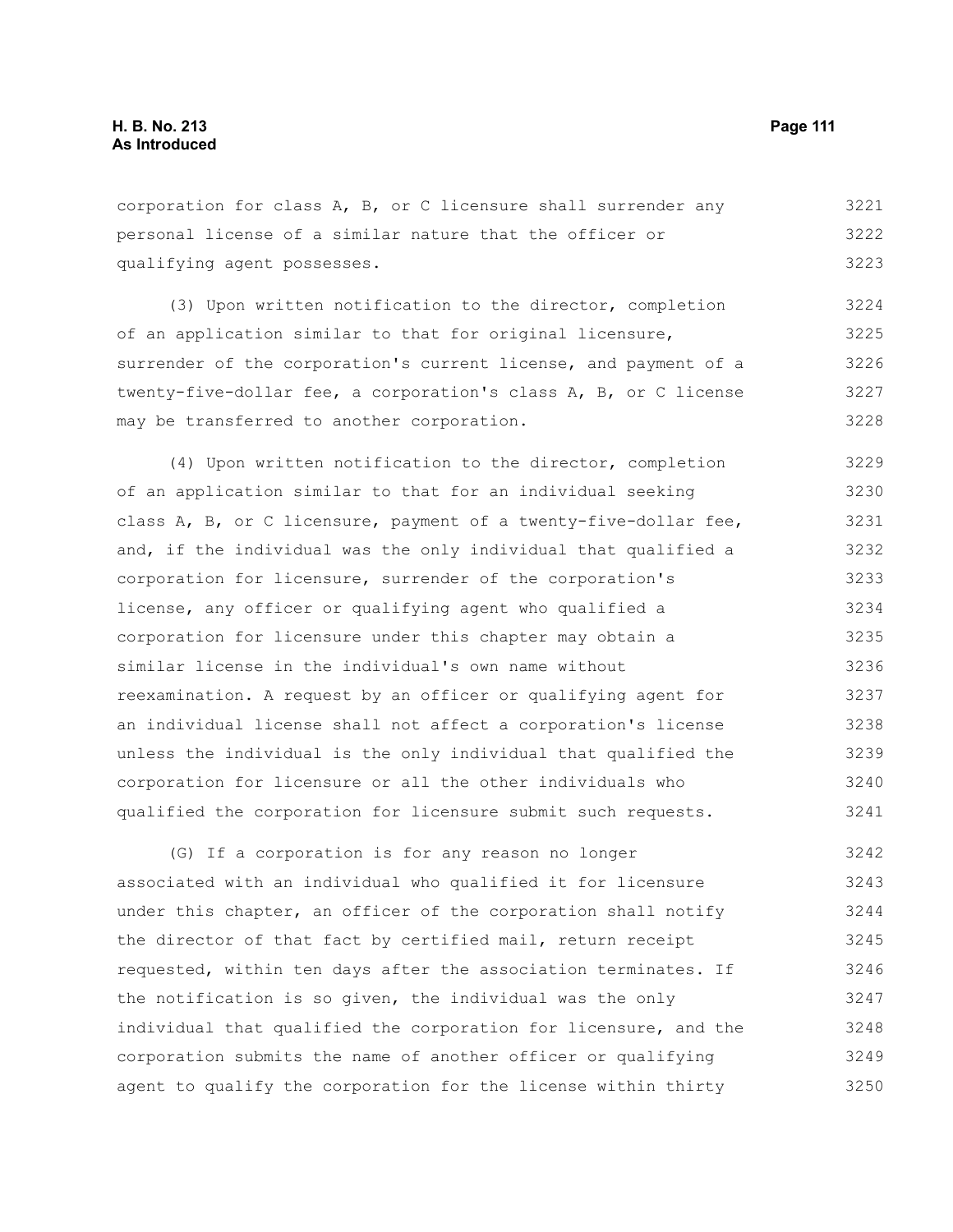corporation for class A, B, or C licensure shall surrender any personal license of a similar nature that the officer or qualifying agent possesses.

(3) Upon written notification to the director, completion of an application similar to that for original licensure, surrender of the corporation's current license, and payment of a twenty-five-dollar fee, a corporation's class A, B, or C license may be transferred to another corporation.

(4) Upon written notification to the director, completion of an application similar to that for an individual seeking class A, B, or C licensure, payment of a twenty-five-dollar fee, and, if the individual was the only individual that qualified a corporation for licensure, surrender of the corporation's license, any officer or qualifying agent who qualified a corporation for licensure under this chapter may obtain a similar license in the individual's own name without reexamination. A request by an officer or qualifying agent for an individual license shall not affect a corporation's license unless the individual is the only individual that qualified the corporation for licensure or all the other individuals who qualified the corporation for licensure submit such requests.

(G) If a corporation is for any reason no longer associated with an individual who qualified it for licensure under this chapter, an officer of the corporation shall notify the director of that fact by certified mail, return receipt requested, within ten days after the association terminates. If the notification is so given, the individual was the only individual that qualified the corporation for licensure, and the corporation submits the name of another officer or qualifying agent to qualify the corporation for the license within thirty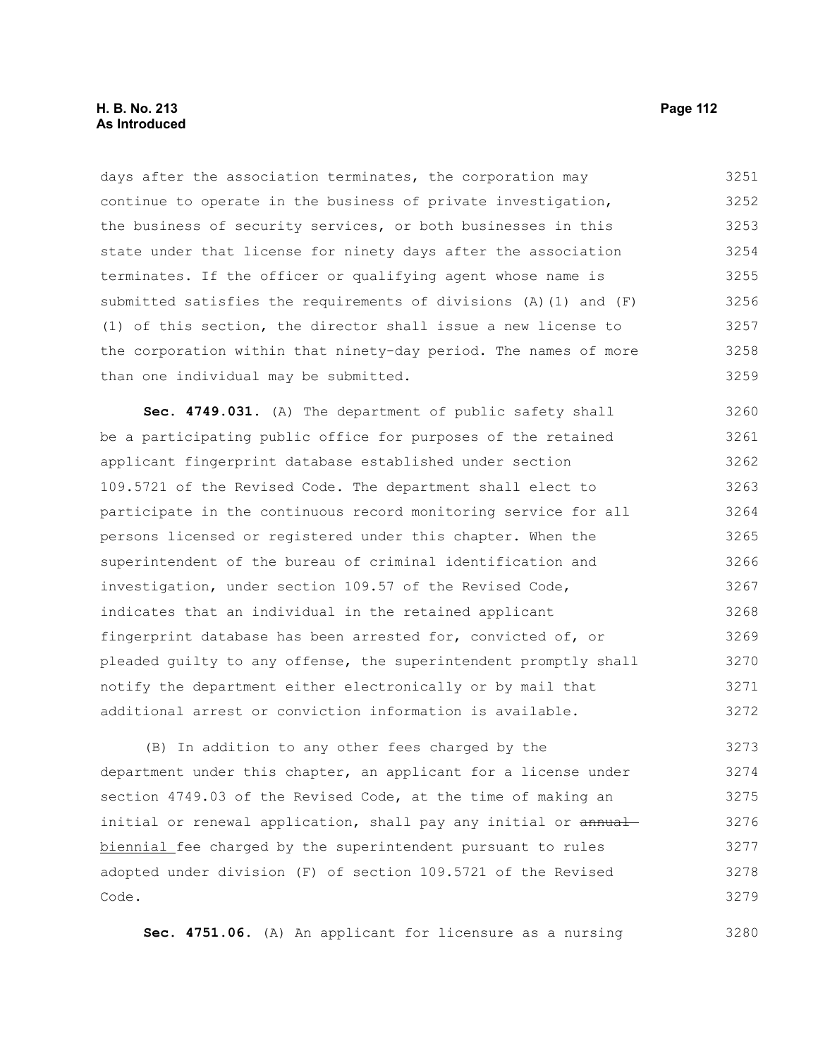days after the association terminates, the corporation may continue to operate in the business of private investigation, the business of security services, or both businesses in this state under that license for ninety days after the association terminates. If the officer or qualifying agent whose name is submitted satisfies the requirements of divisions (A)(1) and (F)(1) of this section, the director shall issue a new license to the corporation within that ninety-day period. The names of more than one individual may be submitted.

**Sec. 4749.031.** (A) The department of public safety shall be a participating public office for purposes of the retained applicant fingerprint database established under section 109.5721 of the Revised Code. The department shall elect to participate in the continuous record monitoring service for all persons licensed or registered under this chapter. When the superintendent of the bureau of criminal identification and investigation, under section 109.57 of the Revised Code, indicates that an individual in the retained applicant fingerprint database has been arrested for, convicted of, or pleaded guilty to any offense, the superintendent promptly shall notify the department either electronically or by mail that additional arrest or conviction information is available.

(B) In addition to any other fees charged by the department under this chapter, an applicant for a license under section 4749.03 of the Revised Code, at the time of making an initial or renewal application, shall pay any initial or ~~annual~~ biennial fee charged by the superintendent pursuant to rules adopted under division (F) of section 109.5721 of the Revised Code.

**Sec. 4751.06.** (A) An applicant for licensure as a nursing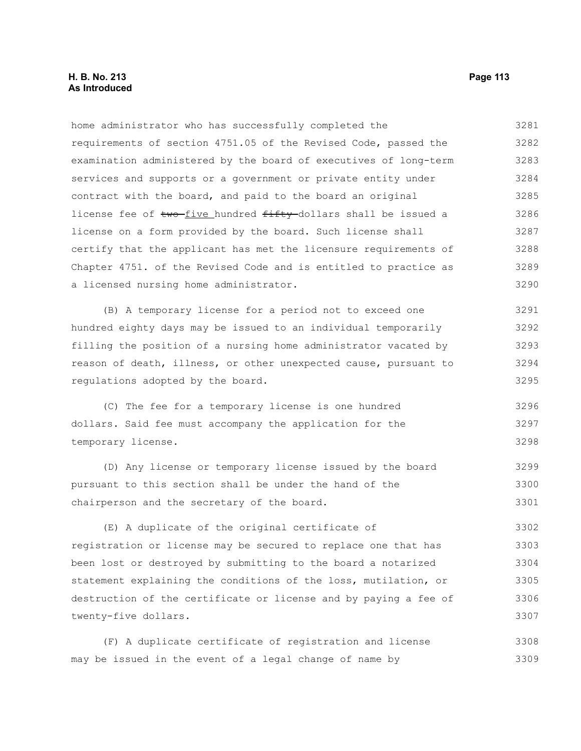home administrator who has successfully completed the requirements of section 4751.05 of the Revised Code, passed the examination administered by the board of executives of long-term services and supports or a government or private entity under contract with the board, and paid to the board an original license fee of ~~two~~ five hundred ~~fifty~~ dollars shall be issued a license on a form provided by the board. Such license shall certify that the applicant has met the licensure requirements of Chapter 4751. of the Revised Code and is entitled to practice as a licensed nursing home administrator.

(B) A temporary license for a period not to exceed one hundred eighty days may be issued to an individual temporarily filling the position of a nursing home administrator vacated by reason of death, illness, or other unexpected cause, pursuant to regulations adopted by the board.

(C) The fee for a temporary license is one hundred dollars. Said fee must accompany the application for the temporary license.

(D) Any license or temporary license issued by the board pursuant to this section shall be under the hand of the chairperson and the secretary of the board.

(E) A duplicate of the original certificate of registration or license may be secured to replace one that has been lost or destroyed by submitting to the board a notarized statement explaining the conditions of the loss, mutilation, or destruction of the certificate or license and by paying a fee of twenty-five dollars.

(F) A duplicate certificate of registration and license may be issued in the event of a legal change of name by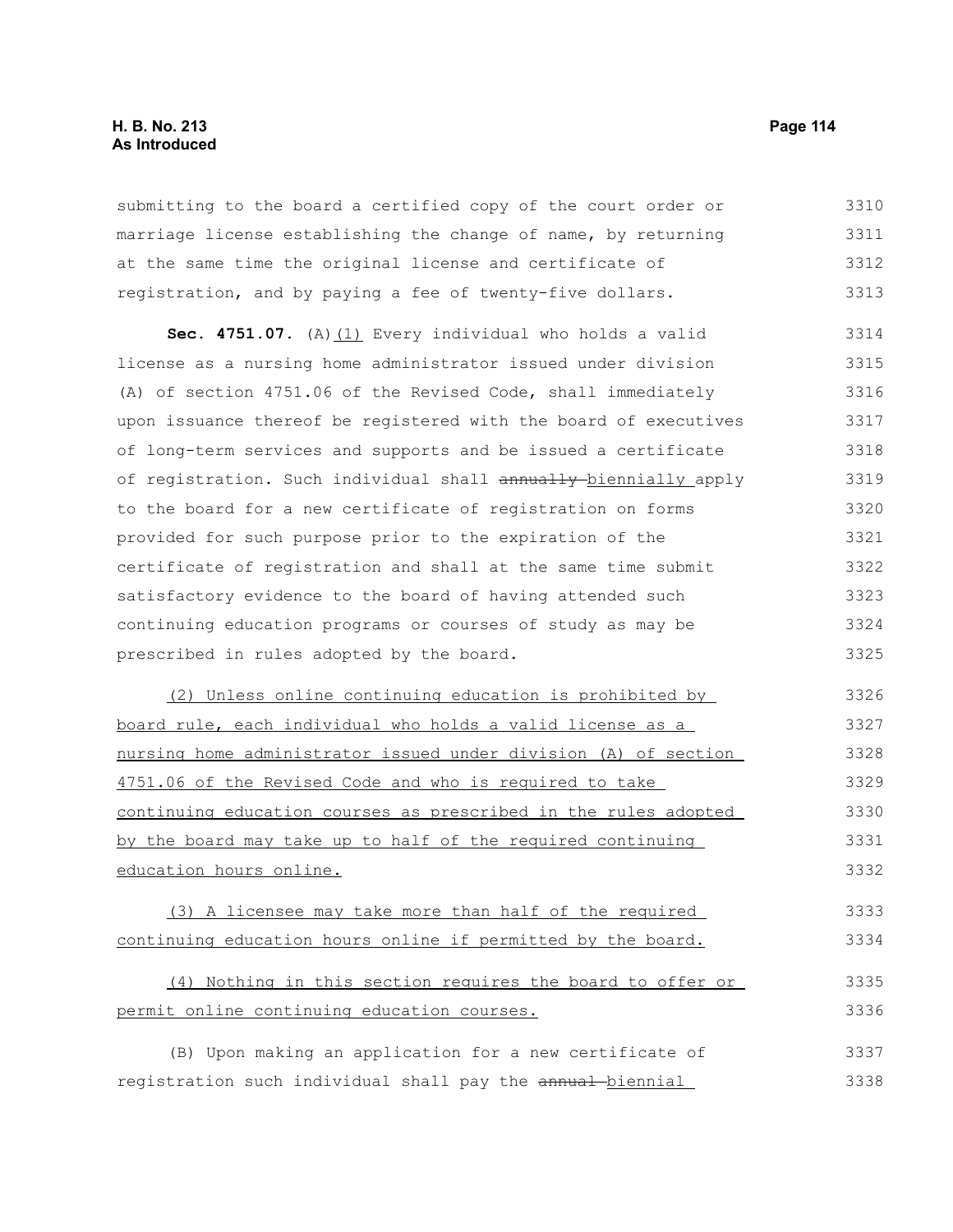submitting to the board a certified copy of the court order or marriage license establishing the change of name, by returning at the same time the original license and certificate of registration, and by paying a fee of twenty-five dollars.

**Sec. 4751.07.** (A)(1) Every individual who holds a valid license as a nursing home administrator issued under division (A) of section 4751.06 of the Revised Code, shall immediately upon issuance thereof be registered with the board of executives of long-term services and supports and be issued a certificate of registration. Such individual shall ~~annually~~ biennially apply to the board for a new certificate of registration on forms provided for such purpose prior to the expiration of the certificate of registration and shall at the same time submit satisfactory evidence to the board of having attended such continuing education programs or courses of study as may be prescribed in rules adopted by the board.

(2) Unless online continuing education is prohibited by board rule, each individual who holds a valid license as a nursing home administrator issued under division (A) of section 4751.06 of the Revised Code and who is required to take continuing education courses as prescribed in the rules adopted by the board may take up to half of the required continuing education hours online.

(3) A licensee may take more than half of the required continuing education hours online if permitted by the board.

(4) Nothing in this section requires the board to offer or permit online continuing education courses.

(B) Upon making an application for a new certificate of registration such individual shall pay the ~~annual~~ biennial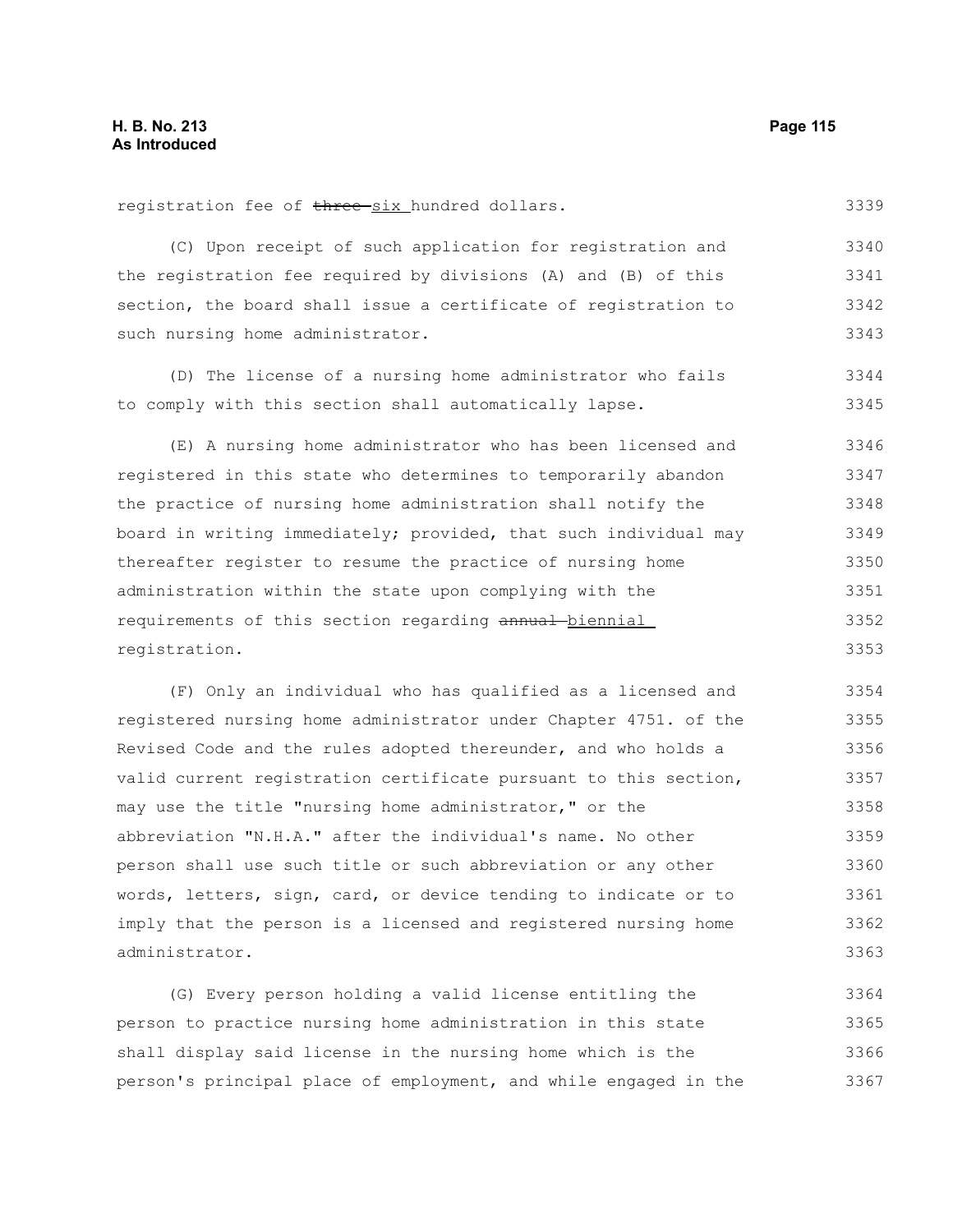registration fee of ~~three~~ six hundred dollars.

(C) Upon receipt of such application for registration and the registration fee required by divisions (A) and (B) of this section, the board shall issue a certificate of registration to such nursing home administrator.

(D) The license of a nursing home administrator who fails to comply with this section shall automatically lapse.

(E) A nursing home administrator who has been licensed and registered in this state who determines to temporarily abandon the practice of nursing home administration shall notify the board in writing immediately; provided, that such individual may thereafter register to resume the practice of nursing home administration within the state upon complying with the requirements of this section regarding ~~annual~~ biennial registration.

(F) Only an individual who has qualified as a licensed and registered nursing home administrator under Chapter 4751. of the Revised Code and the rules adopted thereunder, and who holds a valid current registration certificate pursuant to this section, may use the title "nursing home administrator," or the abbreviation "N.H.A." after the individual's name. No other person shall use such title or such abbreviation or any other words, letters, sign, card, or device tending to indicate or to imply that the person is a licensed and registered nursing home administrator.

(G) Every person holding a valid license entitling the person to practice nursing home administration in this state shall display said license in the nursing home which is the person's principal place of employment, and while engaged in the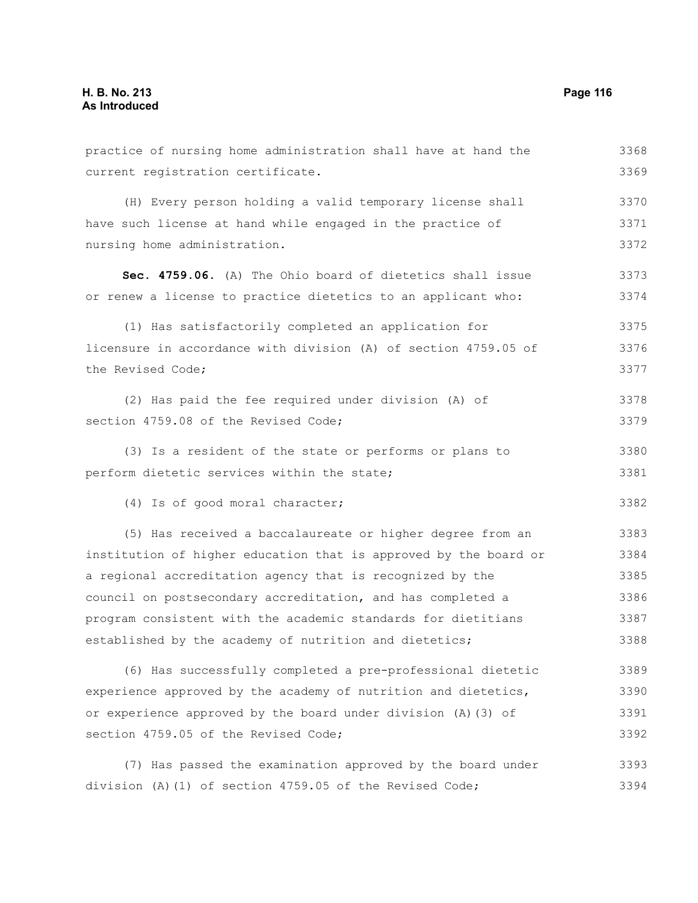practice of nursing home administration shall have at hand the current registration certificate.

(H) Every person holding a valid temporary license shall have such license at hand while engaged in the practice of nursing home administration.

**Sec. 4759.06.** (A) The Ohio board of dietetics shall issue or renew a license to practice dietetics to an applicant who:

(1) Has satisfactorily completed an application for licensure in accordance with division (A) of section 4759.05 of the Revised Code;

(2) Has paid the fee required under division (A) of section 4759.08 of the Revised Code;

(3) Is a resident of the state or performs or plans to perform dietetic services within the state;

(4) Is of good moral character;

(5) Has received a baccalaureate or higher degree from an institution of higher education that is approved by the board or a regional accreditation agency that is recognized by the council on postsecondary accreditation, and has completed a program consistent with the academic standards for dietitians established by the academy of nutrition and dietetics;

(6) Has successfully completed a pre-professional dietetic experience approved by the academy of nutrition and dietetics, or experience approved by the board under division (A)(3) of section 4759.05 of the Revised Code;

(7) Has passed the examination approved by the board under division (A)(1) of section 4759.05 of the Revised Code;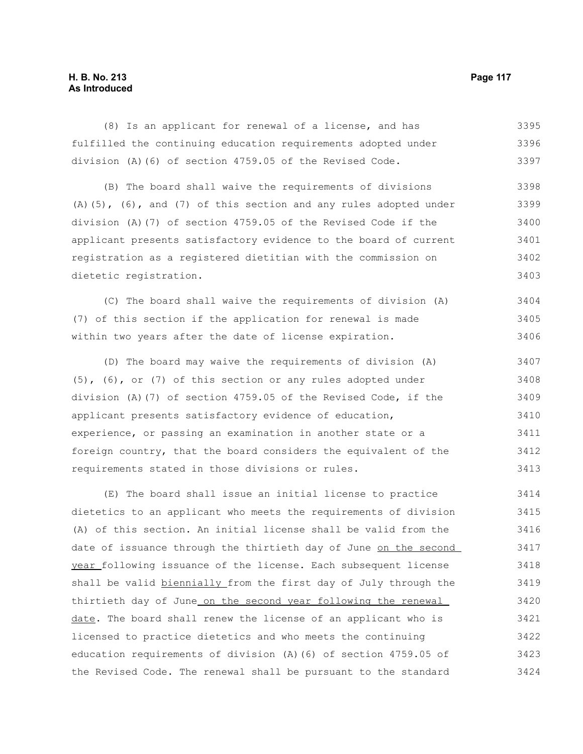(8) Is an applicant for renewal of a license, and has fulfilled the continuing education requirements adopted under division (A)(6) of section 4759.05 of the Revised Code.

(B) The board shall waive the requirements of divisions (A)(5), (6), and (7) of this section and any rules adopted under division (A)(7) of section 4759.05 of the Revised Code if the applicant presents satisfactory evidence to the board of current registration as a registered dietitian with the commission on dietetic registration.

(C) The board shall waive the requirements of division (A)(7) of this section if the application for renewal is made within two years after the date of license expiration.

(D) The board may waive the requirements of division (A)(5), (6), or (7) of this section or any rules adopted under division (A)(7) of section 4759.05 of the Revised Code, if the applicant presents satisfactory evidence of education, experience, or passing an examination in another state or a foreign country, that the board considers the equivalent of the requirements stated in those divisions or rules.

(E) The board shall issue an initial license to practice dietetics to an applicant who meets the requirements of division (A) of this section. An initial license shall be valid from the date of issuance through the thirtieth day of June <u>on the second year</u> following issuance of the license. Each subsequent license shall be valid <u>biennially</u> from the first day of July through the thirtieth day of June <u>on the second year following the renewal date</u>. The board shall renew the license of an applicant who is licensed to practice dietetics and who meets the continuing education requirements of division (A)(6) of section 4759.05 of the Revised Code. The renewal shall be pursuant to the standard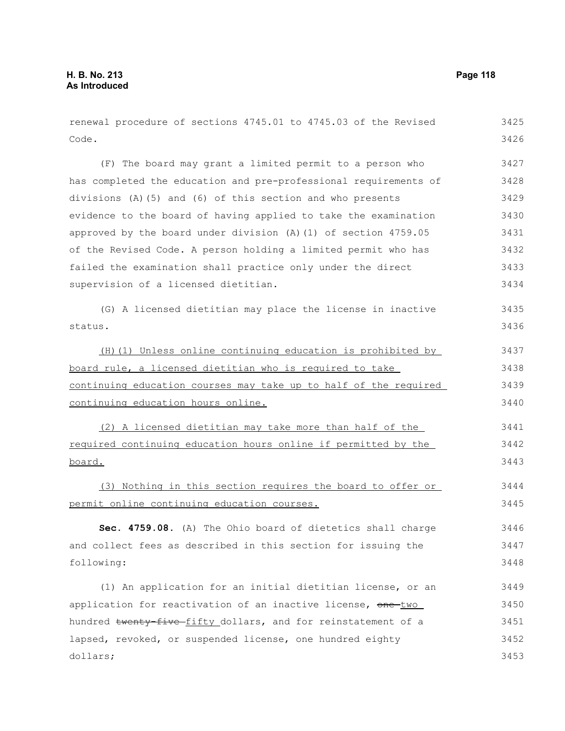renewal procedure of sections 4745.01 to 4745.03 of the Revised Code.

(F) The board may grant a limited permit to a person who has completed the education and pre-professional requirements of divisions (A)(5) and (6) of this section and who presents evidence to the board of having applied to take the examination approved by the board under division (A)(1) of section 4759.05 of the Revised Code. A person holding a limited permit who has failed the examination shall practice only under the direct supervision of a licensed dietitian.

(G) A licensed dietitian may place the license in inactive status.

(H)(1) Unless online continuing education is prohibited by board rule, a licensed dietitian who is required to take continuing education courses may take up to half of the required continuing education hours online.

(2) A licensed dietitian may take more than half of the required continuing education hours online if permitted by the board.

(3) Nothing in this section requires the board to offer or permit online continuing education courses.

**Sec. 4759.08.** (A) The Ohio board of dietetics shall charge and collect fees as described in this section for issuing the following:

(1) An application for an initial dietitian license, or an application for reactivation of an inactive license, ~~one~~ two hundred ~~twenty-five~~ fifty dollars, and for reinstatement of a lapsed, revoked, or suspended license, one hundred eighty dollars;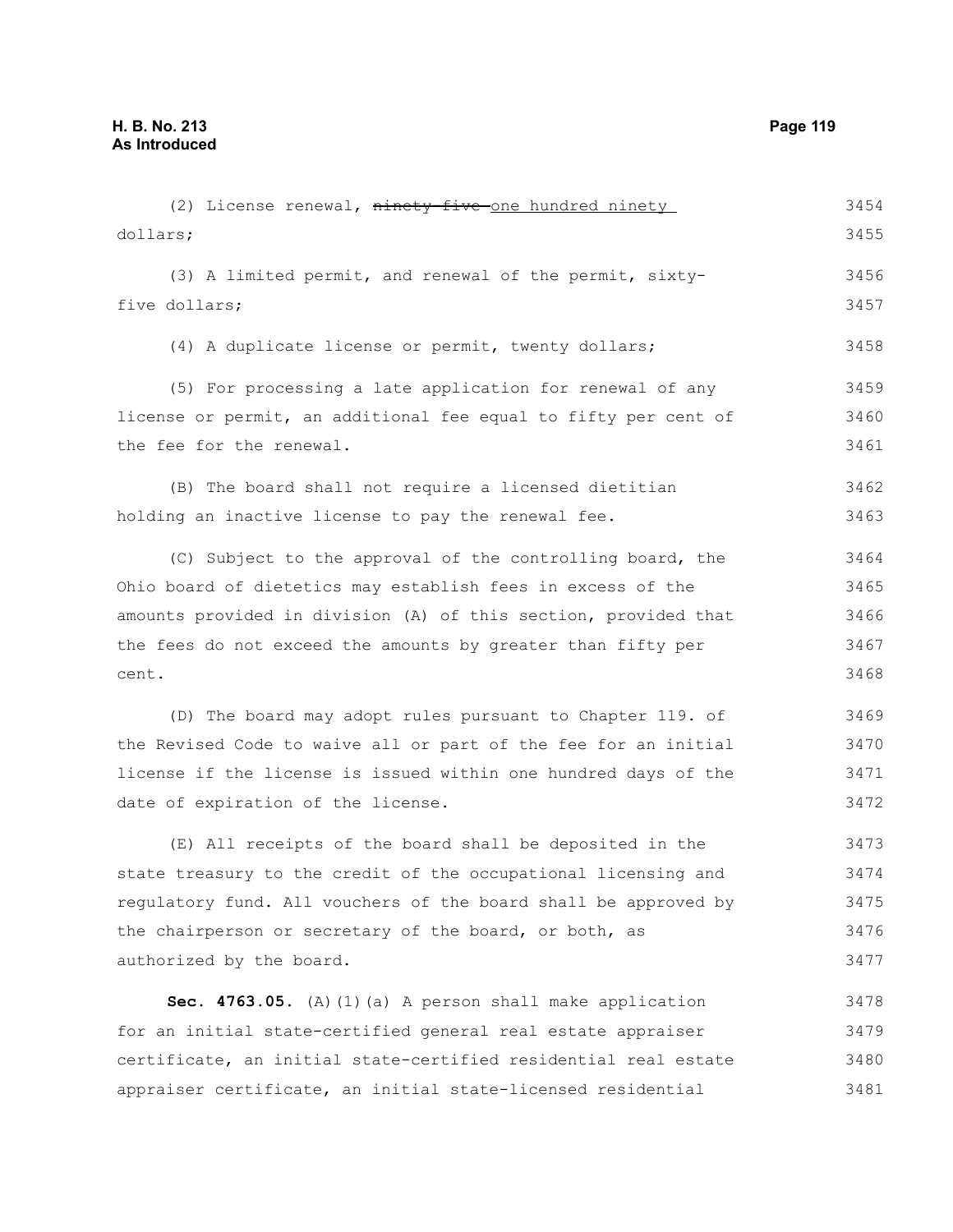(2) License renewal, ~~ninety-five~~ one hundred ninety dollars;

(3) A limited permit, and renewal of the permit, sixty-five dollars;

(4) A duplicate license or permit, twenty dollars;

(5) For processing a late application for renewal of any license or permit, an additional fee equal to fifty per cent of the fee for the renewal.

(B) The board shall not require a licensed dietitian holding an inactive license to pay the renewal fee.

(C) Subject to the approval of the controlling board, the Ohio board of dietetics may establish fees in excess of the amounts provided in division (A) of this section, provided that the fees do not exceed the amounts by greater than fifty per cent.

(D) The board may adopt rules pursuant to Chapter 119. of the Revised Code to waive all or part of the fee for an initial license if the license is issued within one hundred days of the date of expiration of the license.

(E) All receipts of the board shall be deposited in the state treasury to the credit of the occupational licensing and regulatory fund. All vouchers of the board shall be approved by the chairperson or secretary of the board, or both, as authorized by the board.

**Sec. 4763.05.** (A)(1)(a) A person shall make application for an initial state-certified general real estate appraiser certificate, an initial state-certified residential real estate appraiser certificate, an initial state-licensed residential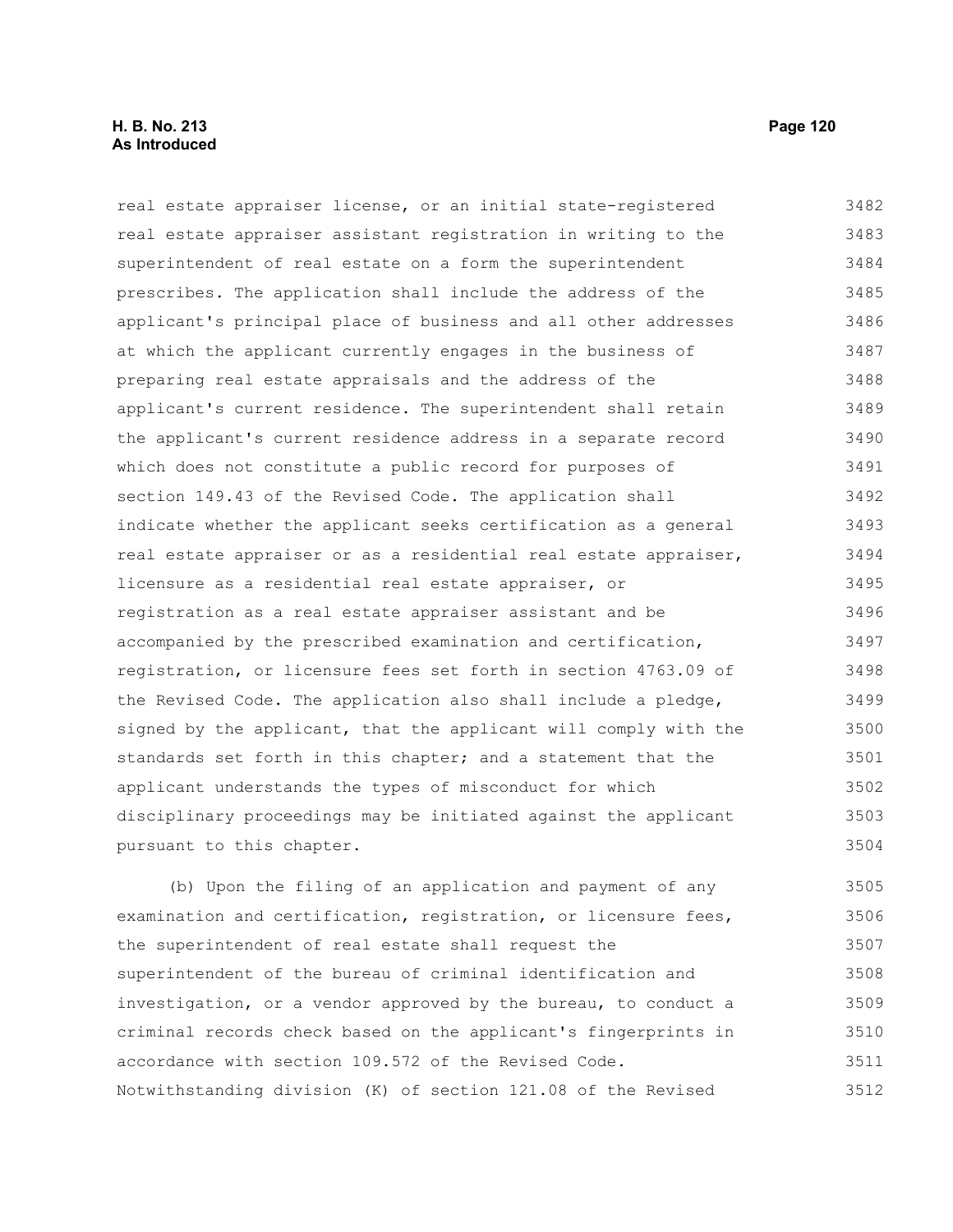real estate appraiser license, or an initial state-registered real estate appraiser assistant registration in writing to the superintendent of real estate on a form the superintendent prescribes. The application shall include the address of the applicant's principal place of business and all other addresses at which the applicant currently engages in the business of preparing real estate appraisals and the address of the applicant's current residence. The superintendent shall retain the applicant's current residence address in a separate record which does not constitute a public record for purposes of section 149.43 of the Revised Code. The application shall indicate whether the applicant seeks certification as a general real estate appraiser or as a residential real estate appraiser, licensure as a residential real estate appraiser, or registration as a real estate appraiser assistant and be accompanied by the prescribed examination and certification, registration, or licensure fees set forth in section 4763.09 of the Revised Code. The application also shall include a pledge, signed by the applicant, that the applicant will comply with the standards set forth in this chapter; and a statement that the applicant understands the types of misconduct for which disciplinary proceedings may be initiated against the applicant pursuant to this chapter.

(b) Upon the filing of an application and payment of any examination and certification, registration, or licensure fees, the superintendent of real estate shall request the superintendent of the bureau of criminal identification and investigation, or a vendor approved by the bureau, to conduct a criminal records check based on the applicant's fingerprints in accordance with section 109.572 of the Revised Code. Notwithstanding division (K) of section 121.08 of the Revised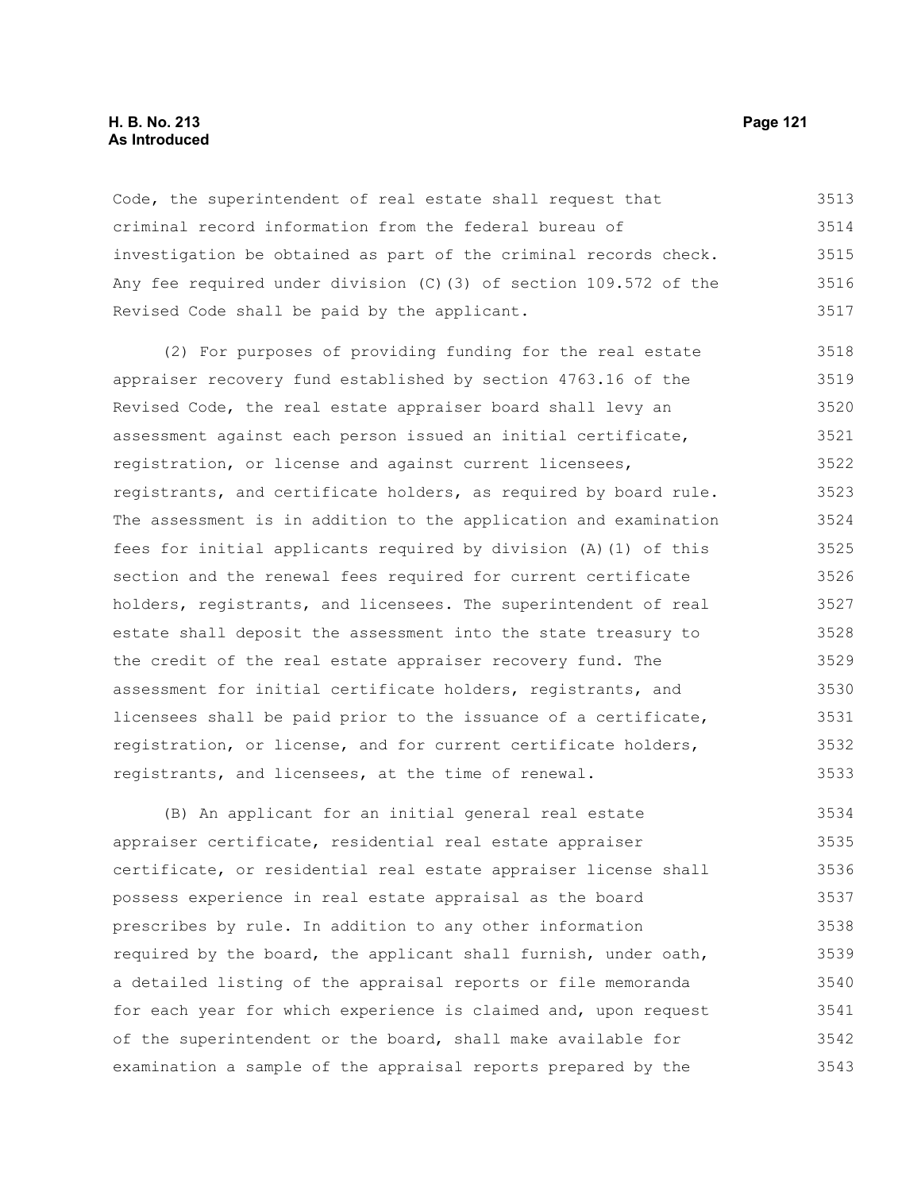Code, the superintendent of real estate shall request that criminal record information from the federal bureau of investigation be obtained as part of the criminal records check. Any fee required under division (C)(3) of section 109.572 of the Revised Code shall be paid by the applicant.

(2) For purposes of providing funding for the real estate appraiser recovery fund established by section 4763.16 of the Revised Code, the real estate appraiser board shall levy an assessment against each person issued an initial certificate, registration, or license and against current licensees, registrants, and certificate holders, as required by board rule. The assessment is in addition to the application and examination fees for initial applicants required by division (A)(1) of this section and the renewal fees required for current certificate holders, registrants, and licensees. The superintendent of real estate shall deposit the assessment into the state treasury to the credit of the real estate appraiser recovery fund. The assessment for initial certificate holders, registrants, and licensees shall be paid prior to the issuance of a certificate, registration, or license, and for current certificate holders, registrants, and licensees, at the time of renewal.

(B) An applicant for an initial general real estate appraiser certificate, residential real estate appraiser certificate, or residential real estate appraiser license shall possess experience in real estate appraisal as the board prescribes by rule. In addition to any other information required by the board, the applicant shall furnish, under oath, a detailed listing of the appraisal reports or file memoranda for each year for which experience is claimed and, upon request of the superintendent or the board, shall make available for examination a sample of the appraisal reports prepared by the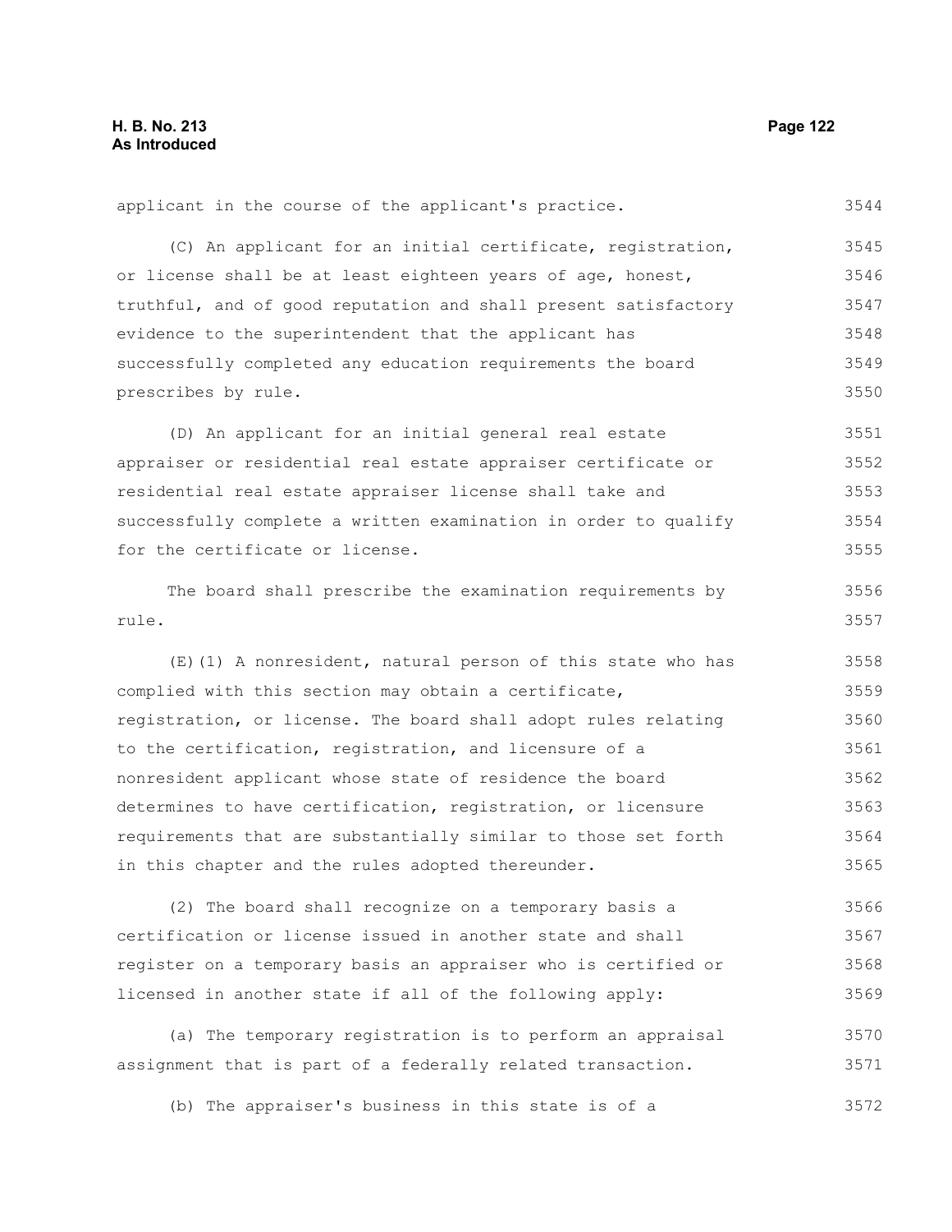applicant in the course of the applicant's practice.

(C) An applicant for an initial certificate, registration, or license shall be at least eighteen years of age, honest, truthful, and of good reputation and shall present satisfactory evidence to the superintendent that the applicant has successfully completed any education requirements the board prescribes by rule.

(D) An applicant for an initial general real estate appraiser or residential real estate appraiser certificate or residential real estate appraiser license shall take and successfully complete a written examination in order to qualify for the certificate or license.

The board shall prescribe the examination requirements by rule.

(E)(1) A nonresident, natural person of this state who has complied with this section may obtain a certificate, registration, or license. The board shall adopt rules relating to the certification, registration, and licensure of a nonresident applicant whose state of residence the board determines to have certification, registration, or licensure requirements that are substantially similar to those set forth in this chapter and the rules adopted thereunder.

(2) The board shall recognize on a temporary basis a certification or license issued in another state and shall register on a temporary basis an appraiser who is certified or licensed in another state if all of the following apply:

(a) The temporary registration is to perform an appraisal assignment that is part of a federally related transaction.

(b) The appraiser's business in this state is of a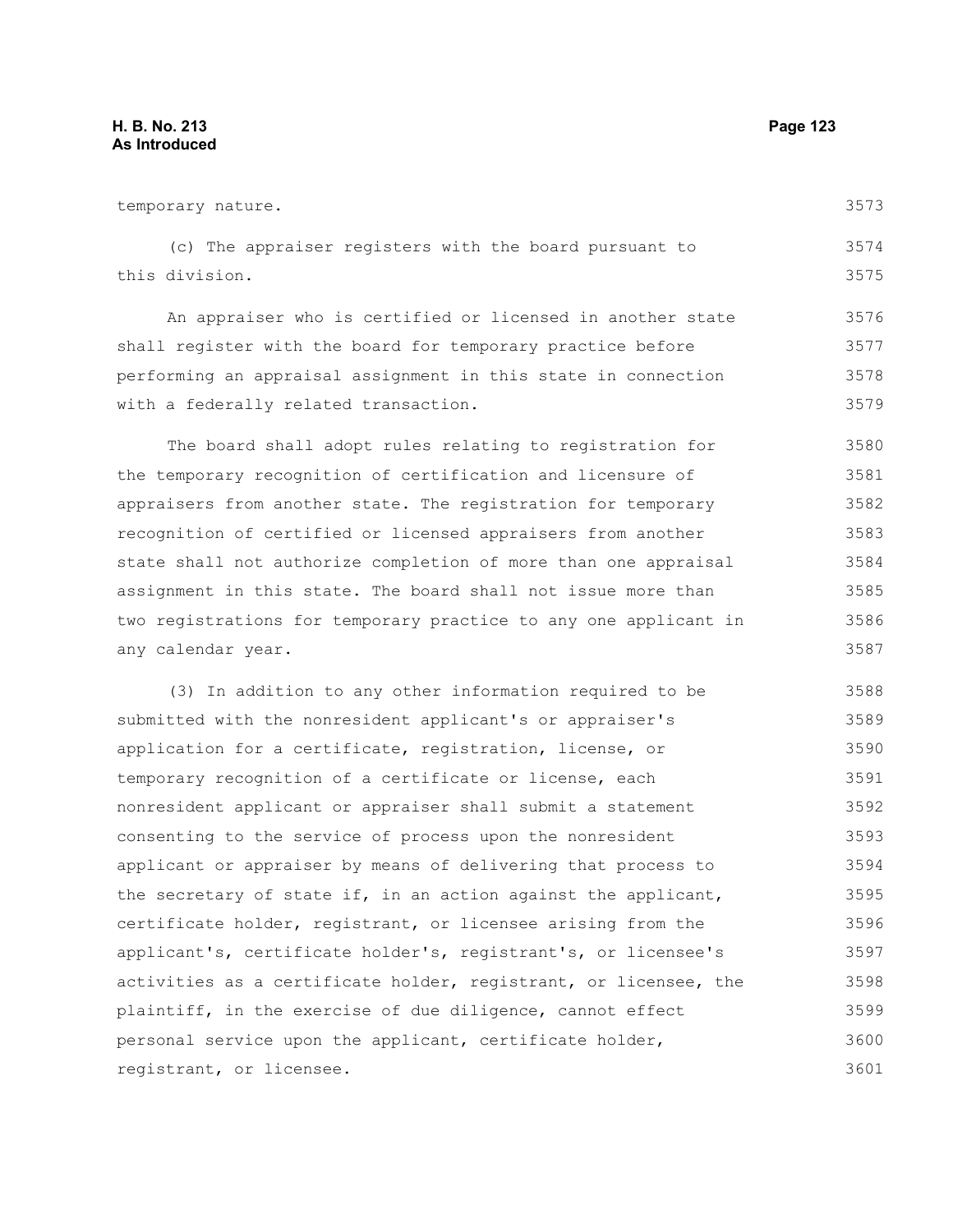temporary nature.

(c) The appraiser registers with the board pursuant to this division.

An appraiser who is certified or licensed in another state shall register with the board for temporary practice before performing an appraisal assignment in this state in connection with a federally related transaction.

The board shall adopt rules relating to registration for the temporary recognition of certification and licensure of appraisers from another state. The registration for temporary recognition of certified or licensed appraisers from another state shall not authorize completion of more than one appraisal assignment in this state. The board shall not issue more than two registrations for temporary practice to any one applicant in any calendar year.

(3) In addition to any other information required to be submitted with the nonresident applicant's or appraiser's application for a certificate, registration, license, or temporary recognition of a certificate or license, each nonresident applicant or appraiser shall submit a statement consenting to the service of process upon the nonresident applicant or appraiser by means of delivering that process to the secretary of state if, in an action against the applicant, certificate holder, registrant, or licensee arising from the applicant's, certificate holder's, registrant's, or licensee's activities as a certificate holder, registrant, or licensee, the plaintiff, in the exercise of due diligence, cannot effect personal service upon the applicant, certificate holder, registrant, or licensee.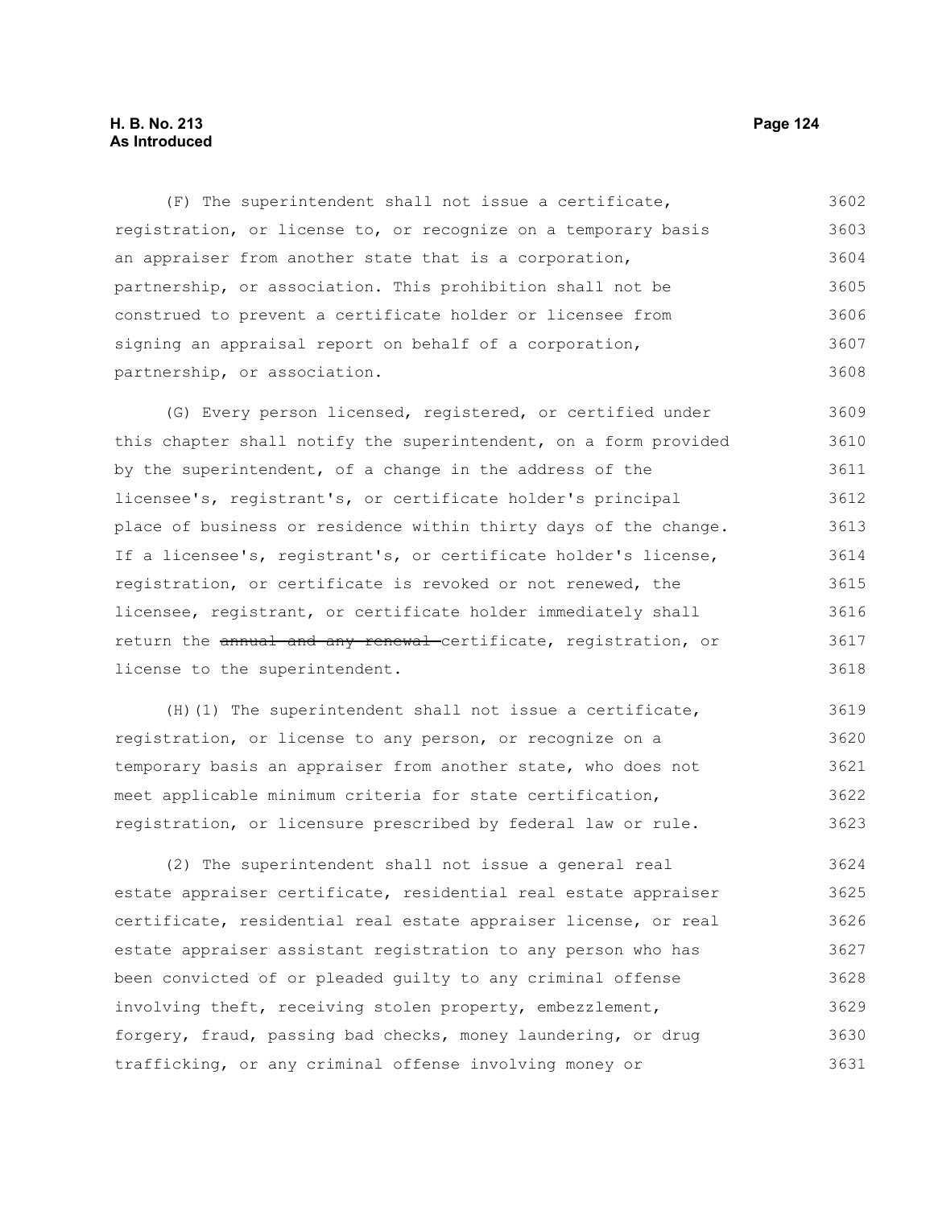(F) The superintendent shall not issue a certificate, registration, or license to, or recognize on a temporary basis an appraiser from another state that is a corporation, partnership, or association. This prohibition shall not be construed to prevent a certificate holder or licensee from signing an appraisal report on behalf of a corporation, partnership, or association.

(G) Every person licensed, registered, or certified under this chapter shall notify the superintendent, on a form provided by the superintendent, of a change in the address of the licensee's, registrant's, or certificate holder's principal place of business or residence within thirty days of the change. If a licensee's, registrant's, or certificate holder's license, registration, or certificate is revoked or not renewed, the licensee, registrant, or certificate holder immediately shall return the ~~annual and any renewal~~ certificate, registration, or license to the superintendent.

(H)(1) The superintendent shall not issue a certificate, registration, or license to any person, or recognize on a temporary basis an appraiser from another state, who does not meet applicable minimum criteria for state certification, registration, or licensure prescribed by federal law or rule.

(2) The superintendent shall not issue a general real estate appraiser certificate, residential real estate appraiser certificate, residential real estate appraiser license, or real estate appraiser assistant registration to any person who has been convicted of or pleaded guilty to any criminal offense involving theft, receiving stolen property, embezzlement, forgery, fraud, passing bad checks, money laundering, or drug trafficking, or any criminal offense involving money or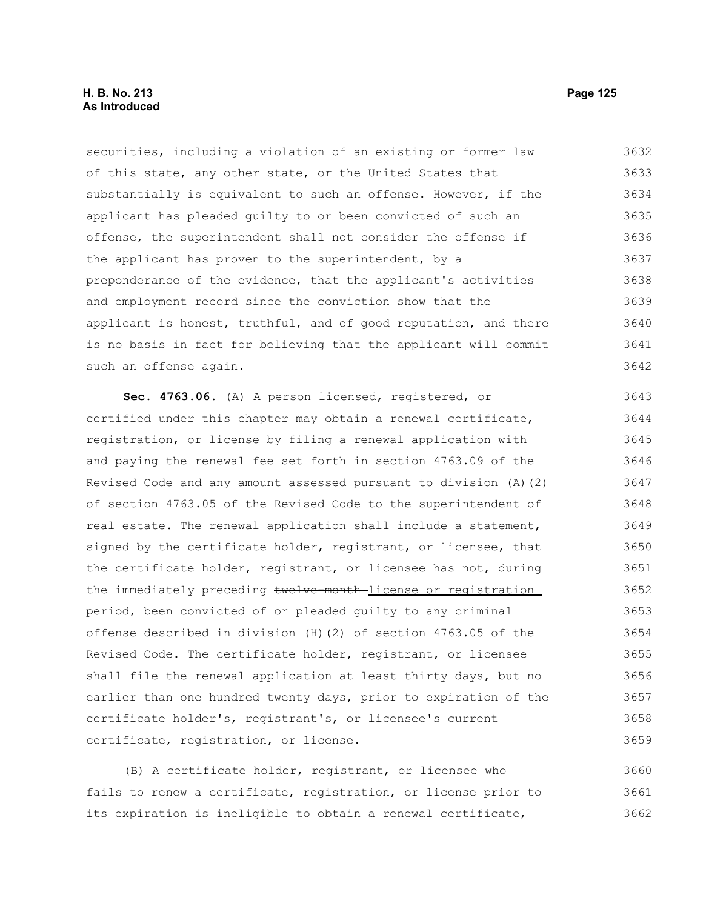securities, including a violation of an existing or former law of this state, any other state, or the United States that substantially is equivalent to such an offense. However, if the applicant has pleaded guilty to or been convicted of such an offense, the superintendent shall not consider the offense if the applicant has proven to the superintendent, by a preponderance of the evidence, that the applicant's activities and employment record since the conviction show that the applicant is honest, truthful, and of good reputation, and there is no basis in fact for believing that the applicant will commit such an offense again.

**Sec. 4763.06.** (A) A person licensed, registered, or certified under this chapter may obtain a renewal certificate, registration, or license by filing a renewal application with and paying the renewal fee set forth in section 4763.09 of the Revised Code and any amount assessed pursuant to division (A)(2) of section 4763.05 of the Revised Code to the superintendent of real estate. The renewal application shall include a statement, signed by the certificate holder, registrant, or licensee, that the certificate holder, registrant, or licensee has not, during the immediately preceding ~~twelve-month~~ <u>license or registration</u> period, been convicted of or pleaded guilty to any criminal offense described in division (H)(2) of section 4763.05 of the Revised Code. The certificate holder, registrant, or licensee shall file the renewal application at least thirty days, but no earlier than one hundred twenty days, prior to expiration of the certificate holder's, registrant's, or licensee's current certificate, registration, or license.

(B) A certificate holder, registrant, or licensee who fails to renew a certificate, registration, or license prior to its expiration is ineligible to obtain a renewal certificate,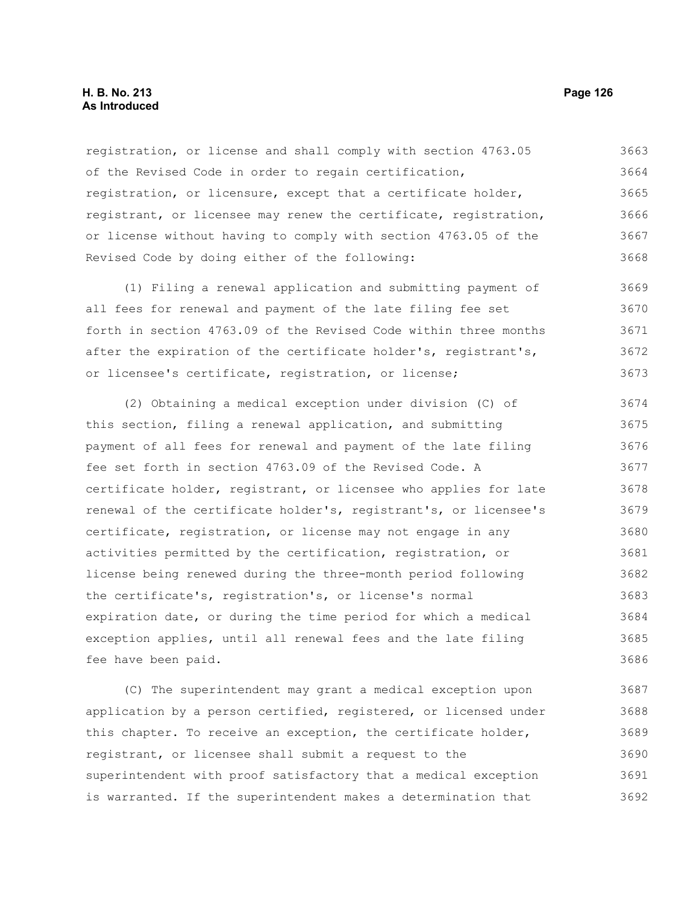registration, or license and shall comply with section 4763.05 of the Revised Code in order to regain certification, registration, or licensure, except that a certificate holder, registrant, or licensee may renew the certificate, registration, or license without having to comply with section 4763.05 of the Revised Code by doing either of the following:

(1) Filing a renewal application and submitting payment of all fees for renewal and payment of the late filing fee set forth in section 4763.09 of the Revised Code within three months after the expiration of the certificate holder's, registrant's, or licensee's certificate, registration, or license;

(2) Obtaining a medical exception under division (C) of this section, filing a renewal application, and submitting payment of all fees for renewal and payment of the late filing fee set forth in section 4763.09 of the Revised Code. A certificate holder, registrant, or licensee who applies for late renewal of the certificate holder's, registrant's, or licensee's certificate, registration, or license may not engage in any activities permitted by the certification, registration, or license being renewed during the three-month period following the certificate's, registration's, or license's normal expiration date, or during the time period for which a medical exception applies, until all renewal fees and the late filing fee have been paid.

(C) The superintendent may grant a medical exception upon application by a person certified, registered, or licensed under this chapter. To receive an exception, the certificate holder, registrant, or licensee shall submit a request to the superintendent with proof satisfactory that a medical exception is warranted. If the superintendent makes a determination that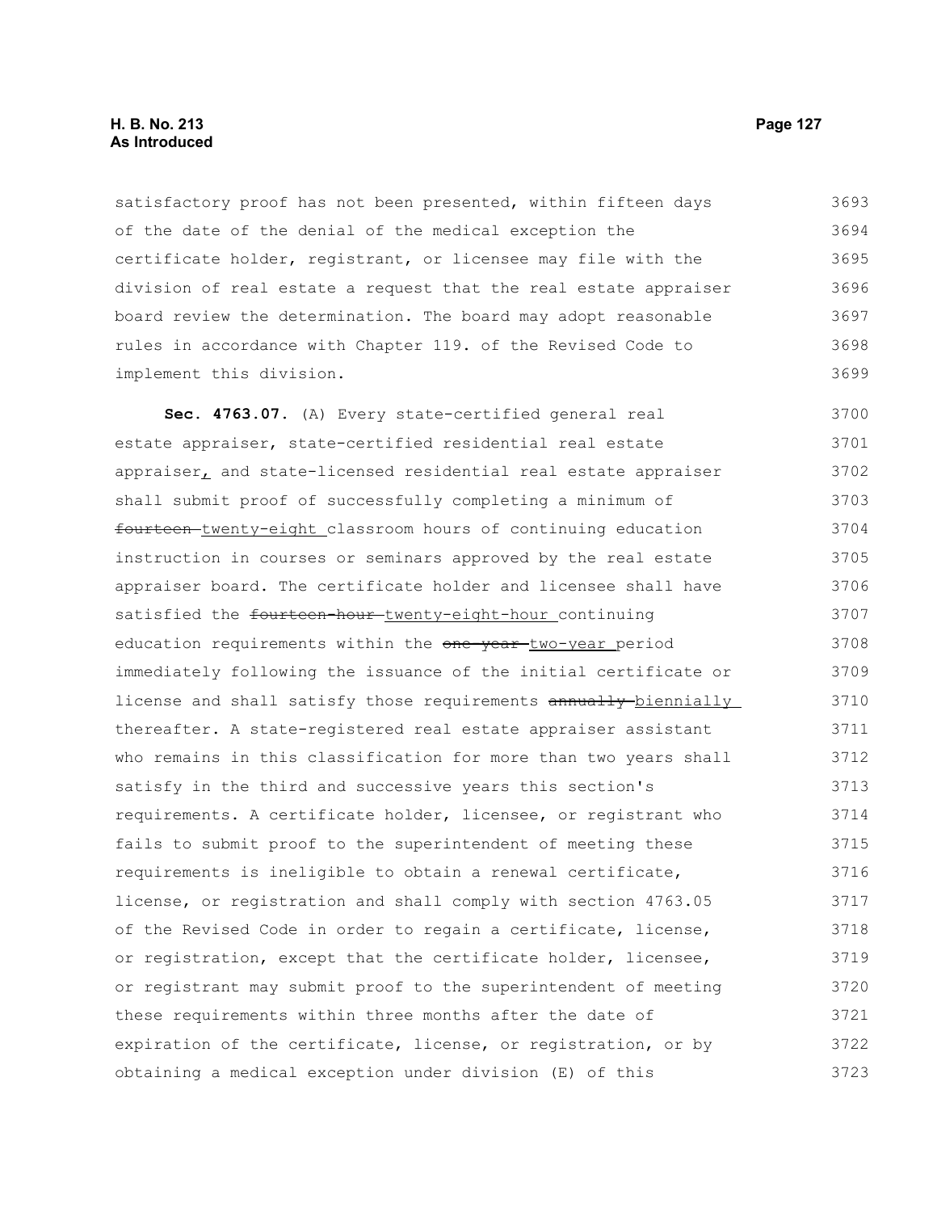satisfactory proof has not been presented, within fifteen days of the date of the denial of the medical exception the certificate holder, registrant, or licensee may file with the division of real estate a request that the real estate appraiser board review the determination. The board may adopt reasonable rules in accordance with Chapter 119. of the Revised Code to implement this division.

**Sec. 4763.07.** (A) Every state-certified general real estate appraiser, state-certified residential real estate appraiser, and state-licensed residential real estate appraiser shall submit proof of successfully completing a minimum of ~~fourteen~~ twenty-eight classroom hours of continuing education instruction in courses or seminars approved by the real estate appraiser board. The certificate holder and licensee shall have satisfied the ~~fourteen-hour~~ twenty-eight-hour continuing education requirements within the ~~one-year~~ two-year period immediately following the issuance of the initial certificate or license and shall satisfy those requirements ~~annually~~ biennially thereafter. A state-registered real estate appraiser assistant who remains in this classification for more than two years shall satisfy in the third and successive years this section's requirements. A certificate holder, licensee, or registrant who fails to submit proof to the superintendent of meeting these requirements is ineligible to obtain a renewal certificate, license, or registration and shall comply with section 4763.05 of the Revised Code in order to regain a certificate, license, or registration, except that the certificate holder, licensee, or registrant may submit proof to the superintendent of meeting these requirements within three months after the date of expiration of the certificate, license, or registration, or by obtaining a medical exception under division (E) of this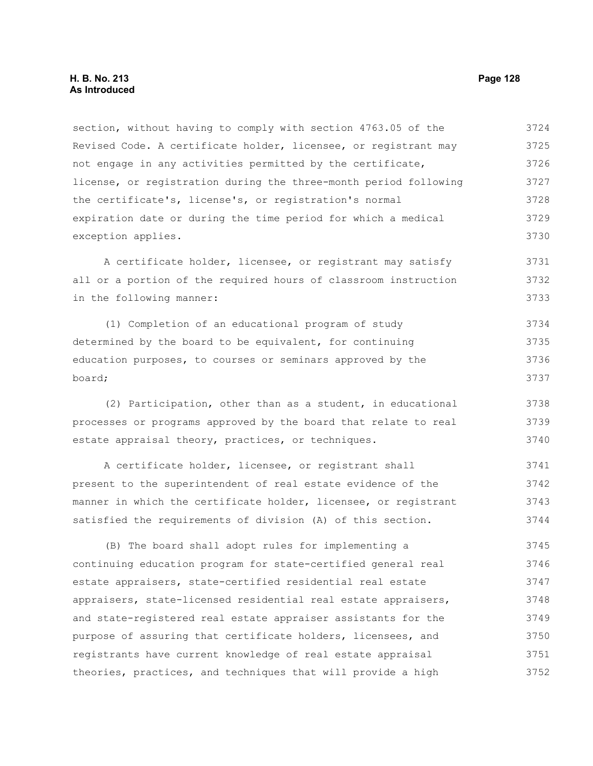section, without having to comply with section 4763.05 of the Revised Code. A certificate holder, licensee, or registrant may not engage in any activities permitted by the certificate, license, or registration during the three-month period following the certificate's, license's, or registration's normal expiration date or during the time period for which a medical exception applies.

A certificate holder, licensee, or registrant may satisfy all or a portion of the required hours of classroom instruction in the following manner:

(1) Completion of an educational program of study determined by the board to be equivalent, for continuing education purposes, to courses or seminars approved by the board;

(2) Participation, other than as a student, in educational processes or programs approved by the board that relate to real estate appraisal theory, practices, or techniques.

A certificate holder, licensee, or registrant shall present to the superintendent of real estate evidence of the manner in which the certificate holder, licensee, or registrant satisfied the requirements of division (A) of this section.

(B) The board shall adopt rules for implementing a continuing education program for state-certified general real estate appraisers, state-certified residential real estate appraisers, state-licensed residential real estate appraisers, and state-registered real estate appraiser assistants for the purpose of assuring that certificate holders, licensees, and registrants have current knowledge of real estate appraisal theories, practices, and techniques that will provide a high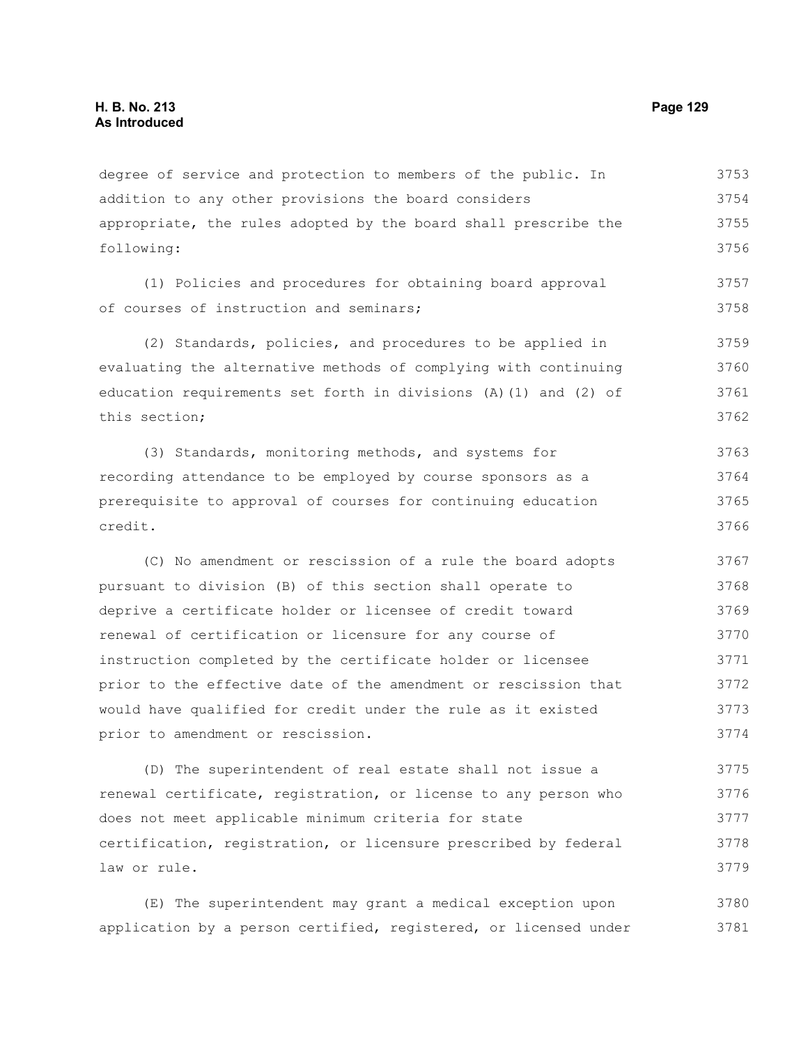degree of service and protection to members of the public. In addition to any other provisions the board considers appropriate, the rules adopted by the board shall prescribe the following:

(1) Policies and procedures for obtaining board approval of courses of instruction and seminars;

(2) Standards, policies, and procedures to be applied in evaluating the alternative methods of complying with continuing education requirements set forth in divisions (A)(1) and (2) of this section;

(3) Standards, monitoring methods, and systems for recording attendance to be employed by course sponsors as a prerequisite to approval of courses for continuing education credit.

(C) No amendment or rescission of a rule the board adopts pursuant to division (B) of this section shall operate to deprive a certificate holder or licensee of credit toward renewal of certification or licensure for any course of instruction completed by the certificate holder or licensee prior to the effective date of the amendment or rescission that would have qualified for credit under the rule as it existed prior to amendment or rescission.

(D) The superintendent of real estate shall not issue a renewal certificate, registration, or license to any person who does not meet applicable minimum criteria for state certification, registration, or licensure prescribed by federal law or rule.

(E) The superintendent may grant a medical exception upon application by a person certified, registered, or licensed under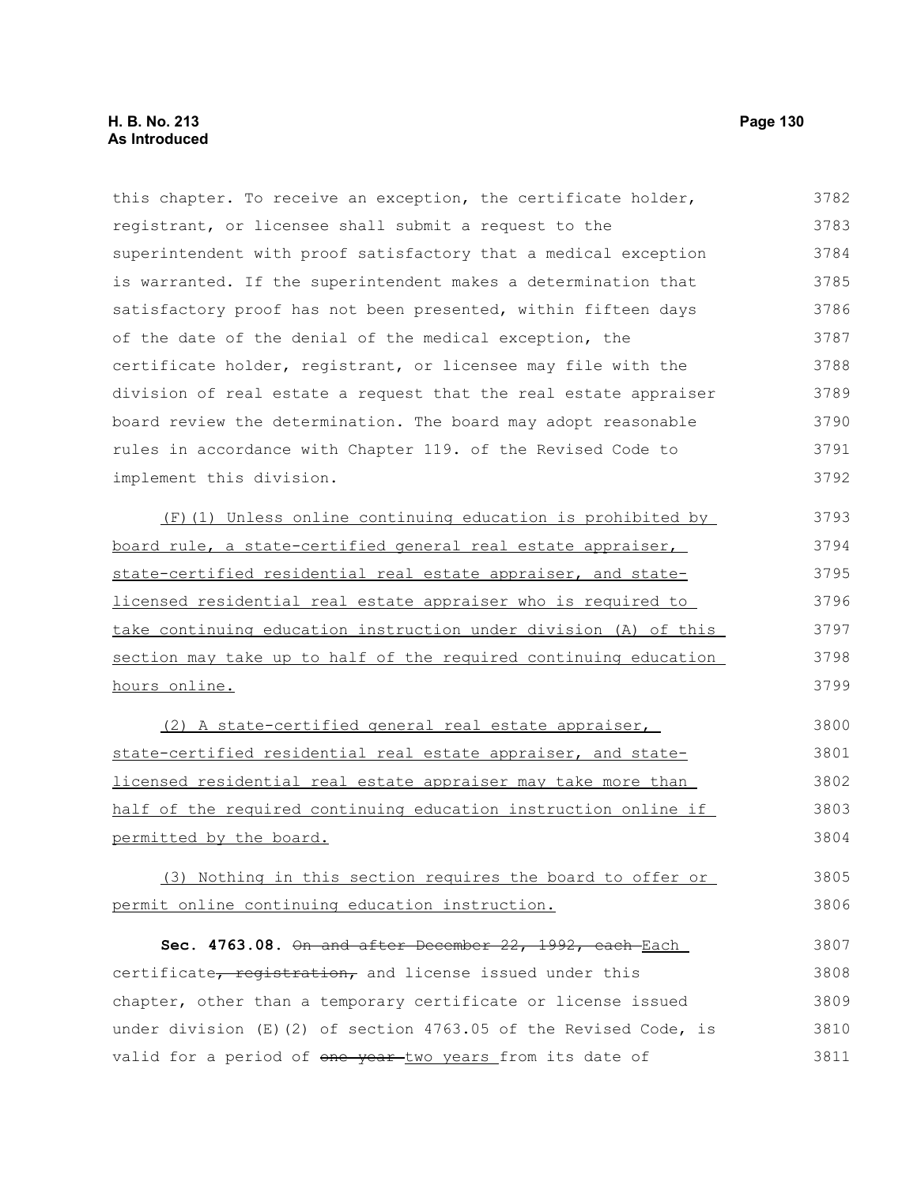this chapter. To receive an exception, the certificate holder, registrant, or licensee shall submit a request to the superintendent with proof satisfactory that a medical exception is warranted. If the superintendent makes a determination that satisfactory proof has not been presented, within fifteen days of the date of the denial of the medical exception, the certificate holder, registrant, or licensee may file with the division of real estate a request that the real estate appraiser board review the determination. The board may adopt reasonable rules in accordance with Chapter 119. of the Revised Code to implement this division.

(F)(1) Unless online continuing education is prohibited by board rule, a state-certified general real estate appraiser, state-certified residential real estate appraiser, and state-licensed residential real estate appraiser who is required to take continuing education instruction under division (A) of this section may take up to half of the required continuing education hours online.

(2) A state-certified general real estate appraiser, state-certified residential real estate appraiser, and state-licensed residential real estate appraiser may take more than half of the required continuing education instruction online if permitted by the board.

(3) Nothing in this section requires the board to offer or permit online continuing education instruction.

**Sec. 4763.08.** ~~On and after December 22, 1992, each~~ Each certificate~~, registration,~~ and license issued under this chapter, other than a temporary certificate or license issued under division (E)(2) of section 4763.05 of the Revised Code, is valid for a period of ~~one year~~ two years from its date of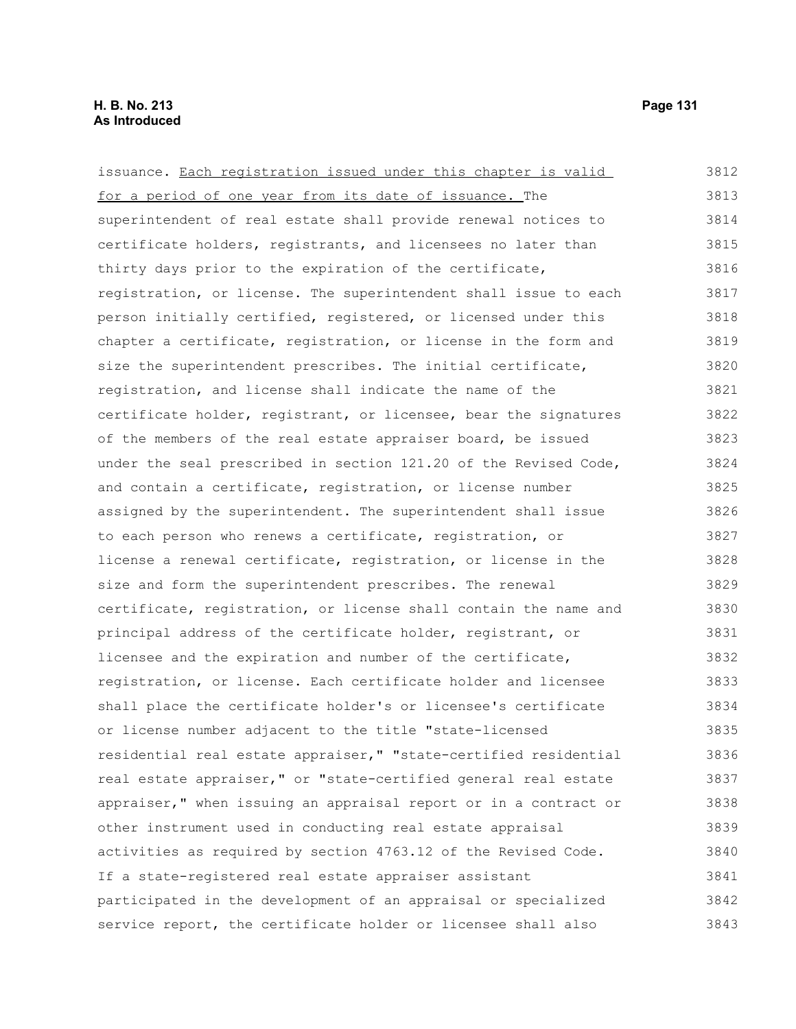issuance. <u>Each registration issued under this chapter is valid for a period of one year from its date of issuance.</u> The superintendent of real estate shall provide renewal notices to certificate holders, registrants, and licensees no later than thirty days prior to the expiration of the certificate, registration, or license. The superintendent shall issue to each person initially certified, registered, or licensed under this chapter a certificate, registration, or license in the form and size the superintendent prescribes. The initial certificate, registration, and license shall indicate the name of the certificate holder, registrant, or licensee, bear the signatures of the members of the real estate appraiser board, be issued under the seal prescribed in section 121.20 of the Revised Code, and contain a certificate, registration, or license number assigned by the superintendent. The superintendent shall issue to each person who renews a certificate, registration, or license a renewal certificate, registration, or license in the size and form the superintendent prescribes. The renewal certificate, registration, or license shall contain the name and principal address of the certificate holder, registrant, or licensee and the expiration and number of the certificate, registration, or license. Each certificate holder and licensee shall place the certificate holder's or licensee's certificate or license number adjacent to the title "state-licensed residential real estate appraiser," "state-certified residential real estate appraiser," or "state-certified general real estate appraiser," when issuing an appraisal report or in a contract or other instrument used in conducting real estate appraisal activities as required by section 4763.12 of the Revised Code. If a state-registered real estate appraiser assistant participated in the development of an appraisal or specialized service report, the certificate holder or licensee shall also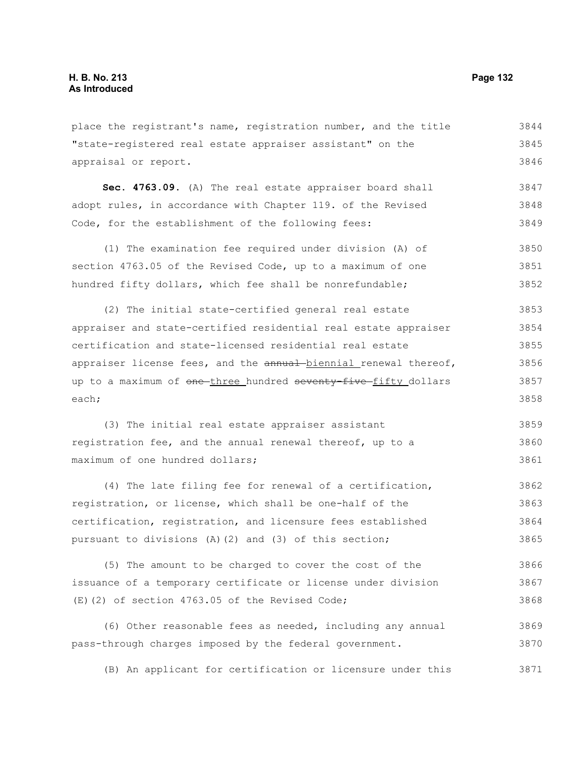place the registrant's name, registration number, and the title "state-registered real estate appraiser assistant" on the appraisal or report.

**Sec. 4763.09.** (A) The real estate appraiser board shall adopt rules, in accordance with Chapter 119. of the Revised Code, for the establishment of the following fees:

(1) The examination fee required under division (A) of section 4763.05 of the Revised Code, up to a maximum of one hundred fifty dollars, which fee shall be nonrefundable;

(2) The initial state-certified general real estate appraiser and state-certified residential real estate appraiser certification and state-licensed residential real estate appraiser license fees, and the ~~annual~~ biennial renewal thereof, up to a maximum of ~~one~~ three hundred ~~seventy-five~~ fifty dollars each;

(3) The initial real estate appraiser assistant registration fee, and the annual renewal thereof, up to a maximum of one hundred dollars;

(4) The late filing fee for renewal of a certification, registration, or license, which shall be one-half of the certification, registration, and licensure fees established pursuant to divisions (A)(2) and (3) of this section;

(5) The amount to be charged to cover the cost of the issuance of a temporary certificate or license under division (E)(2) of section 4763.05 of the Revised Code;

(6) Other reasonable fees as needed, including any annual pass-through charges imposed by the federal government.

(B) An applicant for certification or licensure under this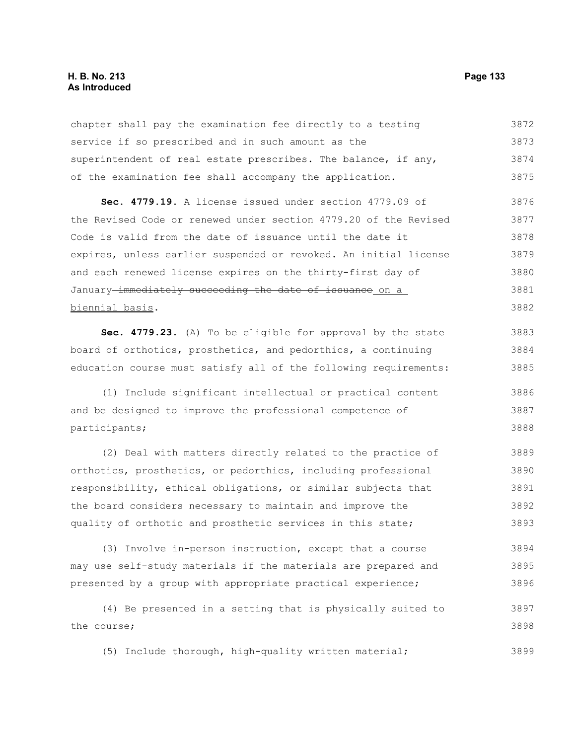chapter shall pay the examination fee directly to a testing service if so prescribed and in such amount as the superintendent of real estate prescribes. The balance, if any, of the examination fee shall accompany the application.

**Sec. 4779.19.** A license issued under section 4779.09 of the Revised Code or renewed under section 4779.20 of the Revised Code is valid from the date of issuance until the date it expires, unless earlier suspended or revoked. An initial license and each renewed license expires on the thirty-first day of January ~~immediately succeeding the date of issuance~~ <u>on a biennial basis</u>.

**Sec. 4779.23.** (A) To be eligible for approval by the state board of orthotics, prosthetics, and pedorthics, a continuing education course must satisfy all of the following requirements:

(1) Include significant intellectual or practical content and be designed to improve the professional competence of participants;

(2) Deal with matters directly related to the practice of orthotics, prosthetics, or pedorthics, including professional responsibility, ethical obligations, or similar subjects that the board considers necessary to maintain and improve the quality of orthotic and prosthetic services in this state;

(3) Involve in-person instruction, except that a course may use self-study materials if the materials are prepared and presented by a group with appropriate practical experience;

(4) Be presented in a setting that is physically suited to the course;

(5) Include thorough, high-quality written material;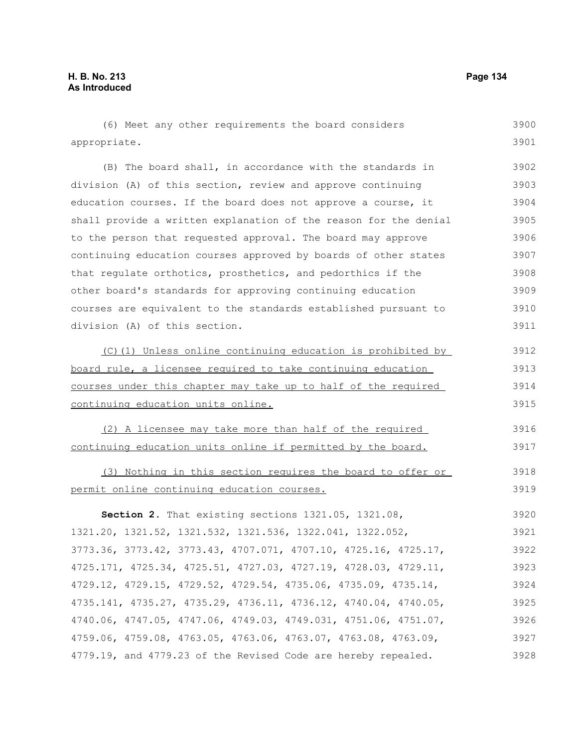(6) Meet any other requirements the board considers appropriate.

(B) The board shall, in accordance with the standards in division (A) of this section, review and approve continuing education courses. If the board does not approve a course, it shall provide a written explanation of the reason for the denial to the person that requested approval. The board may approve continuing education courses approved by boards of other states that regulate orthotics, prosthetics, and pedorthics if the other board's standards for approving continuing education courses are equivalent to the standards established pursuant to division (A) of this section.

<u>(C)(1) Unless online continuing education is prohibited by board rule, a licensee required to take continuing education courses under this chapter may take up to half of the required continuing education units online.</u>

<u>(2) A licensee may take more than half of the required continuing education units online if permitted by the board.</u>

<u>(3) Nothing in this section requires the board to offer or permit online continuing education courses.</u>

**Section 2.** That existing sections 1321.05, 1321.08, 1321.20, 1321.52, 1321.532, 1321.536, 1322.041, 1322.052, 3773.36, 3773.42, 3773.43, 4707.071, 4707.10, 4725.16, 4725.17, 4725.171, 4725.34, 4725.51, 4727.03, 4727.19, 4728.03, 4729.11, 4729.12, 4729.15, 4729.52, 4729.54, 4735.06, 4735.09, 4735.14, 4735.141, 4735.27, 4735.29, 4736.11, 4736.12, 4740.04, 4740.05, 4740.06, 4747.05, 4747.06, 4749.03, 4749.031, 4751.06, 4751.07, 4759.06, 4759.08, 4763.05, 4763.06, 4763.07, 4763.08, 4763.09, 4779.19, and 4779.23 of the Revised Code are hereby repealed.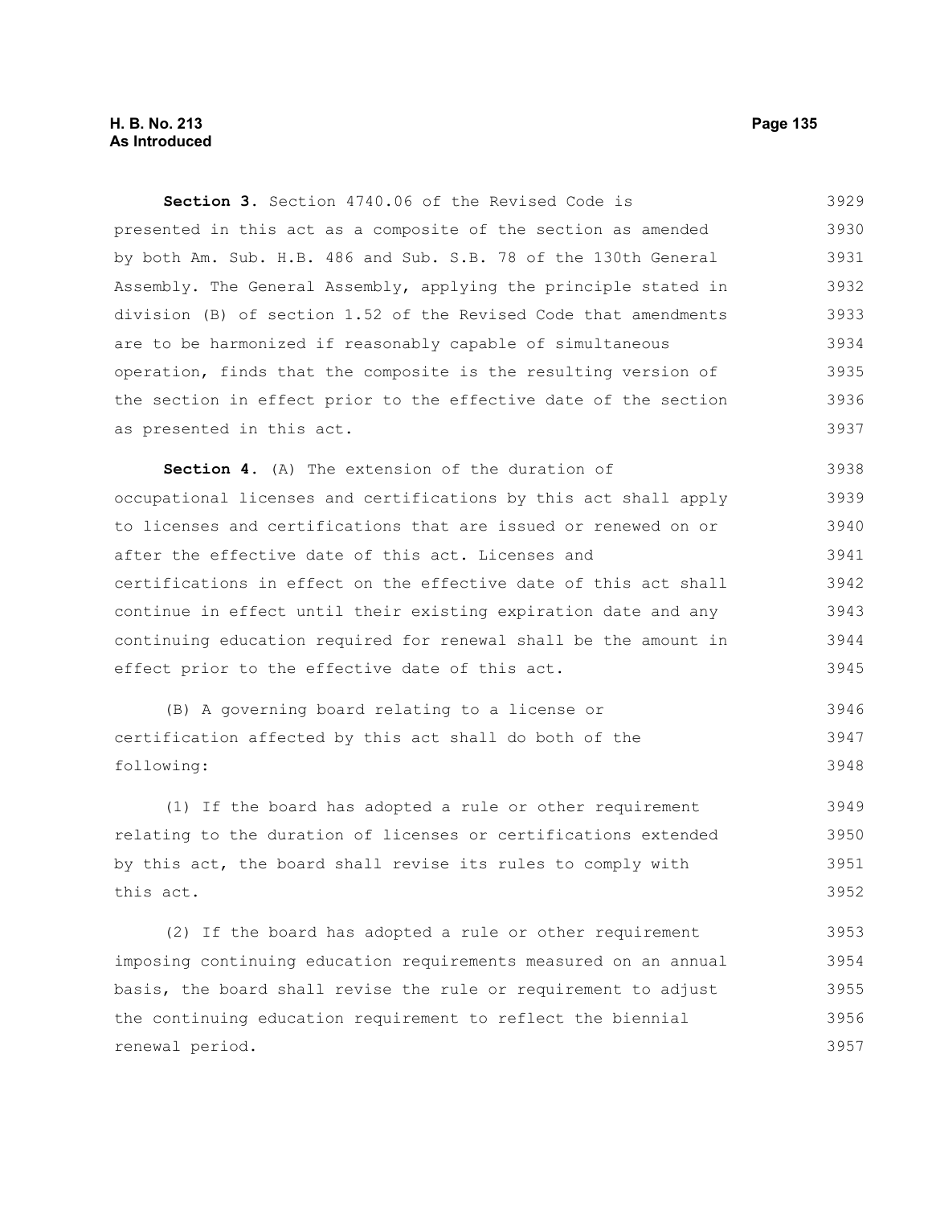**Section 3.** Section 4740.06 of the Revised Code is presented in this act as a composite of the section as amended by both Am. Sub. H.B. 486 and Sub. S.B. 78 of the 130th General Assembly. The General Assembly, applying the principle stated in division (B) of section 1.52 of the Revised Code that amendments are to be harmonized if reasonably capable of simultaneous operation, finds that the composite is the resulting version of the section in effect prior to the effective date of the section as presented in this act.

**Section 4.** (A) The extension of the duration of occupational licenses and certifications by this act shall apply to licenses and certifications that are issued or renewed on or after the effective date of this act. Licenses and certifications in effect on the effective date of this act shall continue in effect until their existing expiration date and any continuing education required for renewal shall be the amount in effect prior to the effective date of this act.

(B) A governing board relating to a license or certification affected by this act shall do both of the following:

(1) If the board has adopted a rule or other requirement relating to the duration of licenses or certifications extended by this act, the board shall revise its rules to comply with this act.

(2) If the board has adopted a rule or other requirement imposing continuing education requirements measured on an annual basis, the board shall revise the rule or requirement to adjust the continuing education requirement to reflect the biennial renewal period.